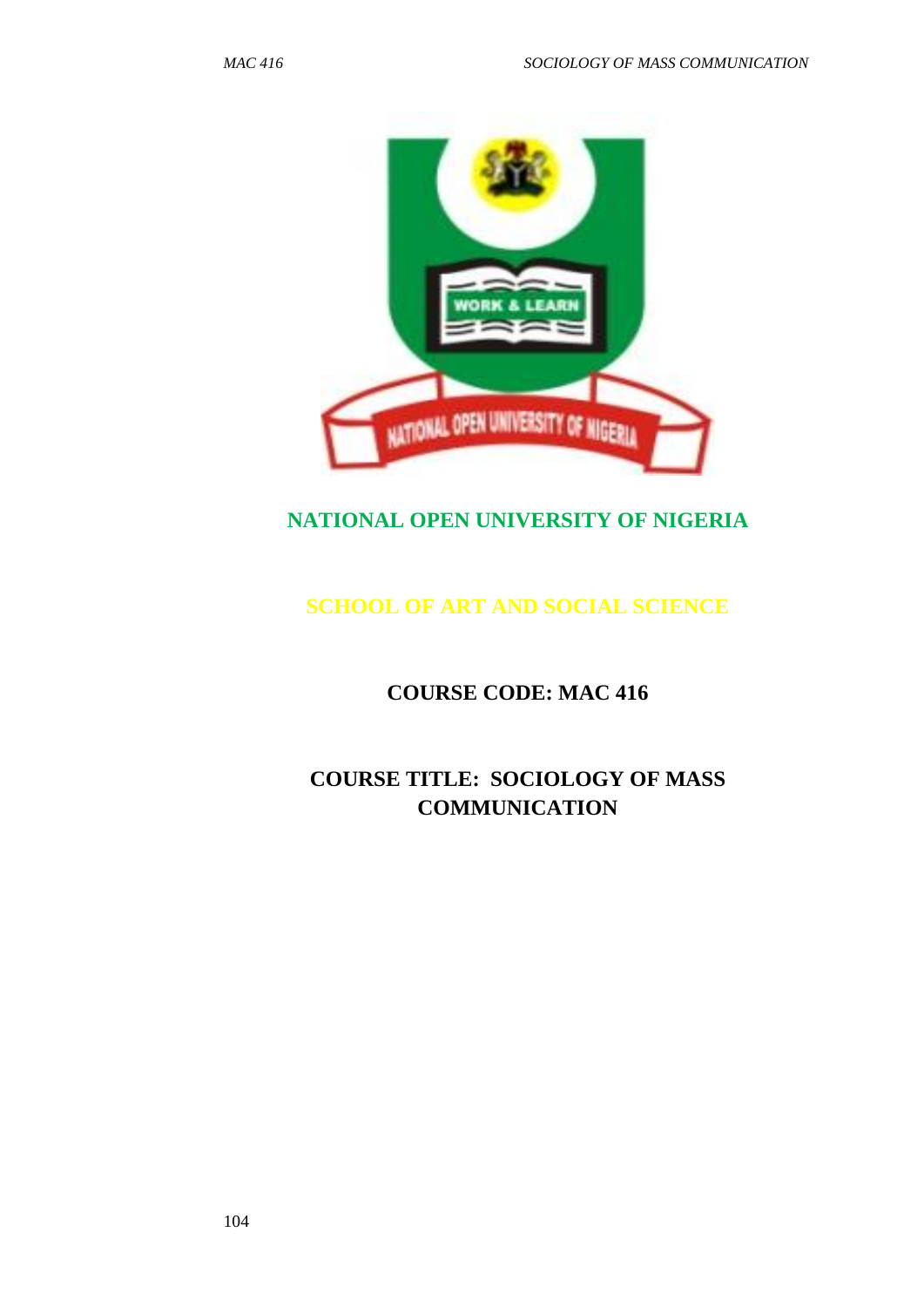# NATIONAL OPEN UNIVERSITY OF NIGERIA

## SCHOOL OF ART AND SOCIAL SCIENCE

**COURSE CODE: MAC 416**

**COURSE TITLE: SOCIOLOGY OF MASS COMMUNICATION**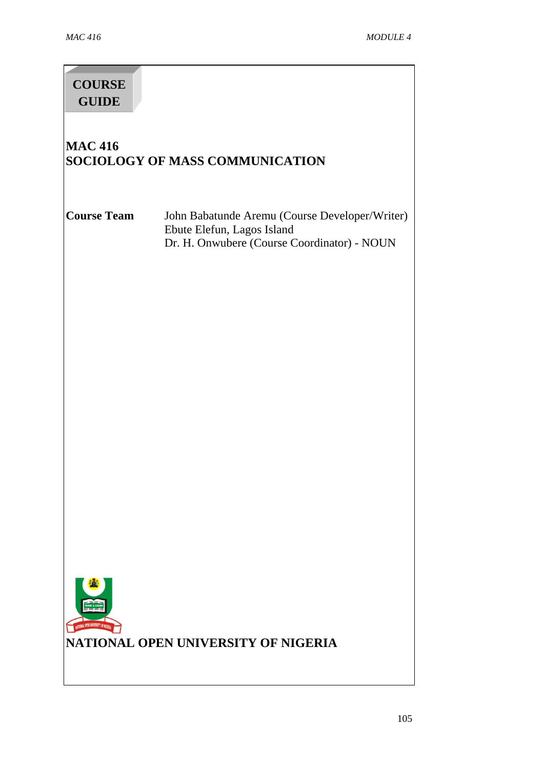**COURSE GUIDE**

# MAC 416
# SOCIOLOGY OF MASS COMMUNICATION

| **Course Team** | John Babatunde Aremu (Course Developer/Writer) Ebute Elefun, Lagos Island |
|---|---|
| | Dr. H. Onwubere (Course Coordinator) - NOUN |

**NATIONAL OPEN UNIVERSITY OF NIGERIA**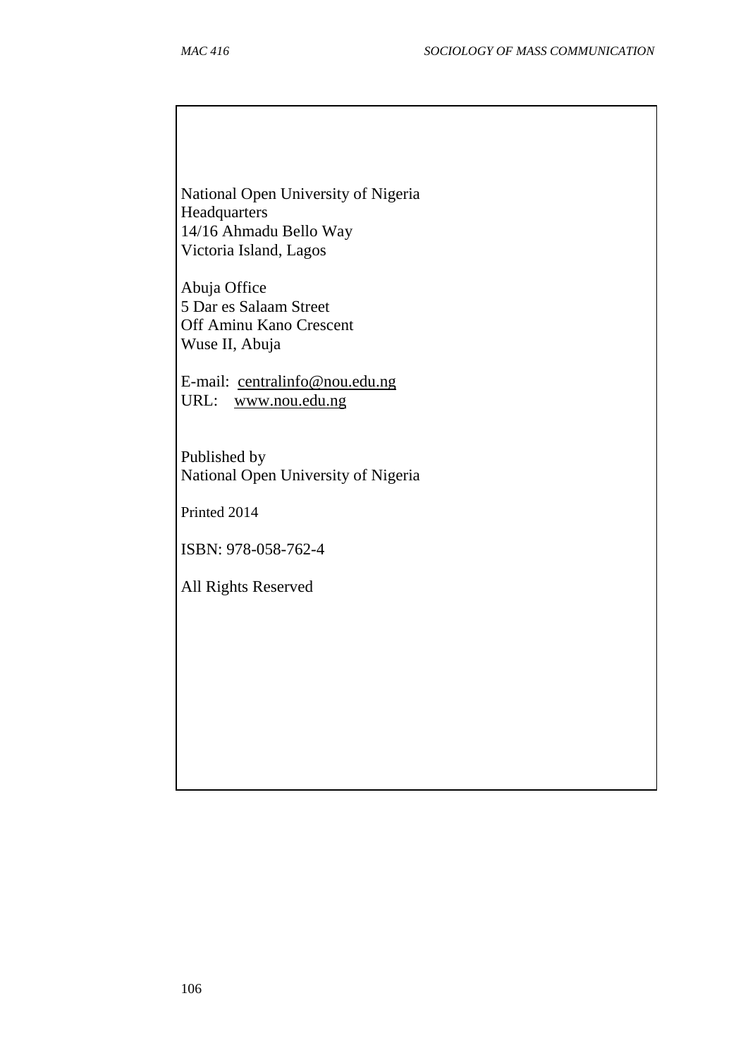National Open University of Nigeria
Headquarters
14/16 Ahmadu Bello Way
Victoria Island, Lagos

Abuja Office
5 Dar es Salaam Street
Off Aminu Kano Crescent
Wuse II, Abuja

E-mail: centralinfo@nou.edu.ng
URL: www.nou.edu.ng

Published by
National Open University of Nigeria

Printed 2014

ISBN: 978-058-762-4

All Rights Reserved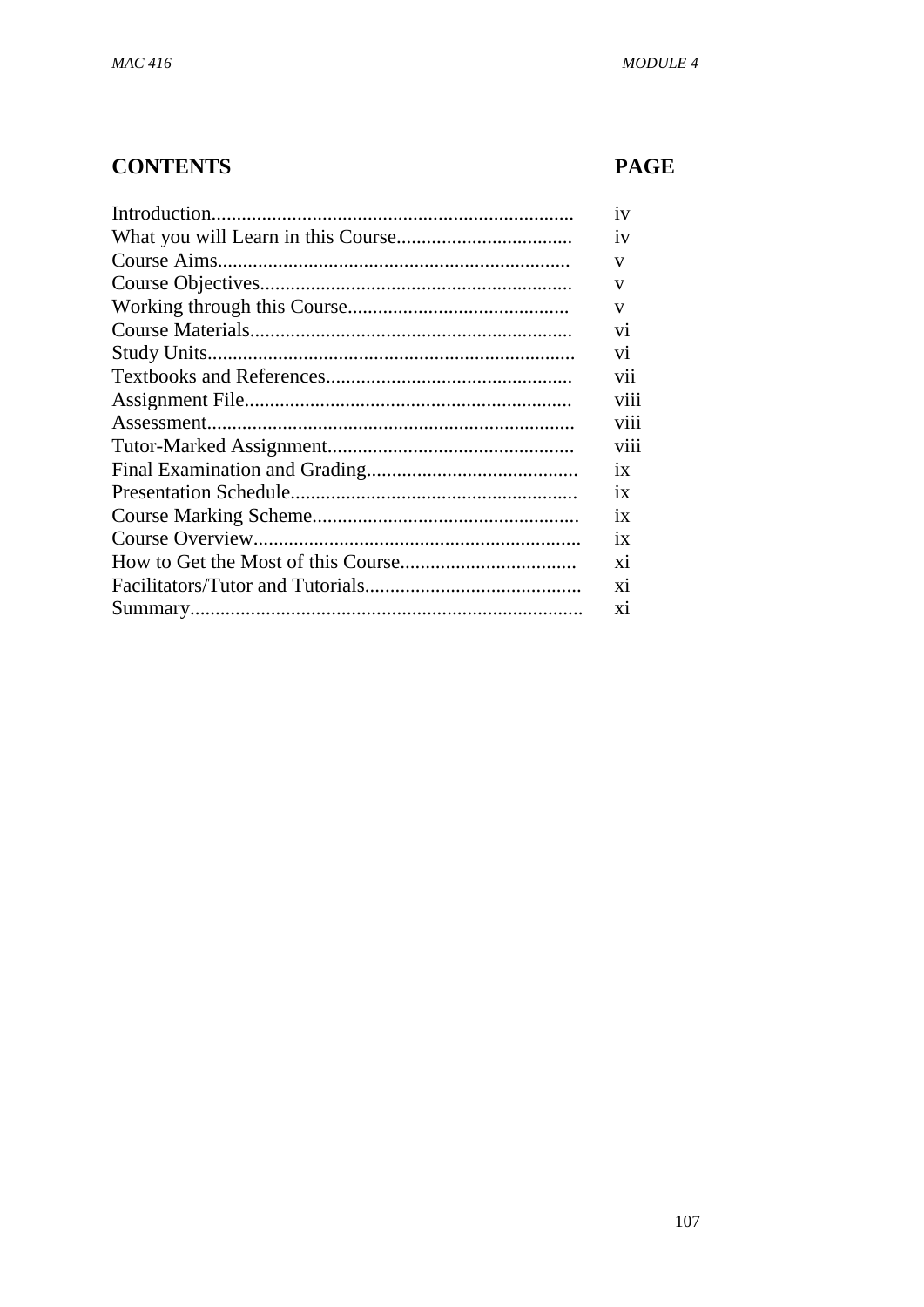| CONTENTS | PAGE |
|---|---|
| Introduction...................................................................... | iv |
| What you will Learn in this Course................................... | iv |
| Course Aims..................................................................... | v |
| Course Objectives............................................................. | v |
| Working through this Course............................................ | v |
| Course Materials............................................................... | vi |
| Study Units....................................................................... | vi |
| Textbooks and References................................................. | vii |
| Assignment File................................................................ | viii |
| Assessment........................................................................ | viii |
| Tutor-Marked Assignment................................................. | viii |
| Final Examination and Grading.......................................... | ix |
| Presentation Schedule......................................................... | ix |
| Course Marking Scheme..................................................... | ix |
| Course Overview................................................................ | ix |
| How to Get the Most of this Course................................... | xi |
| Facilitators/Tutor and Tutorials........................................... | xi |
| Summary............................................................................. | xi |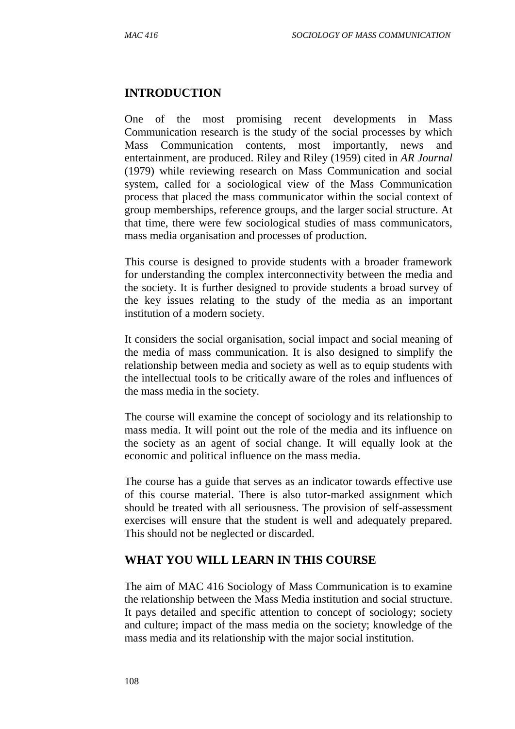## INTRODUCTION

One of the most promising recent developments in Mass Communication research is the study of the social processes by which Mass Communication contents, most importantly, news and entertainment, are produced. Riley and Riley (1959) cited in *AR Journal* (1979) while reviewing research on Mass Communication and social system, called for a sociological view of the Mass Communication process that placed the mass communicator within the social context of group memberships, reference groups, and the larger social structure. At that time, there were few sociological studies of mass communicators, mass media organisation and processes of production.

This course is designed to provide students with a broader framework for understanding the complex interconnectivity between the media and the society. It is further designed to provide students a broad survey of the key issues relating to the study of the media as an important institution of a modern society.

It considers the social organisation, social impact and social meaning of the media of mass communication. It is also designed to simplify the relationship between media and society as well as to equip students with the intellectual tools to be critically aware of the roles and influences of the mass media in the society.

The course will examine the concept of sociology and its relationship to mass media. It will point out the role of the media and its influence on the society as an agent of social change. It will equally look at the economic and political influence on the mass media.

The course has a guide that serves as an indicator towards effective use of this course material. There is also tutor-marked assignment which should be treated with all seriousness. The provision of self-assessment exercises will ensure that the student is well and adequately prepared. This should not be neglected or discarded.

## WHAT YOU WILL LEARN IN THIS COURSE

The aim of MAC 416 Sociology of Mass Communication is to examine the relationship between the Mass Media institution and social structure. It pays detailed and specific attention to concept of sociology; society and culture; impact of the mass media on the society; knowledge of the mass media and its relationship with the major social institution.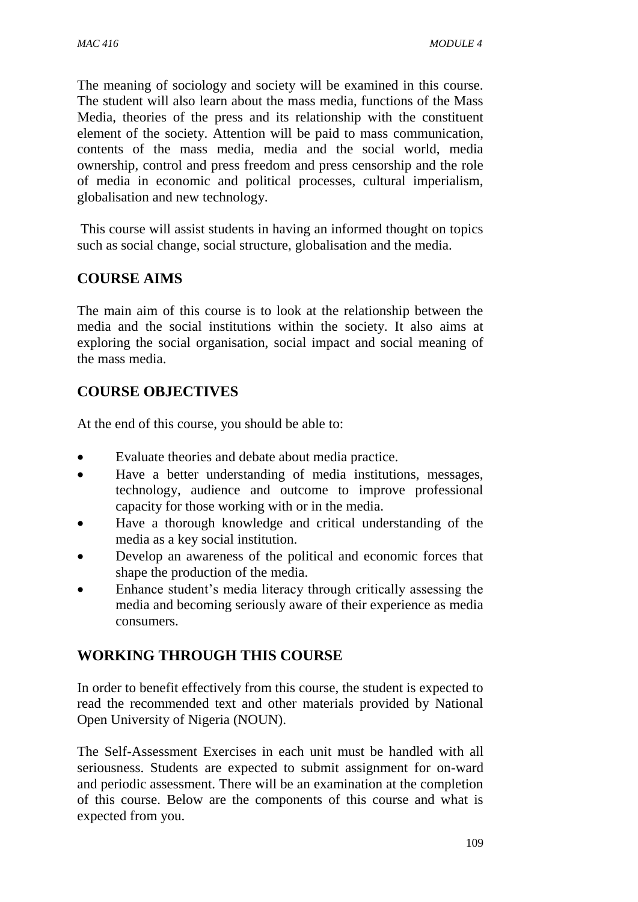The meaning of sociology and society will be examined in this course. The student will also learn about the mass media, functions of the Mass Media, theories of the press and its relationship with the constituent element of the society. Attention will be paid to mass communication, contents of the mass media, media and the social world, media ownership, control and press freedom and press censorship and the role of media in economic and political processes, cultural imperialism, globalisation and new technology.

This course will assist students in having an informed thought on topics such as social change, social structure, globalisation and the media.

## COURSE AIMS

The main aim of this course is to look at the relationship between the media and the social institutions within the society. It also aims at exploring the social organisation, social impact and social meaning of the mass media.

## COURSE OBJECTIVES

At the end of this course, you should be able to:

- Evaluate theories and debate about media practice.
- Have a better understanding of media institutions, messages, technology, audience and outcome to improve professional capacity for those working with or in the media.
- Have a thorough knowledge and critical understanding of the media as a key social institution.
- Develop an awareness of the political and economic forces that shape the production of the media.
- Enhance student's media literacy through critically assessing the media and becoming seriously aware of their experience as media consumers.

## WORKING THROUGH THIS COURSE

In order to benefit effectively from this course, the student is expected to read the recommended text and other materials provided by National Open University of Nigeria (NOUN).

The Self-Assessment Exercises in each unit must be handled with all seriousness. Students are expected to submit assignment for on-ward and periodic assessment. There will be an examination at the completion of this course. Below are the components of this course and what is expected from you.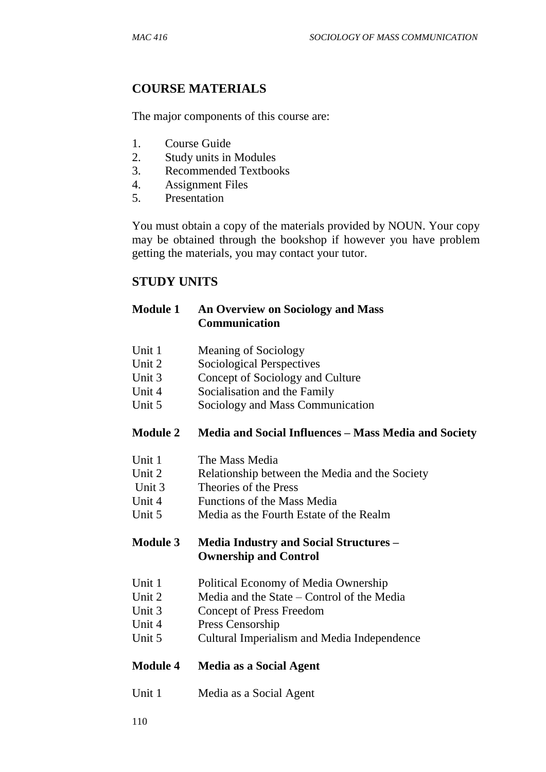## COURSE MATERIALS

The major components of this course are:

1. Course Guide
2. Study units in Modules
3. Recommended Textbooks
4. Assignment Files
5. Presentation

You must obtain a copy of the materials provided by NOUN. Your copy may be obtained through the bookshop if however you have problem getting the materials, you may contact your tutor.

## STUDY UNITS

**Module 1 An Overview on Sociology and Mass Communication**

Unit 1 Meaning of Sociology
Unit 2 Sociological Perspectives
Unit 3 Concept of Sociology and Culture
Unit 4 Socialisation and the Family
Unit 5 Sociology and Mass Communication

**Module 2 Media and Social Influences – Mass Media and Society**

Unit 1 The Mass Media
Unit 2 Relationship between the Media and the Society
Unit 3 Theories of the Press
Unit 4 Functions of the Mass Media
Unit 5 Media as the Fourth Estate of the Realm

**Module 3 Media Industry and Social Structures – Ownership and Control**

Unit 1 Political Economy of Media Ownership
Unit 2 Media and the State – Control of the Media
Unit 3 Concept of Press Freedom
Unit 4 Press Censorship
Unit 5 Cultural Imperialism and Media Independence

**Module 4 Media as a Social Agent**

Unit 1 Media as a Social Agent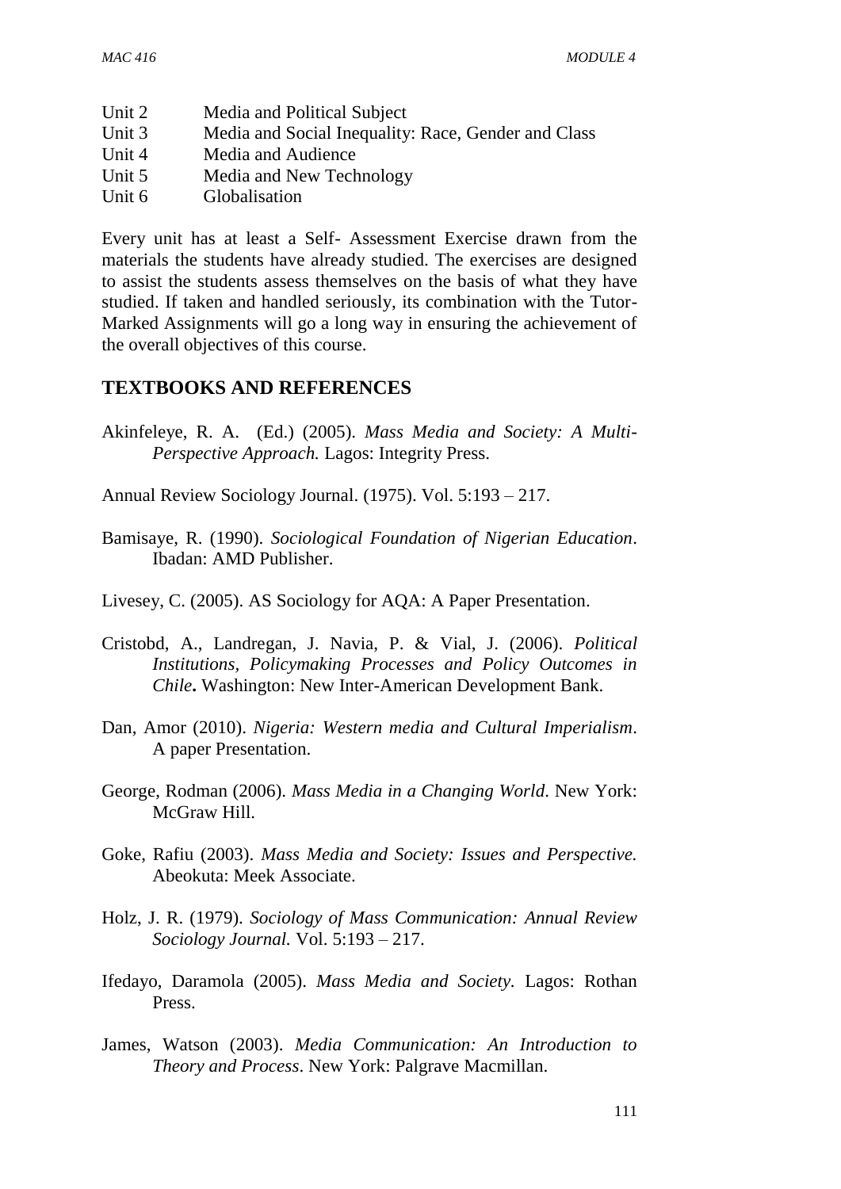Unit 2 Media and Political Subject
Unit 3 Media and Social Inequality: Race, Gender and Class
Unit 4 Media and Audience
Unit 5 Media and New Technology
Unit 6 Globalisation

Every unit has at least a Self- Assessment Exercise drawn from the materials the students have already studied. The exercises are designed to assist the students assess themselves on the basis of what they have studied. If taken and handled seriously, its combination with the Tutor-Marked Assignments will go a long way in ensuring the achievement of the overall objectives of this course.

## TEXTBOOKS AND REFERENCES

Akinfeleye, R. A. (Ed.) (2005). *Mass Media and Society: A Multi-Perspective Approach.* Lagos: Integrity Press.

Annual Review Sociology Journal. (1975). Vol. 5:193 – 217.

Bamisaye, R. (1990). *Sociological Foundation of Nigerian Education*. Ibadan: AMD Publisher.

Livesey, C. (2005). AS Sociology for AQA: A Paper Presentation.

Cristobd, A., Landregan, J. Navia, P. & Vial, J. (2006). *Political Institutions, Policymaking Processes and Policy Outcomes in Chile***.** Washington: New Inter-American Development Bank.

Dan, Amor (2010). *Nigeria: Western media and Cultural Imperialism*. A paper Presentation.

George, Rodman (2006). *Mass Media in a Changing World*. New York: McGraw Hill.

Goke, Rafiu (2003). *Mass Media and Society: Issues and Perspective.* Abeokuta: Meek Associate.

Holz, J. R. (1979). *Sociology of Mass Communication: Annual Review Sociology Journal.* Vol. 5:193 – 217.

Ifedayo, Daramola (2005). *Mass Media and Society.* Lagos: Rothan Press.

James, Watson (2003). *Media Communication: An Introduction to Theory and Process*. New York: Palgrave Macmillan.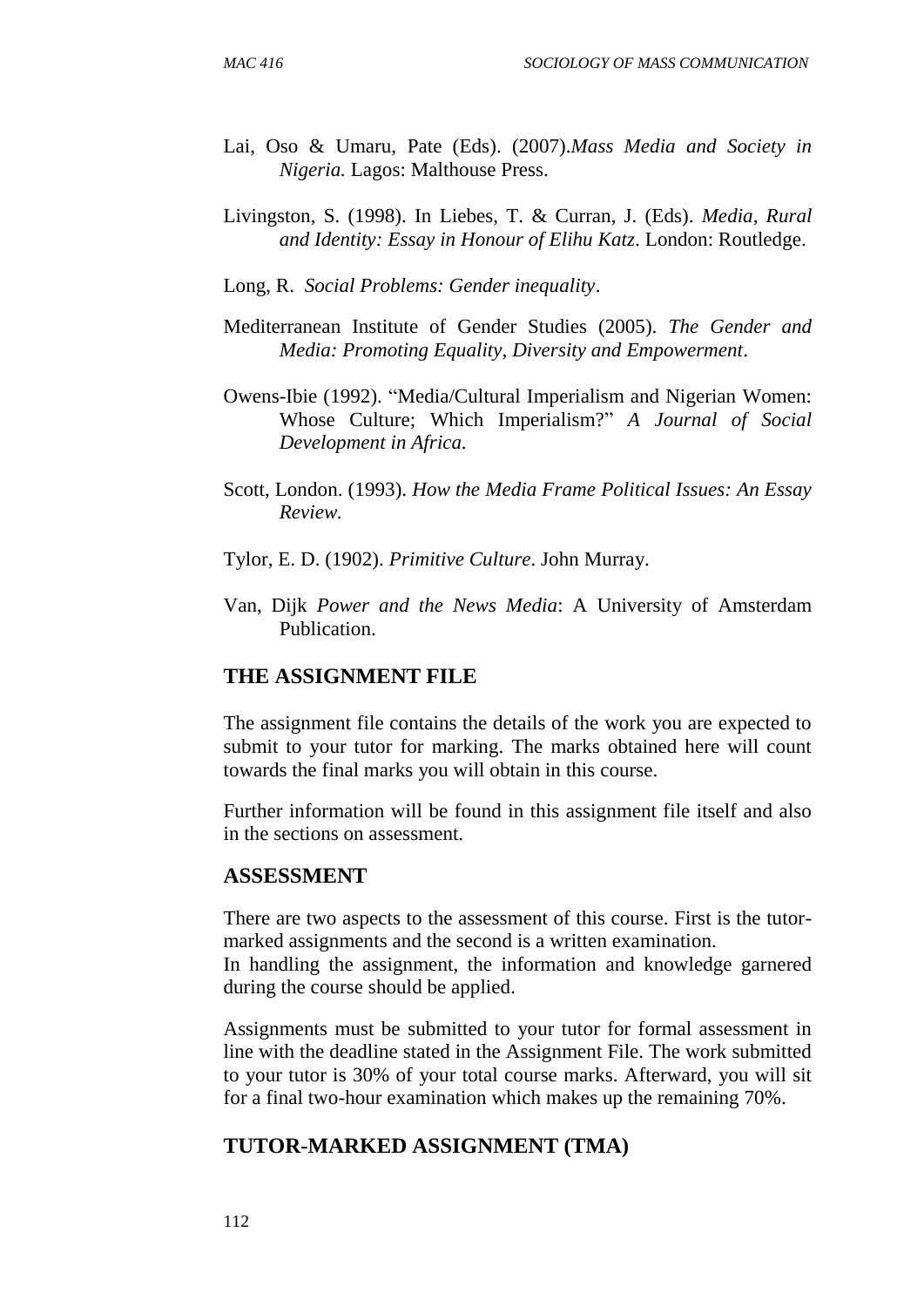Lai, Oso & Umaru, Pate (Eds). (2007).*Mass Media and Society in Nigeria.* Lagos: Malthouse Press.

Livingston, S. (1998). In Liebes, T. & Curran, J. (Eds). *Media, Rural and Identity: Essay in Honour of Elihu Katz*. London: Routledge.

Long, R. *Social Problems: Gender inequality*.

Mediterranean Institute of Gender Studies (2005). *The Gender and Media: Promoting Equality, Diversity and Empowerment*.

Owens-Ibie (1992). "Media/Cultural Imperialism and Nigerian Women: Whose Culture; Which Imperialism?" *A Journal of Social Development in Africa.*

Scott, London. (1993). *How the Media Frame Political Issues: An Essay Review.*

Tylor, E. D. (1902). *Primitive Culture*. John Murray.

Van, Dijk *Power and the News Media*: A University of Amsterdam Publication.

## THE ASSIGNMENT FILE

The assignment file contains the details of the work you are expected to submit to your tutor for marking. The marks obtained here will count towards the final marks you will obtain in this course.

Further information will be found in this assignment file itself and also in the sections on assessment.

## ASSESSMENT

There are two aspects to the assessment of this course. First is the tutor-marked assignments and the second is a written examination.
In handling the assignment, the information and knowledge garnered during the course should be applied.

Assignments must be submitted to your tutor for formal assessment in line with the deadline stated in the Assignment File. The work submitted to your tutor is 30% of your total course marks. Afterward, you will sit for a final two-hour examination which makes up the remaining 70%.

## TUTOR-MARKED ASSIGNMENT (TMA)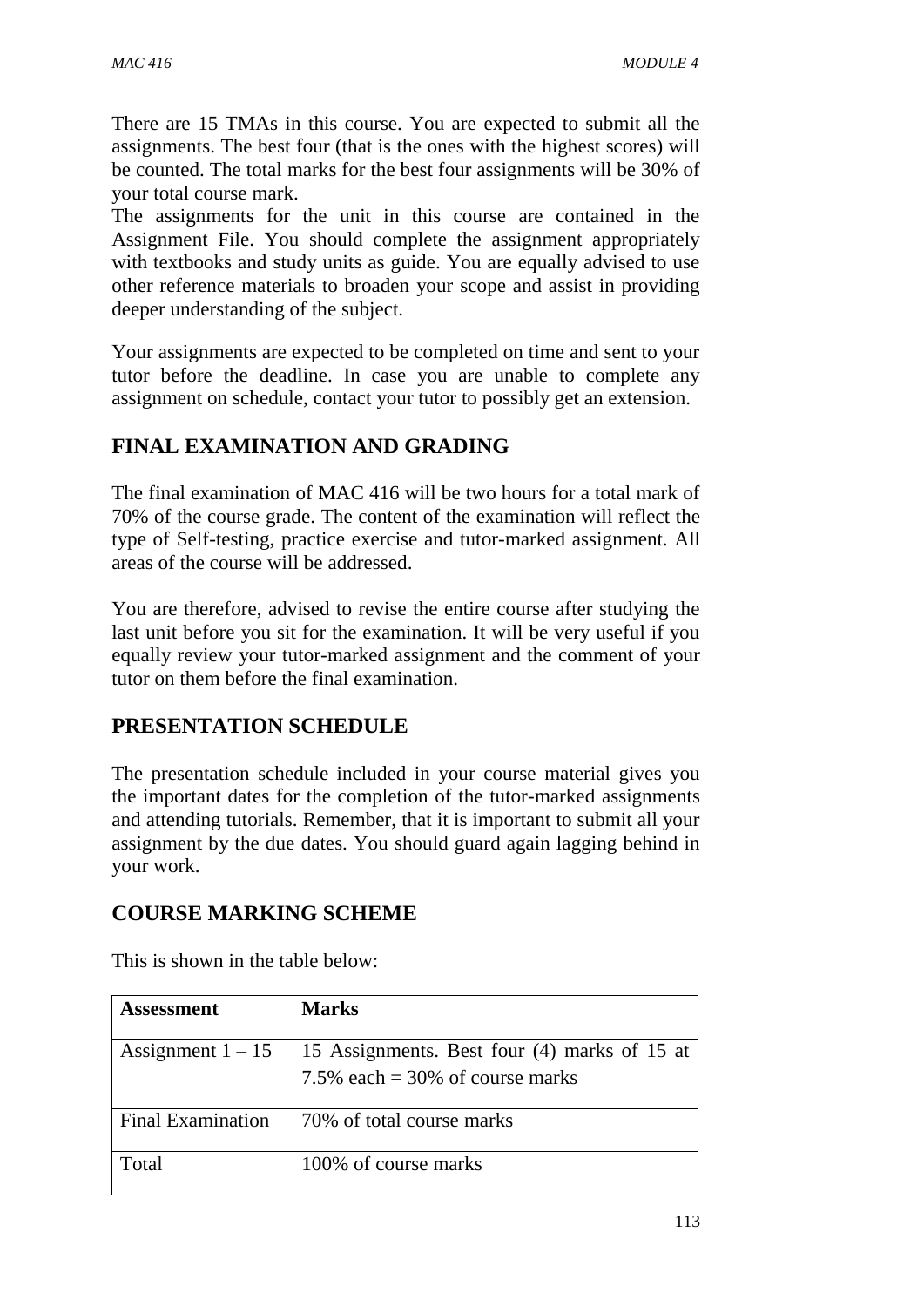There are 15 TMAs in this course. You are expected to submit all the assignments. The best four (that is the ones with the highest scores) will be counted. The total marks for the best four assignments will be 30% of your total course mark.

The assignments for the unit in this course are contained in the Assignment File. You should complete the assignment appropriately with textbooks and study units as guide. You are equally advised to use other reference materials to broaden your scope and assist in providing deeper understanding of the subject.

Your assignments are expected to be completed on time and sent to your tutor before the deadline. In case you are unable to complete any assignment on schedule, contact your tutor to possibly get an extension.

## FINAL EXAMINATION AND GRADING

The final examination of MAC 416 will be two hours for a total mark of 70% of the course grade. The content of the examination will reflect the type of Self-testing, practice exercise and tutor-marked assignment. All areas of the course will be addressed.

You are therefore, advised to revise the entire course after studying the last unit before you sit for the examination. It will be very useful if you equally review your tutor-marked assignment and the comment of your tutor on them before the final examination.

## PRESENTATION SCHEDULE

The presentation schedule included in your course material gives you the important dates for the completion of the tutor-marked assignments and attending tutorials. Remember, that it is important to submit all your assignment by the due dates. You should guard again lagging behind in your work.

## COURSE MARKING SCHEME

This is shown in the table below:

| **Assessment** | **Marks** |
|---|---|
| Assignment 1 – 15 | 15 Assignments. Best four (4) marks of 15 at 7.5% each = 30% of course marks |
| Final Examination | 70% of total course marks |
| Total | 100% of course marks |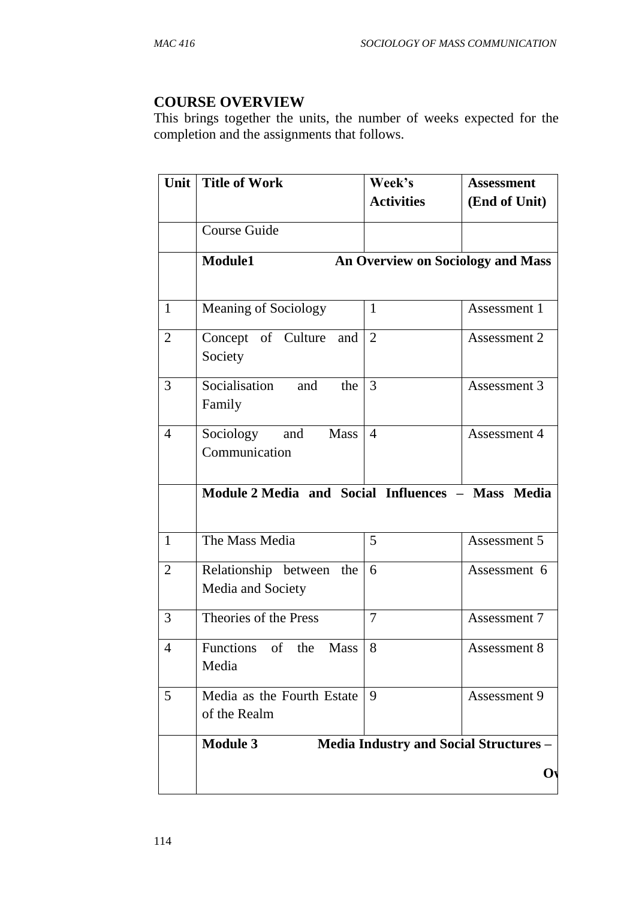## COURSE OVERVIEW

This brings together the units, the number of weeks expected for the completion and the assignments that follows.

| Unit | Title of Work | Week's Activities | Assessment (End of Unit) |
|---|---|---|---|
| | Course Guide | | |
| | **Module1 An Overview on Sociology and Mass** | | |
| 1 | Meaning of Sociology | 1 | Assessment 1 |
| 2 | Concept of Culture and Society | 2 | Assessment 2 |
| 3 | Socialisation and the Family | 3 | Assessment 3 |
| 4 | Sociology and Mass Communication | 4 | Assessment 4 |
| | **Module 2 Media and Social Influences – Mass Media** | | |
| 1 | The Mass Media | 5 | Assessment 5 |
| 2 | Relationship between the Media and Society | 6 | Assessment 6 |
| 3 | Theories of the Press | 7 | Assessment 7 |
| 4 | Functions of the Mass Media | 8 | Assessment 8 |
| 5 | Media as the Fourth Estate of the Realm | 9 | Assessment 9 |
| | **Module 3 Media Industry and Social Structures – Ov** | | |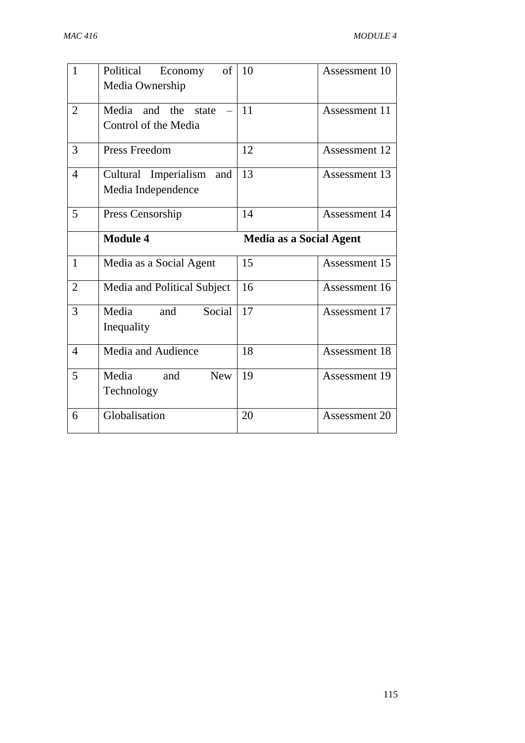| 1 | Political Economy of Media Ownership | 10 | Assessment 10 |
|---|---|---|---|
| 2 | Media and the state – Control of the Media | 11 | Assessment 11 |
| 3 | Press Freedom | 12 | Assessment 12 |
| 4 | Cultural Imperialism and Media Independence | 13 | Assessment 13 |
| 5 | Press Censorship | 14 | Assessment 14 |
| | **Module 4** | **Media as a Social Agent** | |
| 1 | Media as a Social Agent | 15 | Assessment 15 |
| 2 | Media and Political Subject | 16 | Assessment 16 |
| 3 | Media and Social Inequality | 17 | Assessment 17 |
| 4 | Media and Audience | 18 | Assessment 18 |
| 5 | Media and New Technology | 19 | Assessment 19 |
| 6 | Globalisation | 20 | Assessment 20 |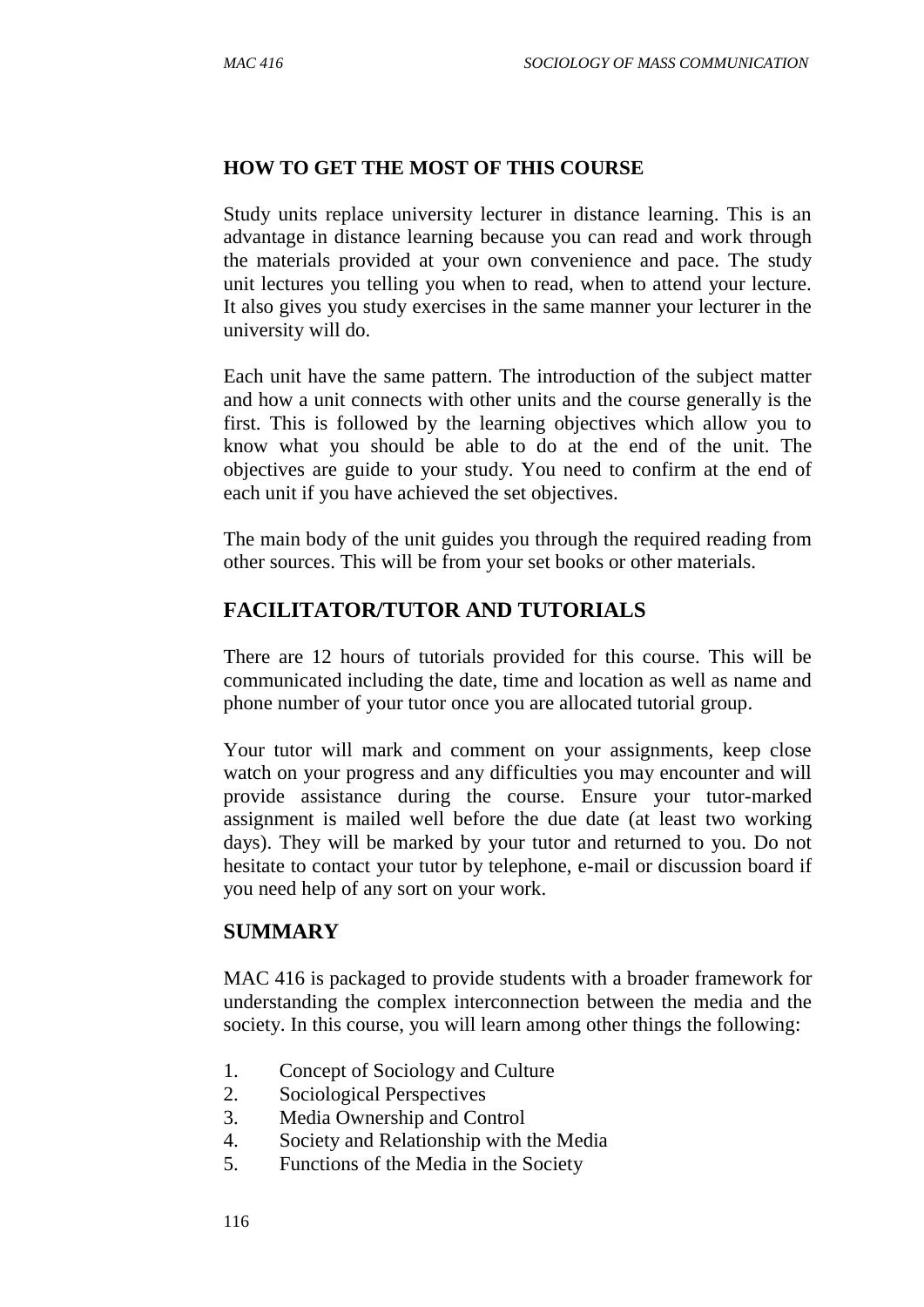## HOW TO GET THE MOST OF THIS COURSE

Study units replace university lecturer in distance learning. This is an advantage in distance learning because you can read and work through the materials provided at your own convenience and pace. The study unit lectures you telling you when to read, when to attend your lecture. It also gives you study exercises in the same manner your lecturer in the university will do.

Each unit have the same pattern. The introduction of the subject matter and how a unit connects with other units and the course generally is the first. This is followed by the learning objectives which allow you to know what you should be able to do at the end of the unit. The objectives are guide to your study. You need to confirm at the end of each unit if you have achieved the set objectives.

The main body of the unit guides you through the required reading from other sources. This will be from your set books or other materials.

## FACILITATOR/TUTOR AND TUTORIALS

There are 12 hours of tutorials provided for this course. This will be communicated including the date, time and location as well as name and phone number of your tutor once you are allocated tutorial group.

Your tutor will mark and comment on your assignments, keep close watch on your progress and any difficulties you may encounter and will provide assistance during the course. Ensure your tutor-marked assignment is mailed well before the due date (at least two working days). They will be marked by your tutor and returned to you. Do not hesitate to contact your tutor by telephone, e-mail or discussion board if you need help of any sort on your work.

## SUMMARY

MAC 416 is packaged to provide students with a broader framework for understanding the complex interconnection between the media and the society. In this course, you will learn among other things the following:

1. Concept of Sociology and Culture
2. Sociological Perspectives
3. Media Ownership and Control
4. Society and Relationship with the Media
5. Functions of the Media in the Society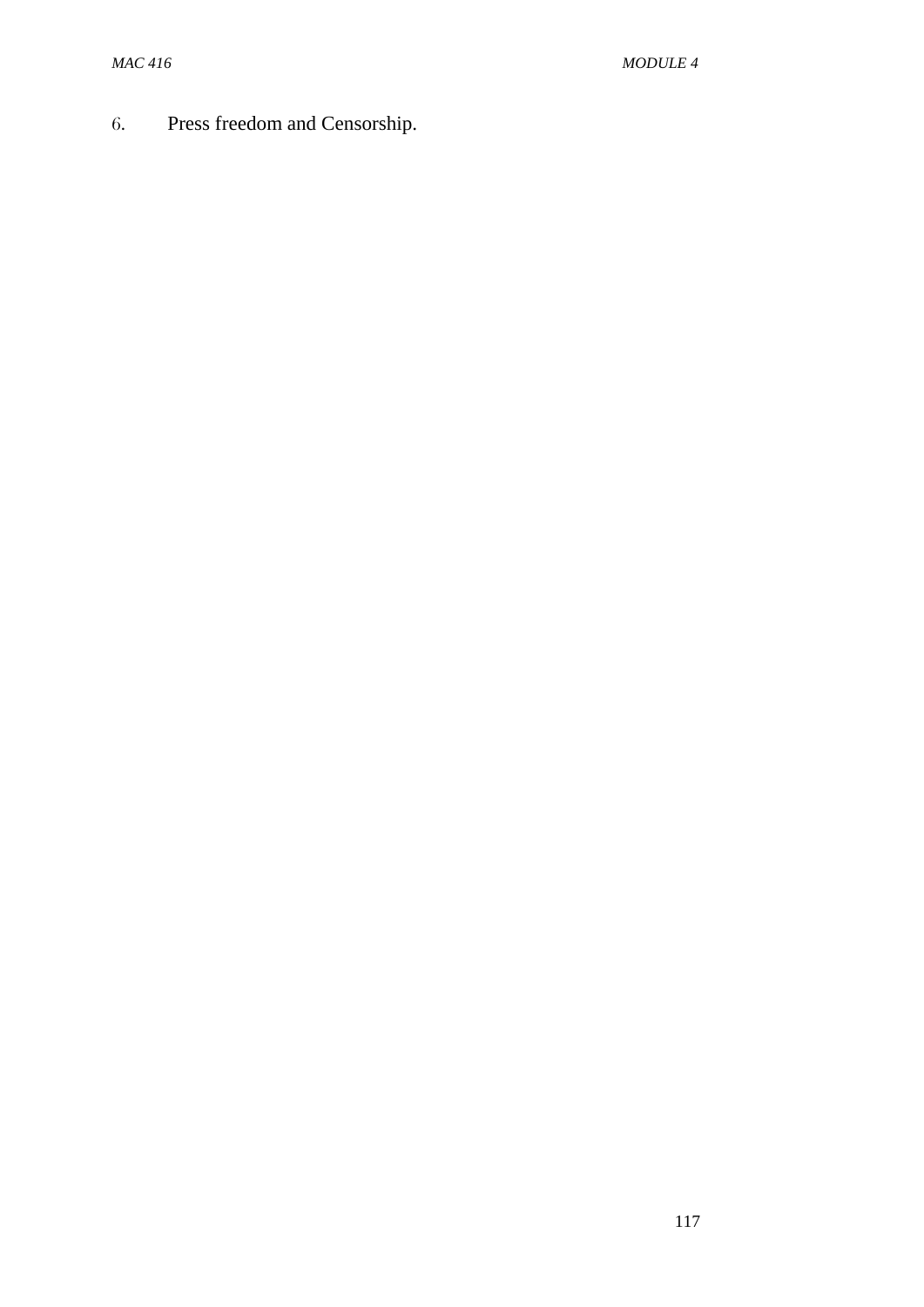6. Press freedom and Censorship.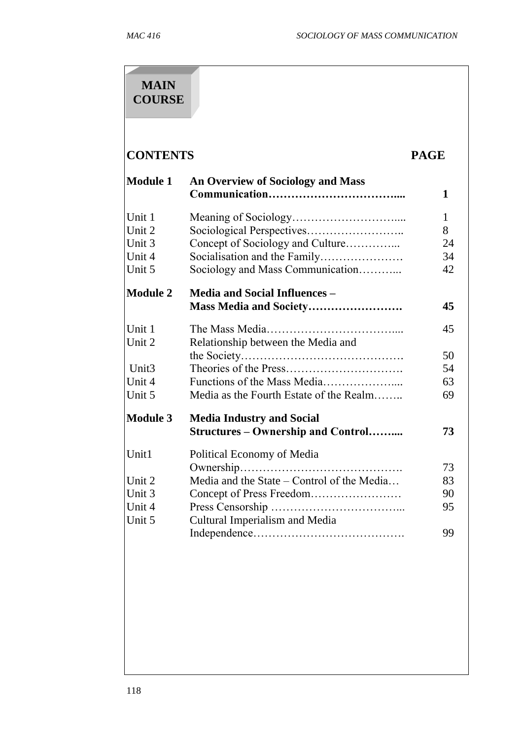# MAIN COURSE

| CONTENTS | | PAGE |
|---|---|---|
| **Module 1** | **An Overview of Sociology and Mass Communication……………………………....** | **1** |
| Unit 1 | Meaning of Sociology……………………….... | 1 |
| Unit 2 | Sociological Perspectives…………………….. | 8 |
| Unit 3 | Concept of Sociology and Culture………….... | 24 |
| Unit 4 | Socialisation and the Family…………………. | 34 |
| Unit 5 | Sociology and Mass Communication………... | 42 |
| **Module 2** | **Media and Social Influences – Mass Media and Society…………………….** | **45** |
| Unit 1 | The Mass Media…………………………….... | 45 |
| Unit 2 | Relationship between the Media and the Society……………………………………. | 50 |
| Unit3 | Theories of the Press…………………………. | 54 |
| Unit 4 | Functions of the Mass Media………………... | 63 |
| Unit 5 | Media as the Fourth Estate of the Realm…….. | 69 |
| **Module 3** | **Media Industry and Social Structures – Ownership and Control……...** | **73** |
| Unit1 | Political Economy of Media Ownership……………………………………. | 73 |
| Unit 2 | Media and the State – Control of the Media… | 83 |
| Unit 3 | Concept of Press Freedom…………………… | 90 |
| Unit 4 | Press Censorship ……………………………... | 95 |
| Unit 5 | Cultural Imperialism and Media Independence…………………………………. | 99 |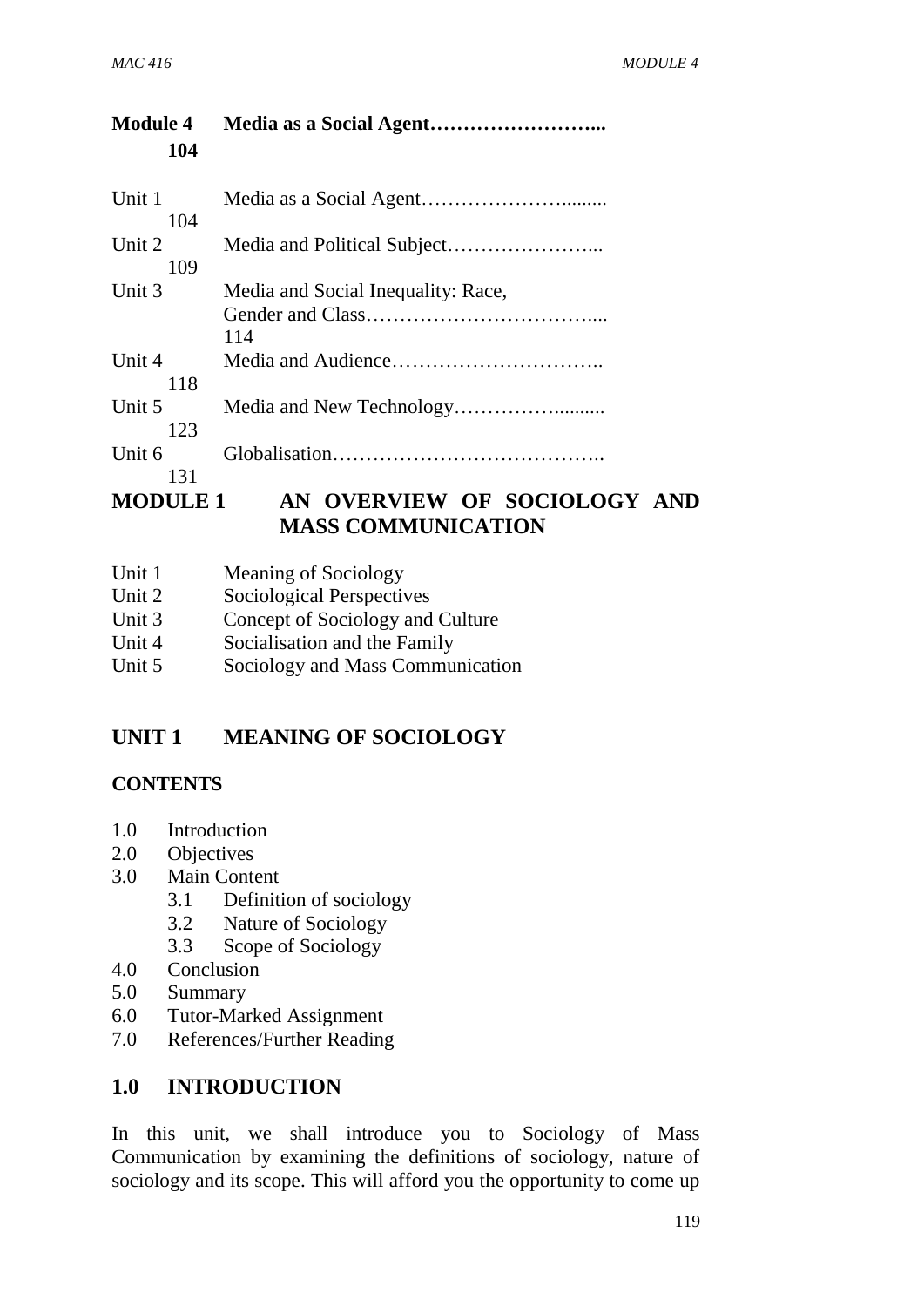**Module 4 Media as a Social Agent…………………….... 104**

| | | |
|---|---|---|
| Unit 1 | Media as a Social Agent…………………......... | 104 |
| Unit 2 | Media and Political Subject…………………... | 109 |
| Unit 3 | Media and Social Inequality: Race, Gender and Class…………………………….... | 114 |
| Unit 4 | Media and Audience………………………….. | 118 |
| Unit 5 | Media and New Technology…………….......... | 123 |
| Unit 6 | Globalisation………………………………….. | 131 |

# MODULE 1 AN OVERVIEW OF SOCIOLOGY AND MASS COMMUNICATION

Unit 1 Meaning of Sociology
Unit 2 Sociological Perspectives
Unit 3 Concept of Sociology and Culture
Unit 4 Socialisation and the Family
Unit 5 Sociology and Mass Communication

## UNIT 1 MEANING OF SOCIOLOGY

**CONTENTS**

1.0 Introduction
2.0 Objectives
3.0 Main Content
 3.1 Definition of sociology
 3.2 Nature of Sociology
 3.3 Scope of Sociology
4.0 Conclusion
5.0 Summary
6.0 Tutor-Marked Assignment
7.0 References/Further Reading

## 1.0 INTRODUCTION

In this unit, we shall introduce you to Sociology of Mass Communication by examining the definitions of sociology, nature of sociology and its scope. This will afford you the opportunity to come up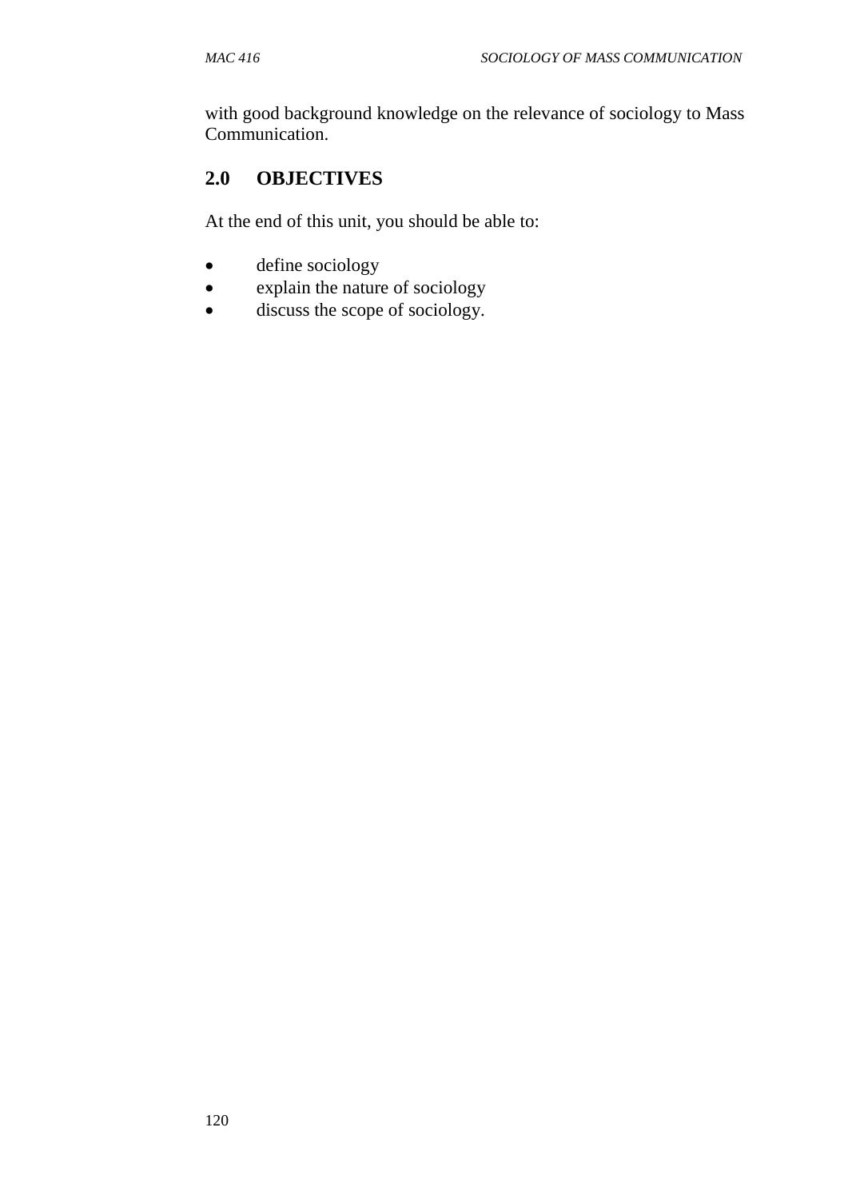with good background knowledge on the relevance of sociology to Mass Communication.

## 2.0 OBJECTIVES

At the end of this unit, you should be able to:

- define sociology
- explain the nature of sociology
- discuss the scope of sociology.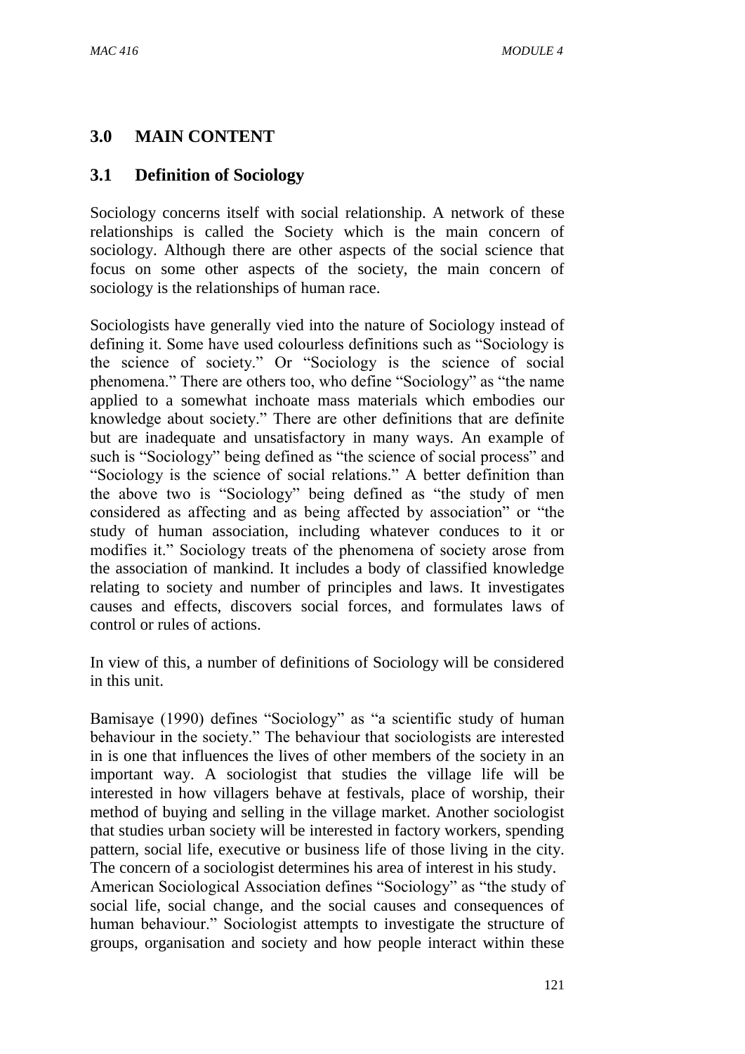## 3.0 MAIN CONTENT

### 3.1 Definition of Sociology

Sociology concerns itself with social relationship. A network of these relationships is called the Society which is the main concern of sociology. Although there are other aspects of the social science that focus on some other aspects of the society, the main concern of sociology is the relationships of human race.

Sociologists have generally vied into the nature of Sociology instead of defining it. Some have used colourless definitions such as "Sociology is the science of society." Or "Sociology is the science of social phenomena." There are others too, who define "Sociology" as "the name applied to a somewhat inchoate mass materials which embodies our knowledge about society." There are other definitions that are definite but are inadequate and unsatisfactory in many ways. An example of such is "Sociology" being defined as "the science of social process" and "Sociology is the science of social relations." A better definition than the above two is "Sociology" being defined as "the study of men considered as affecting and as being affected by association" or "the study of human association, including whatever conduces to it or modifies it." Sociology treats of the phenomena of society arose from the association of mankind. It includes a body of classified knowledge relating to society and number of principles and laws. It investigates causes and effects, discovers social forces, and formulates laws of control or rules of actions.

In view of this, a number of definitions of Sociology will be considered in this unit.

Bamisaye (1990) defines "Sociology" as "a scientific study of human behaviour in the society." The behaviour that sociologists are interested in is one that influences the lives of other members of the society in an important way. A sociologist that studies the village life will be interested in how villagers behave at festivals, place of worship, their method of buying and selling in the village market. Another sociologist that studies urban society will be interested in factory workers, spending pattern, social life, executive or business life of those living in the city. The concern of a sociologist determines his area of interest in his study.
American Sociological Association defines "Sociology" as "the study of social life, social change, and the social causes and consequences of human behaviour." Sociologist attempts to investigate the structure of groups, organisation and society and how people interact within these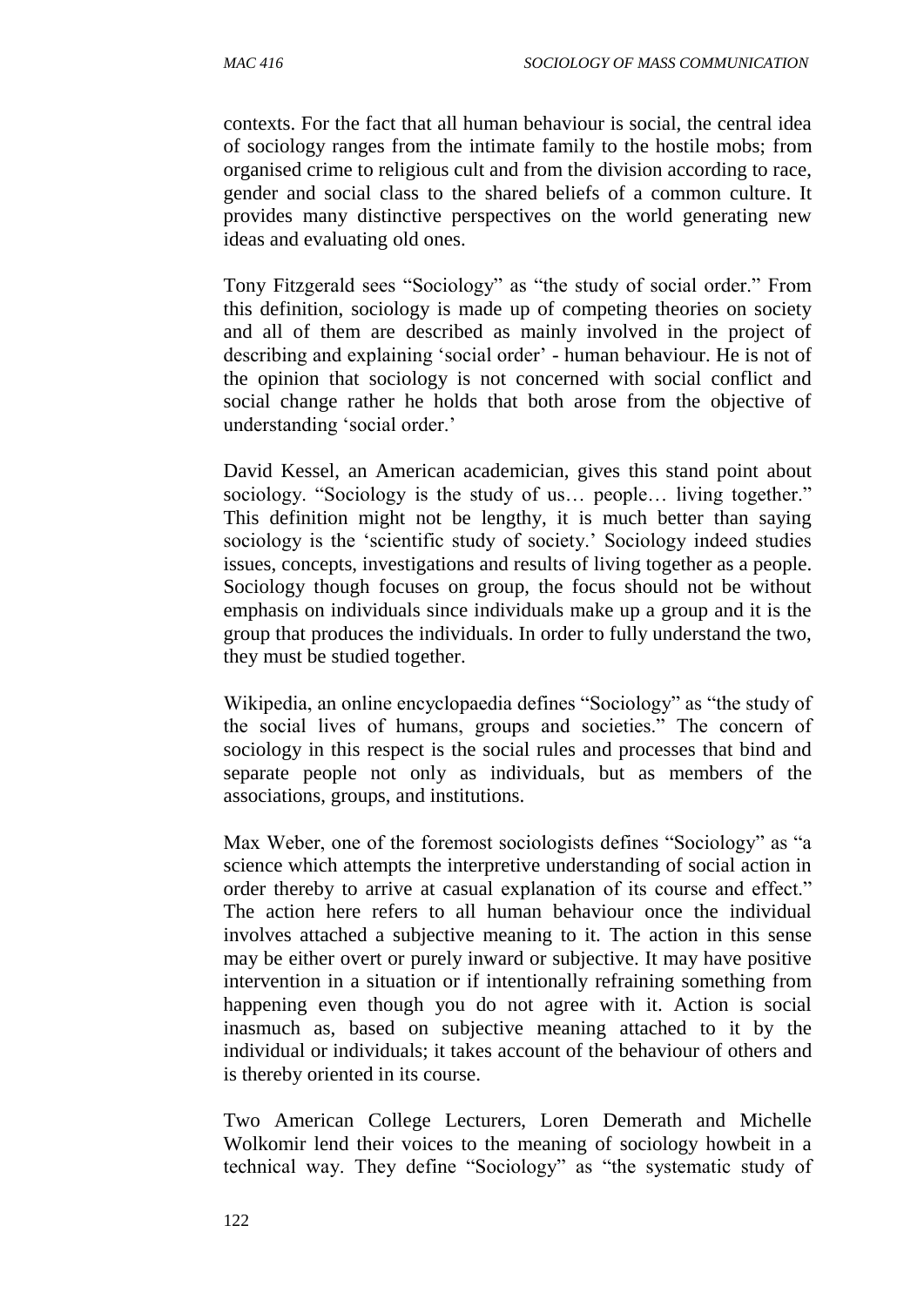contexts. For the fact that all human behaviour is social, the central idea of sociology ranges from the intimate family to the hostile mobs; from organised crime to religious cult and from the division according to race, gender and social class to the shared beliefs of a common culture. It provides many distinctive perspectives on the world generating new ideas and evaluating old ones.

Tony Fitzgerald sees "Sociology" as "the study of social order." From this definition, sociology is made up of competing theories on society and all of them are described as mainly involved in the project of describing and explaining 'social order' - human behaviour. He is not of the opinion that sociology is not concerned with social conflict and social change rather he holds that both arose from the objective of understanding 'social order.'

David Kessel, an American academician, gives this stand point about sociology. "Sociology is the study of us… people… living together." This definition might not be lengthy, it is much better than saying sociology is the 'scientific study of society.' Sociology indeed studies issues, concepts, investigations and results of living together as a people. Sociology though focuses on group, the focus should not be without emphasis on individuals since individuals make up a group and it is the group that produces the individuals. In order to fully understand the two, they must be studied together.

Wikipedia, an online encyclopaedia defines "Sociology" as "the study of the social lives of humans, groups and societies." The concern of sociology in this respect is the social rules and processes that bind and separate people not only as individuals, but as members of the associations, groups, and institutions.

Max Weber, one of the foremost sociologists defines "Sociology" as "a science which attempts the interpretive understanding of social action in order thereby to arrive at casual explanation of its course and effect." The action here refers to all human behaviour once the individual involves attached a subjective meaning to it. The action in this sense may be either overt or purely inward or subjective. It may have positive intervention in a situation or if intentionally refraining something from happening even though you do not agree with it. Action is social inasmuch as, based on subjective meaning attached to it by the individual or individuals; it takes account of the behaviour of others and is thereby oriented in its course.

Two American College Lecturers, Loren Demerath and Michelle Wolkomir lend their voices to the meaning of sociology howbeit in a technical way. They define "Sociology" as "the systematic study of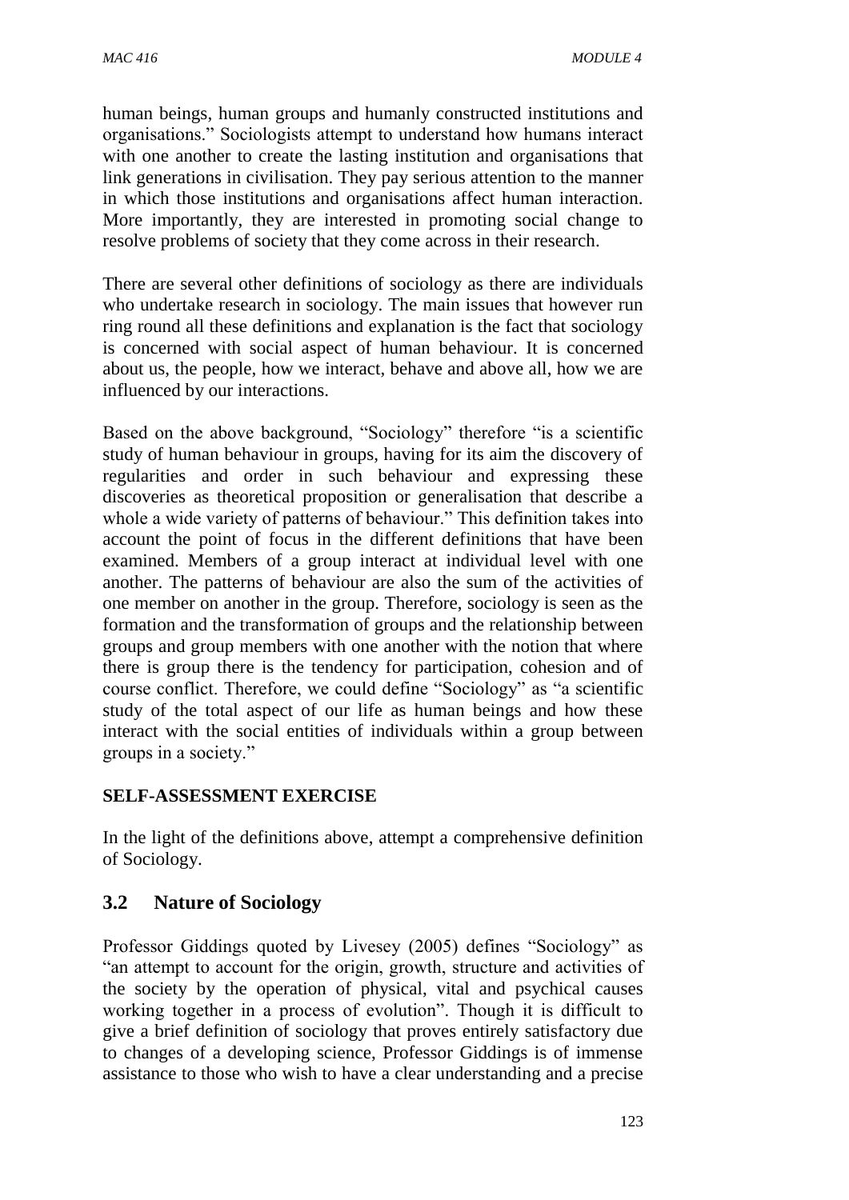human beings, human groups and humanly constructed institutions and organisations." Sociologists attempt to understand how humans interact with one another to create the lasting institution and organisations that link generations in civilisation. They pay serious attention to the manner in which those institutions and organisations affect human interaction. More importantly, they are interested in promoting social change to resolve problems of society that they come across in their research.

There are several other definitions of sociology as there are individuals who undertake research in sociology. The main issues that however run ring round all these definitions and explanation is the fact that sociology is concerned with social aspect of human behaviour. It is concerned about us, the people, how we interact, behave and above all, how we are influenced by our interactions.

Based on the above background, "Sociology" therefore "is a scientific study of human behaviour in groups, having for its aim the discovery of regularities and order in such behaviour and expressing these discoveries as theoretical proposition or generalisation that describe a whole a wide variety of patterns of behaviour." This definition takes into account the point of focus in the different definitions that have been examined. Members of a group interact at individual level with one another. The patterns of behaviour are also the sum of the activities of one member on another in the group. Therefore, sociology is seen as the formation and the transformation of groups and the relationship between groups and group members with one another with the notion that where there is group there is the tendency for participation, cohesion and of course conflict. Therefore, we could define "Sociology" as "a scientific study of the total aspect of our life as human beings and how these interact with the social entities of individuals within a group between groups in a society."

**SELF-ASSESSMENT EXERCISE**

In the light of the definitions above, attempt a comprehensive definition of Sociology.

## 3.2 Nature of Sociology

Professor Giddings quoted by Livesey (2005) defines "Sociology" as "an attempt to account for the origin, growth, structure and activities of the society by the operation of physical, vital and psychical causes working together in a process of evolution". Though it is difficult to give a brief definition of sociology that proves entirely satisfactory due to changes of a developing science, Professor Giddings is of immense assistance to those who wish to have a clear understanding and a precise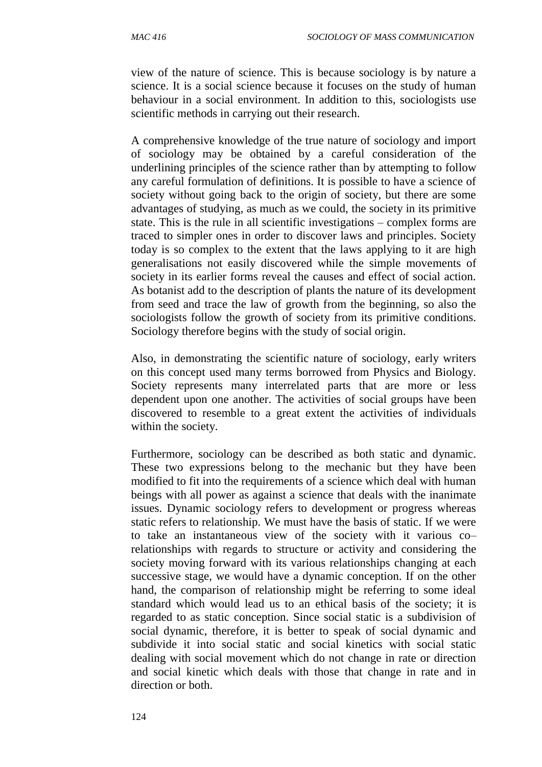view of the nature of science. This is because sociology is by nature a science. It is a social science because it focuses on the study of human behaviour in a social environment. In addition to this, sociologists use scientific methods in carrying out their research.

A comprehensive knowledge of the true nature of sociology and import of sociology may be obtained by a careful consideration of the underlining principles of the science rather than by attempting to follow any careful formulation of definitions. It is possible to have a science of society without going back to the origin of society, but there are some advantages of studying, as much as we could, the society in its primitive state. This is the rule in all scientific investigations – complex forms are traced to simpler ones in order to discover laws and principles. Society today is so complex to the extent that the laws applying to it are high generalisations not easily discovered while the simple movements of society in its earlier forms reveal the causes and effect of social action. As botanist add to the description of plants the nature of its development from seed and trace the law of growth from the beginning, so also the sociologists follow the growth of society from its primitive conditions. Sociology therefore begins with the study of social origin.

Also, in demonstrating the scientific nature of sociology, early writers on this concept used many terms borrowed from Physics and Biology. Society represents many interrelated parts that are more or less dependent upon one another. The activities of social groups have been discovered to resemble to a great extent the activities of individuals within the society.

Furthermore, sociology can be described as both static and dynamic. These two expressions belong to the mechanic but they have been modified to fit into the requirements of a science which deal with human beings with all power as against a science that deals with the inanimate issues. Dynamic sociology refers to development or progress whereas static refers to relationship. We must have the basis of static. If we were to take an instantaneous view of the society with it various co–relationships with regards to structure or activity and considering the society moving forward with its various relationships changing at each successive stage, we would have a dynamic conception. If on the other hand, the comparison of relationship might be referring to some ideal standard which would lead us to an ethical basis of the society; it is regarded to as static conception. Since social static is a subdivision of social dynamic, therefore, it is better to speak of social dynamic and subdivide it into social static and social kinetics with social static dealing with social movement which do not change in rate or direction and social kinetic which deals with those that change in rate and in direction or both.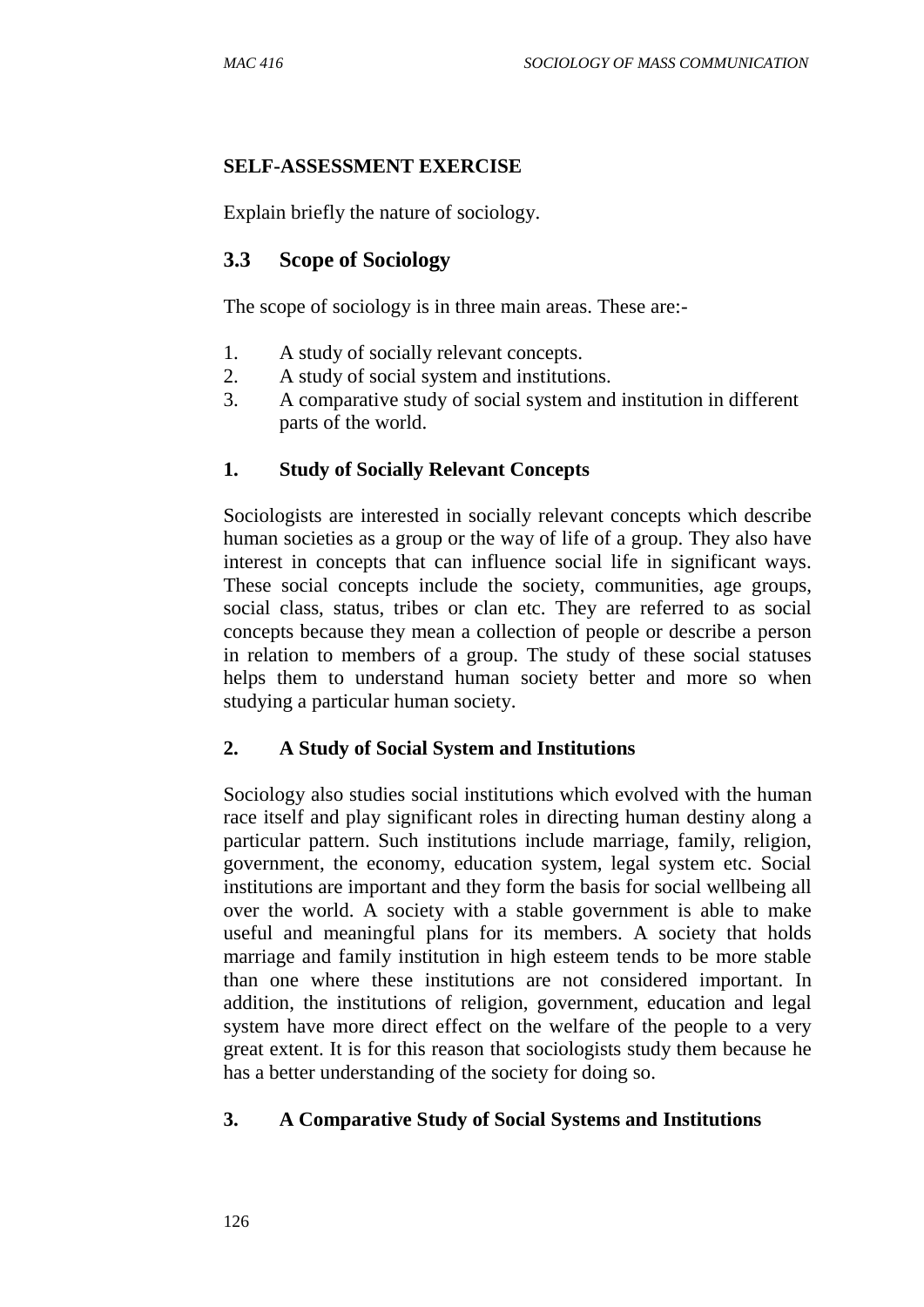**SELF-ASSESSMENT EXERCISE**

Explain briefly the nature of sociology.

## 3.3 Scope of Sociology

The scope of sociology is in three main areas. These are:-

1. A study of socially relevant concepts.
2. A study of social system and institutions.
3. A comparative study of social system and institution in different parts of the world.

### 1. Study of Socially Relevant Concepts

Sociologists are interested in socially relevant concepts which describe human societies as a group or the way of life of a group. They also have interest in concepts that can influence social life in significant ways. These social concepts include the society, communities, age groups, social class, status, tribes or clan etc. They are referred to as social concepts because they mean a collection of people or describe a person in relation to members of a group. The study of these social statuses helps them to understand human society better and more so when studying a particular human society.

### 2. A Study of Social System and Institutions

Sociology also studies social institutions which evolved with the human race itself and play significant roles in directing human destiny along a particular pattern. Such institutions include marriage, family, religion, government, the economy, education system, legal system etc. Social institutions are important and they form the basis for social wellbeing all over the world. A society with a stable government is able to make useful and meaningful plans for its members. A society that holds marriage and family institution in high esteem tends to be more stable than one where these institutions are not considered important. In addition, the institutions of religion, government, education and legal system have more direct effect on the welfare of the people to a very great extent. It is for this reason that sociologists study them because he has a better understanding of the society for doing so.

### 3. A Comparative Study of Social Systems and Institutions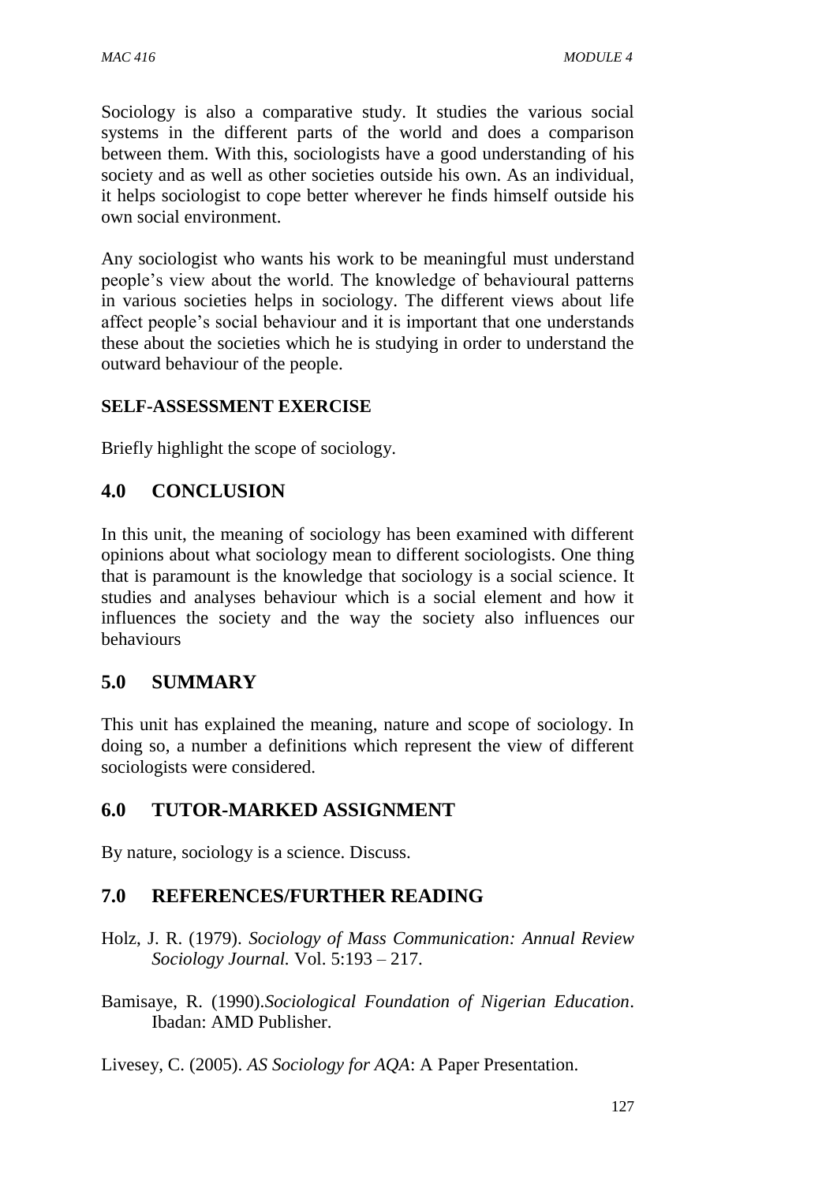Sociology is also a comparative study. It studies the various social systems in the different parts of the world and does a comparison between them. With this, sociologists have a good understanding of his society and as well as other societies outside his own. As an individual, it helps sociologist to cope better wherever he finds himself outside his own social environment.

Any sociologist who wants his work to be meaningful must understand people's view about the world. The knowledge of behavioural patterns in various societies helps in sociology. The different views about life affect people's social behaviour and it is important that one understands these about the societies which he is studying in order to understand the outward behaviour of the people.

**SELF-ASSESSMENT EXERCISE**

Briefly highlight the scope of sociology.

## 4.0 CONCLUSION

In this unit, the meaning of sociology has been examined with different opinions about what sociology mean to different sociologists. One thing that is paramount is the knowledge that sociology is a social science. It studies and analyses behaviour which is a social element and how it influences the society and the way the society also influences our behaviours

## 5.0 SUMMARY

This unit has explained the meaning, nature and scope of sociology. In doing so, a number a definitions which represent the view of different sociologists were considered.

## 6.0 TUTOR-MARKED ASSIGNMENT

By nature, sociology is a science. Discuss.

## 7.0 REFERENCES/FURTHER READING

Holz, J. R. (1979). *Sociology of Mass Communication: Annual Review Sociology Journal.* Vol. 5:193 – 217.

Bamisaye, R. (1990).*Sociological Foundation of Nigerian Education*. Ibadan: AMD Publisher.

Livesey, C. (2005). *AS Sociology for AQA*: A Paper Presentation.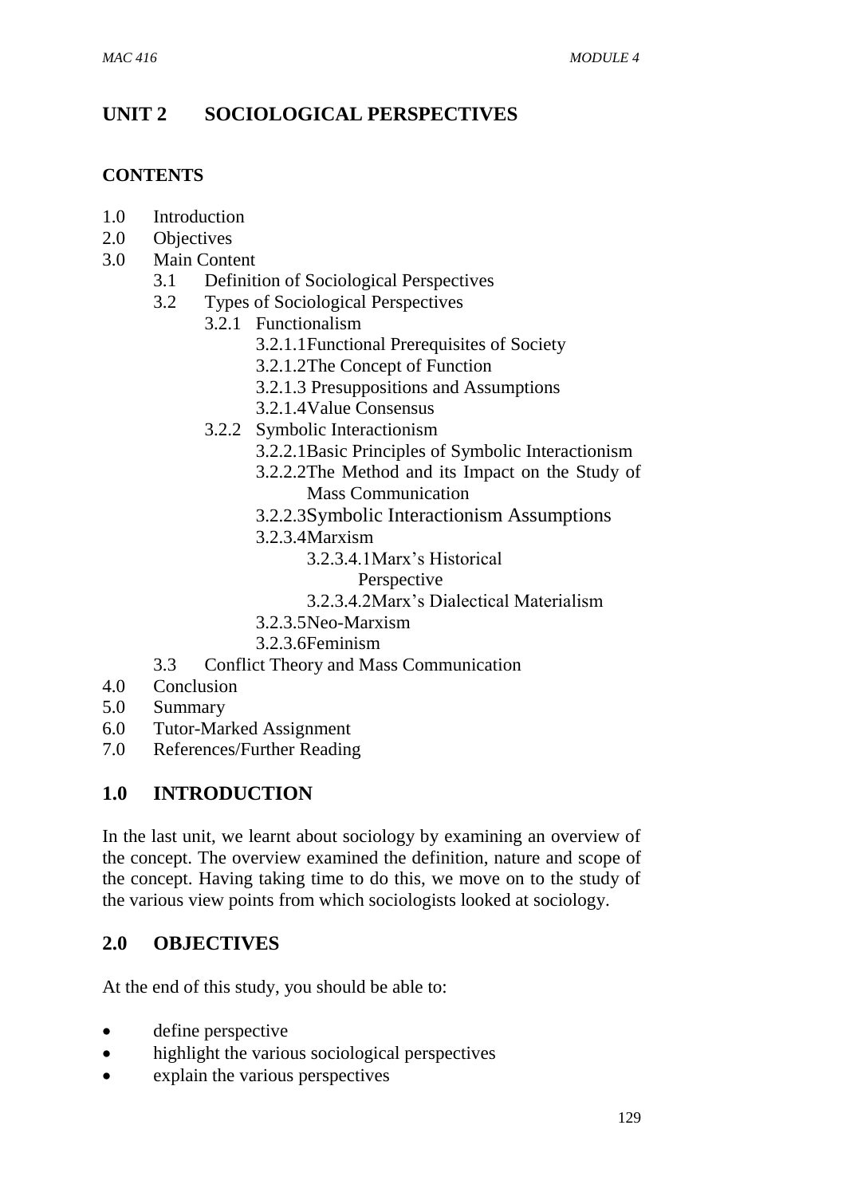# UNIT 2 SOCIOLOGICAL PERSPECTIVES

**CONTENTS**

- 1.0 Introduction
- 2.0 Objectives
- 3.0 Main Content
  - 3.1 Definition of Sociological Perspectives
  - 3.2 Types of Sociological Perspectives
    - 3.2.1 Functionalism
      - 3.2.1.1Functional Prerequisites of Society
      - 3.2.1.2The Concept of Function
      - 3.2.1.3 Presuppositions and Assumptions
      - 3.2.1.4Value Consensus
    - 3.2.2 Symbolic Interactionism
      - 3.2.2.1Basic Principles of Symbolic Interactionism
      - 3.2.2.2The Method and its Impact on the Study of Mass Communication
      - 3.2.2.3Symbolic Interactionism Assumptions
      - 3.2.3.4Marxism
        - 3.2.3.4.1Marx's Historical Perspective
        - 3.2.3.4.2Marx's Dialectical Materialism
      - 3.2.3.5Neo-Marxism
      - 3.2.3.6Feminism
  - 3.3 Conflict Theory and Mass Communication
- 4.0 Conclusion
- 5.0 Summary
- 6.0 Tutor-Marked Assignment
- 7.0 References/Further Reading

## 1.0 INTRODUCTION

In the last unit, we learnt about sociology by examining an overview of the concept. The overview examined the definition, nature and scope of the concept. Having taking time to do this, we move on to the study of the various view points from which sociologists looked at sociology.

## 2.0 OBJECTIVES

At the end of this study, you should be able to:

- define perspective
- highlight the various sociological perspectives
- explain the various perspectives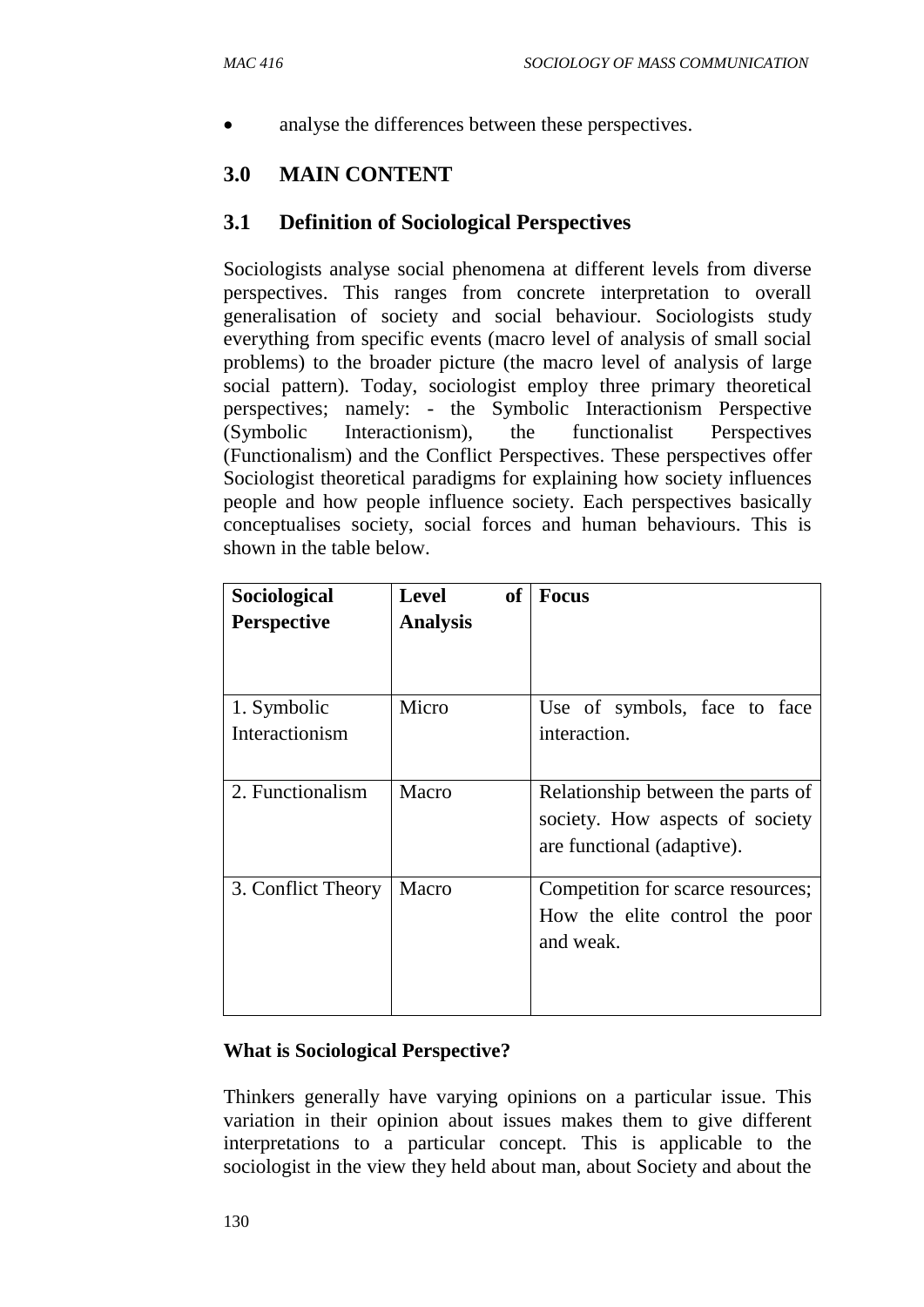- analyse the differences between these perspectives.

## 3.0 MAIN CONTENT

### 3.1 Definition of Sociological Perspectives

Sociologists analyse social phenomena at different levels from diverse perspectives. This ranges from concrete interpretation to overall generalisation of society and social behaviour. Sociologists study everything from specific events (macro level of analysis of small social problems) to the broader picture (the macro level of analysis of large social pattern). Today, sociologist employ three primary theoretical perspectives; namely: - the Symbolic Interactionism Perspective (Symbolic Interactionism), the functionalist Perspectives (Functionalism) and the Conflict Perspectives. These perspectives offer Sociologist theoretical paradigms for explaining how society influences people and how people influence society. Each perspectives basically conceptualises society, social forces and human behaviours. This is shown in the table below.

| Sociological Perspective | Level of Analysis | Focus |
|---|---|---|
| 1. Symbolic Interactionism | Micro | Use of symbols, face to face interaction. |
| 2. Functionalism | Macro | Relationship between the parts of society. How aspects of society are functional (adaptive). |
| 3. Conflict Theory | Macro | Competition for scarce resources; How the elite control the poor and weak. |

**What is Sociological Perspective?**

Thinkers generally have varying opinions on a particular issue. This variation in their opinion about issues makes them to give different interpretations to a particular concept. This is applicable to the sociologist in the view they held about man, about Society and about the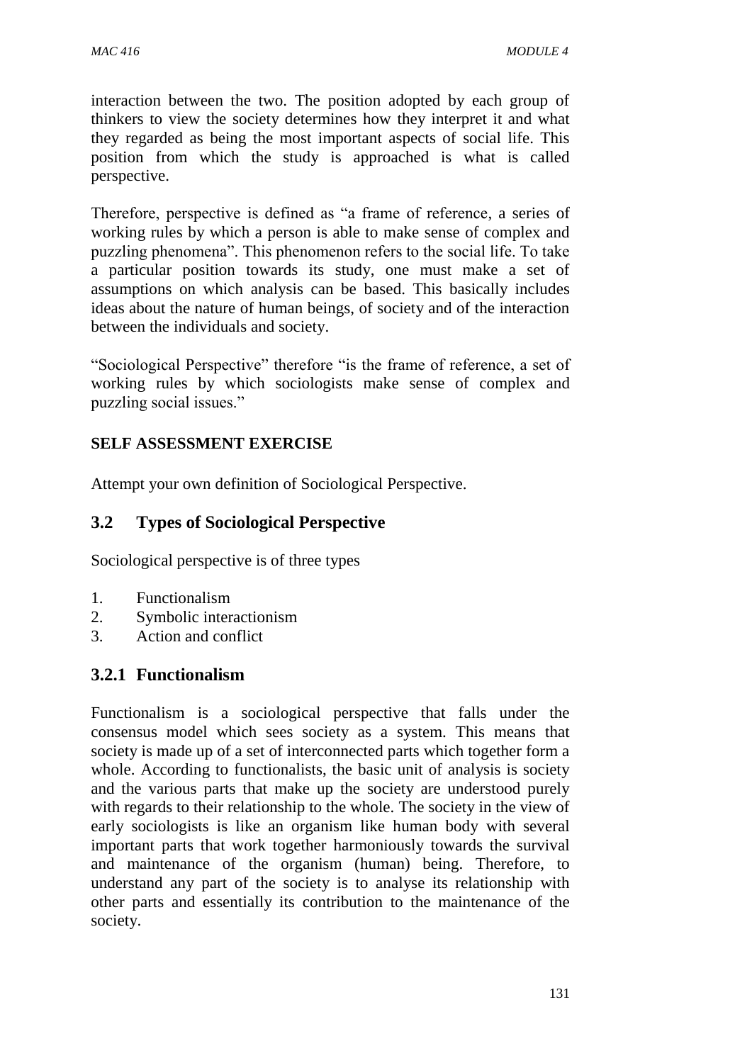interaction between the two. The position adopted by each group of thinkers to view the society determines how they interpret it and what they regarded as being the most important aspects of social life. This position from which the study is approached is what is called perspective.

Therefore, perspective is defined as "a frame of reference, a series of working rules by which a person is able to make sense of complex and puzzling phenomena". This phenomenon refers to the social life. To take a particular position towards its study, one must make a set of assumptions on which analysis can be based. This basically includes ideas about the nature of human beings, of society and of the interaction between the individuals and society.

"Sociological Perspective" therefore "is the frame of reference, a set of working rules by which sociologists make sense of complex and puzzling social issues."

**SELF ASSESSMENT EXERCISE**

Attempt your own definition of Sociological Perspective.

## 3.2 Types of Sociological Perspective

Sociological perspective is of three types

1. Functionalism
2. Symbolic interactionism
3. Action and conflict

### 3.2.1 Functionalism

Functionalism is a sociological perspective that falls under the consensus model which sees society as a system. This means that society is made up of a set of interconnected parts which together form a whole. According to functionalists, the basic unit of analysis is society and the various parts that make up the society are understood purely with regards to their relationship to the whole. The society in the view of early sociologists is like an organism like human body with several important parts that work together harmoniously towards the survival and maintenance of the organism (human) being. Therefore, to understand any part of the society is to analyse its relationship with other parts and essentially its contribution to the maintenance of the society.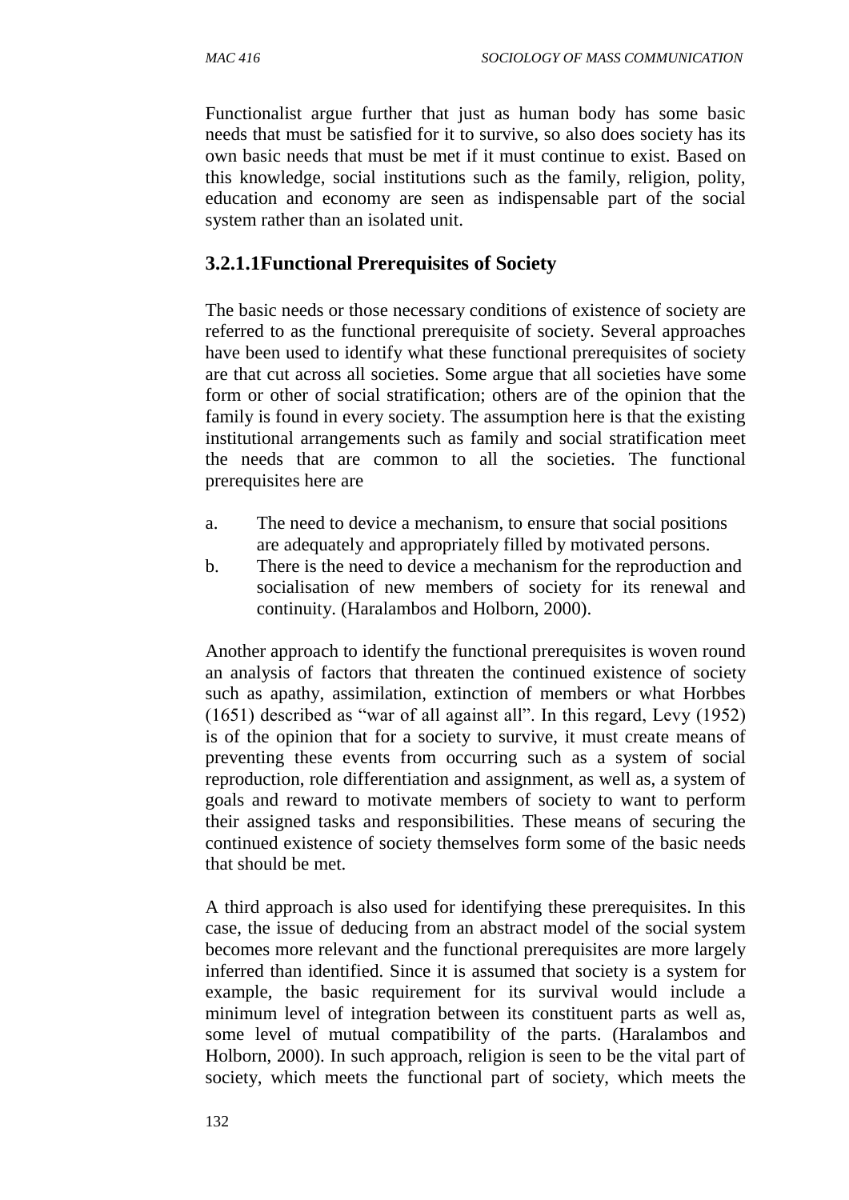Functionalist argue further that just as human body has some basic needs that must be satisfied for it to survive, so also does society has its own basic needs that must be met if it must continue to exist. Based on this knowledge, social institutions such as the family, religion, polity, education and economy are seen as indispensable part of the social system rather than an isolated unit.

### 3.2.1.1Functional Prerequisites of Society

The basic needs or those necessary conditions of existence of society are referred to as the functional prerequisite of society. Several approaches have been used to identify what these functional prerequisites of society are that cut across all societies. Some argue that all societies have some form or other of social stratification; others are of the opinion that the family is found in every society. The assumption here is that the existing institutional arrangements such as family and social stratification meet the needs that are common to all the societies. The functional prerequisites here are

a. The need to device a mechanism, to ensure that social positions are adequately and appropriately filled by motivated persons.
b. There is the need to device a mechanism for the reproduction and socialisation of new members of society for its renewal and continuity. (Haralambos and Holborn, 2000).

Another approach to identify the functional prerequisites is woven round an analysis of factors that threaten the continued existence of society such as apathy, assimilation, extinction of members or what Horbbes (1651) described as "war of all against all". In this regard, Levy (1952) is of the opinion that for a society to survive, it must create means of preventing these events from occurring such as a system of social reproduction, role differentiation and assignment, as well as, a system of goals and reward to motivate members of society to want to perform their assigned tasks and responsibilities. These means of securing the continued existence of society themselves form some of the basic needs that should be met.

A third approach is also used for identifying these prerequisites. In this case, the issue of deducing from an abstract model of the social system becomes more relevant and the functional prerequisites are more largely inferred than identified. Since it is assumed that society is a system for example, the basic requirement for its survival would include a minimum level of integration between its constituent parts as well as, some level of mutual compatibility of the parts. (Haralambos and Holborn, 2000). In such approach, religion is seen to be the vital part of society, which meets the functional part of society, which meets the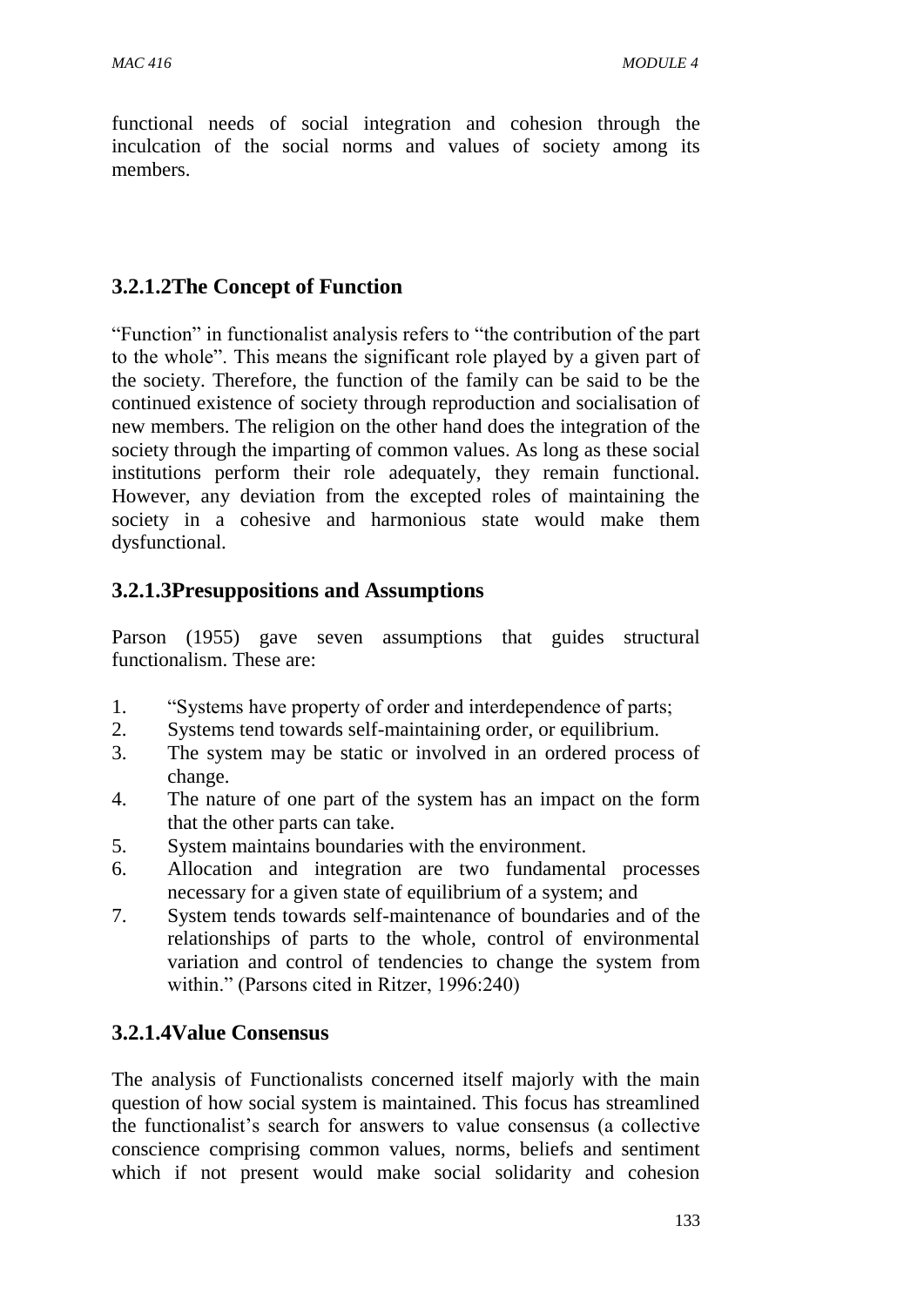functional needs of social integration and cohesion through the inculcation of the social norms and values of society among its members.

### 3.2.1.2The Concept of Function

"Function" in functionalist analysis refers to "the contribution of the part to the whole". This means the significant role played by a given part of the society. Therefore, the function of the family can be said to be the continued existence of society through reproduction and socialisation of new members. The religion on the other hand does the integration of the society through the imparting of common values. As long as these social institutions perform their role adequately, they remain functional. However, any deviation from the excepted roles of maintaining the society in a cohesive and harmonious state would make them dysfunctional.

### 3.2.1.3Presuppositions and Assumptions

Parson (1955) gave seven assumptions that guides structural functionalism. These are:

1. "Systems have property of order and interdependence of parts;
2. Systems tend towards self-maintaining order, or equilibrium.
3. The system may be static or involved in an ordered process of change.
4. The nature of one part of the system has an impact on the form that the other parts can take.
5. System maintains boundaries with the environment.
6. Allocation and integration are two fundamental processes necessary for a given state of equilibrium of a system; and
7. System tends towards self-maintenance of boundaries and of the relationships of parts to the whole, control of environmental variation and control of tendencies to change the system from within." (Parsons cited in Ritzer, 1996:240)

### 3.2.1.4Value Consensus

The analysis of Functionalists concerned itself majorly with the main question of how social system is maintained. This focus has streamlined the functionalist's search for answers to value consensus (a collective conscience comprising common values, norms, beliefs and sentiment which if not present would make social solidarity and cohesion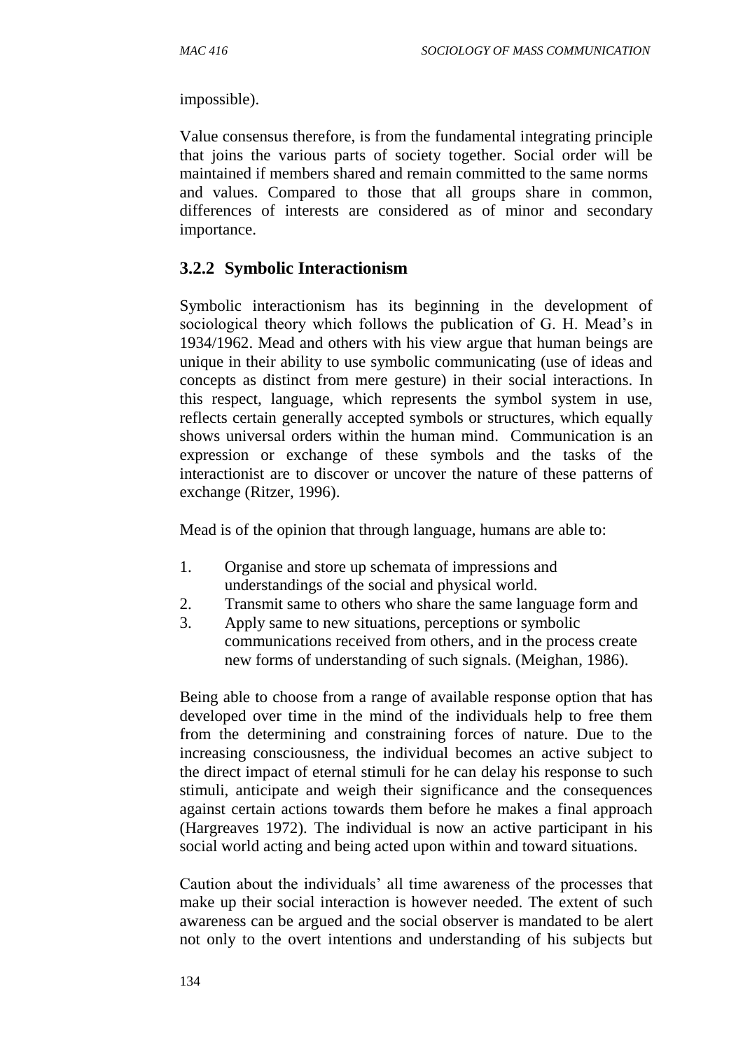impossible).

Value consensus therefore, is from the fundamental integrating principle that joins the various parts of society together. Social order will be maintained if members shared and remain committed to the same norms and values. Compared to those that all groups share in common, differences of interests are considered as of minor and secondary importance.

### 3.2.2 Symbolic Interactionism

Symbolic interactionism has its beginning in the development of sociological theory which follows the publication of G. H. Mead's in 1934/1962. Mead and others with his view argue that human beings are unique in their ability to use symbolic communicating (use of ideas and concepts as distinct from mere gesture) in their social interactions. In this respect, language, which represents the symbol system in use, reflects certain generally accepted symbols or structures, which equally shows universal orders within the human mind. Communication is an expression or exchange of these symbols and the tasks of the interactionist are to discover or uncover the nature of these patterns of exchange (Ritzer, 1996).

Mead is of the opinion that through language, humans are able to:

1. Organise and store up schemata of impressions and understandings of the social and physical world.
2. Transmit same to others who share the same language form and
3. Apply same to new situations, perceptions or symbolic communications received from others, and in the process create new forms of understanding of such signals. (Meighan, 1986).

Being able to choose from a range of available response option that has developed over time in the mind of the individuals help to free them from the determining and constraining forces of nature. Due to the increasing consciousness, the individual becomes an active subject to the direct impact of eternal stimuli for he can delay his response to such stimuli, anticipate and weigh their significance and the consequences against certain actions towards them before he makes a final approach (Hargreaves 1972). The individual is now an active participant in his social world acting and being acted upon within and toward situations.

Caution about the individuals' all time awareness of the processes that make up their social interaction is however needed. The extent of such awareness can be argued and the social observer is mandated to be alert not only to the overt intentions and understanding of his subjects but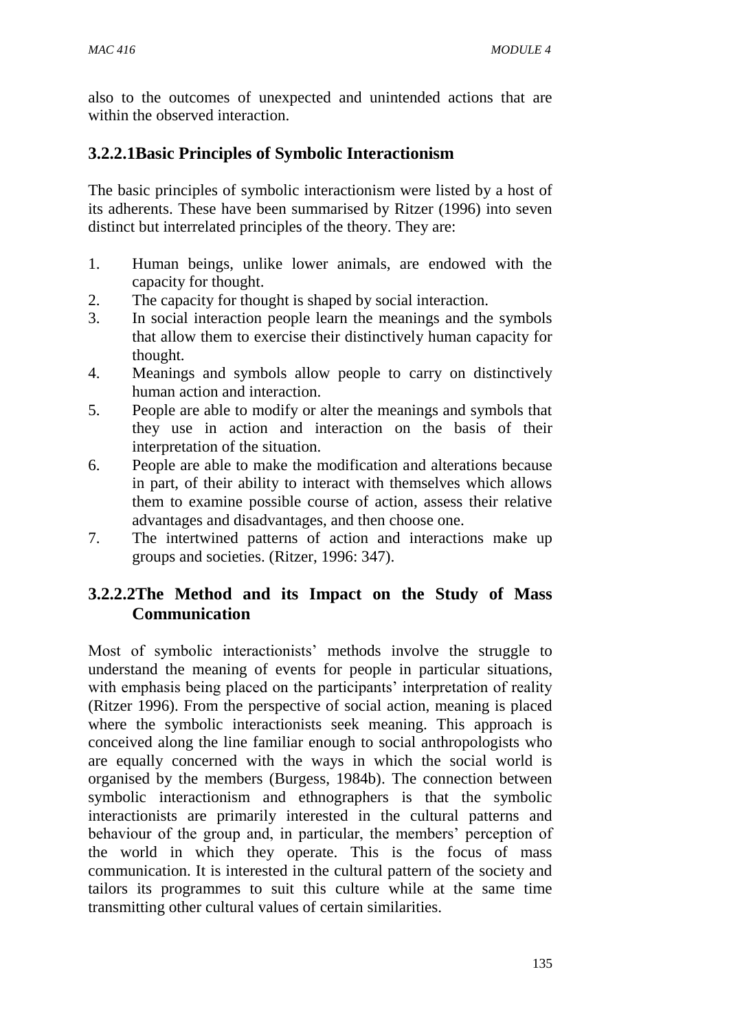also to the outcomes of unexpected and unintended actions that are within the observed interaction.

### 3.2.2.1Basic Principles of Symbolic Interactionism

The basic principles of symbolic interactionism were listed by a host of its adherents. These have been summarised by Ritzer (1996) into seven distinct but interrelated principles of the theory. They are:

1. Human beings, unlike lower animals, are endowed with the capacity for thought.
2. The capacity for thought is shaped by social interaction.
3. In social interaction people learn the meanings and the symbols that allow them to exercise their distinctively human capacity for thought.
4. Meanings and symbols allow people to carry on distinctively human action and interaction.
5. People are able to modify or alter the meanings and symbols that they use in action and interaction on the basis of their interpretation of the situation.
6. People are able to make the modification and alterations because in part, of their ability to interact with themselves which allows them to examine possible course of action, assess their relative advantages and disadvantages, and then choose one.
7. The intertwined patterns of action and interactions make up groups and societies. (Ritzer, 1996: 347).

### 3.2.2.2The Method and its Impact on the Study of Mass Communication

Most of symbolic interactionists' methods involve the struggle to understand the meaning of events for people in particular situations, with emphasis being placed on the participants' interpretation of reality (Ritzer 1996). From the perspective of social action, meaning is placed where the symbolic interactionists seek meaning. This approach is conceived along the line familiar enough to social anthropologists who are equally concerned with the ways in which the social world is organised by the members (Burgess, 1984b). The connection between symbolic interactionism and ethnographers is that the symbolic interactionists are primarily interested in the cultural patterns and behaviour of the group and, in particular, the members' perception of the world in which they operate. This is the focus of mass communication. It is interested in the cultural pattern of the society and tailors its programmes to suit this culture while at the same time transmitting other cultural values of certain similarities.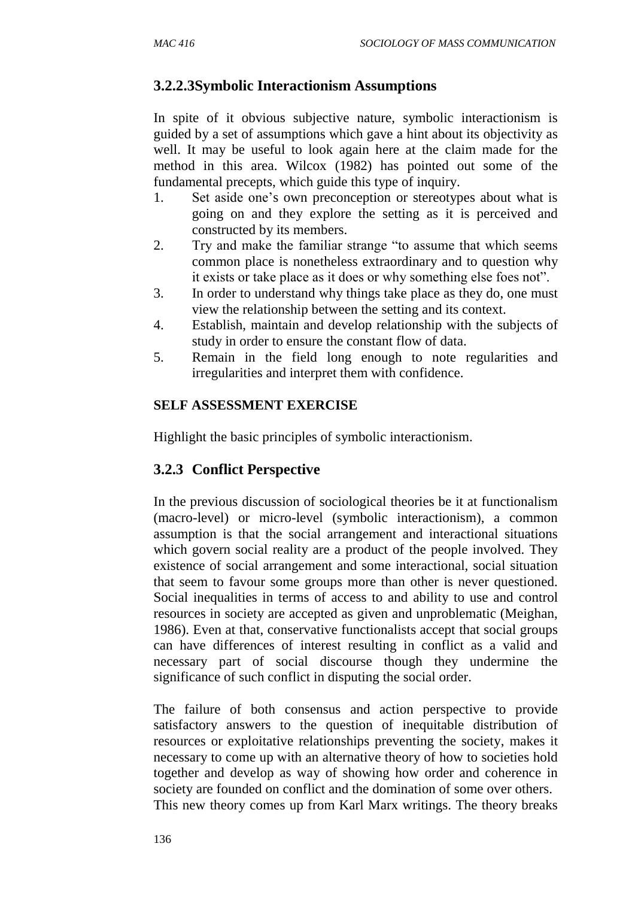### 3.2.2.3Symbolic Interactionism Assumptions

In spite of it obvious subjective nature, symbolic interactionism is guided by a set of assumptions which gave a hint about its objectivity as well. It may be useful to look again here at the claim made for the method in this area. Wilcox (1982) has pointed out some of the fundamental precepts, which guide this type of inquiry.

1. Set aside one's own preconception or stereotypes about what is going on and they explore the setting as it is perceived and constructed by its members.
2. Try and make the familiar strange "to assume that which seems common place is nonetheless extraordinary and to question why it exists or take place as it does or why something else foes not".
3. In order to understand why things take place as they do, one must view the relationship between the setting and its context.
4. Establish, maintain and develop relationship with the subjects of study in order to ensure the constant flow of data.
5. Remain in the field long enough to note regularities and irregularities and interpret them with confidence.

**SELF ASSESSMENT EXERCISE**

Highlight the basic principles of symbolic interactionism.

### 3.2.3 Conflict Perspective

In the previous discussion of sociological theories be it at functionalism (macro-level) or micro-level (symbolic interactionism), a common assumption is that the social arrangement and interactional situations which govern social reality are a product of the people involved. They existence of social arrangement and some interactional, social situation that seem to favour some groups more than other is never questioned. Social inequalities in terms of access to and ability to use and control resources in society are accepted as given and unproblematic (Meighan, 1986). Even at that, conservative functionalists accept that social groups can have differences of interest resulting in conflict as a valid and necessary part of social discourse though they undermine the significance of such conflict in disputing the social order.

The failure of both consensus and action perspective to provide satisfactory answers to the question of inequitable distribution of resources or exploitative relationships preventing the society, makes it necessary to come up with an alternative theory of how to societies hold together and develop as way of showing how order and coherence in society are founded on conflict and the domination of some over others. This new theory comes up from Karl Marx writings. The theory breaks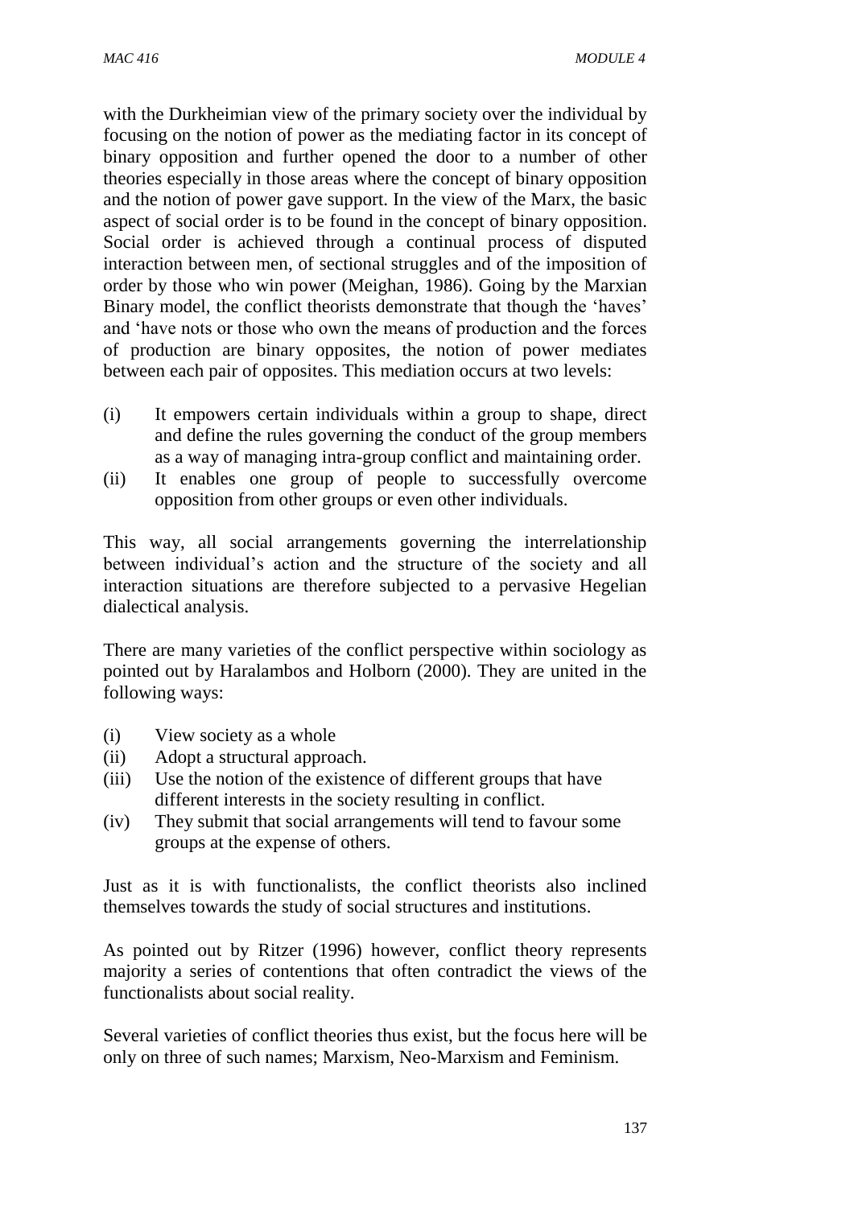with the Durkheimian view of the primary society over the individual by focusing on the notion of power as the mediating factor in its concept of binary opposition and further opened the door to a number of other theories especially in those areas where the concept of binary opposition and the notion of power gave support. In the view of the Marx, the basic aspect of social order is to be found in the concept of binary opposition. Social order is achieved through a continual process of disputed interaction between men, of sectional struggles and of the imposition of order by those who win power (Meighan, 1986). Going by the Marxian Binary model, the conflict theorists demonstrate that though the 'haves' and 'have nots or those who own the means of production and the forces of production are binary opposites, the notion of power mediates between each pair of opposites. This mediation occurs at two levels:

(i) It empowers certain individuals within a group to shape, direct and define the rules governing the conduct of the group members as a way of managing intra-group conflict and maintaining order.
(ii) It enables one group of people to successfully overcome opposition from other groups or even other individuals.

This way, all social arrangements governing the interrelationship between individual's action and the structure of the society and all interaction situations are therefore subjected to a pervasive Hegelian dialectical analysis.

There are many varieties of the conflict perspective within sociology as pointed out by Haralambos and Holborn (2000). They are united in the following ways:

(i) View society as a whole
(ii) Adopt a structural approach.
(iii) Use the notion of the existence of different groups that have different interests in the society resulting in conflict.
(iv) They submit that social arrangements will tend to favour some groups at the expense of others.

Just as it is with functionalists, the conflict theorists also inclined themselves towards the study of social structures and institutions.

As pointed out by Ritzer (1996) however, conflict theory represents majority a series of contentions that often contradict the views of the functionalists about social reality.

Several varieties of conflict theories thus exist, but the focus here will be only on three of such names; Marxism, Neo-Marxism and Feminism.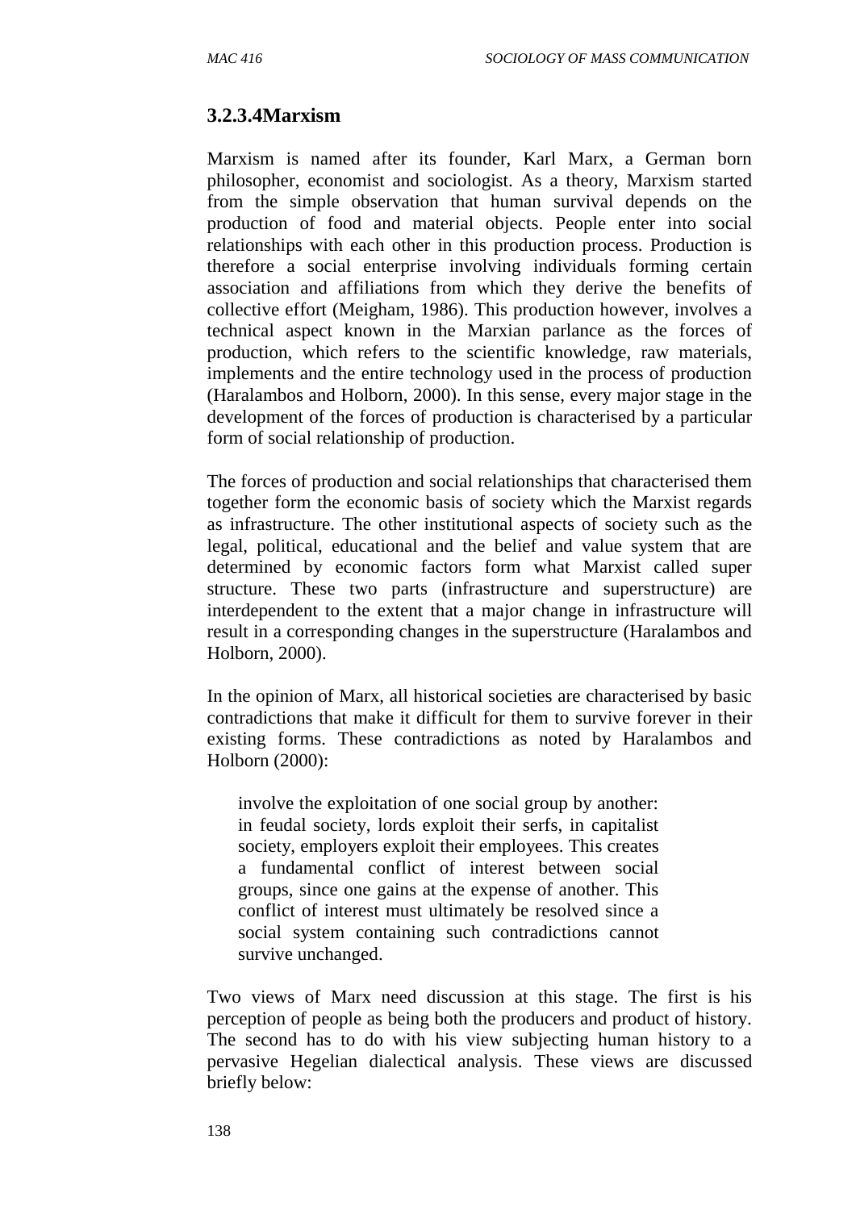### 3.2.3.4Marxism

Marxism is named after its founder, Karl Marx, a German born philosopher, economist and sociologist. As a theory, Marxism started from the simple observation that human survival depends on the production of food and material objects. People enter into social relationships with each other in this production process. Production is therefore a social enterprise involving individuals forming certain association and affiliations from which they derive the benefits of collective effort (Meigham, 1986). This production however, involves a technical aspect known in the Marxian parlance as the forces of production, which refers to the scientific knowledge, raw materials, implements and the entire technology used in the process of production (Haralambos and Holborn, 2000). In this sense, every major stage in the development of the forces of production is characterised by a particular form of social relationship of production.

The forces of production and social relationships that characterised them together form the economic basis of society which the Marxist regards as infrastructure. The other institutional aspects of society such as the legal, political, educational and the belief and value system that are determined by economic factors form what Marxist called super structure. These two parts (infrastructure and superstructure) are interdependent to the extent that a major change in infrastructure will result in a corresponding changes in the superstructure (Haralambos and Holborn, 2000).

In the opinion of Marx, all historical societies are characterised by basic contradictions that make it difficult for them to survive forever in their existing forms. These contradictions as noted by Haralambos and Holborn (2000):

> involve the exploitation of one social group by another: in feudal society, lords exploit their serfs, in capitalist society, employers exploit their employees. This creates a fundamental conflict of interest between social groups, since one gains at the expense of another. This conflict of interest must ultimately be resolved since a social system containing such contradictions cannot survive unchanged.

Two views of Marx need discussion at this stage. The first is his perception of people as being both the producers and product of history. The second has to do with his view subjecting human history to a pervasive Hegelian dialectical analysis. These views are discussed briefly below: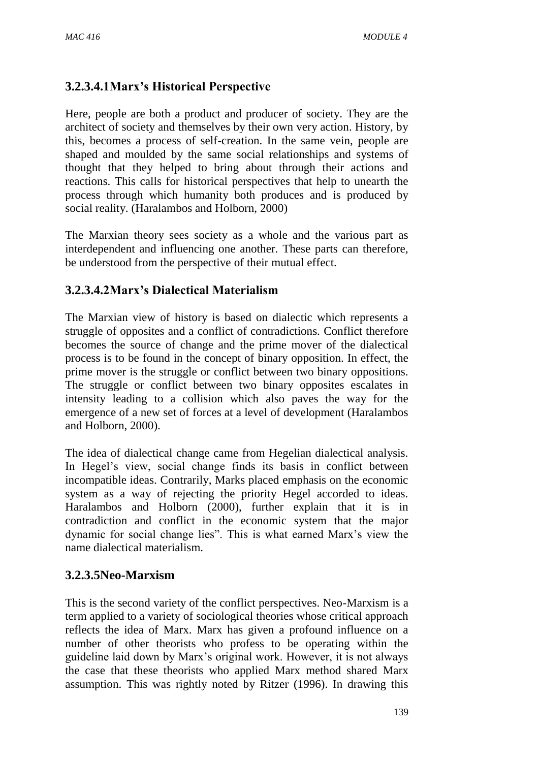### 3.2.3.4.1Marx's Historical Perspective

Here, people are both a product and producer of society. They are the architect of society and themselves by their own very action. History, by this, becomes a process of self-creation. In the same vein, people are shaped and moulded by the same social relationships and systems of thought that they helped to bring about through their actions and reactions. This calls for historical perspectives that help to unearth the process through which humanity both produces and is produced by social reality. (Haralambos and Holborn, 2000)

The Marxian theory sees society as a whole and the various part as interdependent and influencing one another. These parts can therefore, be understood from the perspective of their mutual effect.

### 3.2.3.4.2Marx's Dialectical Materialism

The Marxian view of history is based on dialectic which represents a struggle of opposites and a conflict of contradictions. Conflict therefore becomes the source of change and the prime mover of the dialectical process is to be found in the concept of binary opposition. In effect, the prime mover is the struggle or conflict between two binary oppositions. The struggle or conflict between two binary opposites escalates in intensity leading to a collision which also paves the way for the emergence of a new set of forces at a level of development (Haralambos and Holborn, 2000).

The idea of dialectical change came from Hegelian dialectical analysis. In Hegel's view, social change finds its basis in conflict between incompatible ideas. Contrarily, Marks placed emphasis on the economic system as a way of rejecting the priority Hegel accorded to ideas. Haralambos and Holborn (2000), further explain that it is in contradiction and conflict in the economic system that the major dynamic for social change lies". This is what earned Marx's view the name dialectical materialism.

### 3.2.3.5Neo-Marxism

This is the second variety of the conflict perspectives. Neo-Marxism is a term applied to a variety of sociological theories whose critical approach reflects the idea of Marx. Marx has given a profound influence on a number of other theorists who profess to be operating within the guideline laid down by Marx's original work. However, it is not always the case that these theorists who applied Marx method shared Marx assumption. This was rightly noted by Ritzer (1996). In drawing this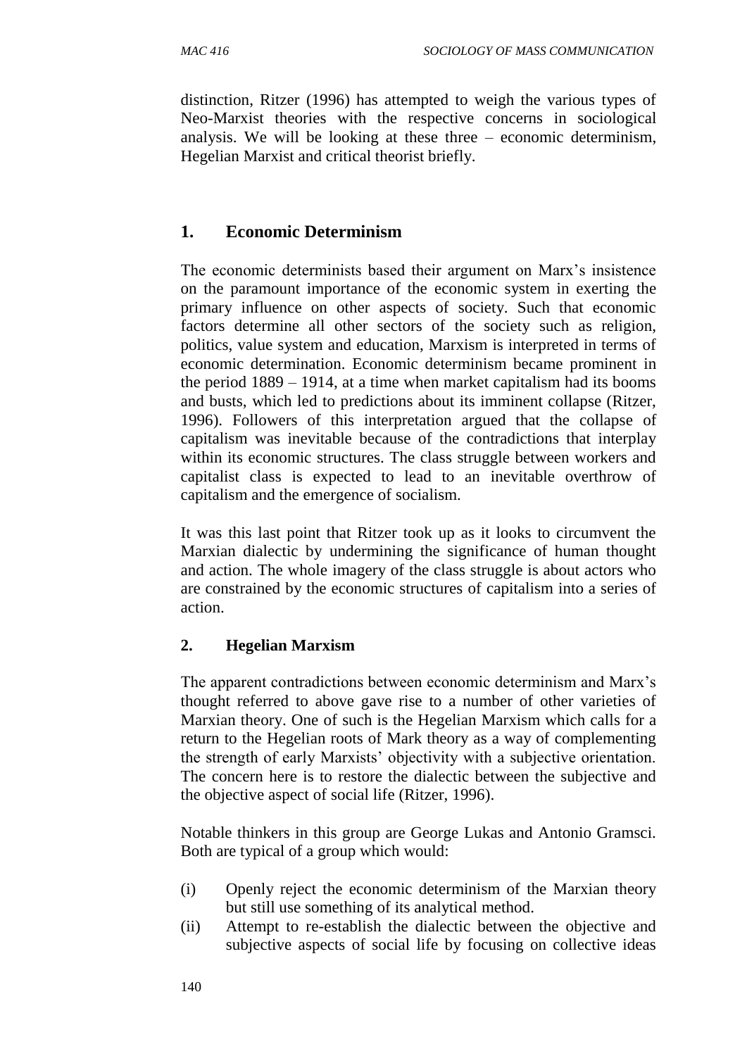distinction, Ritzer (1996) has attempted to weigh the various types of Neo-Marxist theories with the respective concerns in sociological analysis. We will be looking at these three – economic determinism, Hegelian Marxist and critical theorist briefly.

## 1. Economic Determinism

The economic determinists based their argument on Marx's insistence on the paramount importance of the economic system in exerting the primary influence on other aspects of society. Such that economic factors determine all other sectors of the society such as religion, politics, value system and education, Marxism is interpreted in terms of economic determination. Economic determinism became prominent in the period 1889 – 1914, at a time when market capitalism had its booms and busts, which led to predictions about its imminent collapse (Ritzer, 1996). Followers of this interpretation argued that the collapse of capitalism was inevitable because of the contradictions that interplay within its economic structures. The class struggle between workers and capitalist class is expected to lead to an inevitable overthrow of capitalism and the emergence of socialism.

It was this last point that Ritzer took up as it looks to circumvent the Marxian dialectic by undermining the significance of human thought and action. The whole imagery of the class struggle is about actors who are constrained by the economic structures of capitalism into a series of action.

### 2. Hegelian Marxism

The apparent contradictions between economic determinism and Marx's thought referred to above gave rise to a number of other varieties of Marxian theory. One of such is the Hegelian Marxism which calls for a return to the Hegelian roots of Mark theory as a way of complementing the strength of early Marxists' objectivity with a subjective orientation. The concern here is to restore the dialectic between the subjective and the objective aspect of social life (Ritzer, 1996).

Notable thinkers in this group are George Lukas and Antonio Gramsci. Both are typical of a group which would:

(i) Openly reject the economic determinism of the Marxian theory but still use something of its analytical method.

(ii) Attempt to re-establish the dialectic between the objective and subjective aspects of social life by focusing on collective ideas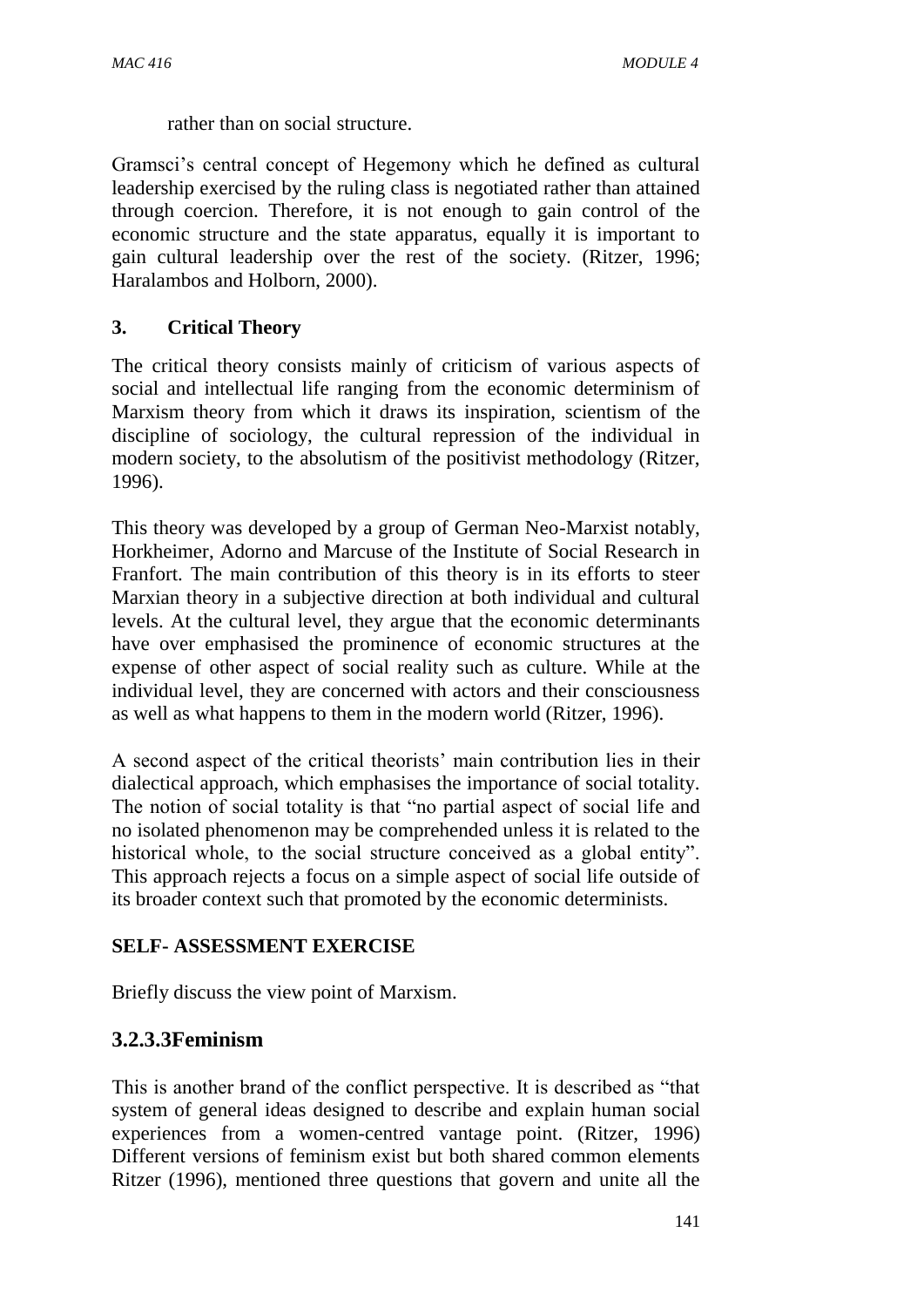rather than on social structure.

Gramsci's central concept of Hegemony which he defined as cultural leadership exercised by the ruling class is negotiated rather than attained through coercion. Therefore, it is not enough to gain control of the economic structure and the state apparatus, equally it is important to gain cultural leadership over the rest of the society. (Ritzer, 1996; Haralambos and Holborn, 2000).

### 3. Critical Theory

The critical theory consists mainly of criticism of various aspects of social and intellectual life ranging from the economic determinism of Marxism theory from which it draws its inspiration, scientism of the discipline of sociology, the cultural repression of the individual in modern society, to the absolutism of the positivist methodology (Ritzer, 1996).

This theory was developed by a group of German Neo-Marxist notably, Horkheimer, Adorno and Marcuse of the Institute of Social Research in Franfort. The main contribution of this theory is in its efforts to steer Marxian theory in a subjective direction at both individual and cultural levels. At the cultural level, they argue that the economic determinants have over emphasised the prominence of economic structures at the expense of other aspect of social reality such as culture. While at the individual level, they are concerned with actors and their consciousness as well as what happens to them in the modern world (Ritzer, 1996).

A second aspect of the critical theorists' main contribution lies in their dialectical approach, which emphasises the importance of social totality. The notion of social totality is that "no partial aspect of social life and no isolated phenomenon may be comprehended unless it is related to the historical whole, to the social structure conceived as a global entity". This approach rejects a focus on a simple aspect of social life outside of its broader context such that promoted by the economic determinists.

**SELF- ASSESSMENT EXERCISE**

Briefly discuss the view point of Marxism.

## 3.2.3.3Feminism

This is another brand of the conflict perspective. It is described as "that system of general ideas designed to describe and explain human social experiences from a women-centred vantage point. (Ritzer, 1996) Different versions of feminism exist but both shared common elements Ritzer (1996), mentioned three questions that govern and unite all the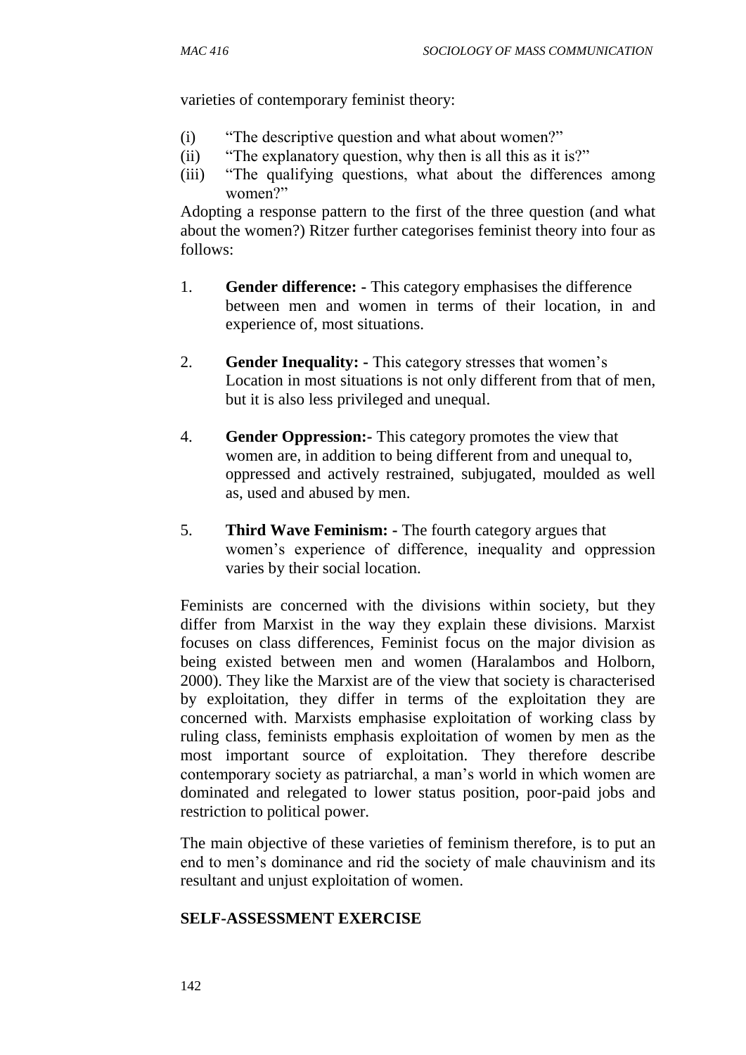varieties of contemporary feminist theory:

(i) "The descriptive question and what about women?"
(ii) "The explanatory question, why then is all this as it is?"
(iii) "The qualifying questions, what about the differences among women?"

Adopting a response pattern to the first of the three question (and what about the women?) Ritzer further categorises feminist theory into four as follows:

1. **Gender difference: -** This category emphasises the difference between men and women in terms of their location, in and experience of, most situations.

2. **Gender Inequality: -** This category stresses that women's Location in most situations is not only different from that of men, but it is also less privileged and unequal.

4. **Gender Oppression:-** This category promotes the view that women are, in addition to being different from and unequal to, oppressed and actively restrained, subjugated, moulded as well as, used and abused by men.

5. **Third Wave Feminism: -** The fourth category argues that women's experience of difference, inequality and oppression varies by their social location.

Feminists are concerned with the divisions within society, but they differ from Marxist in the way they explain these divisions. Marxist focuses on class differences, Feminist focus on the major division as being existed between men and women (Haralambos and Holborn, 2000). They like the Marxist are of the view that society is characterised by exploitation, they differ in terms of the exploitation they are concerned with. Marxists emphasise exploitation of working class by ruling class, feminists emphasis exploitation of women by men as the most important source of exploitation. They therefore describe contemporary society as patriarchal, a man's world in which women are dominated and relegated to lower status position, poor-paid jobs and restriction to political power.

The main objective of these varieties of feminism therefore, is to put an end to men's dominance and rid the society of male chauvinism and its resultant and unjust exploitation of women.

**SELF-ASSESSMENT EXERCISE**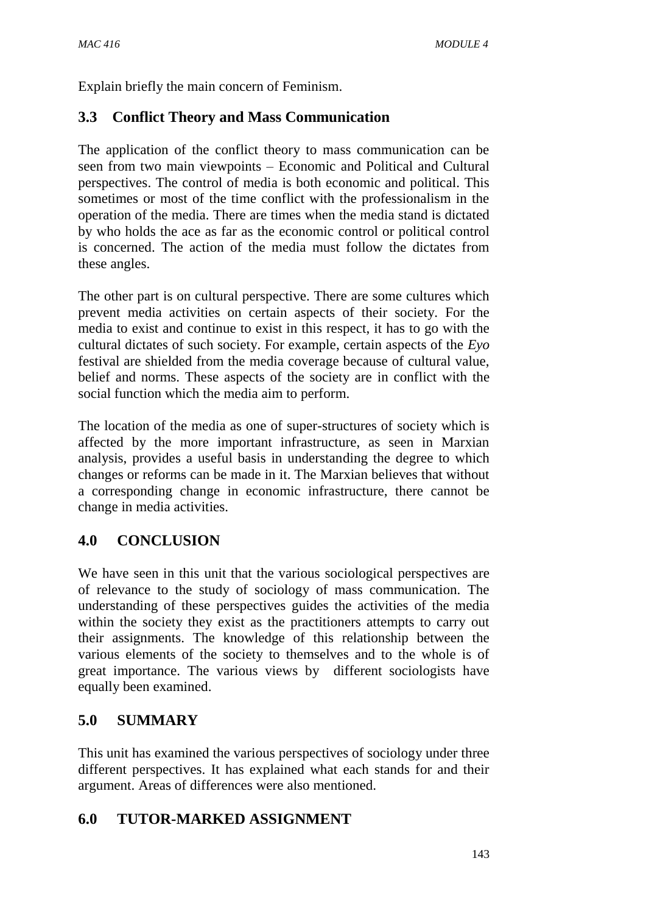Explain briefly the main concern of Feminism.

## 3.3 Conflict Theory and Mass Communication

The application of the conflict theory to mass communication can be seen from two main viewpoints – Economic and Political and Cultural perspectives. The control of media is both economic and political. This sometimes or most of the time conflict with the professionalism in the operation of the media. There are times when the media stand is dictated by who holds the ace as far as the economic control or political control is concerned. The action of the media must follow the dictates from these angles.

The other part is on cultural perspective. There are some cultures which prevent media activities on certain aspects of their society. For the media to exist and continue to exist in this respect, it has to go with the cultural dictates of such society. For example, certain aspects of the *Eyo* festival are shielded from the media coverage because of cultural value, belief and norms. These aspects of the society are in conflict with the social function which the media aim to perform.

The location of the media as one of super-structures of society which is affected by the more important infrastructure, as seen in Marxian analysis, provides a useful basis in understanding the degree to which changes or reforms can be made in it. The Marxian believes that without a corresponding change in economic infrastructure, there cannot be change in media activities.

## 4.0 CONCLUSION

We have seen in this unit that the various sociological perspectives are of relevance to the study of sociology of mass communication. The understanding of these perspectives guides the activities of the media within the society they exist as the practitioners attempts to carry out their assignments. The knowledge of this relationship between the various elements of the society to themselves and to the whole is of great importance. The various views by different sociologists have equally been examined.

## 5.0 SUMMARY

This unit has examined the various perspectives of sociology under three different perspectives. It has explained what each stands for and their argument. Areas of differences were also mentioned.

## 6.0 TUTOR-MARKED ASSIGNMENT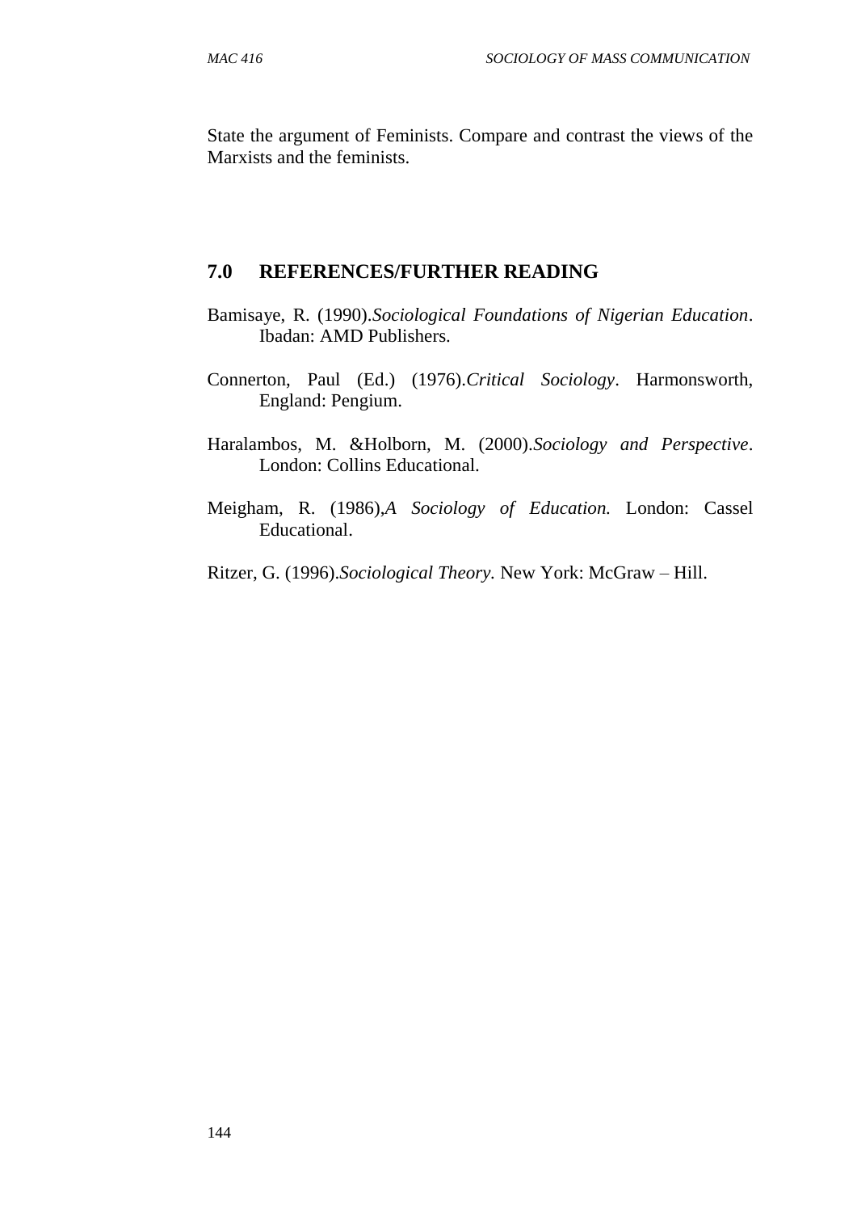State the argument of Feminists. Compare and contrast the views of the Marxists and the feminists.

## 7.0 REFERENCES/FURTHER READING

Bamisaye, R. (1990).*Sociological Foundations of Nigerian Education*. Ibadan: AMD Publishers.

Connerton, Paul (Ed.) (1976).*Critical Sociology*. Harmonsworth, England: Pengium.

Haralambos, M. &Holborn, M. (2000).*Sociology and Perspective*. London: Collins Educational.

Meigham, R. (1986),*A Sociology of Education.* London: Cassel Educational.

Ritzer, G. (1996).*Sociological Theory.* New York: McGraw – Hill.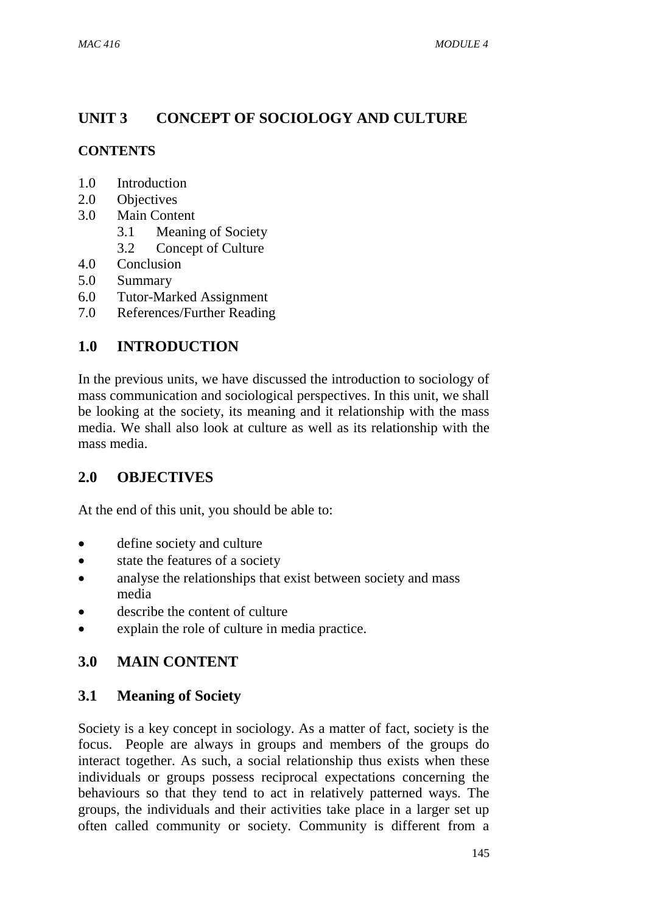# UNIT 3 CONCEPT OF SOCIOLOGY AND CULTURE

**CONTENTS**

1.0 Introduction
2.0 Objectives
3.0 Main Content
   3.1 Meaning of Society
   3.2 Concept of Culture
4.0 Conclusion
5.0 Summary
6.0 Tutor-Marked Assignment
7.0 References/Further Reading

## 1.0 INTRODUCTION

In the previous units, we have discussed the introduction to sociology of mass communication and sociological perspectives. In this unit, we shall be looking at the society, its meaning and it relationship with the mass media. We shall also look at culture as well as its relationship with the mass media.

## 2.0 OBJECTIVES

At the end of this unit, you should be able to:

- define society and culture
- state the features of a society
- analyse the relationships that exist between society and mass media
- describe the content of culture
- explain the role of culture in media practice.

## 3.0 MAIN CONTENT

### 3.1 Meaning of Society

Society is a key concept in sociology. As a matter of fact, society is the focus. People are always in groups and members of the groups do interact together. As such, a social relationship thus exists when these individuals or groups possess reciprocal expectations concerning the behaviours so that they tend to act in relatively patterned ways. The groups, the individuals and their activities take place in a larger set up often called community or society. Community is different from a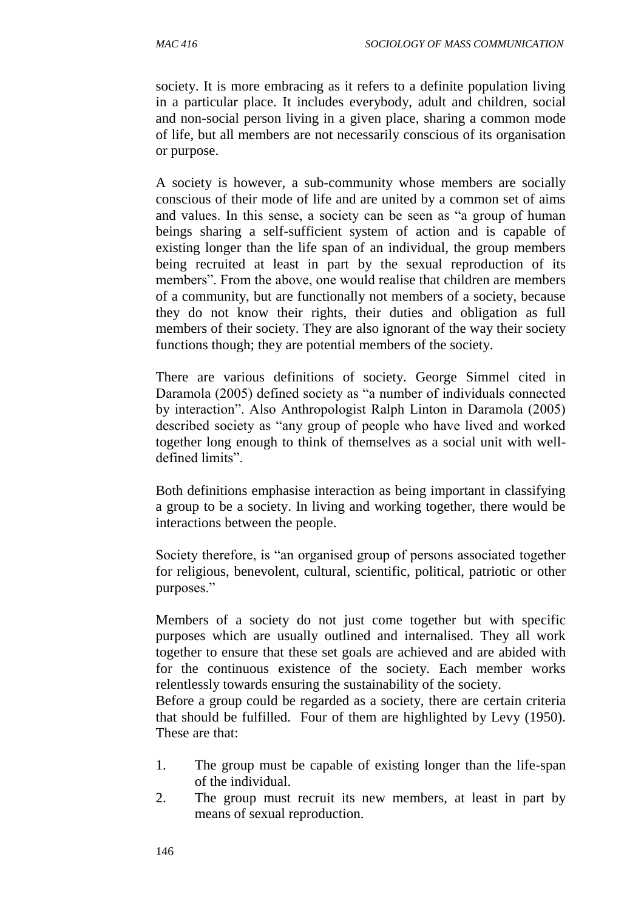society. It is more embracing as it refers to a definite population living in a particular place. It includes everybody, adult and children, social and non-social person living in a given place, sharing a common mode of life, but all members are not necessarily conscious of its organisation or purpose.

A society is however, a sub-community whose members are socially conscious of their mode of life and are united by a common set of aims and values. In this sense, a society can be seen as "a group of human beings sharing a self-sufficient system of action and is capable of existing longer than the life span of an individual, the group members being recruited at least in part by the sexual reproduction of its members". From the above, one would realise that children are members of a community, but are functionally not members of a society, because they do not know their rights, their duties and obligation as full members of their society. They are also ignorant of the way their society functions though; they are potential members of the society.

There are various definitions of society. George Simmel cited in Daramola (2005) defined society as "a number of individuals connected by interaction". Also Anthropologist Ralph Linton in Daramola (2005) described society as "any group of people who have lived and worked together long enough to think of themselves as a social unit with well-defined limits".

Both definitions emphasise interaction as being important in classifying a group to be a society. In living and working together, there would be interactions between the people.

Society therefore, is "an organised group of persons associated together for religious, benevolent, cultural, scientific, political, patriotic or other purposes."

Members of a society do not just come together but with specific purposes which are usually outlined and internalised. They all work together to ensure that these set goals are achieved and are abided with for the continuous existence of the society. Each member works relentlessly towards ensuring the sustainability of the society.
Before a group could be regarded as a society, there are certain criteria that should be fulfilled. Four of them are highlighted by Levy (1950). These are that:

1. The group must be capable of existing longer than the life-span of the individual.
2. The group must recruit its new members, at least in part by means of sexual reproduction.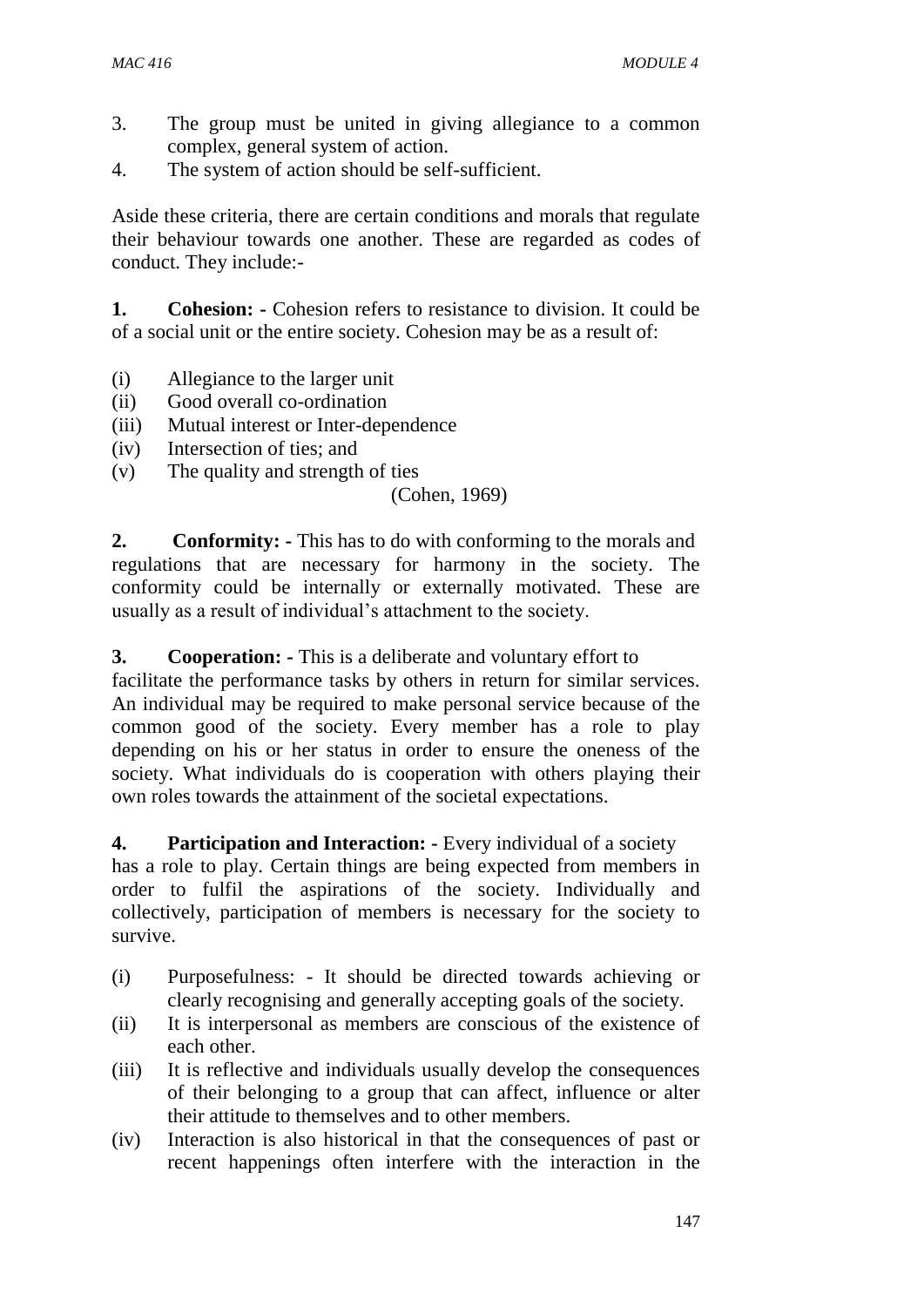3. The group must be united in giving allegiance to a common complex, general system of action.
4. The system of action should be self-sufficient.

Aside these criteria, there are certain conditions and morals that regulate their behaviour towards one another. These are regarded as codes of conduct. They include:-

**1. Cohesion: -** Cohesion refers to resistance to division. It could be of a social unit or the entire society. Cohesion may be as a result of:

(i) Allegiance to the larger unit
(ii) Good overall co-ordination
(iii) Mutual interest or Inter-dependence
(iv) Intersection of ties; and
(v) The quality and strength of ties

(Cohen, 1969)

**2. Conformity: -** This has to do with conforming to the morals and regulations that are necessary for harmony in the society. The conformity could be internally or externally motivated. These are usually as a result of individual's attachment to the society.

**3. Cooperation: -** This is a deliberate and voluntary effort to facilitate the performance tasks by others in return for similar services. An individual may be required to make personal service because of the common good of the society. Every member has a role to play depending on his or her status in order to ensure the oneness of the society. What individuals do is cooperation with others playing their own roles towards the attainment of the societal expectations.

**4. Participation and Interaction: -** Every individual of a society has a role to play. Certain things are being expected from members in order to fulfil the aspirations of the society. Individually and collectively, participation of members is necessary for the society to survive.

(i) Purposefulness: - It should be directed towards achieving or clearly recognising and generally accepting goals of the society.
(ii) It is interpersonal as members are conscious of the existence of each other.
(iii) It is reflective and individuals usually develop the consequences of their belonging to a group that can affect, influence or alter their attitude to themselves and to other members.
(iv) Interaction is also historical in that the consequences of past or recent happenings often interfere with the interaction in the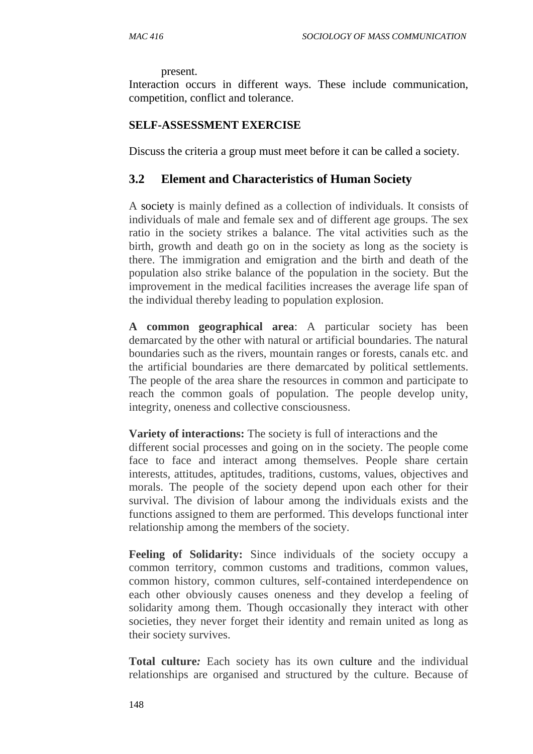present.

Interaction occurs in different ways. These include communication, competition, conflict and tolerance.

**SELF-ASSESSMENT EXERCISE**

Discuss the criteria a group must meet before it can be called a society.

## 3.2 Element and Characteristics of Human Society

A society is mainly defined as a collection of individuals. It consists of individuals of male and female sex and of different age groups. The sex ratio in the society strikes a balance. The vital activities such as the birth, growth and death go on in the society as long as the society is there. The immigration and emigration and the birth and death of the population also strike balance of the population in the society. But the improvement in the medical facilities increases the average life span of the individual thereby leading to population explosion.

**A common geographical area**: A particular society has been demarcated by the other with natural or artificial boundaries. The natural boundaries such as the rivers, mountain ranges or forests, canals etc. and the artificial boundaries are there demarcated by political settlements. The people of the area share the resources in common and participate to reach the common goals of population. The people develop unity, integrity, oneness and collective consciousness.

**Variety of interactions:** The society is full of interactions and the different social processes and going on in the society. The people come face to face and interact among themselves. People share certain interests, attitudes, aptitudes, traditions, customs, values, objectives and morals. The people of the society depend upon each other for their survival. The division of labour among the individuals exists and the functions assigned to them are performed. This develops functional inter relationship among the members of the society.

**Feeling of Solidarity:** Since individuals of the society occupy a common territory, common customs and traditions, common values, common history, common cultures, self-contained interdependence on each other obviously causes oneness and they develop a feeling of solidarity among them. Though occasionally they interact with other societies, they never forget their identity and remain united as long as their society survives.

**Total culture***:* Each society has its own culture and the individual relationships are organised and structured by the culture. Because of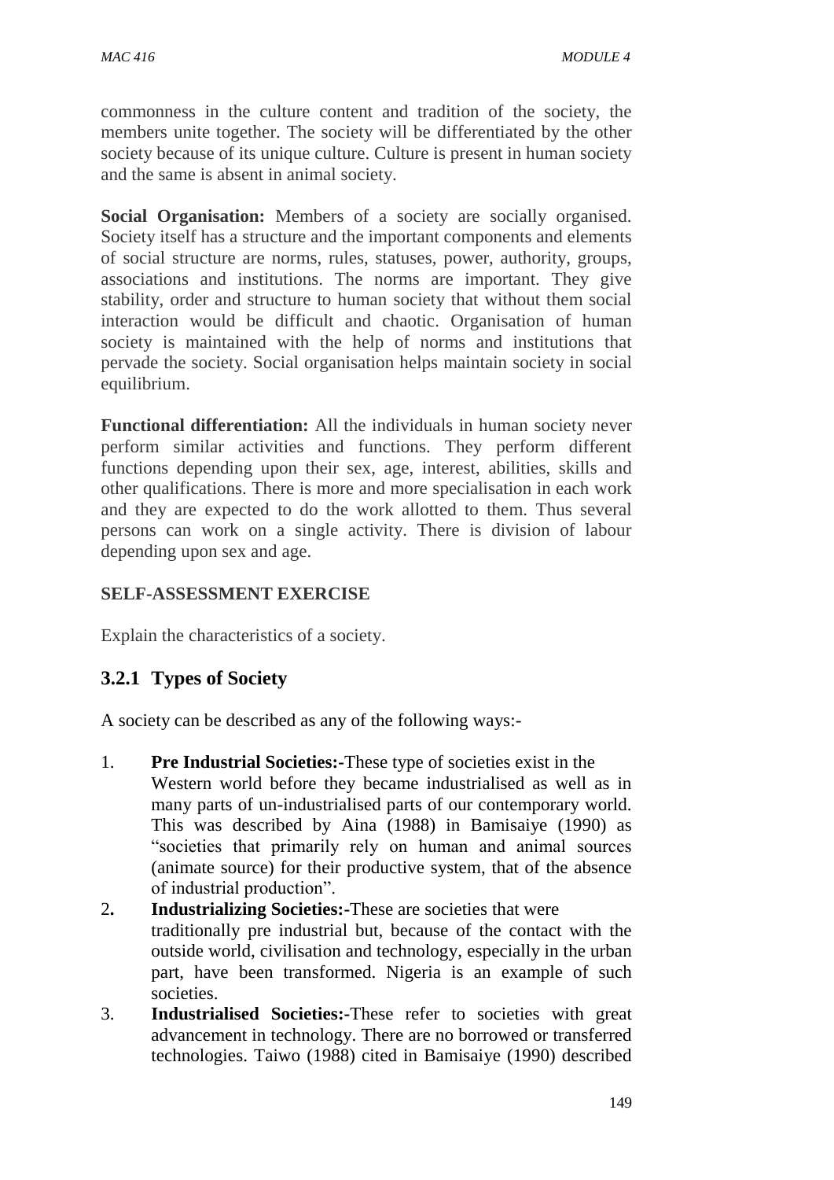commonness in the culture content and tradition of the society, the members unite together. The society will be differentiated by the other society because of its unique culture. Culture is present in human society and the same is absent in animal society.

**Social Organisation:** Members of a society are socially organised. Society itself has a structure and the important components and elements of social structure are norms, rules, statuses, power, authority, groups, associations and institutions. The norms are important. They give stability, order and structure to human society that without them social interaction would be difficult and chaotic. Organisation of human society is maintained with the help of norms and institutions that pervade the society. Social organisation helps maintain society in social equilibrium.

**Functional differentiation:** All the individuals in human society never perform similar activities and functions. They perform different functions depending upon their sex, age, interest, abilities, skills and other qualifications. There is more and more specialisation in each work and they are expected to do the work allotted to them. Thus several persons can work on a single activity. There is division of labour depending upon sex and age.

**SELF-ASSESSMENT EXERCISE**

Explain the characteristics of a society.

### 3.2.1 Types of Society

A society can be described as any of the following ways:-

1. **Pre Industrial Societies:-**These type of societies exist in the Western world before they became industrialised as well as in many parts of un-industrialised parts of our contemporary world. This was described by Aina (1988) in Bamisaiye (1990) as "societies that primarily rely on human and animal sources (animate source) for their productive system, that of the absence of industrial production".
2. **Industrializing Societies:-**These are societies that were traditionally pre industrial but, because of the contact with the outside world, civilisation and technology, especially in the urban part, have been transformed. Nigeria is an example of such societies.
3. **Industrialised Societies:-**These refer to societies with great advancement in technology. There are no borrowed or transferred technologies. Taiwo (1988) cited in Bamisaiye (1990) described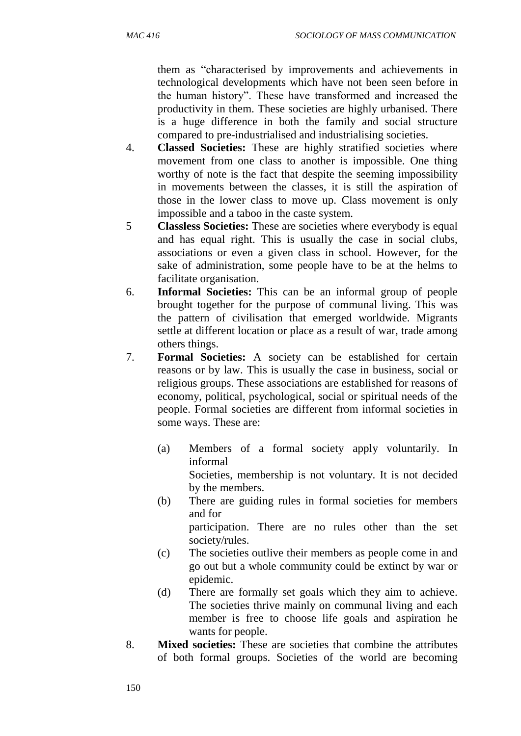them as "characterised by improvements and achievements in technological developments which have not been seen before in the human history". These have transformed and increased the productivity in them. These societies are highly urbanised. There is a huge difference in both the family and social structure compared to pre-industrialised and industrialising societies.

4. **Classed Societies:** These are highly stratified societies where movement from one class to another is impossible. One thing worthy of note is the fact that despite the seeming impossibility in movements between the classes, it is still the aspiration of those in the lower class to move up. Class movement is only impossible and a taboo in the caste system.
5. **Classless Societies:** These are societies where everybody is equal and has equal right. This is usually the case in social clubs, associations or even a given class in school. However, for the sake of administration, some people have to be at the helms to facilitate organisation.
6. **Informal Societies:** This can be an informal group of people brought together for the purpose of communal living. This was the pattern of civilisation that emerged worldwide. Migrants settle at different location or place as a result of war, trade among others things.
7. **Formal Societies:** A society can be established for certain reasons or by law. This is usually the case in business, social or religious groups. These associations are established for reasons of economy, political, psychological, social or spiritual needs of the people. Formal societies are different from informal societies in some ways. These are:

   (a) Members of a formal society apply voluntarily. In informal Societies, membership is not voluntary. It is not decided by the members.
   
   (b) There are guiding rules in formal societies for members and for participation. There are no rules other than the set society/rules.
   
   (c) The societies outlive their members as people come in and go out but a whole community could be extinct by war or epidemic.
   
   (d) There are formally set goals which they aim to achieve. The societies thrive mainly on communal living and each member is free to choose life goals and aspiration he wants for people.

8. **Mixed societies:** These are societies that combine the attributes of both formal groups. Societies of the world are becoming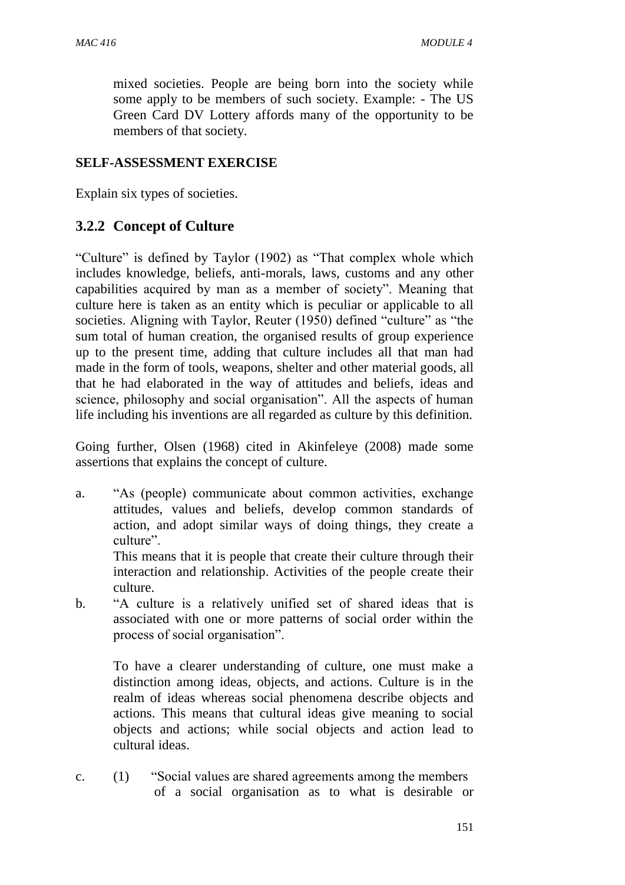mixed societies. People are being born into the society while some apply to be members of such society. Example: - The US Green Card DV Lottery affords many of the opportunity to be members of that society.

**SELF-ASSESSMENT EXERCISE**

Explain six types of societies.

### 3.2.2 Concept of Culture

"Culture" is defined by Taylor (1902) as "That complex whole which includes knowledge, beliefs, anti-morals, laws, customs and any other capabilities acquired by man as a member of society". Meaning that culture here is taken as an entity which is peculiar or applicable to all societies. Aligning with Taylor, Reuter (1950) defined "culture" as "the sum total of human creation, the organised results of group experience up to the present time, adding that culture includes all that man had made in the form of tools, weapons, shelter and other material goods, all that he had elaborated in the way of attitudes and beliefs, ideas and science, philosophy and social organisation". All the aspects of human life including his inventions are all regarded as culture by this definition.

Going further, Olsen (1968) cited in Akinfeleye (2008) made some assertions that explains the concept of culture.

a. "As (people) communicate about common activities, exchange attitudes, values and beliefs, develop common standards of action, and adopt similar ways of doing things, they create a culture".

   This means that it is people that create their culture through their interaction and relationship. Activities of the people create their culture.

b. "A culture is a relatively unified set of shared ideas that is associated with one or more patterns of social order within the process of social organisation".

   To have a clearer understanding of culture, one must make a distinction among ideas, objects, and actions. Culture is in the realm of ideas whereas social phenomena describe objects and actions. This means that cultural ideas give meaning to social objects and actions; while social objects and action lead to cultural ideas.

c. (1) "Social values are shared agreements among the members of a social organisation as to what is desirable or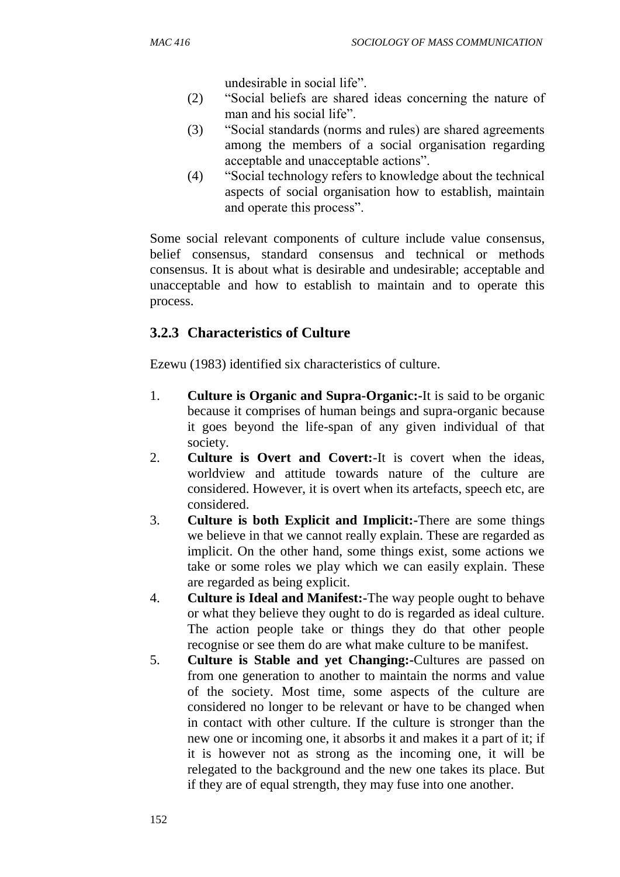undesirable in social life".

(2) "Social beliefs are shared ideas concerning the nature of man and his social life".

(3) "Social standards (norms and rules) are shared agreements among the members of a social organisation regarding acceptable and unacceptable actions".

(4) "Social technology refers to knowledge about the technical aspects of social organisation how to establish, maintain and operate this process".

Some social relevant components of culture include value consensus, belief consensus, standard consensus and technical or methods consensus. It is about what is desirable and undesirable; acceptable and unacceptable and how to establish to maintain and to operate this process.

### 3.2.3 Characteristics of Culture

Ezewu (1983) identified six characteristics of culture.

1. **Culture is Organic and Supra-Organic:-**It is said to be organic because it comprises of human beings and supra-organic because it goes beyond the life-span of any given individual of that society.
2. **Culture is Overt and Covert:-**It is covert when the ideas, worldview and attitude towards nature of the culture are considered. However, it is overt when its artefacts, speech etc, are considered.
3. **Culture is both Explicit and Implicit:-**There are some things we believe in that we cannot really explain. These are regarded as implicit. On the other hand, some things exist, some actions we take or some roles we play which we can easily explain. These are regarded as being explicit.
4. **Culture is Ideal and Manifest:-**The way people ought to behave or what they believe they ought to do is regarded as ideal culture. The action people take or things they do that other people recognise or see them do are what make culture to be manifest.
5. **Culture is Stable and yet Changing:-**Cultures are passed on from one generation to another to maintain the norms and value of the society. Most time, some aspects of the culture are considered no longer to be relevant or have to be changed when in contact with other culture. If the culture is stronger than the new one or incoming one, it absorbs it and makes it a part of it; if it is however not as strong as the incoming one, it will be relegated to the background and the new one takes its place. But if they are of equal strength, they may fuse into one another.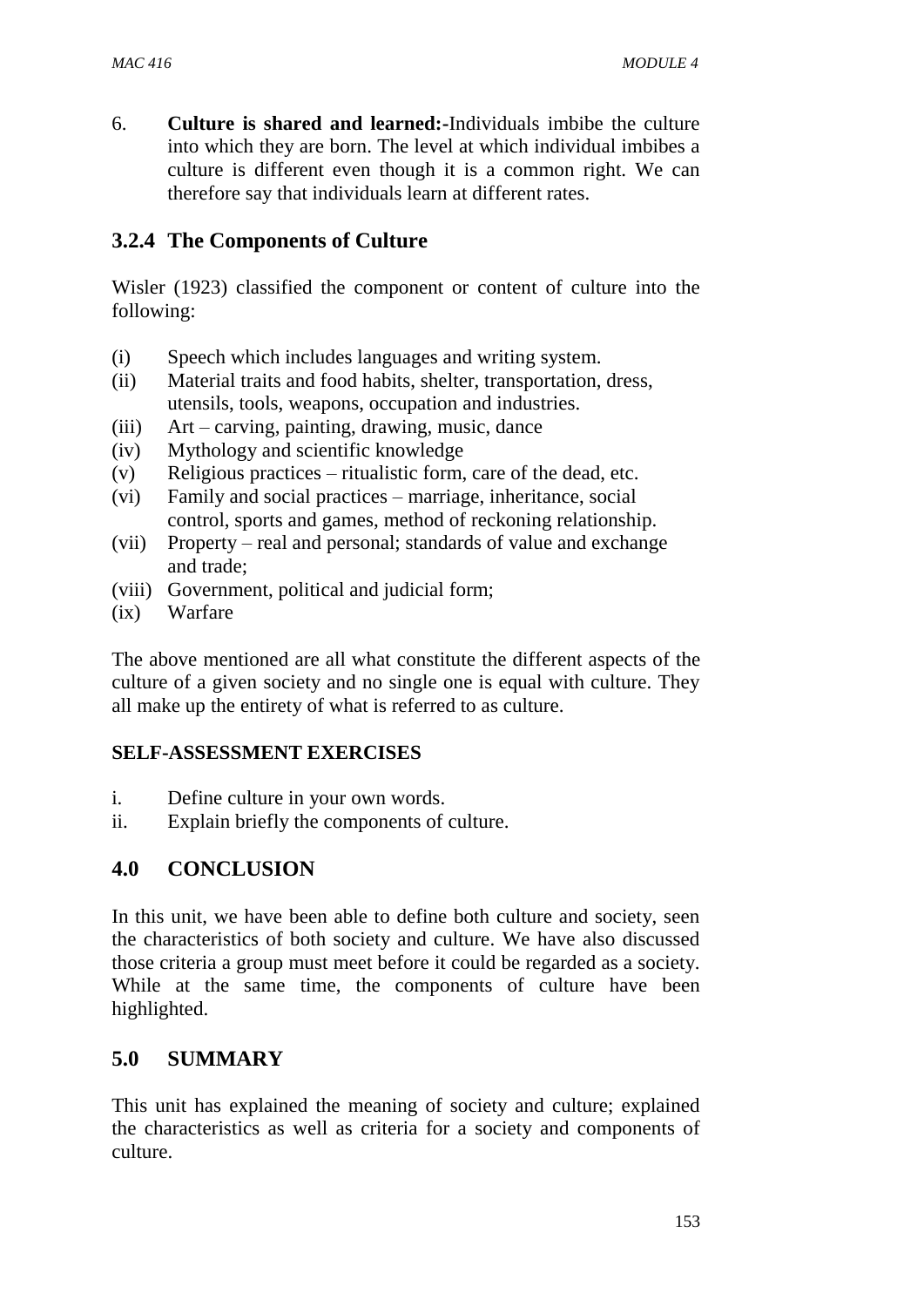6. **Culture is shared and learned:-**Individuals imbibe the culture into which they are born. The level at which individual imbibes a culture is different even though it is a common right. We can therefore say that individuals learn at different rates.

### 3.2.4 The Components of Culture

Wisler (1923) classified the component or content of culture into the following:

(i) Speech which includes languages and writing system.
(ii) Material traits and food habits, shelter, transportation, dress, utensils, tools, weapons, occupation and industries.
(iii) Art – carving, painting, drawing, music, dance
(iv) Mythology and scientific knowledge
(v) Religious practices – ritualistic form, care of the dead, etc.
(vi) Family and social practices – marriage, inheritance, social control, sports and games, method of reckoning relationship.
(vii) Property – real and personal; standards of value and exchange and trade;
(viii) Government, political and judicial form;
(ix) Warfare

The above mentioned are all what constitute the different aspects of the culture of a given society and no single one is equal with culture. They all make up the entirety of what is referred to as culture.

**SELF-ASSESSMENT EXERCISES**

i. Define culture in your own words.
ii. Explain briefly the components of culture.

## 4.0 CONCLUSION

In this unit, we have been able to define both culture and society, seen the characteristics of both society and culture. We have also discussed those criteria a group must meet before it could be regarded as a society. While at the same time, the components of culture have been highlighted.

## 5.0 SUMMARY

This unit has explained the meaning of society and culture; explained the characteristics as well as criteria for a society and components of culture.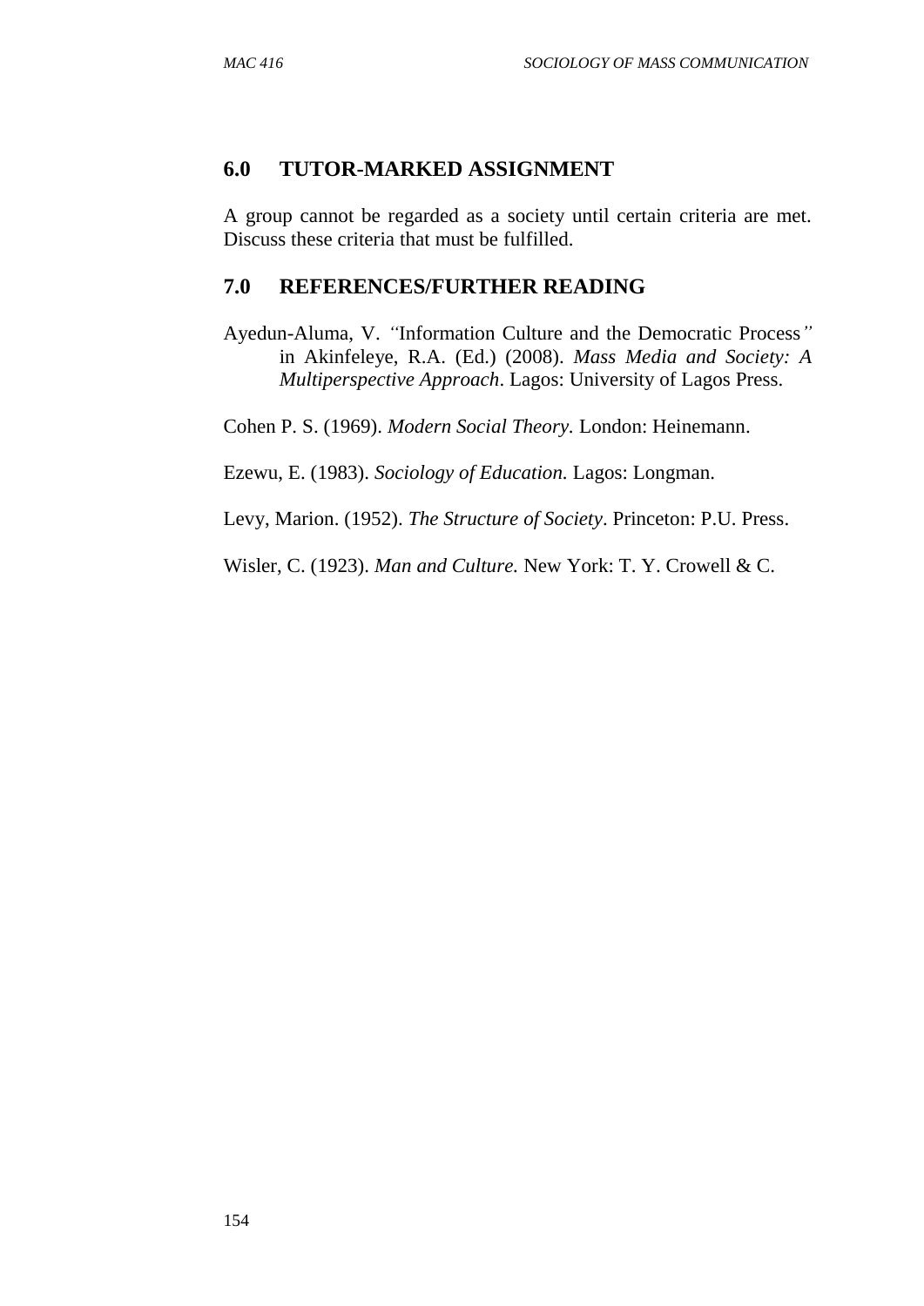## 6.0 TUTOR-MARKED ASSIGNMENT

A group cannot be regarded as a society until certain criteria are met. Discuss these criteria that must be fulfilled.

## 7.0 REFERENCES/FURTHER READING

Ayedun-Aluma, V. "Information Culture and the Democratic Process" in Akinfeleye, R.A. (Ed.) (2008). *Mass Media and Society: A Multiperspective Approach*. Lagos: University of Lagos Press.

Cohen P. S. (1969). *Modern Social Theory.* London: Heinemann.

Ezewu, E. (1983). *Sociology of Education.* Lagos: Longman.

Levy, Marion. (1952). *The Structure of Society*. Princeton: P.U. Press.

Wisler, C. (1923). *Man and Culture.* New York: T. Y. Crowell & C.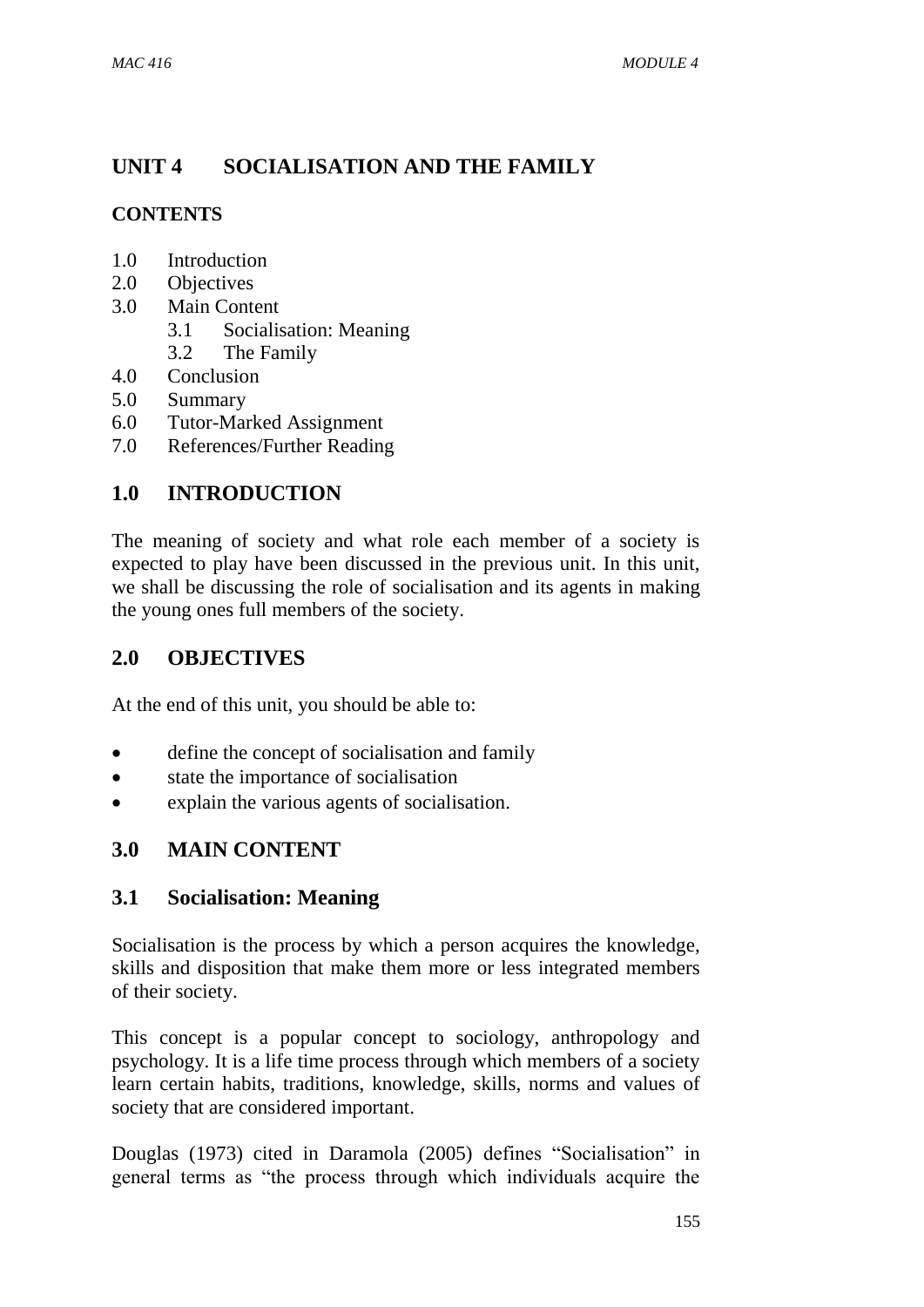# UNIT 4 SOCIALISATION AND THE FAMILY

**CONTENTS**

- 1.0 Introduction
- 2.0 Objectives
- 3.0 Main Content
  - 3.1 Socialisation: Meaning
  - 3.2 The Family
- 4.0 Conclusion
- 5.0 Summary
- 6.0 Tutor-Marked Assignment
- 7.0 References/Further Reading

## 1.0 INTRODUCTION

The meaning of society and what role each member of a society is expected to play have been discussed in the previous unit. In this unit, we shall be discussing the role of socialisation and its agents in making the young ones full members of the society.

## 2.0 OBJECTIVES

At the end of this unit, you should be able to:

- define the concept of socialisation and family
- state the importance of socialisation
- explain the various agents of socialisation.

## 3.0 MAIN CONTENT

### 3.1 Socialisation: Meaning

Socialisation is the process by which a person acquires the knowledge, skills and disposition that make them more or less integrated members of their society.

This concept is a popular concept to sociology, anthropology and psychology. It is a life time process through which members of a society learn certain habits, traditions, knowledge, skills, norms and values of society that are considered important.

Douglas (1973) cited in Daramola (2005) defines "Socialisation" in general terms as "the process through which individuals acquire the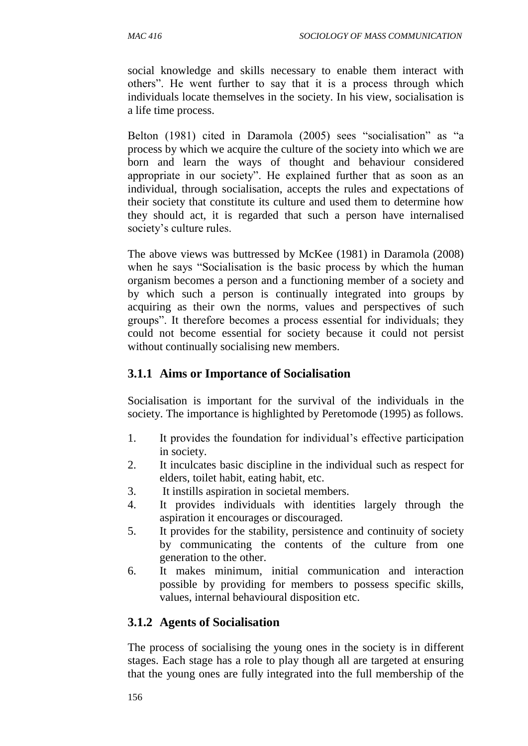social knowledge and skills necessary to enable them interact with others". He went further to say that it is a process through which individuals locate themselves in the society. In his view, socialisation is a life time process.

Belton (1981) cited in Daramola (2005) sees "socialisation" as "a process by which we acquire the culture of the society into which we are born and learn the ways of thought and behaviour considered appropriate in our society". He explained further that as soon as an individual, through socialisation, accepts the rules and expectations of their society that constitute its culture and used them to determine how they should act, it is regarded that such a person have internalised society's culture rules.

The above views was buttressed by McKee (1981) in Daramola (2008) when he says "Socialisation is the basic process by which the human organism becomes a person and a functioning member of a society and by which such a person is continually integrated into groups by acquiring as their own the norms, values and perspectives of such groups". It therefore becomes a process essential for individuals; they could not become essential for society because it could not persist without continually socialising new members.

### 3.1.1 Aims or Importance of Socialisation

Socialisation is important for the survival of the individuals in the society. The importance is highlighted by Peretomode (1995) as follows.

1. It provides the foundation for individual's effective participation in society.
2. It inculcates basic discipline in the individual such as respect for elders, toilet habit, eating habit, etc.
3. It instills aspiration in societal members.
4. It provides individuals with identities largely through the aspiration it encourages or discouraged.
5. It provides for the stability, persistence and continuity of society by communicating the contents of the culture from one generation to the other.
6. It makes minimum, initial communication and interaction possible by providing for members to possess specific skills, values, internal behavioural disposition etc.

### 3.1.2 Agents of Socialisation

The process of socialising the young ones in the society is in different stages. Each stage has a role to play though all are targeted at ensuring that the young ones are fully integrated into the full membership of the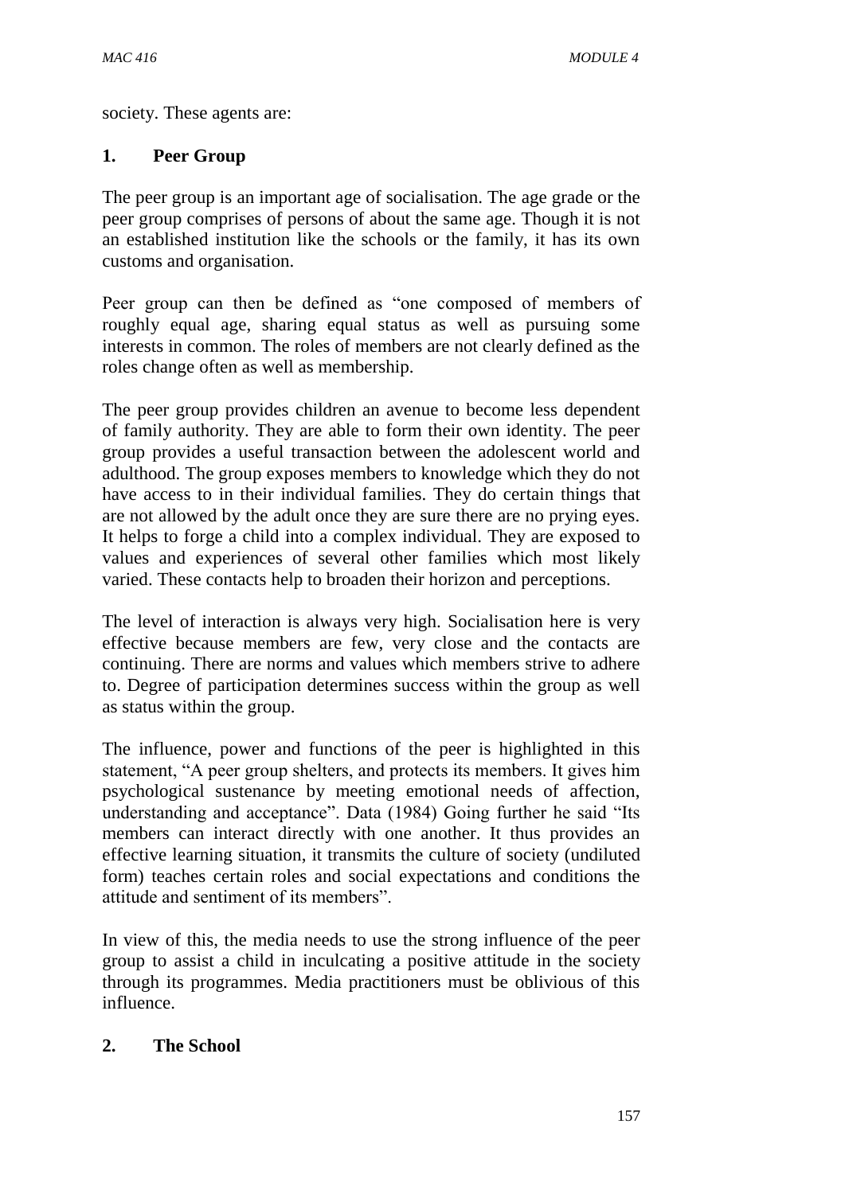society. These agents are:

**1. Peer Group**

The peer group is an important age of socialisation. The age grade or the peer group comprises of persons of about the same age. Though it is not an established institution like the schools or the family, it has its own customs and organisation.

Peer group can then be defined as "one composed of members of roughly equal age, sharing equal status as well as pursuing some interests in common. The roles of members are not clearly defined as the roles change often as well as membership.

The peer group provides children an avenue to become less dependent of family authority. They are able to form their own identity. The peer group provides a useful transaction between the adolescent world and adulthood. The group exposes members to knowledge which they do not have access to in their individual families. They do certain things that are not allowed by the adult once they are sure there are no prying eyes. It helps to forge a child into a complex individual. They are exposed to values and experiences of several other families which most likely varied. These contacts help to broaden their horizon and perceptions.

The level of interaction is always very high. Socialisation here is very effective because members are few, very close and the contacts are continuing. There are norms and values which members strive to adhere to. Degree of participation determines success within the group as well as status within the group.

The influence, power and functions of the peer is highlighted in this statement, "A peer group shelters, and protects its members. It gives him psychological sustenance by meeting emotional needs of affection, understanding and acceptance". Data (1984) Going further he said "Its members can interact directly with one another. It thus provides an effective learning situation, it transmits the culture of society (undiluted form) teaches certain roles and social expectations and conditions the attitude and sentiment of its members".

In view of this, the media needs to use the strong influence of the peer group to assist a child in inculcating a positive attitude in the society through its programmes. Media practitioners must be oblivious of this influence.

**2. The School**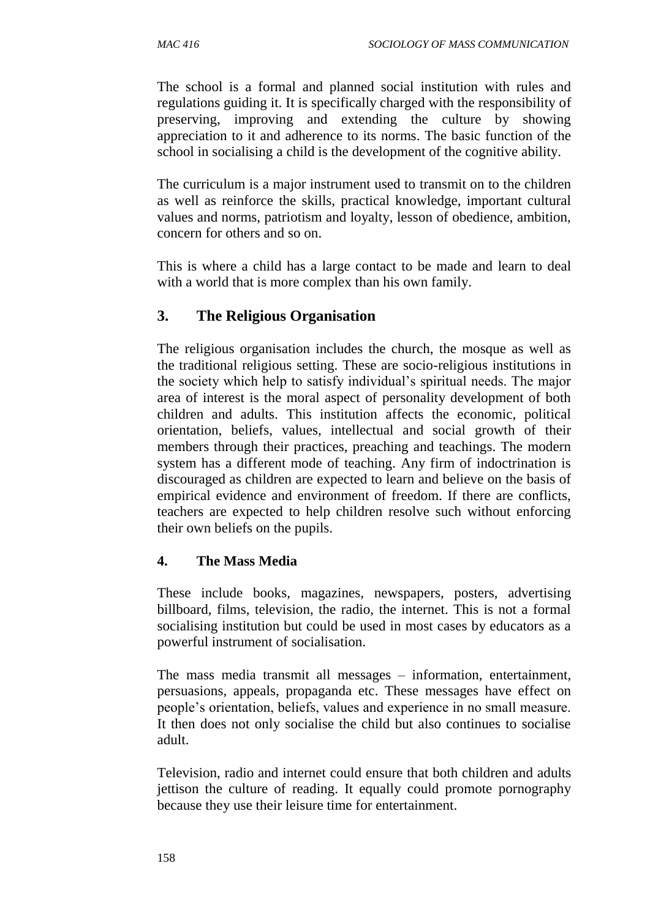The school is a formal and planned social institution with rules and regulations guiding it. It is specifically charged with the responsibility of preserving, improving and extending the culture by showing appreciation to it and adherence to its norms. The basic function of the school in socialising a child is the development of the cognitive ability.

The curriculum is a major instrument used to transmit on to the children as well as reinforce the skills, practical knowledge, important cultural values and norms, patriotism and loyalty, lesson of obedience, ambition, concern for others and so on.

This is where a child has a large contact to be made and learn to deal with a world that is more complex than his own family.

## 3. The Religious Organisation

The religious organisation includes the church, the mosque as well as the traditional religious setting. These are socio-religious institutions in the society which help to satisfy individual's spiritual needs. The major area of interest is the moral aspect of personality development of both children and adults. This institution affects the economic, political orientation, beliefs, values, intellectual and social growth of their members through their practices, preaching and teachings. The modern system has a different mode of teaching. Any firm of indoctrination is discouraged as children are expected to learn and believe on the basis of empirical evidence and environment of freedom. If there are conflicts, teachers are expected to help children resolve such without enforcing their own beliefs on the pupils.

### 4. The Mass Media

These include books, magazines, newspapers, posters, advertising billboard, films, television, the radio, the internet. This is not a formal socialising institution but could be used in most cases by educators as a powerful instrument of socialisation.

The mass media transmit all messages – information, entertainment, persuasions, appeals, propaganda etc. These messages have effect on people's orientation, beliefs, values and experience in no small measure. It then does not only socialise the child but also continues to socialise adult.

Television, radio and internet could ensure that both children and adults jettison the culture of reading. It equally could promote pornography because they use their leisure time for entertainment.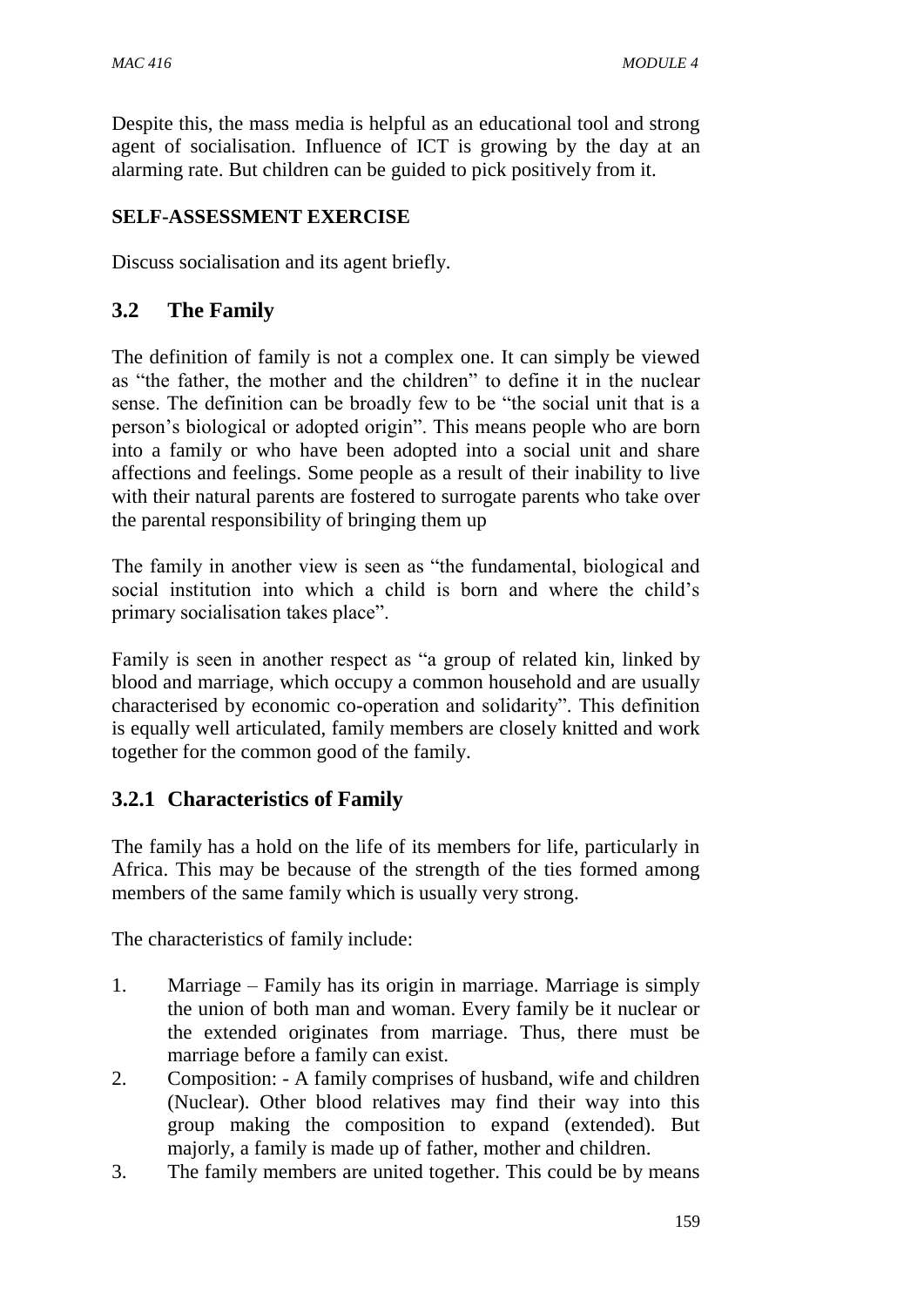Despite this, the mass media is helpful as an educational tool and strong agent of socialisation. Influence of ICT is growing by the day at an alarming rate. But children can be guided to pick positively from it.

**SELF-ASSESSMENT EXERCISE**

Discuss socialisation and its agent briefly.

## 3.2 The Family

The definition of family is not a complex one. It can simply be viewed as "the father, the mother and the children" to define it in the nuclear sense. The definition can be broadly few to be "the social unit that is a person's biological or adopted origin". This means people who are born into a family or who have been adopted into a social unit and share affections and feelings. Some people as a result of their inability to live with their natural parents are fostered to surrogate parents who take over the parental responsibility of bringing them up

The family in another view is seen as "the fundamental, biological and social institution into which a child is born and where the child's primary socialisation takes place".

Family is seen in another respect as "a group of related kin, linked by blood and marriage, which occupy a common household and are usually characterised by economic co-operation and solidarity". This definition is equally well articulated, family members are closely knitted and work together for the common good of the family.

### 3.2.1 Characteristics of Family

The family has a hold on the life of its members for life, particularly in Africa. This may be because of the strength of the ties formed among members of the same family which is usually very strong.

The characteristics of family include:

1. Marriage – Family has its origin in marriage. Marriage is simply the union of both man and woman. Every family be it nuclear or the extended originates from marriage. Thus, there must be marriage before a family can exist.
2. Composition: - A family comprises of husband, wife and children (Nuclear). Other blood relatives may find their way into this group making the composition to expand (extended). But majorly, a family is made up of father, mother and children.
3. The family members are united together. This could be by means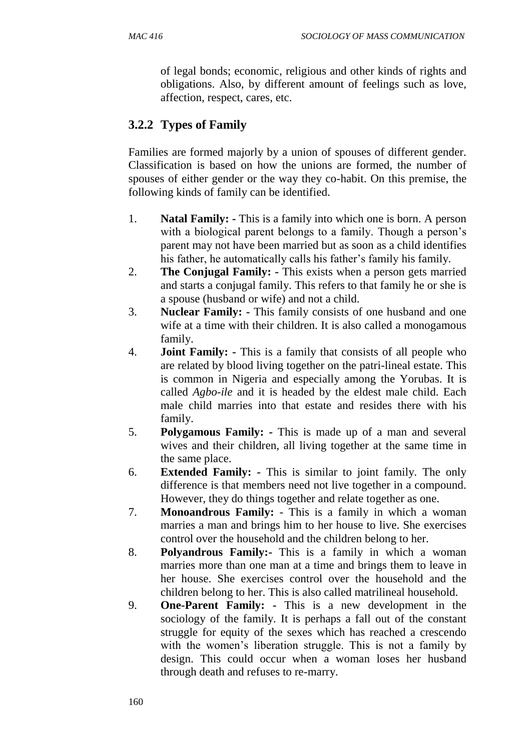of legal bonds; economic, religious and other kinds of rights and obligations. Also, by different amount of feelings such as love, affection, respect, cares, etc.

### 3.2.2 Types of Family

Families are formed majorly by a union of spouses of different gender. Classification is based on how the unions are formed, the number of spouses of either gender or the way they co-habit. On this premise, the following kinds of family can be identified.

1. **Natal Family: -** This is a family into which one is born. A person with a biological parent belongs to a family. Though a person's parent may not have been married but as soon as a child identifies his father, he automatically calls his father's family his family.
2. **The Conjugal Family: -** This exists when a person gets married and starts a conjugal family. This refers to that family he or she is a spouse (husband or wife) and not a child.
3. **Nuclear Family: -** This family consists of one husband and one wife at a time with their children. It is also called a monogamous family.
4. **Joint Family: -** This is a family that consists of all people who are related by blood living together on the patri-lineal estate. This is common in Nigeria and especially among the Yorubas. It is called *Agbo-ile* and it is headed by the eldest male child. Each male child marries into that estate and resides there with his family.
5. **Polygamous Family: -** This is made up of a man and several wives and their children, all living together at the same time in the same place.
6. **Extended Family: -** This is similar to joint family. The only difference is that members need not live together in a compound. However, they do things together and relate together as one.
7. **Monoandrous Family:** - This is a family in which a woman marries a man and brings him to her house to live. She exercises control over the household and the children belong to her.
8. **Polyandrous Family:-** This is a family in which a woman marries more than one man at a time and brings them to leave in her house. She exercises control over the household and the children belong to her. This is also called matrilineal household.
9. **One-Parent Family: -** This is a new development in the sociology of the family. It is perhaps a fall out of the constant struggle for equity of the sexes which has reached a crescendo with the women's liberation struggle. This is not a family by design. This could occur when a woman loses her husband through death and refuses to re-marry.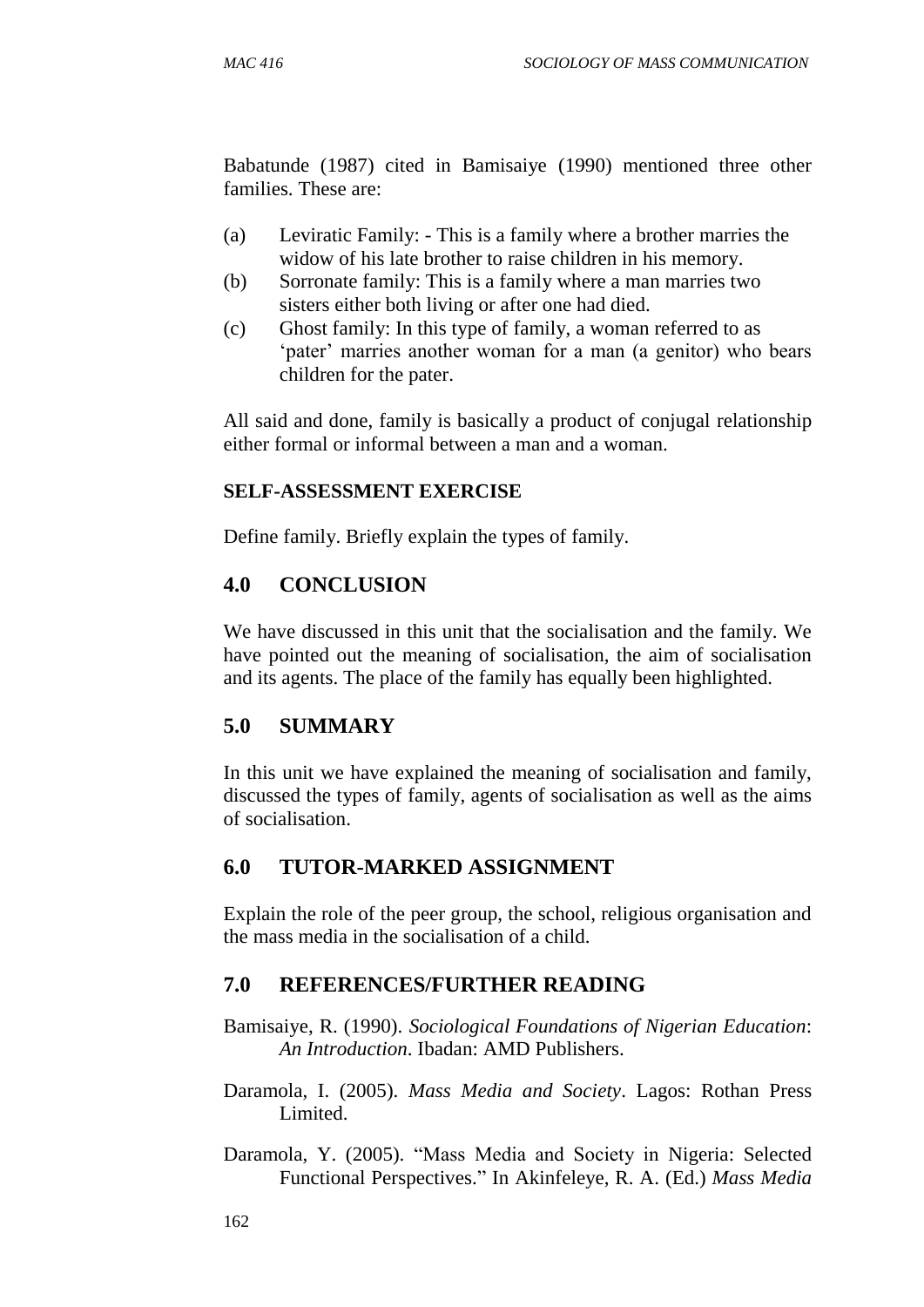Babatunde (1987) cited in Bamisaiye (1990) mentioned three other families. These are:

(a) Leviratic Family: - This is a family where a brother marries the widow of his late brother to raise children in his memory.
(b) Sorronate family: This is a family where a man marries two sisters either both living or after one had died.
(c) Ghost family: In this type of family, a woman referred to as 'pater' marries another woman for a man (a genitor) who bears children for the pater.

All said and done, family is basically a product of conjugal relationship either formal or informal between a man and a woman.

**SELF-ASSESSMENT EXERCISE**

Define family. Briefly explain the types of family.

## 4.0 CONCLUSION

We have discussed in this unit that the socialisation and the family. We have pointed out the meaning of socialisation, the aim of socialisation and its agents. The place of the family has equally been highlighted.

## 5.0 SUMMARY

In this unit we have explained the meaning of socialisation and family, discussed the types of family, agents of socialisation as well as the aims of socialisation.

## 6.0 TUTOR-MARKED ASSIGNMENT

Explain the role of the peer group, the school, religious organisation and the mass media in the socialisation of a child.

## 7.0 REFERENCES/FURTHER READING

Bamisaiye, R. (1990). *Sociological Foundations of Nigerian Education*: *An Introduction*. Ibadan: AMD Publishers.

Daramola, I. (2005). *Mass Media and Society*. Lagos: Rothan Press Limited.

Daramola, Y. (2005). "Mass Media and Society in Nigeria: Selected Functional Perspectives." In Akinfeleye, R. A. (Ed.) *Mass Media*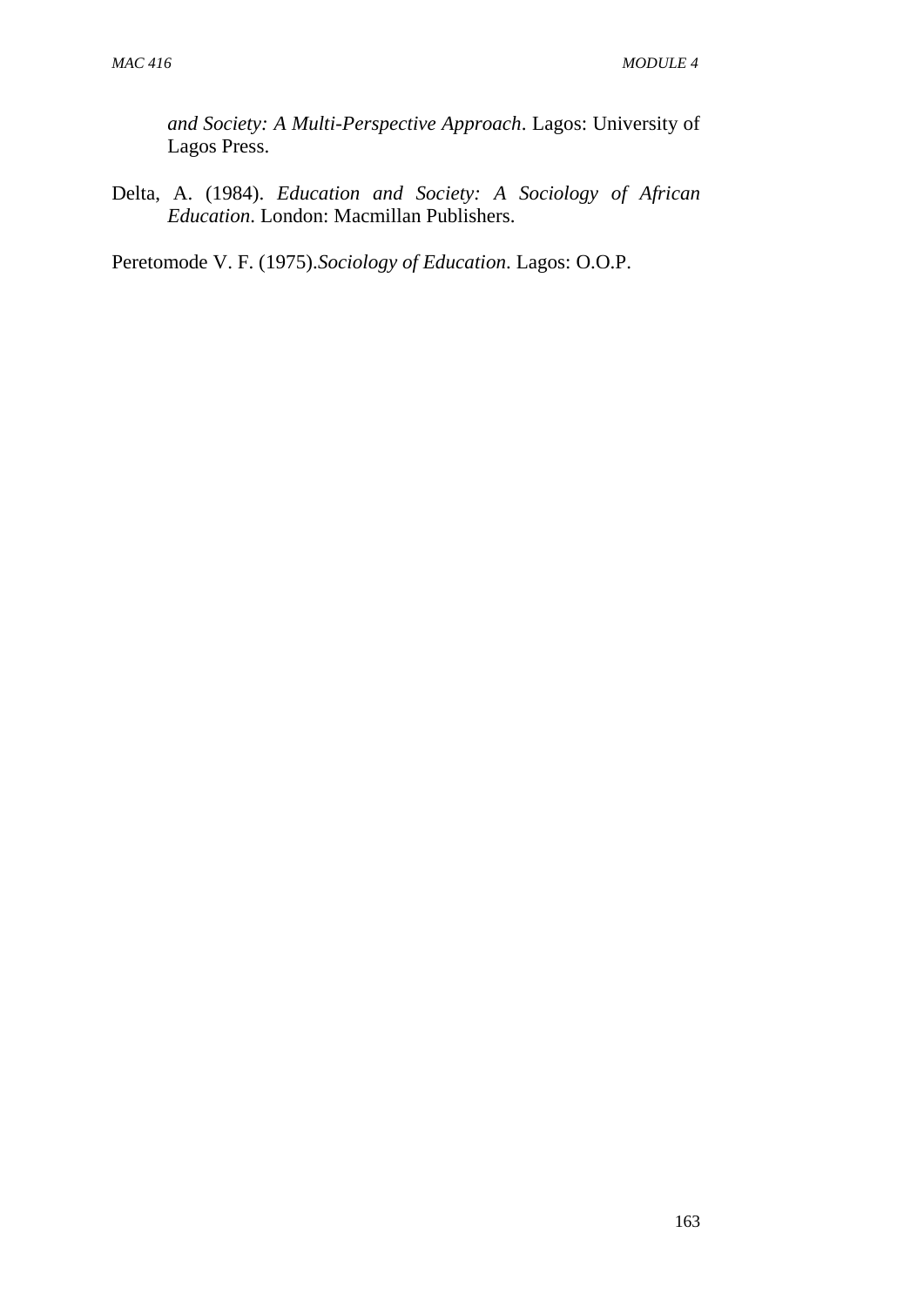*and Society: A Multi-Perspective Approach*. Lagos: University of Lagos Press.

Delta, A. (1984). *Education and Society: A Sociology of African Education*. London: Macmillan Publishers.

Peretomode V. F. (1975).*Sociology of Education*. Lagos: O.O.P.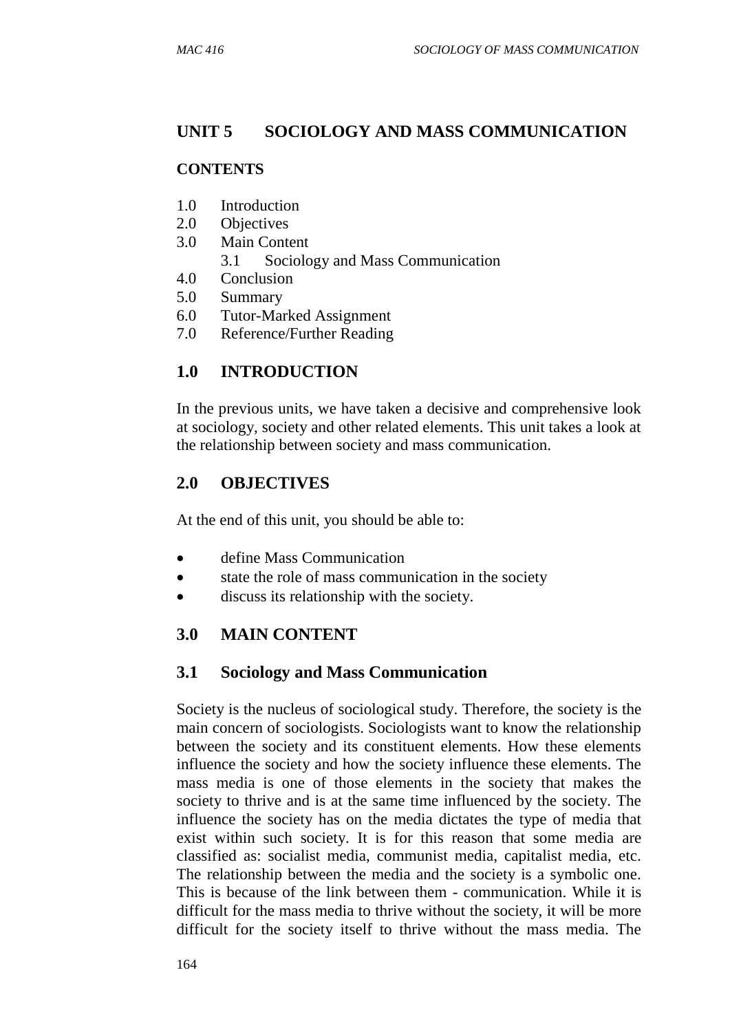## UNIT 5 SOCIOLOGY AND MASS COMMUNICATION

**CONTENTS**

1.0 Introduction
2.0 Objectives
3.0 Main Content
 3.1 Sociology and Mass Communication
4.0 Conclusion
5.0 Summary
6.0 Tutor-Marked Assignment
7.0 Reference/Further Reading

## 1.0 INTRODUCTION

In the previous units, we have taken a decisive and comprehensive look at sociology, society and other related elements. This unit takes a look at the relationship between society and mass communication.

## 2.0 OBJECTIVES

At the end of this unit, you should be able to:

- define Mass Communication
- state the role of mass communication in the society
- discuss its relationship with the society.

## 3.0 MAIN CONTENT

### 3.1 Sociology and Mass Communication

Society is the nucleus of sociological study. Therefore, the society is the main concern of sociologists. Sociologists want to know the relationship between the society and its constituent elements. How these elements influence the society and how the society influence these elements. The mass media is one of those elements in the society that makes the society to thrive and is at the same time influenced by the society. The influence the society has on the media dictates the type of media that exist within such society. It is for this reason that some media are classified as: socialist media, communist media, capitalist media, etc. The relationship between the media and the society is a symbolic one. This is because of the link between them - communication. While it is difficult for the mass media to thrive without the society, it will be more difficult for the society itself to thrive without the mass media. The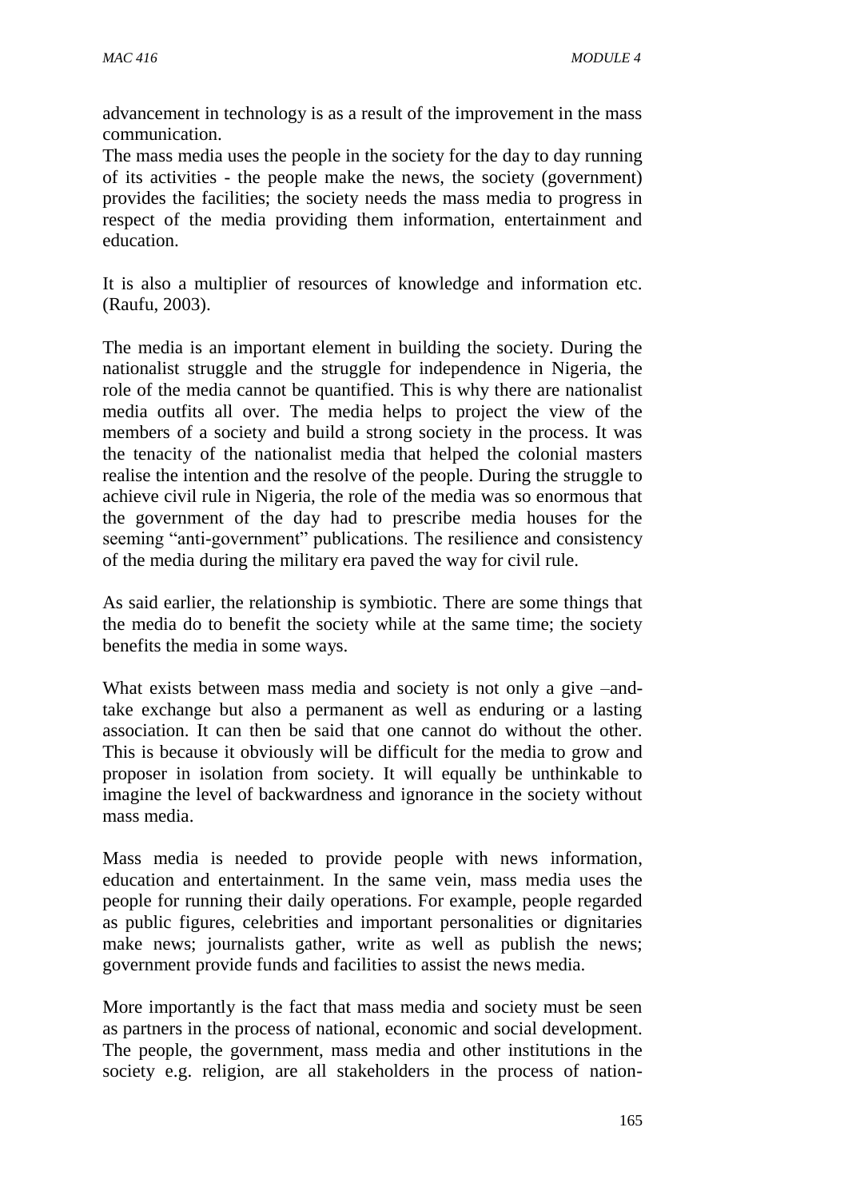advancement in technology is as a result of the improvement in the mass communication.

The mass media uses the people in the society for the day to day running of its activities - the people make the news, the society (government) provides the facilities; the society needs the mass media to progress in respect of the media providing them information, entertainment and education.

It is also a multiplier of resources of knowledge and information etc. (Raufu, 2003).

The media is an important element in building the society. During the nationalist struggle and the struggle for independence in Nigeria, the role of the media cannot be quantified. This is why there are nationalist media outfits all over. The media helps to project the view of the members of a society and build a strong society in the process. It was the tenacity of the nationalist media that helped the colonial masters realise the intention and the resolve of the people. During the struggle to achieve civil rule in Nigeria, the role of the media was so enormous that the government of the day had to prescribe media houses for the seeming "anti-government" publications. The resilience and consistency of the media during the military era paved the way for civil rule.

As said earlier, the relationship is symbiotic. There are some things that the media do to benefit the society while at the same time; the society benefits the media in some ways.

What exists between mass media and society is not only a give –and-take exchange but also a permanent as well as enduring or a lasting association. It can then be said that one cannot do without the other. This is because it obviously will be difficult for the media to grow and proposer in isolation from society. It will equally be unthinkable to imagine the level of backwardness and ignorance in the society without mass media.

Mass media is needed to provide people with news information, education and entertainment. In the same vein, mass media uses the people for running their daily operations. For example, people regarded as public figures, celebrities and important personalities or dignitaries make news; journalists gather, write as well as publish the news; government provide funds and facilities to assist the news media.

More importantly is the fact that mass media and society must be seen as partners in the process of national, economic and social development. The people, the government, mass media and other institutions in the society e.g. religion, are all stakeholders in the process of nation-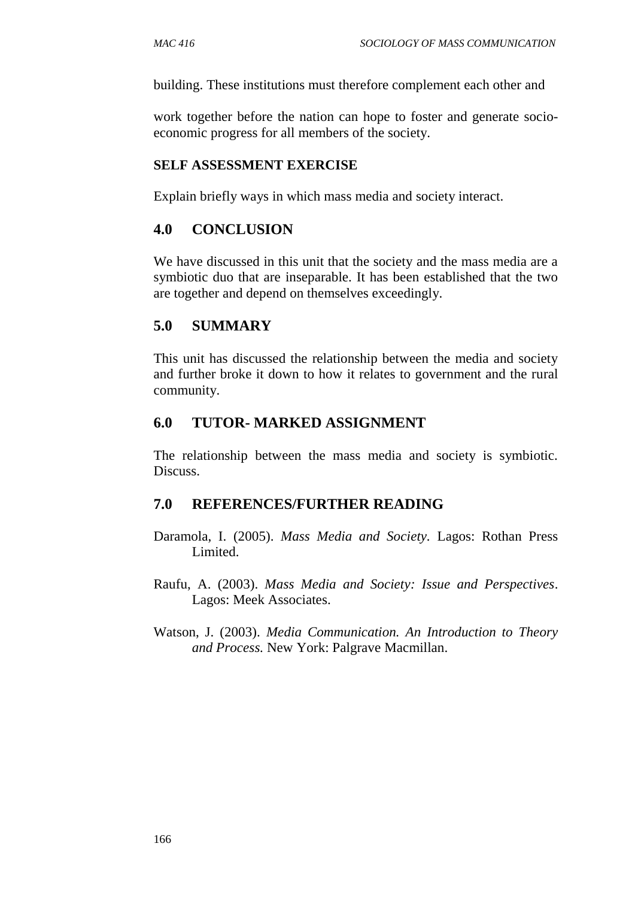building. These institutions must therefore complement each other and

work together before the nation can hope to foster and generate socio-economic progress for all members of the society.

**SELF ASSESSMENT EXERCISE**

Explain briefly ways in which mass media and society interact.

## 4.0 CONCLUSION

We have discussed in this unit that the society and the mass media are a symbiotic duo that are inseparable. It has been established that the two are together and depend on themselves exceedingly.

## 5.0 SUMMARY

This unit has discussed the relationship between the media and society and further broke it down to how it relates to government and the rural community.

## 6.0 TUTOR- MARKED ASSIGNMENT

The relationship between the mass media and society is symbiotic. Discuss.

## 7.0 REFERENCES/FURTHER READING

Daramola, I. (2005). *Mass Media and Society*. Lagos: Rothan Press Limited.

Raufu, A. (2003). *Mass Media and Society: Issue and Perspectives*. Lagos: Meek Associates.

Watson, J. (2003). *Media Communication. An Introduction to Theory and Process.* New York: Palgrave Macmillan.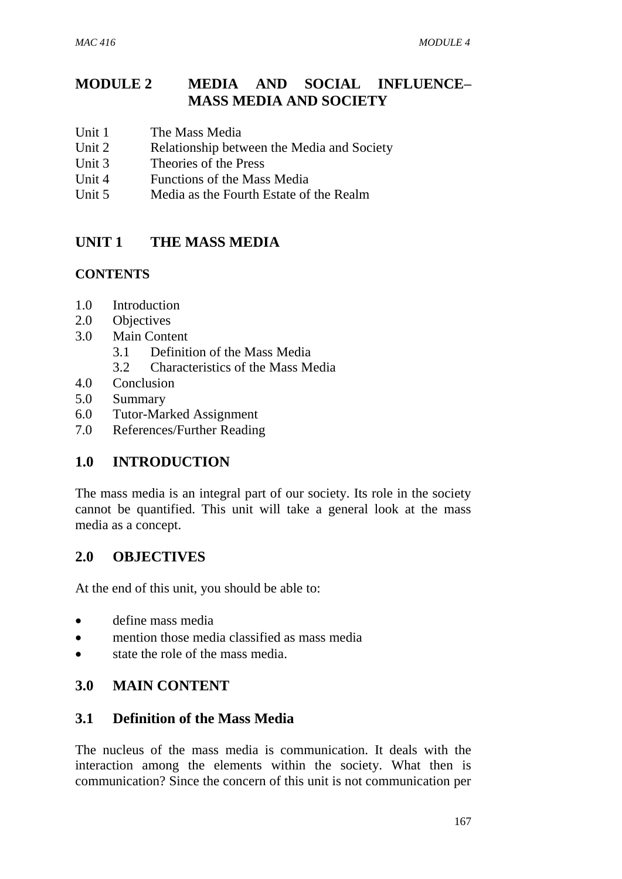# MODULE 2 MEDIA AND SOCIAL INFLUENCE– MASS MEDIA AND SOCIETY

Unit 1 The Mass Media
Unit 2 Relationship between the Media and Society
Unit 3 Theories of the Press
Unit 4 Functions of the Mass Media
Unit 5 Media as the Fourth Estate of the Realm

## UNIT 1 THE MASS MEDIA

**CONTENTS**

1.0 Introduction
2.0 Objectives
3.0 Main Content
  3.1 Definition of the Mass Media
  3.2 Characteristics of the Mass Media
4.0 Conclusion
5.0 Summary
6.0 Tutor-Marked Assignment
7.0 References/Further Reading

## 1.0 INTRODUCTION

The mass media is an integral part of our society. Its role in the society cannot be quantified. This unit will take a general look at the mass media as a concept.

## 2.0 OBJECTIVES

At the end of this unit, you should be able to:

- define mass media
- mention those media classified as mass media
- state the role of the mass media.

## 3.0 MAIN CONTENT

### 3.1 Definition of the Mass Media

The nucleus of the mass media is communication. It deals with the interaction among the elements within the society. What then is communication? Since the concern of this unit is not communication per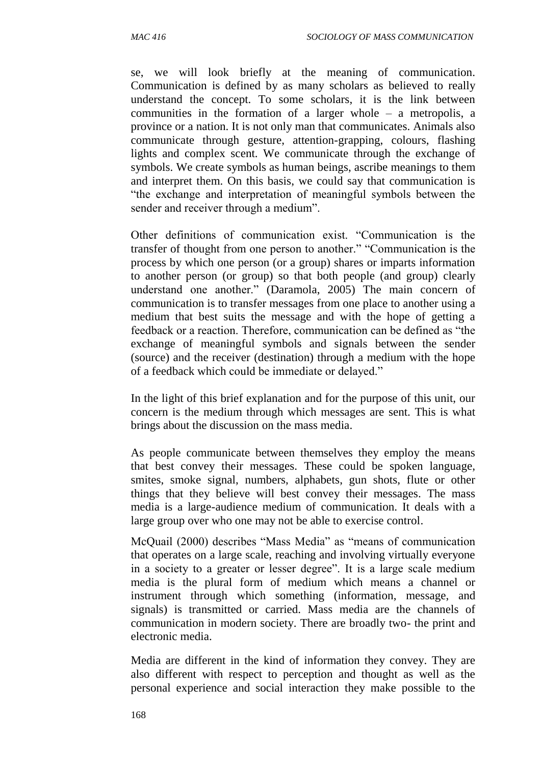se, we will look briefly at the meaning of communication. Communication is defined by as many scholars as believed to really understand the concept. To some scholars, it is the link between communities in the formation of a larger whole – a metropolis, a province or a nation. It is not only man that communicates. Animals also communicate through gesture, attention-grapping, colours, flashing lights and complex scent. We communicate through the exchange of symbols. We create symbols as human beings, ascribe meanings to them and interpret them. On this basis, we could say that communication is "the exchange and interpretation of meaningful symbols between the sender and receiver through a medium".

Other definitions of communication exist. "Communication is the transfer of thought from one person to another." "Communication is the process by which one person (or a group) shares or imparts information to another person (or group) so that both people (and group) clearly understand one another." (Daramola, 2005) The main concern of communication is to transfer messages from one place to another using a medium that best suits the message and with the hope of getting a feedback or a reaction. Therefore, communication can be defined as "the exchange of meaningful symbols and signals between the sender (source) and the receiver (destination) through a medium with the hope of a feedback which could be immediate or delayed."

In the light of this brief explanation and for the purpose of this unit, our concern is the medium through which messages are sent. This is what brings about the discussion on the mass media.

As people communicate between themselves they employ the means that best convey their messages. These could be spoken language, smites, smoke signal, numbers, alphabets, gun shots, flute or other things that they believe will best convey their messages. The mass media is a large-audience medium of communication. It deals with a large group over who one may not be able to exercise control.

McQuail (2000) describes "Mass Media" as "means of communication that operates on a large scale, reaching and involving virtually everyone in a society to a greater or lesser degree". It is a large scale medium media is the plural form of medium which means a channel or instrument through which something (information, message, and signals) is transmitted or carried. Mass media are the channels of communication in modern society. There are broadly two- the print and electronic media.

Media are different in the kind of information they convey. They are also different with respect to perception and thought as well as the personal experience and social interaction they make possible to the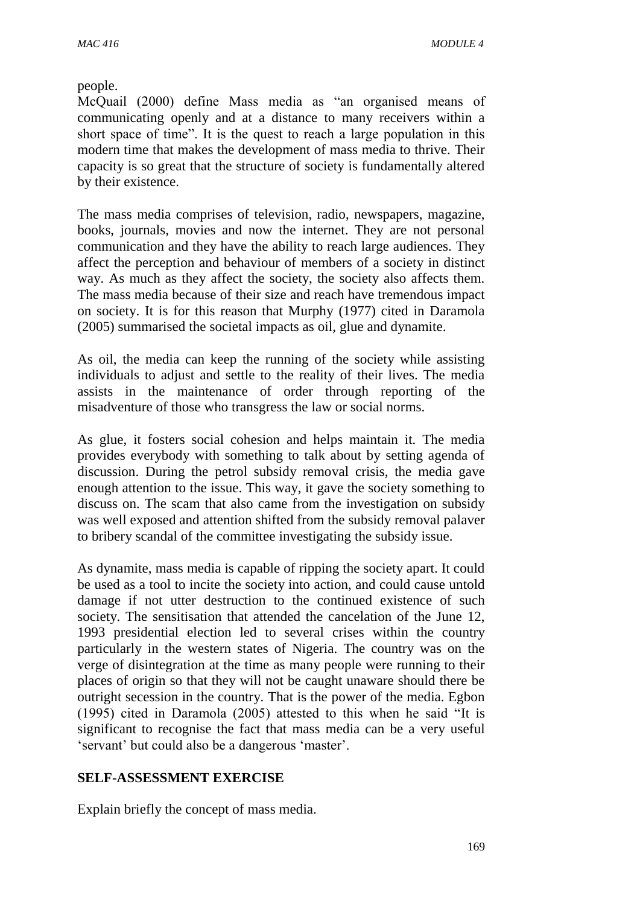people.

McQuail (2000) define Mass media as “an organised means of communicating openly and at a distance to many receivers within a short space of time”. It is the quest to reach a large population in this modern time that makes the development of mass media to thrive. Their capacity is so great that the structure of society is fundamentally altered by their existence.

The mass media comprises of television, radio, newspapers, magazine, books, journals, movies and now the internet. They are not personal communication and they have the ability to reach large audiences. They affect the perception and behaviour of members of a society in distinct way. As much as they affect the society, the society also affects them. The mass media because of their size and reach have tremendous impact on society. It is for this reason that Murphy (1977) cited in Daramola (2005) summarised the societal impacts as oil, glue and dynamite.

As oil, the media can keep the running of the society while assisting individuals to adjust and settle to the reality of their lives. The media assists in the maintenance of order through reporting of the misadventure of those who transgress the law or social norms.

As glue, it fosters social cohesion and helps maintain it. The media provides everybody with something to talk about by setting agenda of discussion. During the petrol subsidy removal crisis, the media gave enough attention to the issue. This way, it gave the society something to discuss on. The scam that also came from the investigation on subsidy was well exposed and attention shifted from the subsidy removal palaver to bribery scandal of the committee investigating the subsidy issue.

As dynamite, mass media is capable of ripping the society apart. It could be used as a tool to incite the society into action, and could cause untold damage if not utter destruction to the continued existence of such society. The sensitisation that attended the cancelation of the June 12, 1993 presidential election led to several crises within the country particularly in the western states of Nigeria. The country was on the verge of disintegration at the time as many people were running to their places of origin so that they will not be caught unaware should there be outright secession in the country. That is the power of the media. Egbon (1995) cited in Daramola (2005) attested to this when he said “It is significant to recognise the fact that mass media can be a very useful ‘servant’ but could also be a dangerous ‘master’.

## SELF-ASSESSMENT EXERCISE

Explain briefly the concept of mass media.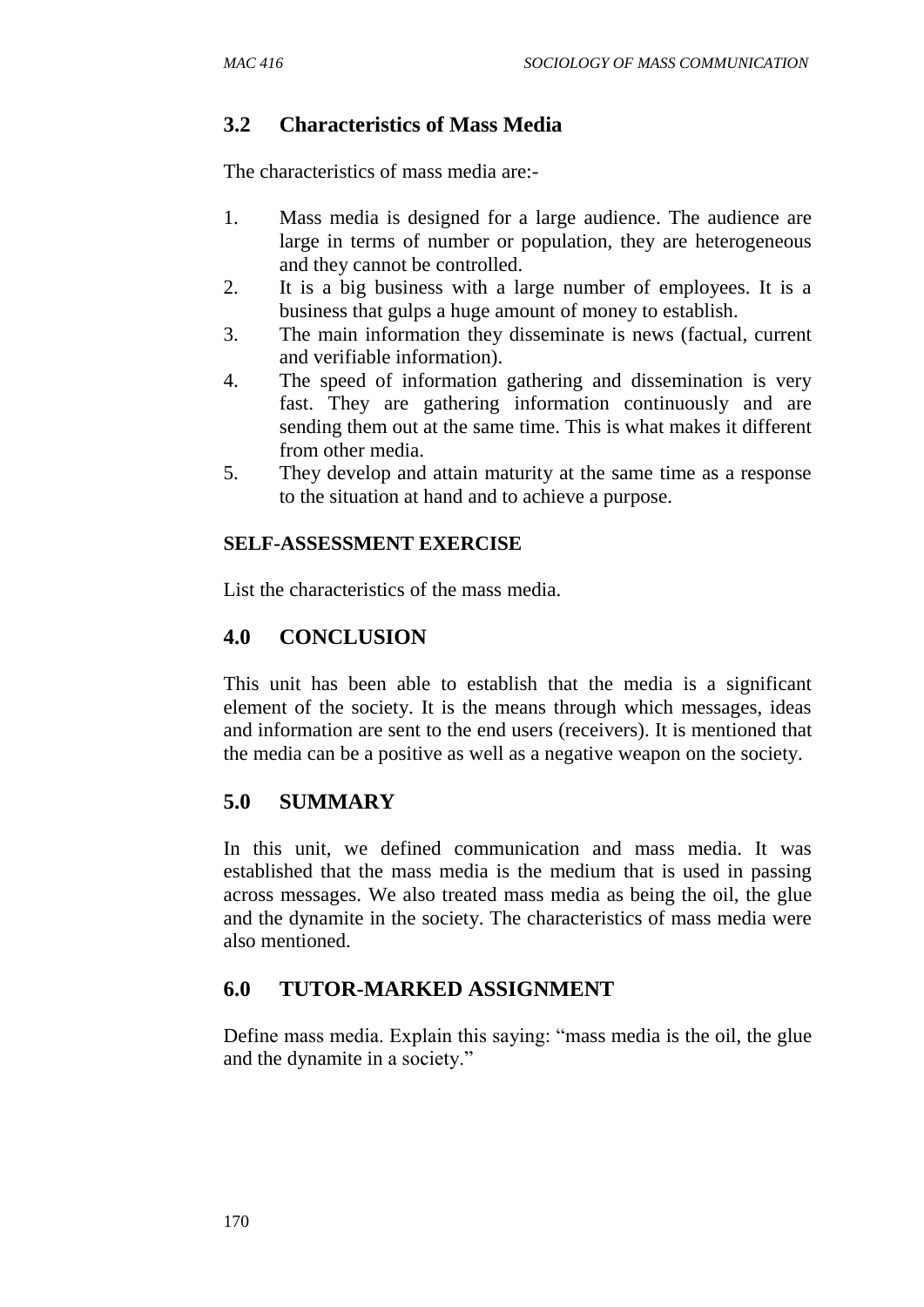## 3.2 Characteristics of Mass Media

The characteristics of mass media are:-

1. Mass media is designed for a large audience. The audience are large in terms of number or population, they are heterogeneous and they cannot be controlled.
2. It is a big business with a large number of employees. It is a business that gulps a huge amount of money to establish.
3. The main information they disseminate is news (factual, current and verifiable information).
4. The speed of information gathering and dissemination is very fast. They are gathering information continuously and are sending them out at the same time. This is what makes it different from other media.
5. They develop and attain maturity at the same time as a response to the situation at hand and to achieve a purpose.

**SELF-ASSESSMENT EXERCISE**

List the characteristics of the mass media.

## 4.0 CONCLUSION

This unit has been able to establish that the media is a significant element of the society. It is the means through which messages, ideas and information are sent to the end users (receivers). It is mentioned that the media can be a positive as well as a negative weapon on the society.

## 5.0 SUMMARY

In this unit, we defined communication and mass media. It was established that the mass media is the medium that is used in passing across messages. We also treated mass media as being the oil, the glue and the dynamite in the society. The characteristics of mass media were also mentioned.

## 6.0 TUTOR-MARKED ASSIGNMENT

Define mass media. Explain this saying: "mass media is the oil, the glue and the dynamite in a society."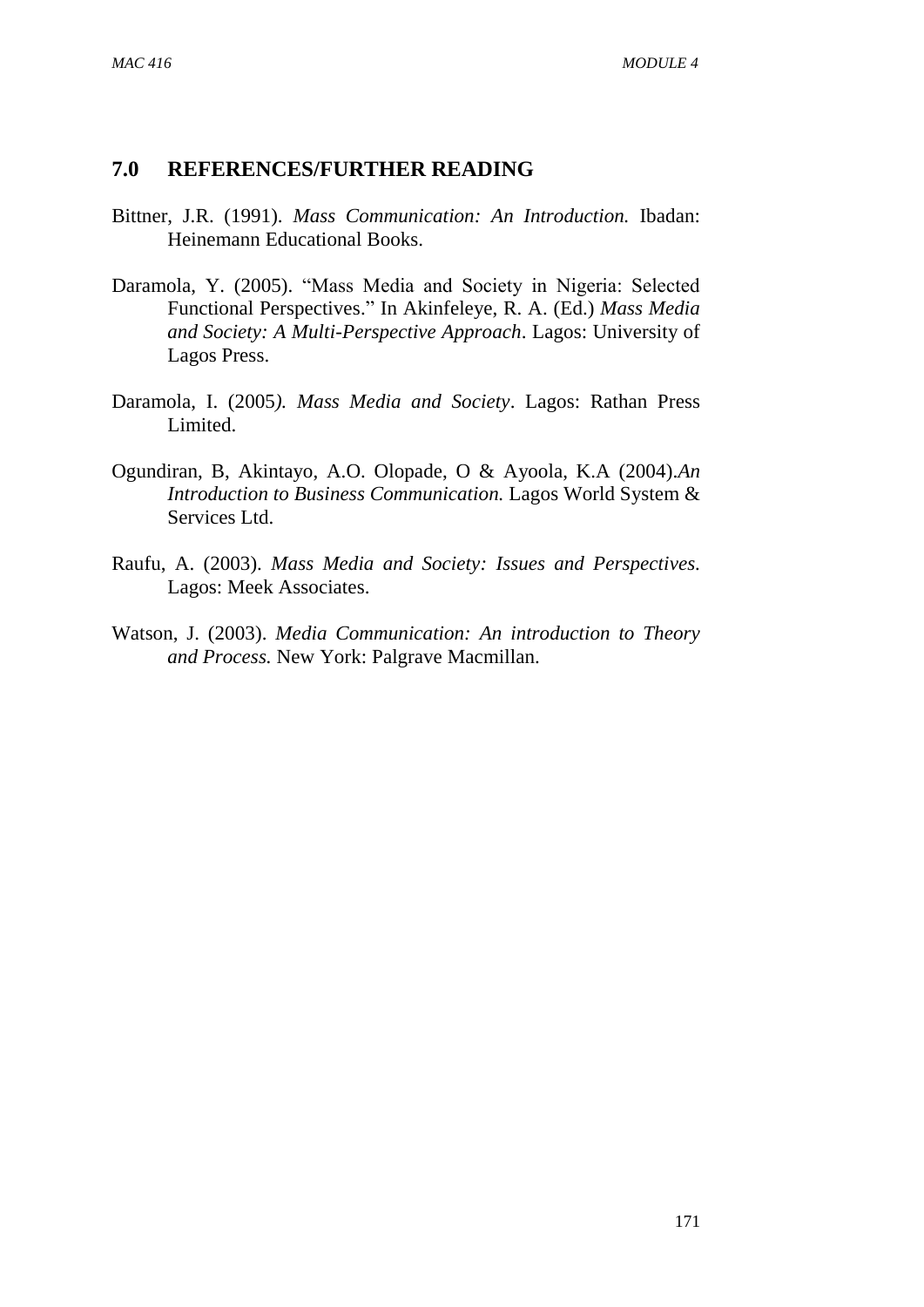## 7.0 REFERENCES/FURTHER READING

Bittner, J.R. (1991). *Mass Communication: An Introduction.* Ibadan: Heinemann Educational Books.

Daramola, Y. (2005). "Mass Media and Society in Nigeria: Selected Functional Perspectives." In Akinfeleye, R. A. (Ed.) *Mass Media and Society: A Multi-Perspective Approach*. Lagos: University of Lagos Press.

Daramola, I. (2005*). Mass Media and Society*. Lagos: Rathan Press Limited.

Ogundiran, B, Akintayo, A.O. Olopade, O & Ayoola, K.A (2004).*An Introduction to Business Communication.* Lagos World System & Services Ltd.

Raufu, A. (2003). *Mass Media and Society: Issues and Perspectives.* Lagos: Meek Associates.

Watson, J. (2003). *Media Communication: An introduction to Theory and Process.* New York: Palgrave Macmillan.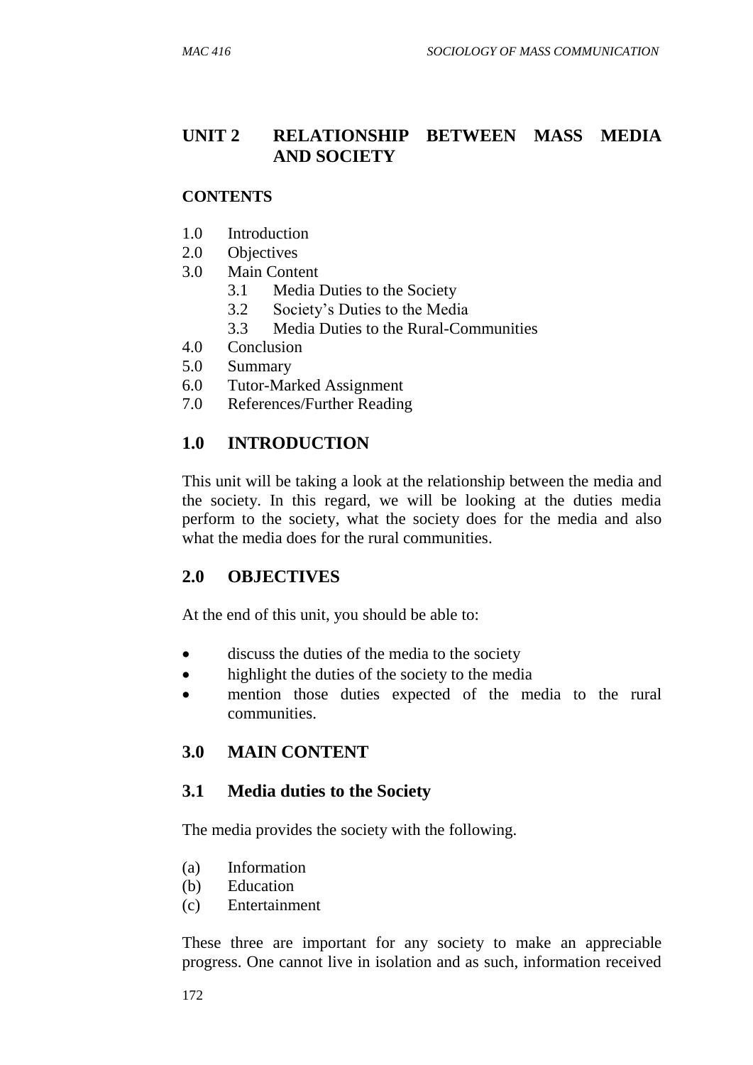# UNIT 2 RELATIONSHIP BETWEEN MASS MEDIA AND SOCIETY

**CONTENTS**

1.0 Introduction
2.0 Objectives
3.0 Main Content
 3.1 Media Duties to the Society
 3.2 Society's Duties to the Media
 3.3 Media Duties to the Rural-Communities
4.0 Conclusion
5.0 Summary
6.0 Tutor-Marked Assignment
7.0 References/Further Reading

## 1.0 INTRODUCTION

This unit will be taking a look at the relationship between the media and the society. In this regard, we will be looking at the duties media perform to the society, what the society does for the media and also what the media does for the rural communities.

## 2.0 OBJECTIVES

At the end of this unit, you should be able to:

- discuss the duties of the media to the society
- highlight the duties of the society to the media
- mention those duties expected of the media to the rural communities.

## 3.0 MAIN CONTENT

### 3.1 Media duties to the Society

The media provides the society with the following.

(a) Information
(b) Education
(c) Entertainment

These three are important for any society to make an appreciable progress. One cannot live in isolation and as such, information received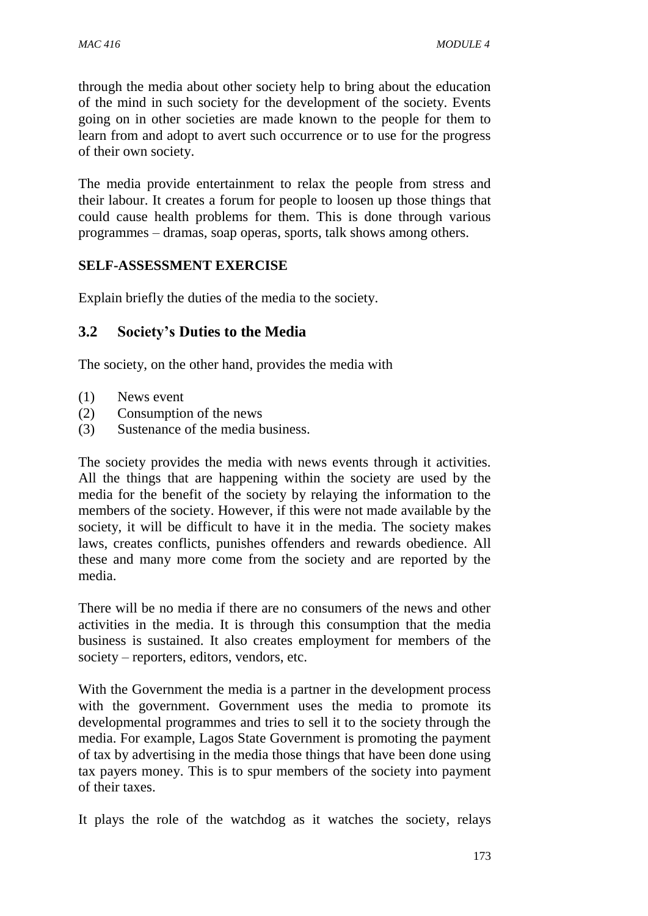through the media about other society help to bring about the education of the mind in such society for the development of the society. Events going on in other societies are made known to the people for them to learn from and adopt to avert such occurrence or to use for the progress of their own society.

The media provide entertainment to relax the people from stress and their labour. It creates a forum for people to loosen up those things that could cause health problems for them. This is done through various programmes – dramas, soap operas, sports, talk shows among others.

**SELF-ASSESSMENT EXERCISE**

Explain briefly the duties of the media to the society.

## 3.2 Society's Duties to the Media

The society, on the other hand, provides the media with

(1) News event
(2) Consumption of the news
(3) Sustenance of the media business.

The society provides the media with news events through it activities. All the things that are happening within the society are used by the media for the benefit of the society by relaying the information to the members of the society. However, if this were not made available by the society, it will be difficult to have it in the media. The society makes laws, creates conflicts, punishes offenders and rewards obedience. All these and many more come from the society and are reported by the media.

There will be no media if there are no consumers of the news and other activities in the media. It is through this consumption that the media business is sustained. It also creates employment for members of the society – reporters, editors, vendors, etc.

With the Government the media is a partner in the development process with the government. Government uses the media to promote its developmental programmes and tries to sell it to the society through the media. For example, Lagos State Government is promoting the payment of tax by advertising in the media those things that have been done using tax payers money. This is to spur members of the society into payment of their taxes.

It plays the role of the watchdog as it watches the society, relays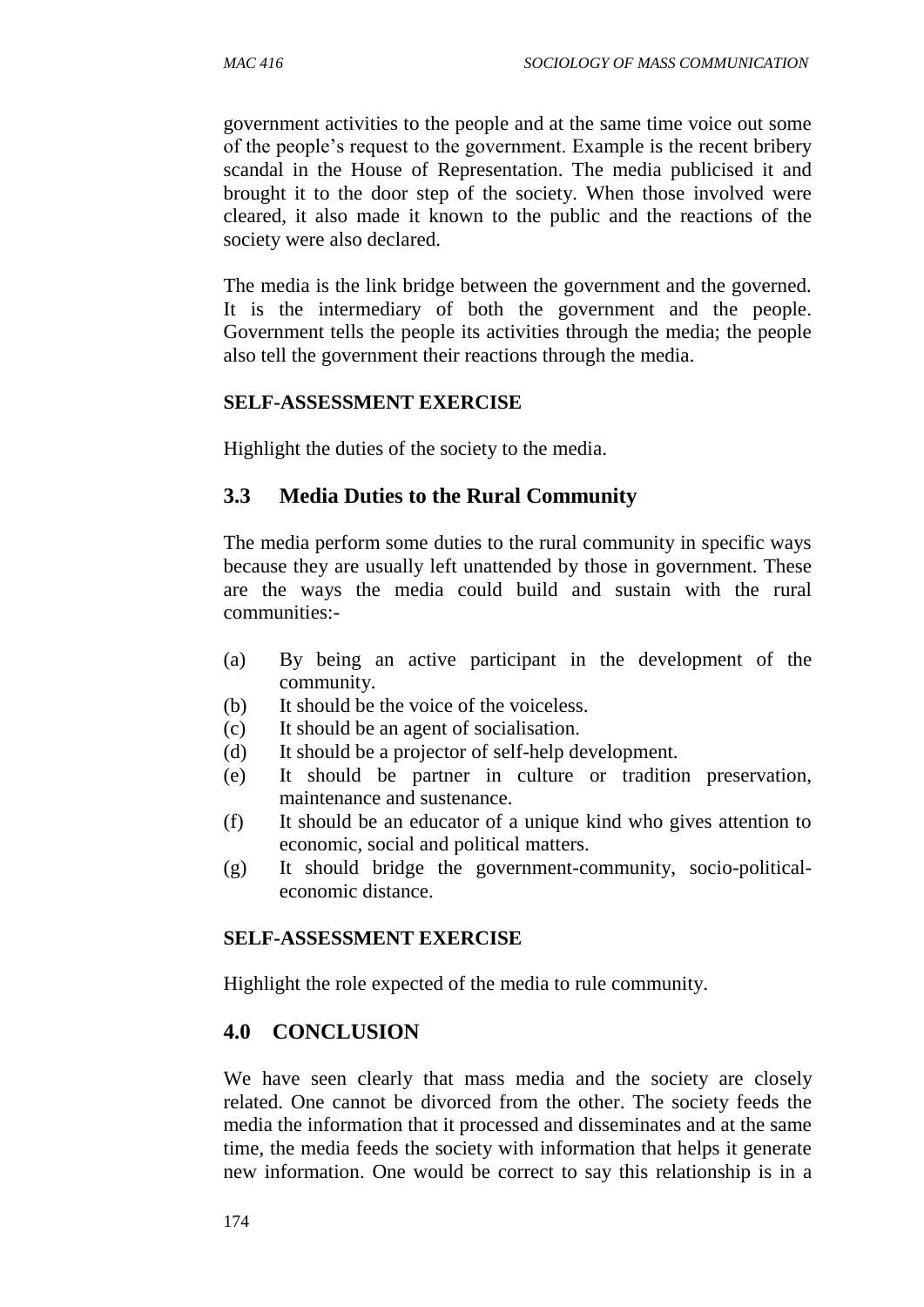government activities to the people and at the same time voice out some of the people's request to the government. Example is the recent bribery scandal in the House of Representation. The media publicised it and brought it to the door step of the society. When those involved were cleared, it also made it known to the public and the reactions of the society were also declared.

The media is the link bridge between the government and the governed. It is the intermediary of both the government and the people. Government tells the people its activities through the media; the people also tell the government their reactions through the media.

**SELF-ASSESSMENT EXERCISE**

Highlight the duties of the society to the media.

## 3.3 Media Duties to the Rural Community

The media perform some duties to the rural community in specific ways because they are usually left unattended by those in government. These are the ways the media could build and sustain with the rural communities:-

(a) By being an active participant in the development of the community.
(b) It should be the voice of the voiceless.
(c) It should be an agent of socialisation.
(d) It should be a projector of self-help development.
(e) It should be partner in culture or tradition preservation, maintenance and sustenance.
(f) It should be an educator of a unique kind who gives attention to economic, social and political matters.
(g) It should bridge the government-community, socio-political-economic distance.

**SELF-ASSESSMENT EXERCISE**

Highlight the role expected of the media to rule community.

## 4.0 CONCLUSION

We have seen clearly that mass media and the society are closely related. One cannot be divorced from the other. The society feeds the media the information that it processed and disseminates and at the same time, the media feeds the society with information that helps it generate new information. One would be correct to say this relationship is in a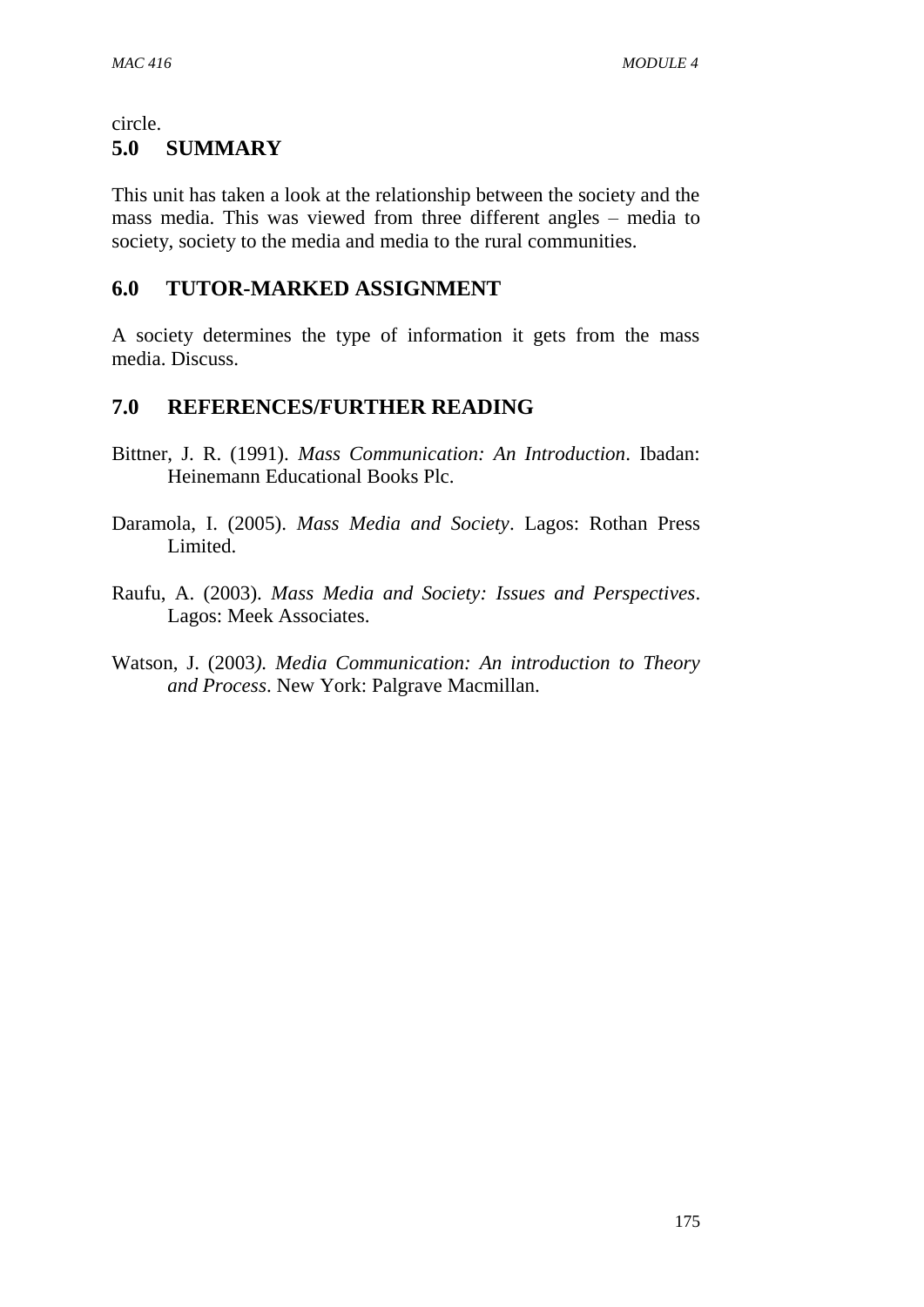circle.

## 5.0 SUMMARY

This unit has taken a look at the relationship between the society and the mass media. This was viewed from three different angles – media to society, society to the media and media to the rural communities.

## 6.0 TUTOR-MARKED ASSIGNMENT

A society determines the type of information it gets from the mass media. Discuss.

## 7.0 REFERENCES/FURTHER READING

Bittner, J. R. (1991). *Mass Communication: An Introduction*. Ibadan: Heinemann Educational Books Plc.

Daramola, I. (2005). *Mass Media and Society*. Lagos: Rothan Press Limited.

Raufu, A. (2003). *Mass Media and Society: Issues and Perspectives*. Lagos: Meek Associates.

Watson, J. (2003*). Media Communication: An introduction to Theory and Process*. New York: Palgrave Macmillan.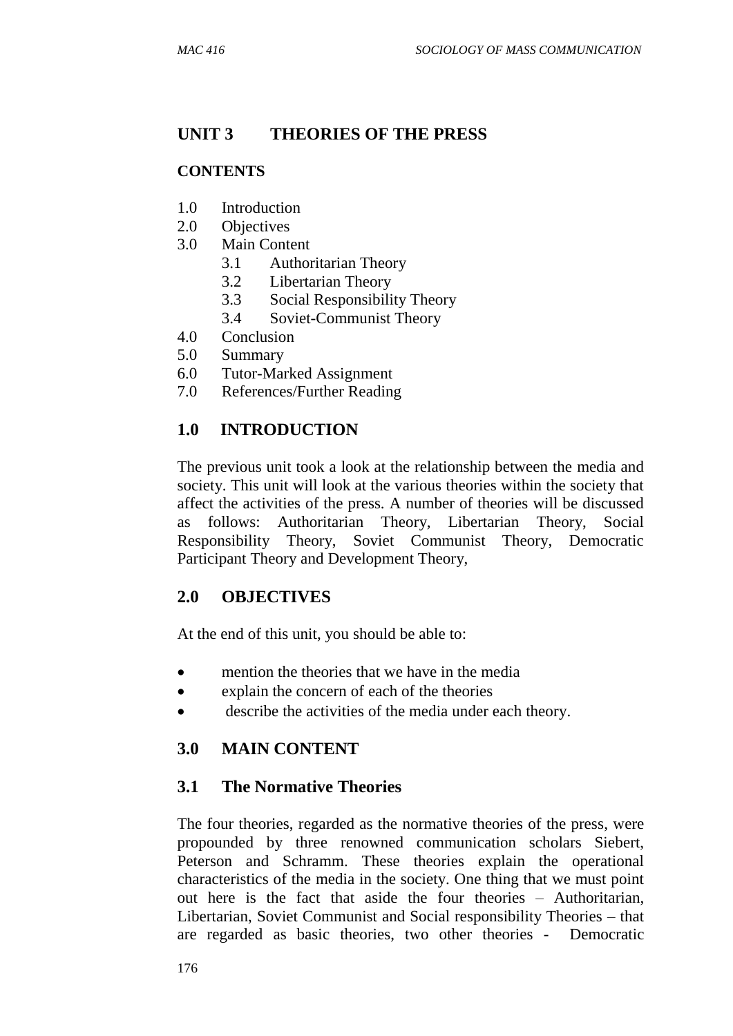## UNIT 3 THEORIES OF THE PRESS

**CONTENTS**

1.0 Introduction
2.0 Objectives
3.0 Main Content
   3.1 Authoritarian Theory
   3.2 Libertarian Theory
   3.3 Social Responsibility Theory
   3.4 Soviet-Communist Theory
4.0 Conclusion
5.0 Summary
6.0 Tutor-Marked Assignment
7.0 References/Further Reading

## 1.0 INTRODUCTION

The previous unit took a look at the relationship between the media and society. This unit will look at the various theories within the society that affect the activities of the press. A number of theories will be discussed as follows: Authoritarian Theory, Libertarian Theory, Social Responsibility Theory, Soviet Communist Theory, Democratic Participant Theory and Development Theory,

## 2.0 OBJECTIVES

At the end of this unit, you should be able to:

- mention the theories that we have in the media
- explain the concern of each of the theories
- describe the activities of the media under each theory.

## 3.0 MAIN CONTENT

### 3.1 The Normative Theories

The four theories, regarded as the normative theories of the press, were propounded by three renowned communication scholars Siebert, Peterson and Schramm. These theories explain the operational characteristics of the media in the society. One thing that we must point out here is the fact that aside the four theories – Authoritarian, Libertarian, Soviet Communist and Social responsibility Theories – that are regarded as basic theories, two other theories - Democratic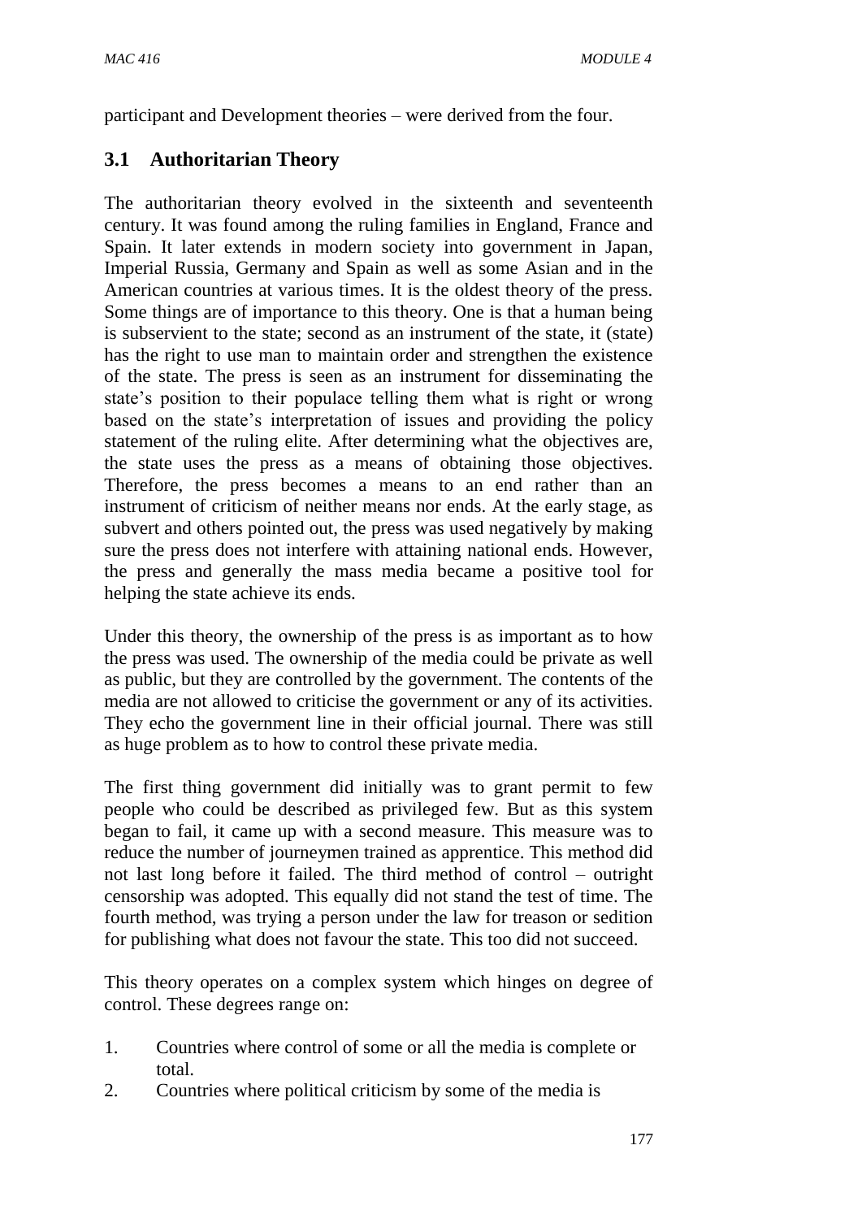participant and Development theories – were derived from the four.

## 3.1 Authoritarian Theory

The authoritarian theory evolved in the sixteenth and seventeenth century. It was found among the ruling families in England, France and Spain. It later extends in modern society into government in Japan, Imperial Russia, Germany and Spain as well as some Asian and in the American countries at various times. It is the oldest theory of the press. Some things are of importance to this theory. One is that a human being is subservient to the state; second as an instrument of the state, it (state) has the right to use man to maintain order and strengthen the existence of the state. The press is seen as an instrument for disseminating the state's position to their populace telling them what is right or wrong based on the state's interpretation of issues and providing the policy statement of the ruling elite. After determining what the objectives are, the state uses the press as a means of obtaining those objectives. Therefore, the press becomes a means to an end rather than an instrument of criticism of neither means nor ends. At the early stage, as subvert and others pointed out, the press was used negatively by making sure the press does not interfere with attaining national ends. However, the press and generally the mass media became a positive tool for helping the state achieve its ends.

Under this theory, the ownership of the press is as important as to how the press was used. The ownership of the media could be private as well as public, but they are controlled by the government. The contents of the media are not allowed to criticise the government or any of its activities. They echo the government line in their official journal. There was still as huge problem as to how to control these private media.

The first thing government did initially was to grant permit to few people who could be described as privileged few. But as this system began to fail, it came up with a second measure. This measure was to reduce the number of journeymen trained as apprentice. This method did not last long before it failed. The third method of control – outright censorship was adopted. This equally did not stand the test of time. The fourth method, was trying a person under the law for treason or sedition for publishing what does not favour the state. This too did not succeed.

This theory operates on a complex system which hinges on degree of control. These degrees range on:

1. Countries where control of some or all the media is complete or total.
2. Countries where political criticism by some of the media is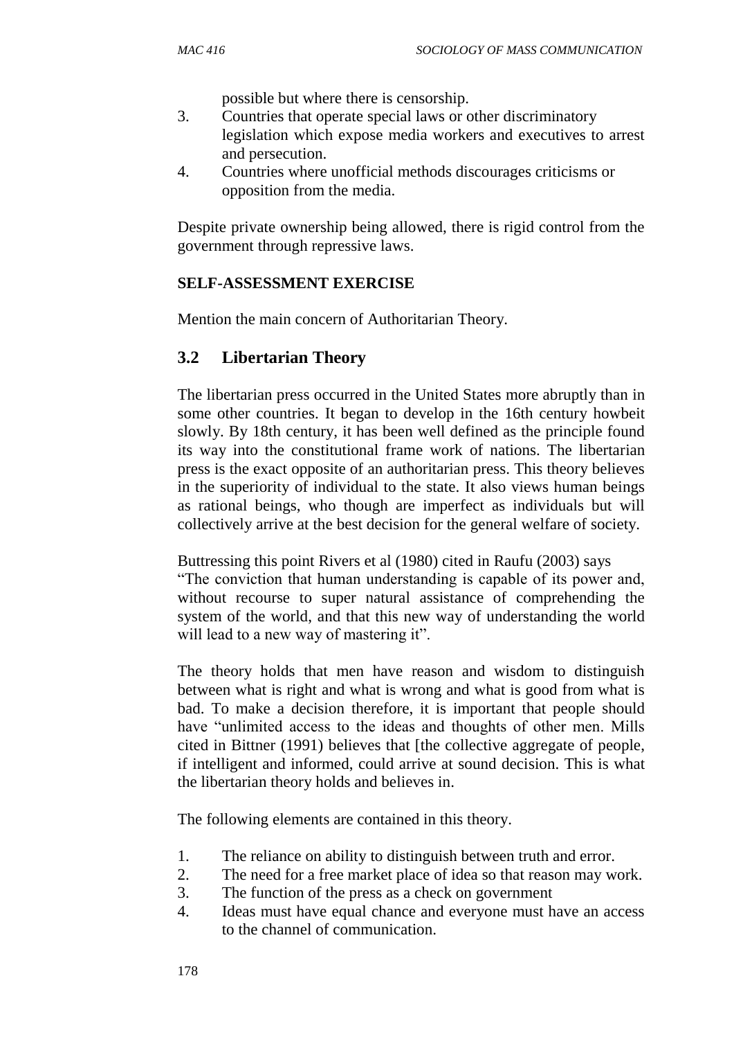possible but where there is censorship.

3. Countries that operate special laws or other discriminatory legislation which expose media workers and executives to arrest and persecution.
4. Countries where unofficial methods discourages criticisms or opposition from the media.

Despite private ownership being allowed, there is rigid control from the government through repressive laws.

**SELF-ASSESSMENT EXERCISE**

Mention the main concern of Authoritarian Theory.

## 3.2 Libertarian Theory

The libertarian press occurred in the United States more abruptly than in some other countries. It began to develop in the 16th century howbeit slowly. By 18th century, it has been well defined as the principle found its way into the constitutional frame work of nations. The libertarian press is the exact opposite of an authoritarian press. This theory believes in the superiority of individual to the state. It also views human beings as rational beings, who though are imperfect as individuals but will collectively arrive at the best decision for the general welfare of society.

Buttressing this point Rivers et al (1980) cited in Raufu (2003) says "The conviction that human understanding is capable of its power and, without recourse to super natural assistance of comprehending the system of the world, and that this new way of understanding the world will lead to a new way of mastering it".

The theory holds that men have reason and wisdom to distinguish between what is right and what is wrong and what is good from what is bad. To make a decision therefore, it is important that people should have "unlimited access to the ideas and thoughts of other men. Mills cited in Bittner (1991) believes that [the collective aggregate of people, if intelligent and informed, could arrive at sound decision. This is what the libertarian theory holds and believes in.

The following elements are contained in this theory.

1. The reliance on ability to distinguish between truth and error.
2. The need for a free market place of idea so that reason may work.
3. The function of the press as a check on government
4. Ideas must have equal chance and everyone must have an access to the channel of communication.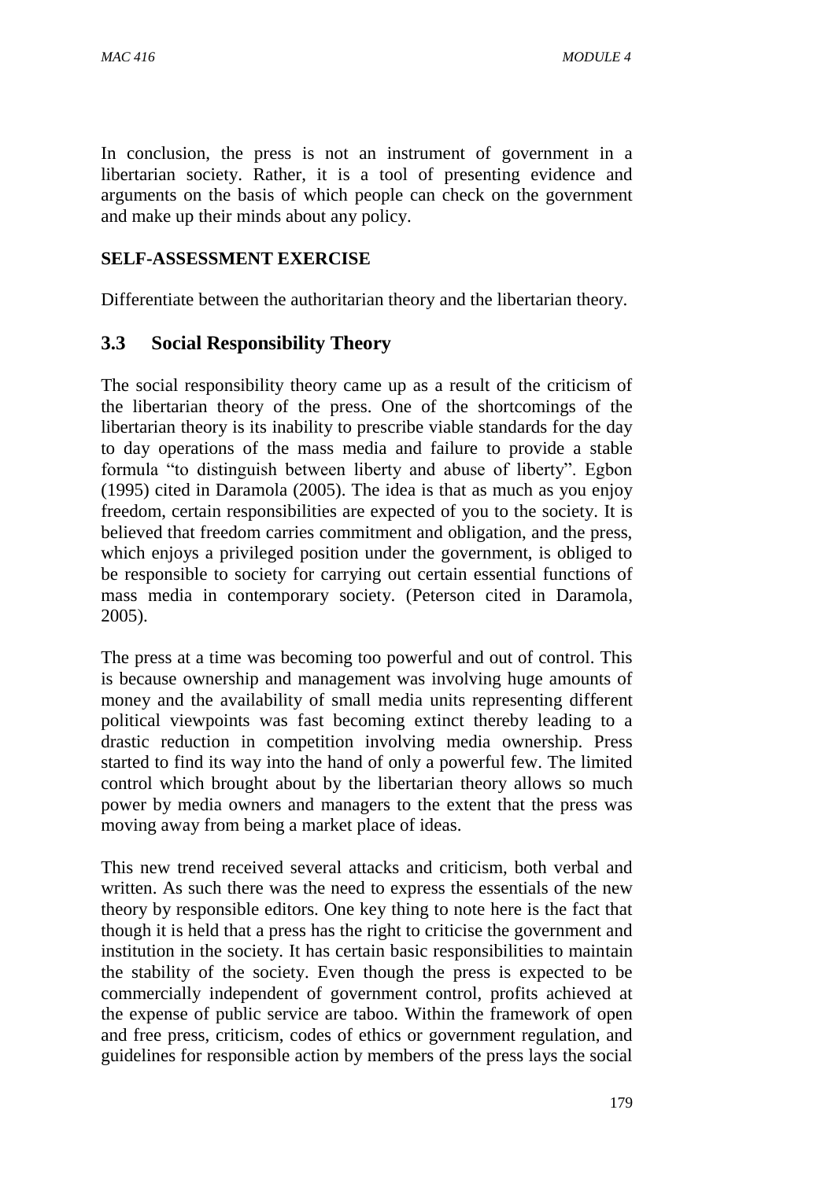In conclusion, the press is not an instrument of government in a libertarian society. Rather, it is a tool of presenting evidence and arguments on the basis of which people can check on the government and make up their minds about any policy.

**SELF-ASSESSMENT EXERCISE**

Differentiate between the authoritarian theory and the libertarian theory.

## 3.3 Social Responsibility Theory

The social responsibility theory came up as a result of the criticism of the libertarian theory of the press. One of the shortcomings of the libertarian theory is its inability to prescribe viable standards for the day to day operations of the mass media and failure to provide a stable formula "to distinguish between liberty and abuse of liberty". Egbon (1995) cited in Daramola (2005). The idea is that as much as you enjoy freedom, certain responsibilities are expected of you to the society. It is believed that freedom carries commitment and obligation, and the press, which enjoys a privileged position under the government, is obliged to be responsible to society for carrying out certain essential functions of mass media in contemporary society. (Peterson cited in Daramola, 2005).

The press at a time was becoming too powerful and out of control. This is because ownership and management was involving huge amounts of money and the availability of small media units representing different political viewpoints was fast becoming extinct thereby leading to a drastic reduction in competition involving media ownership. Press started to find its way into the hand of only a powerful few. The limited control which brought about by the libertarian theory allows so much power by media owners and managers to the extent that the press was moving away from being a market place of ideas.

This new trend received several attacks and criticism, both verbal and written. As such there was the need to express the essentials of the new theory by responsible editors. One key thing to note here is the fact that though it is held that a press has the right to criticise the government and institution in the society. It has certain basic responsibilities to maintain the stability of the society. Even though the press is expected to be commercially independent of government control, profits achieved at the expense of public service are taboo. Within the framework of open and free press, criticism, codes of ethics or government regulation, and guidelines for responsible action by members of the press lays the social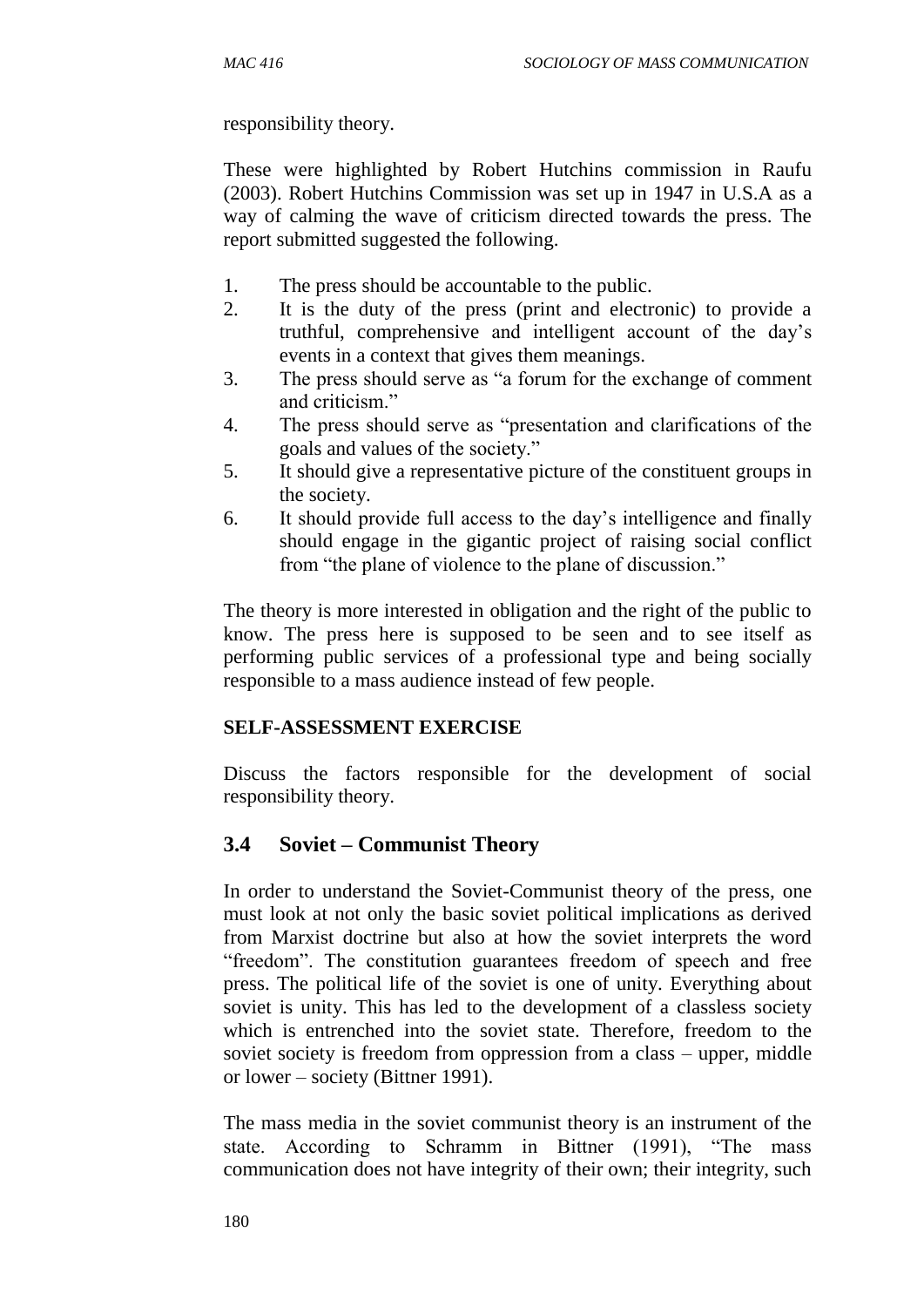responsibility theory.

These were highlighted by Robert Hutchins commission in Raufu (2003). Robert Hutchins Commission was set up in 1947 in U.S.A as a way of calming the wave of criticism directed towards the press. The report submitted suggested the following.

1. The press should be accountable to the public.
2. It is the duty of the press (print and electronic) to provide a truthful, comprehensive and intelligent account of the day's events in a context that gives them meanings.
3. The press should serve as "a forum for the exchange of comment and criticism."
4. The press should serve as "presentation and clarifications of the goals and values of the society."
5. It should give a representative picture of the constituent groups in the society.
6. It should provide full access to the day's intelligence and finally should engage in the gigantic project of raising social conflict from "the plane of violence to the plane of discussion."

The theory is more interested in obligation and the right of the public to know. The press here is supposed to be seen and to see itself as performing public services of a professional type and being socially responsible to a mass audience instead of few people.

**SELF-ASSESSMENT EXERCISE**

Discuss the factors responsible for the development of social responsibility theory.

## 3.4 Soviet – Communist Theory

In order to understand the Soviet-Communist theory of the press, one must look at not only the basic soviet political implications as derived from Marxist doctrine but also at how the soviet interprets the word "freedom". The constitution guarantees freedom of speech and free press. The political life of the soviet is one of unity. Everything about soviet is unity. This has led to the development of a classless society which is entrenched into the soviet state. Therefore, freedom to the soviet society is freedom from oppression from a class – upper, middle or lower – society (Bittner 1991).

The mass media in the soviet communist theory is an instrument of the state. According to Schramm in Bittner (1991), "The mass communication does not have integrity of their own; their integrity, such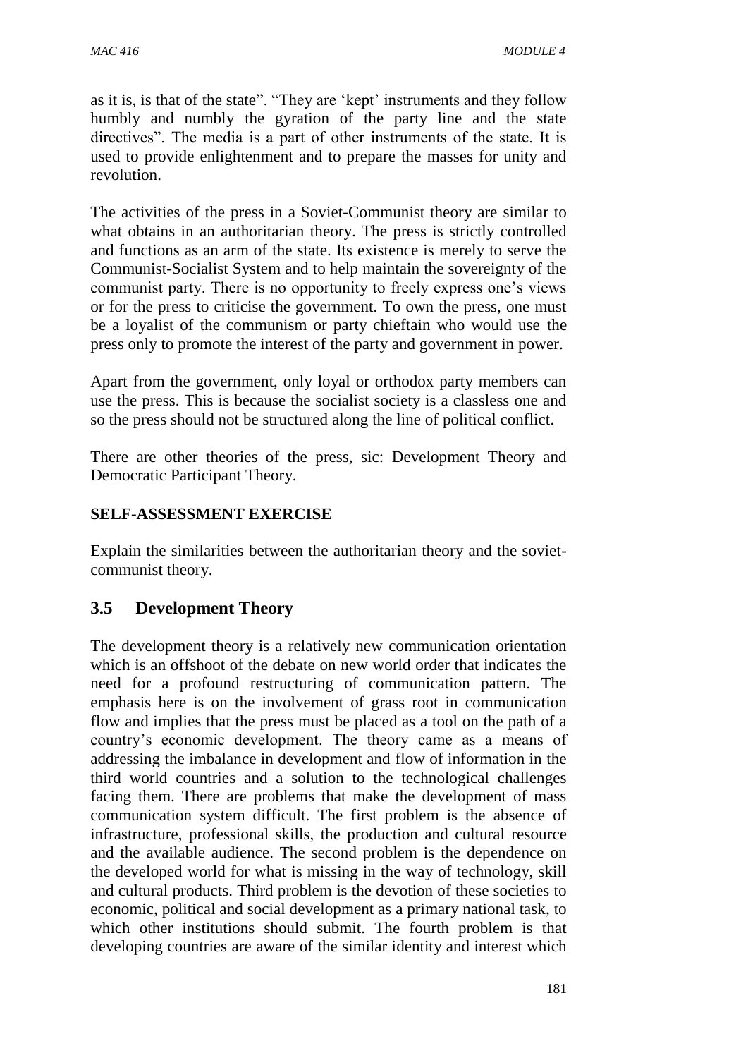as it is, is that of the state". "They are 'kept' instruments and they follow humbly and numbly the gyration of the party line and the state directives". The media is a part of other instruments of the state. It is used to provide enlightenment and to prepare the masses for unity and revolution.

The activities of the press in a Soviet-Communist theory are similar to what obtains in an authoritarian theory. The press is strictly controlled and functions as an arm of the state. Its existence is merely to serve the Communist-Socialist System and to help maintain the sovereignty of the communist party. There is no opportunity to freely express one's views or for the press to criticise the government. To own the press, one must be a loyalist of the communism or party chieftain who would use the press only to promote the interest of the party and government in power.

Apart from the government, only loyal or orthodox party members can use the press. This is because the socialist society is a classless one and so the press should not be structured along the line of political conflict.

There are other theories of the press, sic: Development Theory and Democratic Participant Theory.

**SELF-ASSESSMENT EXERCISE**

Explain the similarities between the authoritarian theory and the soviet-communist theory.

## 3.5 Development Theory

The development theory is a relatively new communication orientation which is an offshoot of the debate on new world order that indicates the need for a profound restructuring of communication pattern. The emphasis here is on the involvement of grass root in communication flow and implies that the press must be placed as a tool on the path of a country's economic development. The theory came as a means of addressing the imbalance in development and flow of information in the third world countries and a solution to the technological challenges facing them. There are problems that make the development of mass communication system difficult. The first problem is the absence of infrastructure, professional skills, the production and cultural resource and the available audience. The second problem is the dependence on the developed world for what is missing in the way of technology, skill and cultural products. Third problem is the devotion of these societies to economic, political and social development as a primary national task, to which other institutions should submit. The fourth problem is that developing countries are aware of the similar identity and interest which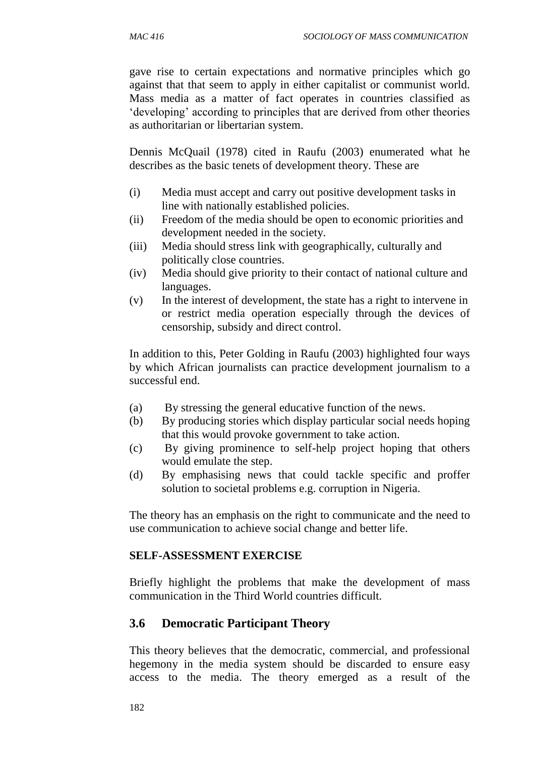gave rise to certain expectations and normative principles which go against that that seem to apply in either capitalist or communist world. Mass media as a matter of fact operates in countries classified as 'developing' according to principles that are derived from other theories as authoritarian or libertarian system.

Dennis McQuail (1978) cited in Raufu (2003) enumerated what he describes as the basic tenets of development theory. These are

(i) Media must accept and carry out positive development tasks in line with nationally established policies.
(ii) Freedom of the media should be open to economic priorities and development needed in the society.
(iii) Media should stress link with geographically, culturally and politically close countries.
(iv) Media should give priority to their contact of national culture and languages.
(v) In the interest of development, the state has a right to intervene in or restrict media operation especially through the devices of censorship, subsidy and direct control.

In addition to this, Peter Golding in Raufu (2003) highlighted four ways by which African journalists can practice development journalism to a successful end.

(a) By stressing the general educative function of the news.
(b) By producing stories which display particular social needs hoping that this would provoke government to take action.
(c) By giving prominence to self-help project hoping that others would emulate the step.
(d) By emphasising news that could tackle specific and proffer solution to societal problems e.g. corruption in Nigeria.

The theory has an emphasis on the right to communicate and the need to use communication to achieve social change and better life.

**SELF-ASSESSMENT EXERCISE**

Briefly highlight the problems that make the development of mass communication in the Third World countries difficult.

## 3.6 Democratic Participant Theory

This theory believes that the democratic, commercial, and professional hegemony in the media system should be discarded to ensure easy access to the media. The theory emerged as a result of the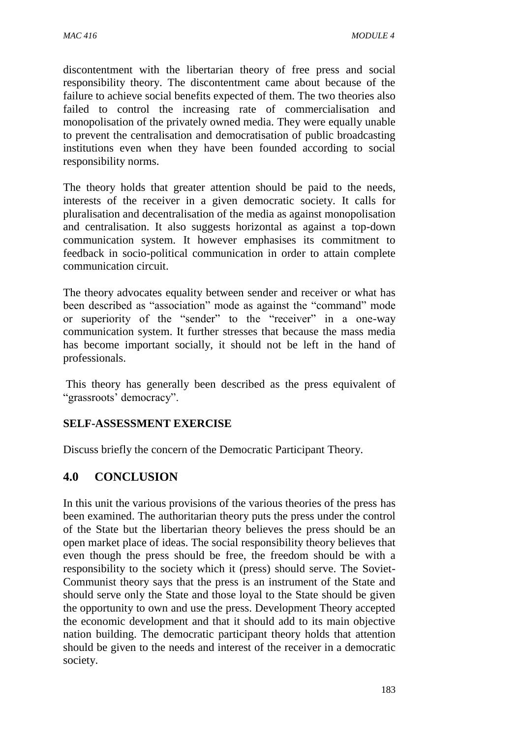discontentment with the libertarian theory of free press and social responsibility theory. The discontentment came about because of the failure to achieve social benefits expected of them. The two theories also failed to control the increasing rate of commercialisation and monopolisation of the privately owned media. They were equally unable to prevent the centralisation and democratisation of public broadcasting institutions even when they have been founded according to social responsibility norms.

The theory holds that greater attention should be paid to the needs, interests of the receiver in a given democratic society. It calls for pluralisation and decentralisation of the media as against monopolisation and centralisation. It also suggests horizontal as against a top-down communication system. It however emphasises its commitment to feedback in socio-political communication in order to attain complete communication circuit.

The theory advocates equality between sender and receiver or what has been described as "association" mode as against the "command" mode or superiority of the "sender" to the "receiver" in a one-way communication system. It further stresses that because the mass media has become important socially, it should not be left in the hand of professionals.

This theory has generally been described as the press equivalent of "grassroots' democracy".

**SELF-ASSESSMENT EXERCISE**

Discuss briefly the concern of the Democratic Participant Theory.

## 4.0 CONCLUSION

In this unit the various provisions of the various theories of the press has been examined. The authoritarian theory puts the press under the control of the State but the libertarian theory believes the press should be an open market place of ideas. The social responsibility theory believes that even though the press should be free, the freedom should be with a responsibility to the society which it (press) should serve. The Soviet-Communist theory says that the press is an instrument of the State and should serve only the State and those loyal to the State should be given the opportunity to own and use the press. Development Theory accepted the economic development and that it should add to its main objective nation building. The democratic participant theory holds that attention should be given to the needs and interest of the receiver in a democratic society.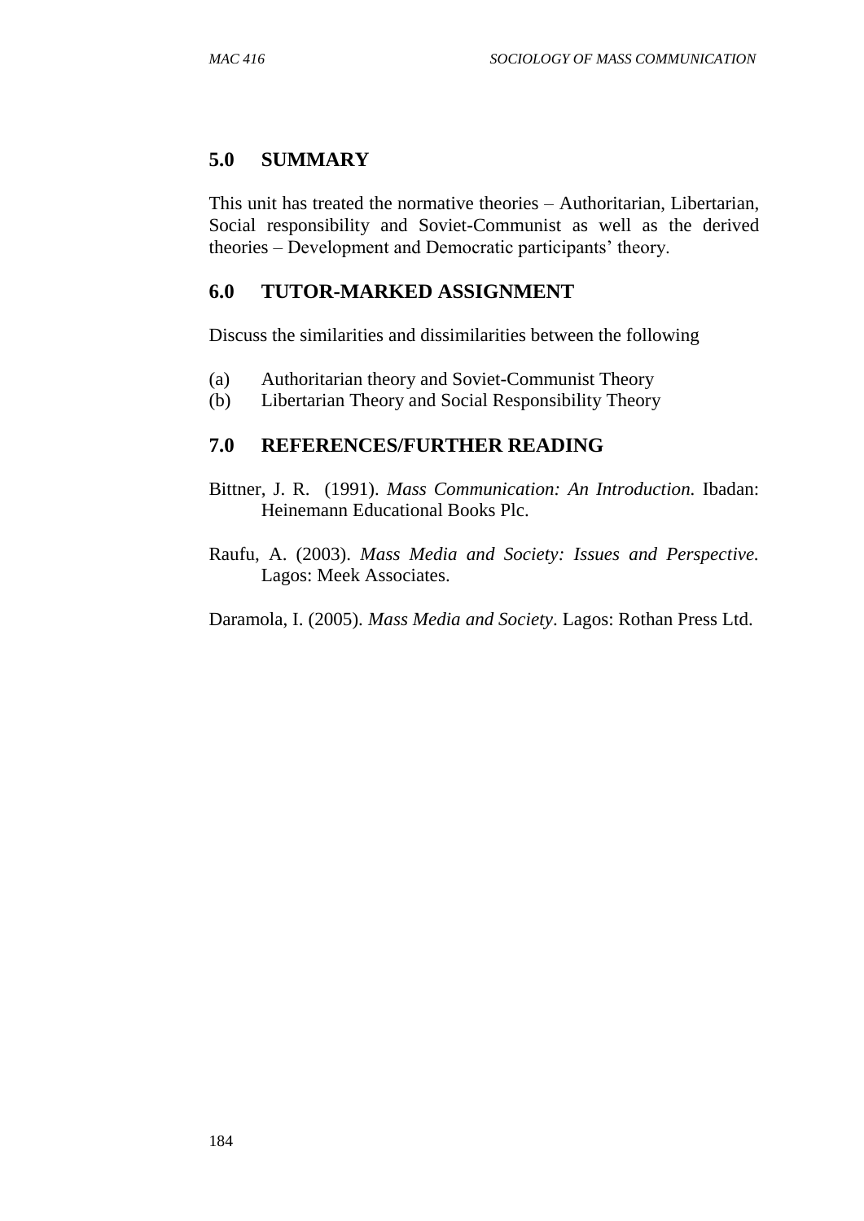## 5.0 SUMMARY

This unit has treated the normative theories – Authoritarian, Libertarian, Social responsibility and Soviet-Communist as well as the derived theories – Development and Democratic participants' theory.

## 6.0 TUTOR-MARKED ASSIGNMENT

Discuss the similarities and dissimilarities between the following

(a) Authoritarian theory and Soviet-Communist Theory
(b) Libertarian Theory and Social Responsibility Theory

## 7.0 REFERENCES/FURTHER READING

Bittner, J. R. (1991). *Mass Communication: An Introduction.* Ibadan: Heinemann Educational Books Plc.

Raufu, A. (2003). *Mass Media and Society: Issues and Perspective.* Lagos: Meek Associates.

Daramola, I. (2005). *Mass Media and Society*. Lagos: Rothan Press Ltd.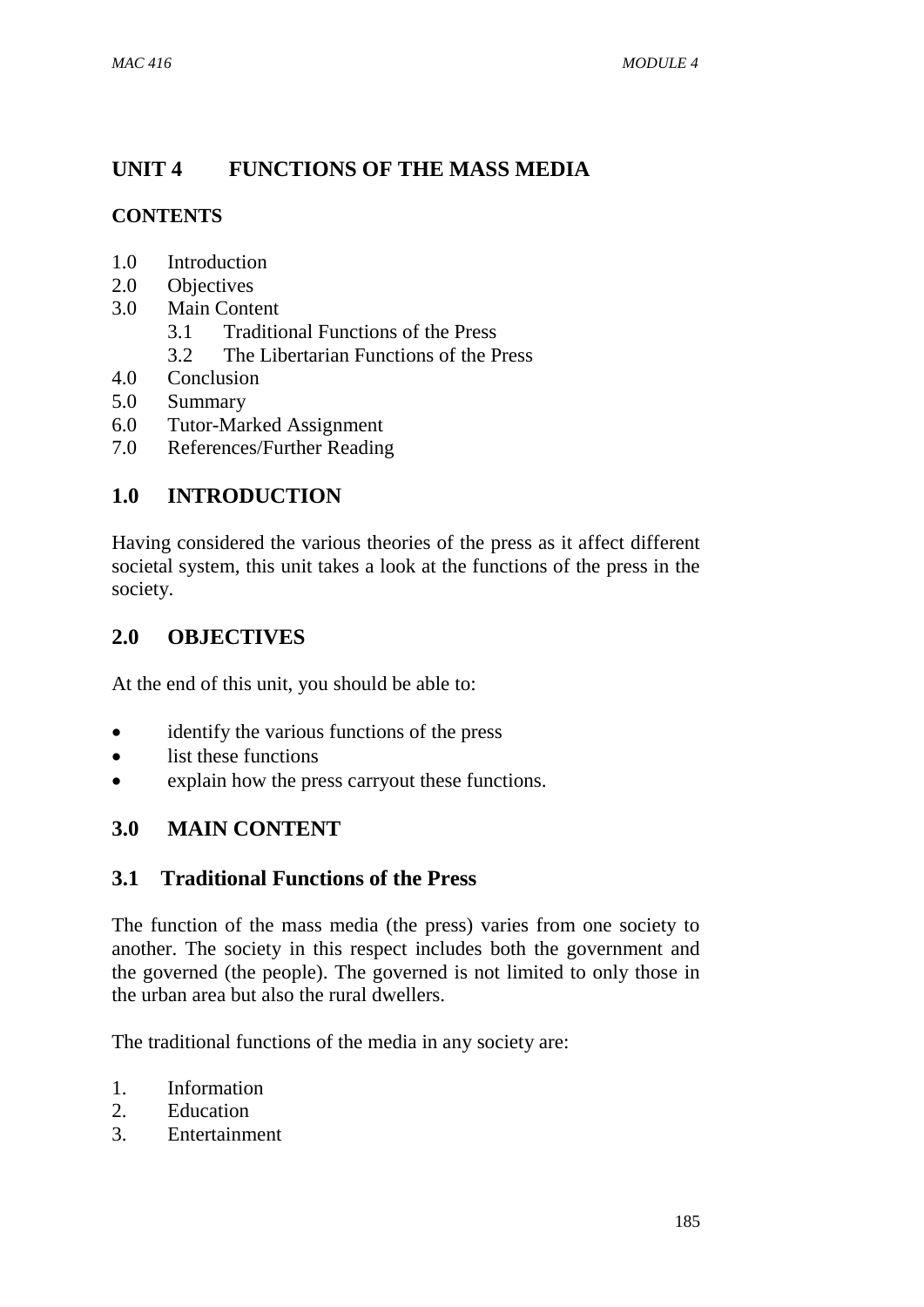# UNIT 4 FUNCTIONS OF THE MASS MEDIA

**CONTENTS**

1.0 Introduction
2.0 Objectives
3.0 Main Content
    3.1 Traditional Functions of the Press
    3.2 The Libertarian Functions of the Press
4.0 Conclusion
5.0 Summary
6.0 Tutor-Marked Assignment
7.0 References/Further Reading

## 1.0 INTRODUCTION

Having considered the various theories of the press as it affect different societal system, this unit takes a look at the functions of the press in the society.

## 2.0 OBJECTIVES

At the end of this unit, you should be able to:

- identify the various functions of the press
- list these functions
- explain how the press carryout these functions.

## 3.0 MAIN CONTENT

### 3.1 Traditional Functions of the Press

The function of the mass media (the press) varies from one society to another. The society in this respect includes both the government and the governed (the people). The governed is not limited to only those in the urban area but also the rural dwellers.

The traditional functions of the media in any society are:

1. Information
2. Education
3. Entertainment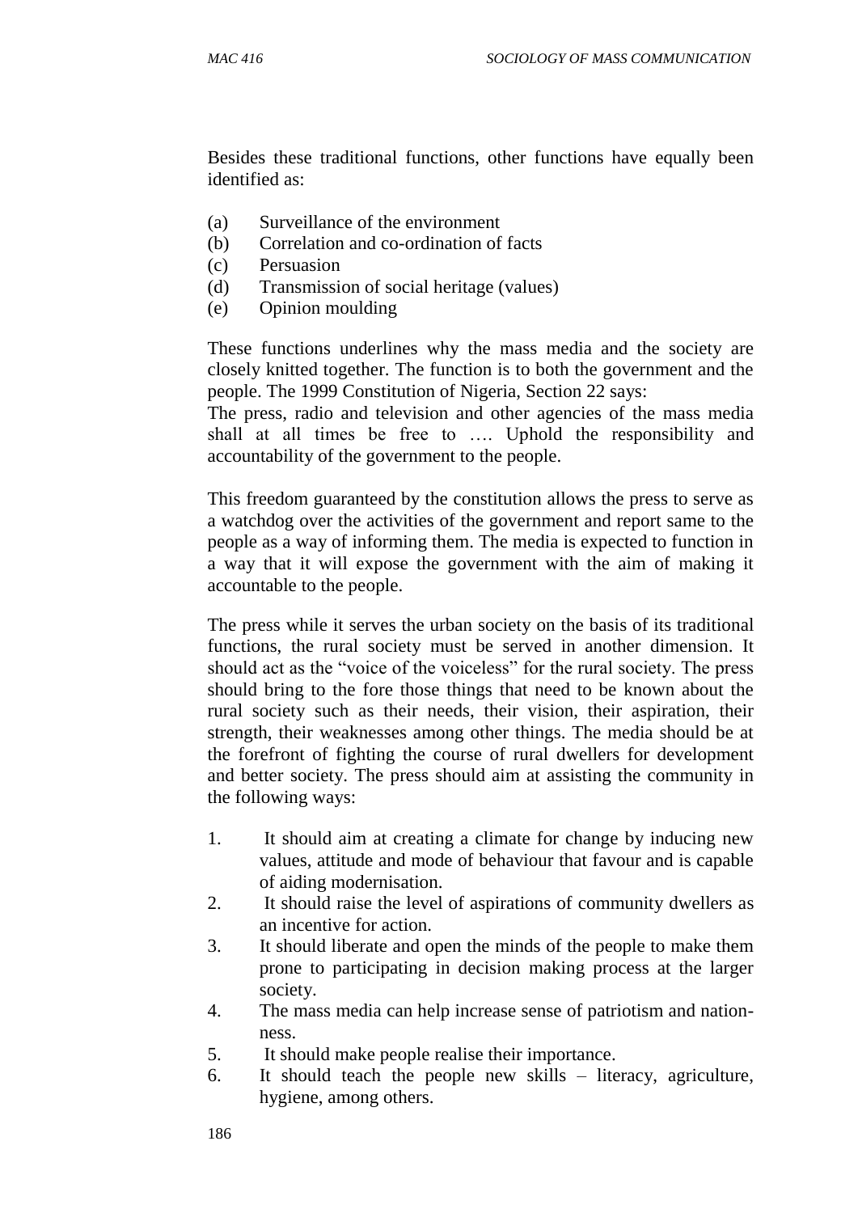Besides these traditional functions, other functions have equally been identified as:

(a) Surveillance of the environment
(b) Correlation and co-ordination of facts
(c) Persuasion
(d) Transmission of social heritage (values)
(e) Opinion moulding

These functions underlines why the mass media and the society are closely knitted together. The function is to both the government and the people. The 1999 Constitution of Nigeria, Section 22 says:

The press, radio and television and other agencies of the mass media shall at all times be free to …. Uphold the responsibility and accountability of the government to the people.

This freedom guaranteed by the constitution allows the press to serve as a watchdog over the activities of the government and report same to the people as a way of informing them. The media is expected to function in a way that it will expose the government with the aim of making it accountable to the people.

The press while it serves the urban society on the basis of its traditional functions, the rural society must be served in another dimension. It should act as the "voice of the voiceless" for the rural society. The press should bring to the fore those things that need to be known about the rural society such as their needs, their vision, their aspiration, their strength, their weaknesses among other things. The media should be at the forefront of fighting the course of rural dwellers for development and better society. The press should aim at assisting the community in the following ways:

1. It should aim at creating a climate for change by inducing new values, attitude and mode of behaviour that favour and is capable of aiding modernisation.
2. It should raise the level of aspirations of community dwellers as an incentive for action.
3. It should liberate and open the minds of the people to make them prone to participating in decision making process at the larger society.
4. The mass media can help increase sense of patriotism and nation-ness.
5. It should make people realise their importance.
6. It should teach the people new skills – literacy, agriculture, hygiene, among others.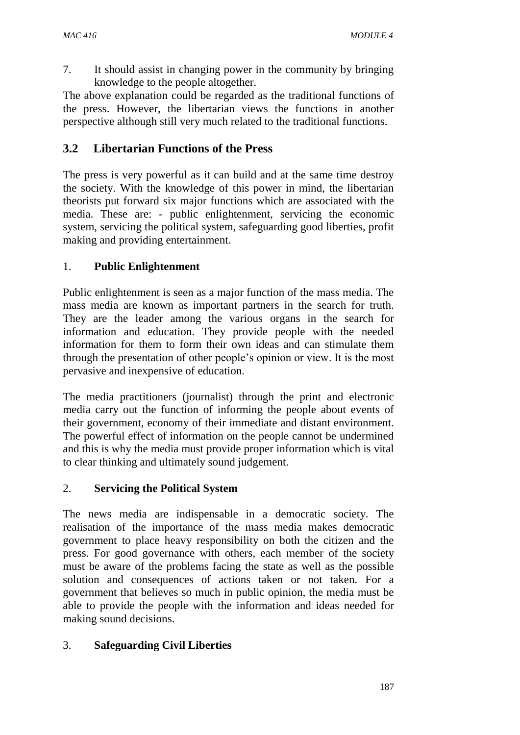7. It should assist in changing power in the community by bringing knowledge to the people altogether.

The above explanation could be regarded as the traditional functions of the press. However, the libertarian views the functions in another perspective although still very much related to the traditional functions.

## 3.2 Libertarian Functions of the Press

The press is very powerful as it can build and at the same time destroy the society. With the knowledge of this power in mind, the libertarian theorists put forward six major functions which are associated with the media. These are: - public enlightenment, servicing the economic system, servicing the political system, safeguarding good liberties, profit making and providing entertainment.

### 1. Public Enlightenment

Public enlightenment is seen as a major function of the mass media. The mass media are known as important partners in the search for truth. They are the leader among the various organs in the search for information and education. They provide people with the needed information for them to form their own ideas and can stimulate them through the presentation of other people's opinion or view. It is the most pervasive and inexpensive of education.

The media practitioners (journalist) through the print and electronic media carry out the function of informing the people about events of their government, economy of their immediate and distant environment. The powerful effect of information on the people cannot be undermined and this is why the media must provide proper information which is vital to clear thinking and ultimately sound judgement.

### 2. Servicing the Political System

The news media are indispensable in a democratic society. The realisation of the importance of the mass media makes democratic government to place heavy responsibility on both the citizen and the press. For good governance with others, each member of the society must be aware of the problems facing the state as well as the possible solution and consequences of actions taken or not taken. For a government that believes so much in public opinion, the media must be able to provide the people with the information and ideas needed for making sound decisions.

### 3. Safeguarding Civil Liberties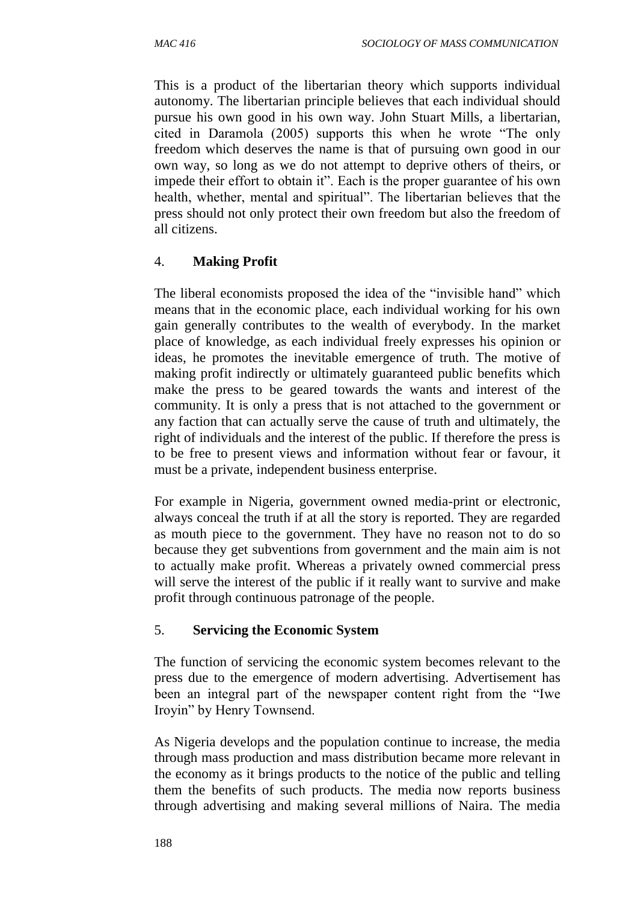This is a product of the libertarian theory which supports individual autonomy. The libertarian principle believes that each individual should pursue his own good in his own way. John Stuart Mills, a libertarian, cited in Daramola (2005) supports this when he wrote "The only freedom which deserves the name is that of pursuing own good in our own way, so long as we do not attempt to deprive others of theirs, or impede their effort to obtain it". Each is the proper guarantee of his own health, whether, mental and spiritual". The libertarian believes that the press should not only protect their own freedom but also the freedom of all citizens.

### 4. **Making Profit**

The liberal economists proposed the idea of the "invisible hand" which means that in the economic place, each individual working for his own gain generally contributes to the wealth of everybody. In the market place of knowledge, as each individual freely expresses his opinion or ideas, he promotes the inevitable emergence of truth. The motive of making profit indirectly or ultimately guaranteed public benefits which make the press to be geared towards the wants and interest of the community. It is only a press that is not attached to the government or any faction that can actually serve the cause of truth and ultimately, the right of individuals and the interest of the public. If therefore the press is to be free to present views and information without fear or favour, it must be a private, independent business enterprise.

For example in Nigeria, government owned media-print or electronic, always conceal the truth if at all the story is reported. They are regarded as mouth piece to the government. They have no reason not to do so because they get subventions from government and the main aim is not to actually make profit. Whereas a privately owned commercial press will serve the interest of the public if it really want to survive and make profit through continuous patronage of the people.

### 5. **Servicing the Economic System**

The function of servicing the economic system becomes relevant to the press due to the emergence of modern advertising. Advertisement has been an integral part of the newspaper content right from the "Iwe Iroyin" by Henry Townsend.

As Nigeria develops and the population continue to increase, the media through mass production and mass distribution became more relevant in the economy as it brings products to the notice of the public and telling them the benefits of such products. The media now reports business through advertising and making several millions of Naira. The media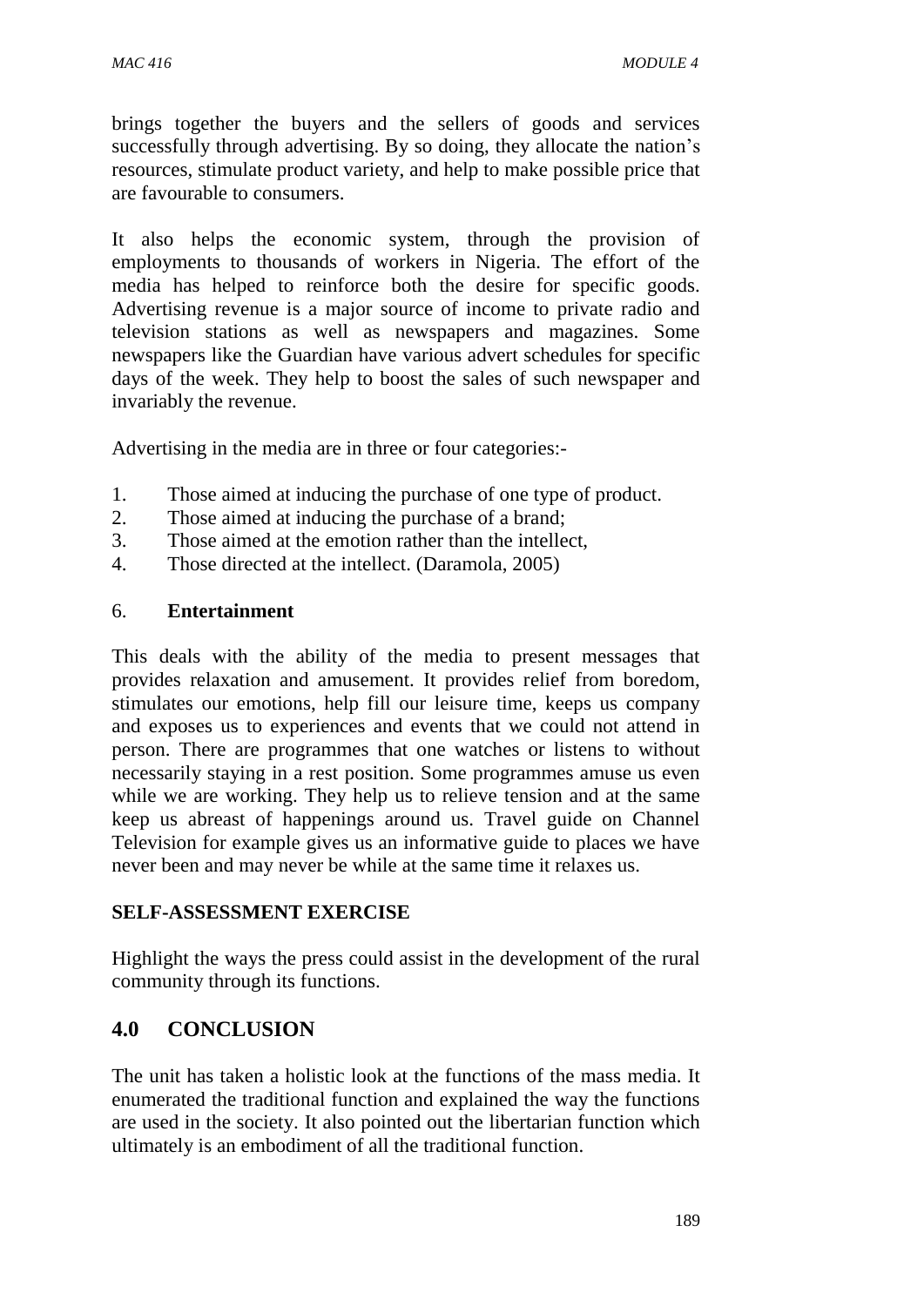brings together the buyers and the sellers of goods and services successfully through advertising. By so doing, they allocate the nation's resources, stimulate product variety, and help to make possible price that are favourable to consumers.

It also helps the economic system, through the provision of employments to thousands of workers in Nigeria. The effort of the media has helped to reinforce both the desire for specific goods. Advertising revenue is a major source of income to private radio and television stations as well as newspapers and magazines. Some newspapers like the Guardian have various advert schedules for specific days of the week. They help to boost the sales of such newspaper and invariably the revenue.

Advertising in the media are in three or four categories:-

1. Those aimed at inducing the purchase of one type of product.
2. Those aimed at inducing the purchase of a brand;
3. Those aimed at the emotion rather than the intellect,
4. Those directed at the intellect. (Daramola, 2005)

6. **Entertainment**

This deals with the ability of the media to present messages that provides relaxation and amusement. It provides relief from boredom, stimulates our emotions, help fill our leisure time, keeps us company and exposes us to experiences and events that we could not attend in person. There are programmes that one watches or listens to without necessarily staying in a rest position. Some programmes amuse us even while we are working. They help us to relieve tension and at the same keep us abreast of happenings around us. Travel guide on Channel Television for example gives us an informative guide to places we have never been and may never be while at the same time it relaxes us.

**SELF-ASSESSMENT EXERCISE**

Highlight the ways the press could assist in the development of the rural community through its functions.

## 4.0 CONCLUSION

The unit has taken a holistic look at the functions of the mass media. It enumerated the traditional function and explained the way the functions are used in the society. It also pointed out the libertarian function which ultimately is an embodiment of all the traditional function.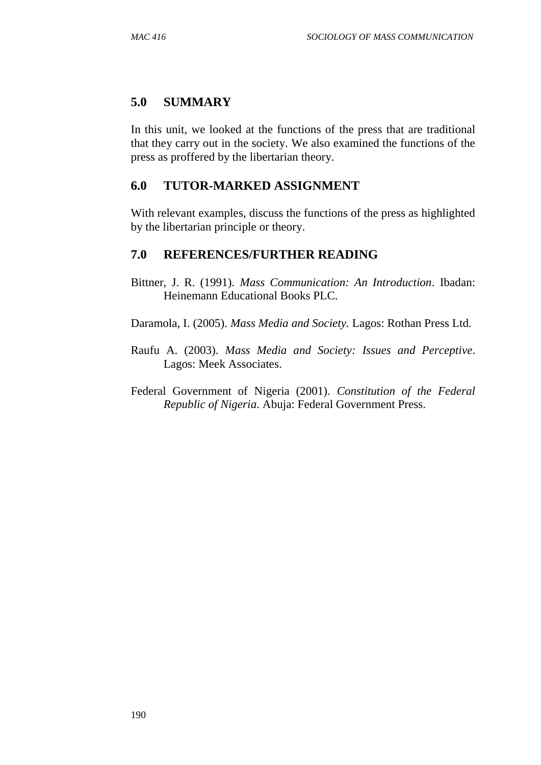## 5.0 SUMMARY

In this unit, we looked at the functions of the press that are traditional that they carry out in the society. We also examined the functions of the press as proffered by the libertarian theory.

## 6.0 TUTOR-MARKED ASSIGNMENT

With relevant examples, discuss the functions of the press as highlighted by the libertarian principle or theory.

## 7.0 REFERENCES/FURTHER READING

Bittner, J. R. (1991). *Mass Communication: An Introduction*. Ibadan: Heinemann Educational Books PLC.

Daramola, I. (2005). *Mass Media and Society.* Lagos: Rothan Press Ltd.

Raufu A. (2003). *Mass Media and Society: Issues and Perceptive*. Lagos: Meek Associates.

Federal Government of Nigeria (2001). *Constitution of the Federal Republic of Nigeria*. Abuja: Federal Government Press.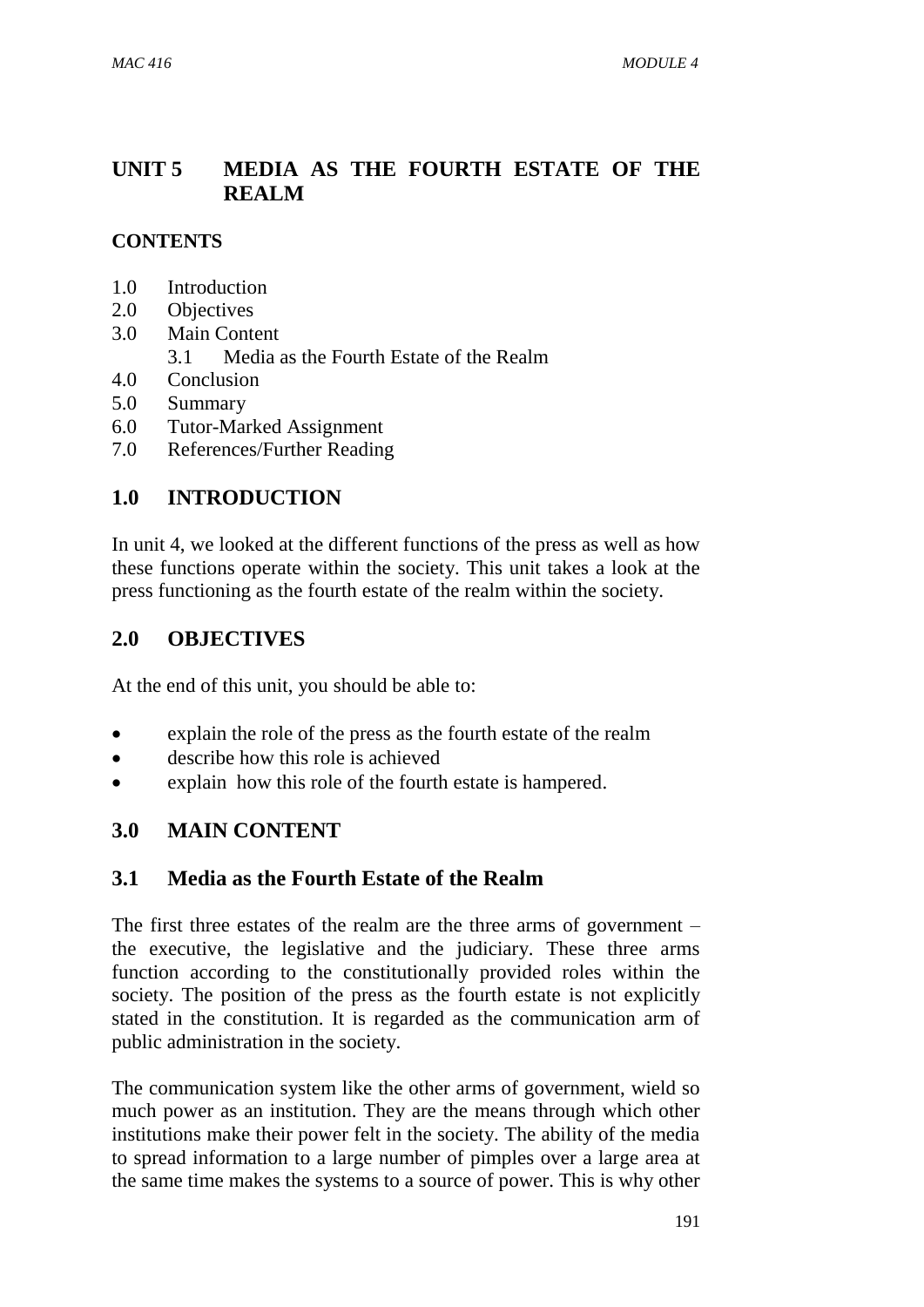# UNIT 5 MEDIA AS THE FOURTH ESTATE OF THE REALM

**CONTENTS**

- 1.0 Introduction
- 2.0 Objectives
- 3.0 Main Content
  - 3.1 Media as the Fourth Estate of the Realm
- 4.0 Conclusion
- 5.0 Summary
- 6.0 Tutor-Marked Assignment
- 7.0 References/Further Reading

## 1.0 INTRODUCTION

In unit 4, we looked at the different functions of the press as well as how these functions operate within the society. This unit takes a look at the press functioning as the fourth estate of the realm within the society.

## 2.0 OBJECTIVES

At the end of this unit, you should be able to:

- explain the role of the press as the fourth estate of the realm
- describe how this role is achieved
- explain how this role of the fourth estate is hampered.

## 3.0 MAIN CONTENT

### 3.1 Media as the Fourth Estate of the Realm

The first three estates of the realm are the three arms of government – the executive, the legislative and the judiciary. These three arms function according to the constitutionally provided roles within the society. The position of the press as the fourth estate is not explicitly stated in the constitution. It is regarded as the communication arm of public administration in the society.

The communication system like the other arms of government, wield so much power as an institution. They are the means through which other institutions make their power felt in the society. The ability of the media to spread information to a large number of pimples over a large area at the same time makes the systems to a source of power. This is why other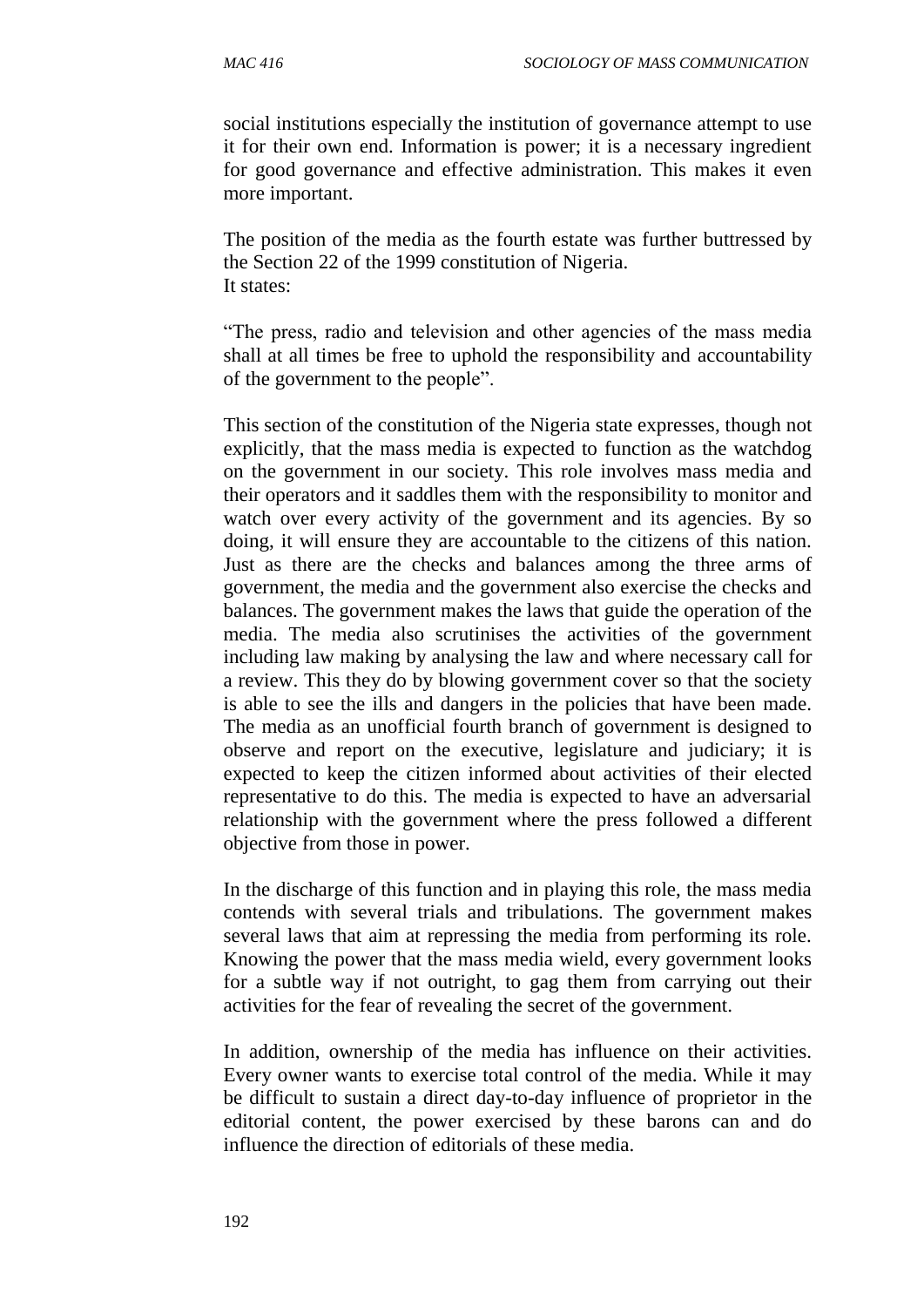social institutions especially the institution of governance attempt to use it for their own end. Information is power; it is a necessary ingredient for good governance and effective administration. This makes it even more important.

The position of the media as the fourth estate was further buttressed by the Section 22 of the 1999 constitution of Nigeria.
It states:

"The press, radio and television and other agencies of the mass media shall at all times be free to uphold the responsibility and accountability of the government to the people".

This section of the constitution of the Nigeria state expresses, though not explicitly, that the mass media is expected to function as the watchdog on the government in our society. This role involves mass media and their operators and it saddles them with the responsibility to monitor and watch over every activity of the government and its agencies. By so doing, it will ensure they are accountable to the citizens of this nation. Just as there are the checks and balances among the three arms of government, the media and the government also exercise the checks and balances. The government makes the laws that guide the operation of the media. The media also scrutinises the activities of the government including law making by analysing the law and where necessary call for a review. This they do by blowing government cover so that the society is able to see the ills and dangers in the policies that have been made. The media as an unofficial fourth branch of government is designed to observe and report on the executive, legislature and judiciary; it is expected to keep the citizen informed about activities of their elected representative to do this. The media is expected to have an adversarial relationship with the government where the press followed a different objective from those in power.

In the discharge of this function and in playing this role, the mass media contends with several trials and tribulations. The government makes several laws that aim at repressing the media from performing its role. Knowing the power that the mass media wield, every government looks for a subtle way if not outright, to gag them from carrying out their activities for the fear of revealing the secret of the government.

In addition, ownership of the media has influence on their activities. Every owner wants to exercise total control of the media. While it may be difficult to sustain a direct day-to-day influence of proprietor in the editorial content, the power exercised by these barons can and do influence the direction of editorials of these media.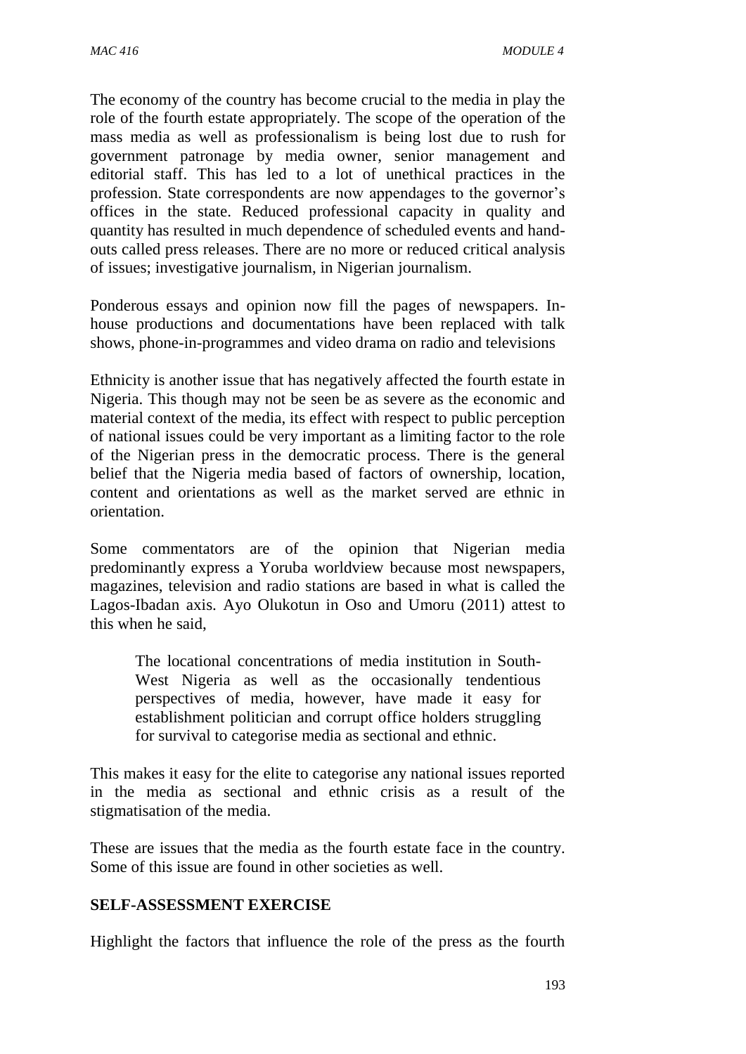The economy of the country has become crucial to the media in play the role of the fourth estate appropriately. The scope of the operation of the mass media as well as professionalism is being lost due to rush for government patronage by media owner, senior management and editorial staff. This has led to a lot of unethical practices in the profession. State correspondents are now appendages to the governor's offices in the state. Reduced professional capacity in quality and quantity has resulted in much dependence of scheduled events and hand-outs called press releases. There are no more or reduced critical analysis of issues; investigative journalism, in Nigerian journalism.

Ponderous essays and opinion now fill the pages of newspapers. In-house productions and documentations have been replaced with talk shows, phone-in-programmes and video drama on radio and televisions

Ethnicity is another issue that has negatively affected the fourth estate in Nigeria. This though may not be seen be as severe as the economic and material context of the media, its effect with respect to public perception of national issues could be very important as a limiting factor to the role of the Nigerian press in the democratic process. There is the general belief that the Nigeria media based of factors of ownership, location, content and orientations as well as the market served are ethnic in orientation.

Some commentators are of the opinion that Nigerian media predominantly express a Yoruba worldview because most newspapers, magazines, television and radio stations are based in what is called the Lagos-Ibadan axis. Ayo Olukotun in Oso and Umoru (2011) attest to this when he said,

> The locational concentrations of media institution in South-West Nigeria as well as the occasionally tendentious perspectives of media, however, have made it easy for establishment politician and corrupt office holders struggling for survival to categorise media as sectional and ethnic.

This makes it easy for the elite to categorise any national issues reported in the media as sectional and ethnic crisis as a result of the stigmatisation of the media.

These are issues that the media as the fourth estate face in the country. Some of this issue are found in other societies as well.

**SELF-ASSESSMENT EXERCISE**

Highlight the factors that influence the role of the press as the fourth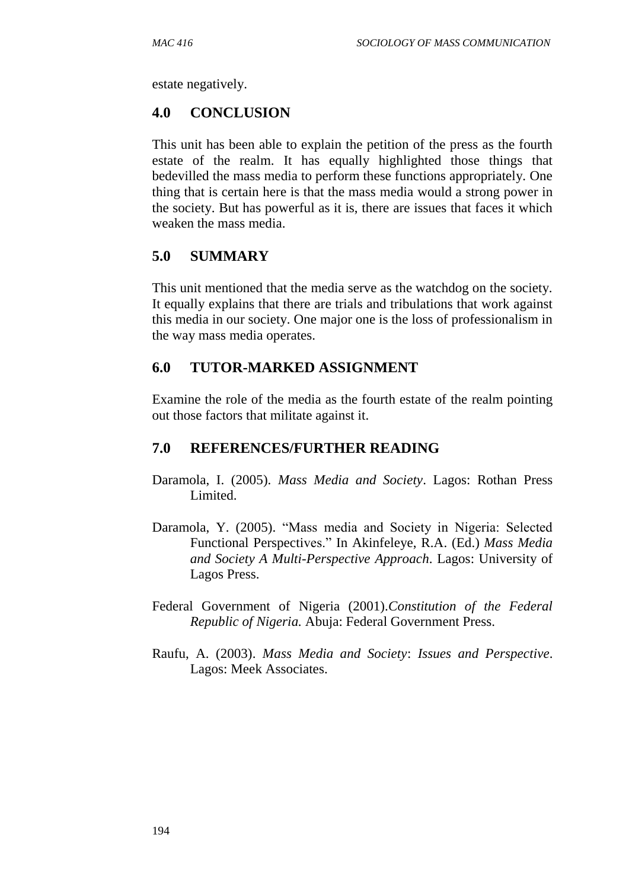estate negatively.

## 4.0 CONCLUSION

This unit has been able to explain the petition of the press as the fourth estate of the realm. It has equally highlighted those things that bedevilled the mass media to perform these functions appropriately. One thing that is certain here is that the mass media would a strong power in the society. But has powerful as it is, there are issues that faces it which weaken the mass media.

## 5.0 SUMMARY

This unit mentioned that the media serve as the watchdog on the society. It equally explains that there are trials and tribulations that work against this media in our society. One major one is the loss of professionalism in the way mass media operates.

## 6.0 TUTOR-MARKED ASSIGNMENT

Examine the role of the media as the fourth estate of the realm pointing out those factors that militate against it.

## 7.0 REFERENCES/FURTHER READING

Daramola, I. (2005). *Mass Media and Society*. Lagos: Rothan Press Limited.

Daramola, Y. (2005). "Mass media and Society in Nigeria: Selected Functional Perspectives." In Akinfeleye, R.A. (Ed.) *Mass Media and Society A Multi-Perspective Approach*. Lagos: University of Lagos Press.

Federal Government of Nigeria (2001).*Constitution of the Federal Republic of Nigeria.* Abuja: Federal Government Press.

Raufu, A. (2003). *Mass Media and Society*: *Issues and Perspective*. Lagos: Meek Associates.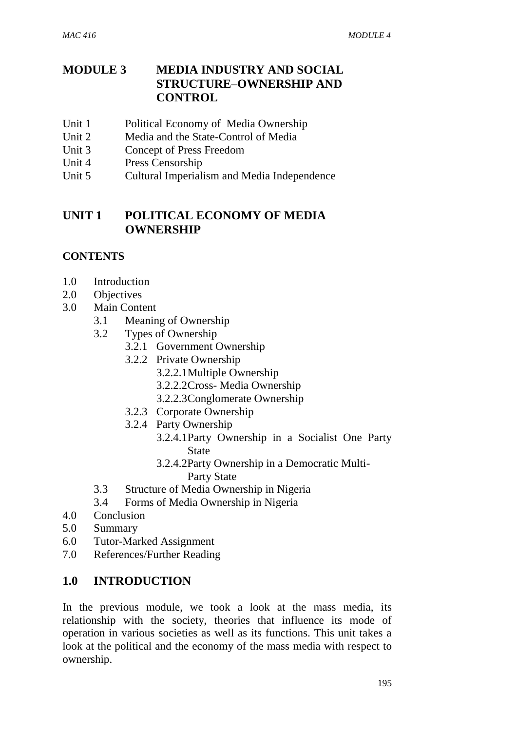# MODULE 3 MEDIA INDUSTRY AND SOCIAL STRUCTURE–OWNERSHIP AND CONTROL

Unit 1 Political Economy of Media Ownership
Unit 2 Media and the State-Control of Media
Unit 3 Concept of Press Freedom
Unit 4 Press Censorship
Unit 5 Cultural Imperialism and Media Independence

## UNIT 1 POLITICAL ECONOMY OF MEDIA OWNERSHIP

**CONTENTS**

- 1.0 Introduction
- 2.0 Objectives
- 3.0 Main Content
  - 3.1 Meaning of Ownership
  - 3.2 Types of Ownership
    - 3.2.1 Government Ownership
    - 3.2.2 Private Ownership
      - 3.2.2.1 Multiple Ownership
      - 3.2.2.2 Cross- Media Ownership
      - 3.2.2.3 Conglomerate Ownership
    - 3.2.3 Corporate Ownership
    - 3.2.4 Party Ownership
      - 3.2.4.1 Party Ownership in a Socialist One Party State
      - 3.2.4.2 Party Ownership in a Democratic Multi-Party State
  - 3.3 Structure of Media Ownership in Nigeria
  - 3.4 Forms of Media Ownership in Nigeria
- 4.0 Conclusion
- 5.0 Summary
- 6.0 Tutor-Marked Assignment
- 7.0 References/Further Reading

## 1.0 INTRODUCTION

In the previous module, we took a look at the mass media, its relationship with the society, theories that influence its mode of operation in various societies as well as its functions. This unit takes a look at the political and the economy of the mass media with respect to ownership.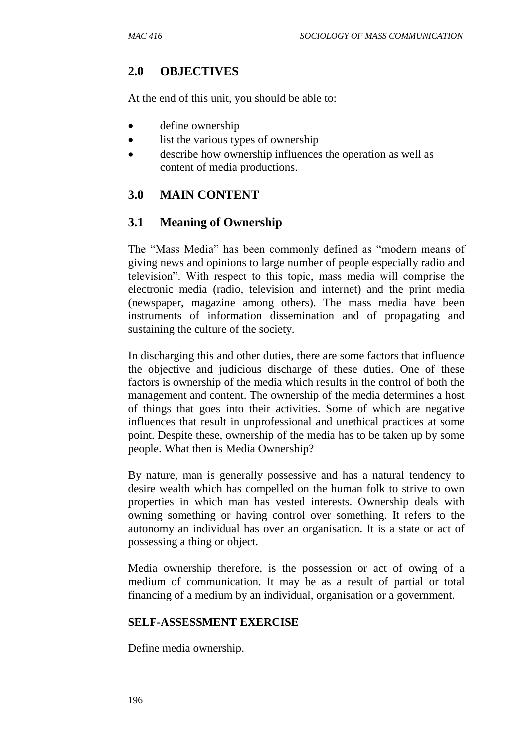## 2.0 OBJECTIVES

At the end of this unit, you should be able to:

- define ownership
- list the various types of ownership
- describe how ownership influences the operation as well as content of media productions.

## 3.0 MAIN CONTENT

### 3.1 Meaning of Ownership

The "Mass Media" has been commonly defined as "modern means of giving news and opinions to large number of people especially radio and television". With respect to this topic, mass media will comprise the electronic media (radio, television and internet) and the print media (newspaper, magazine among others). The mass media have been instruments of information dissemination and of propagating and sustaining the culture of the society.

In discharging this and other duties, there are some factors that influence the objective and judicious discharge of these duties. One of these factors is ownership of the media which results in the control of both the management and content. The ownership of the media determines a host of things that goes into their activities. Some of which are negative influences that result in unprofessional and unethical practices at some point. Despite these, ownership of the media has to be taken up by some people. What then is Media Ownership?

By nature, man is generally possessive and has a natural tendency to desire wealth which has compelled on the human folk to strive to own properties in which man has vested interests. Ownership deals with owning something or having control over something. It refers to the autonomy an individual has over an organisation. It is a state or act of possessing a thing or object.

Media ownership therefore, is the possession or act of owing of a medium of communication. It may be as a result of partial or total financing of a medium by an individual, organisation or a government.

**SELF-ASSESSMENT EXERCISE**

Define media ownership.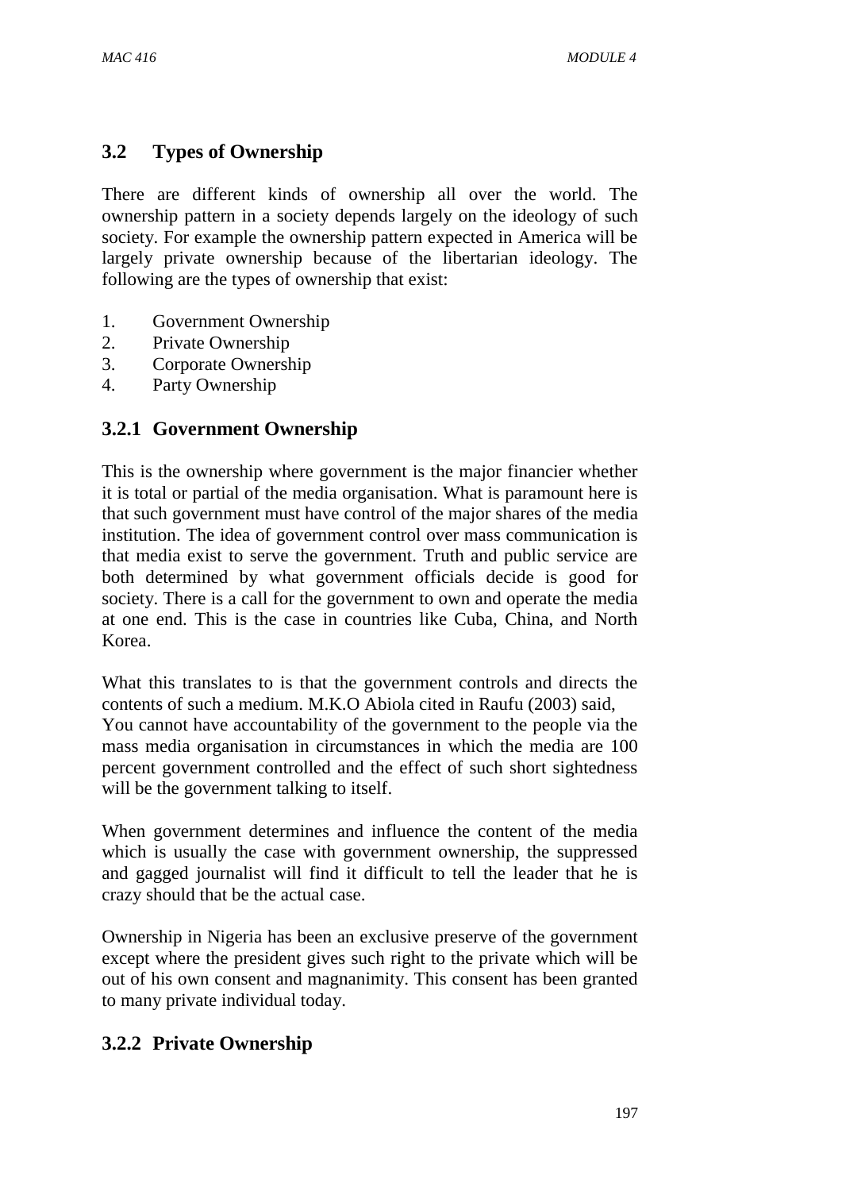## 3.2 Types of Ownership

There are different kinds of ownership all over the world. The ownership pattern in a society depends largely on the ideology of such society. For example the ownership pattern expected in America will be largely private ownership because of the libertarian ideology. The following are the types of ownership that exist:

1. Government Ownership
2. Private Ownership
3. Corporate Ownership
4. Party Ownership

### 3.2.1 Government Ownership

This is the ownership where government is the major financier whether it is total or partial of the media organisation. What is paramount here is that such government must have control of the major shares of the media institution. The idea of government control over mass communication is that media exist to serve the government. Truth and public service are both determined by what government officials decide is good for society. There is a call for the government to own and operate the media at one end. This is the case in countries like Cuba, China, and North Korea.

What this translates to is that the government controls and directs the contents of such a medium. M.K.O Abiola cited in Raufu (2003) said,
You cannot have accountability of the government to the people via the mass media organisation in circumstances in which the media are 100 percent government controlled and the effect of such short sightedness will be the government talking to itself.

When government determines and influence the content of the media which is usually the case with government ownership, the suppressed and gagged journalist will find it difficult to tell the leader that he is crazy should that be the actual case.

Ownership in Nigeria has been an exclusive preserve of the government except where the president gives such right to the private which will be out of his own consent and magnanimity. This consent has been granted to many private individual today.

### 3.2.2 Private Ownership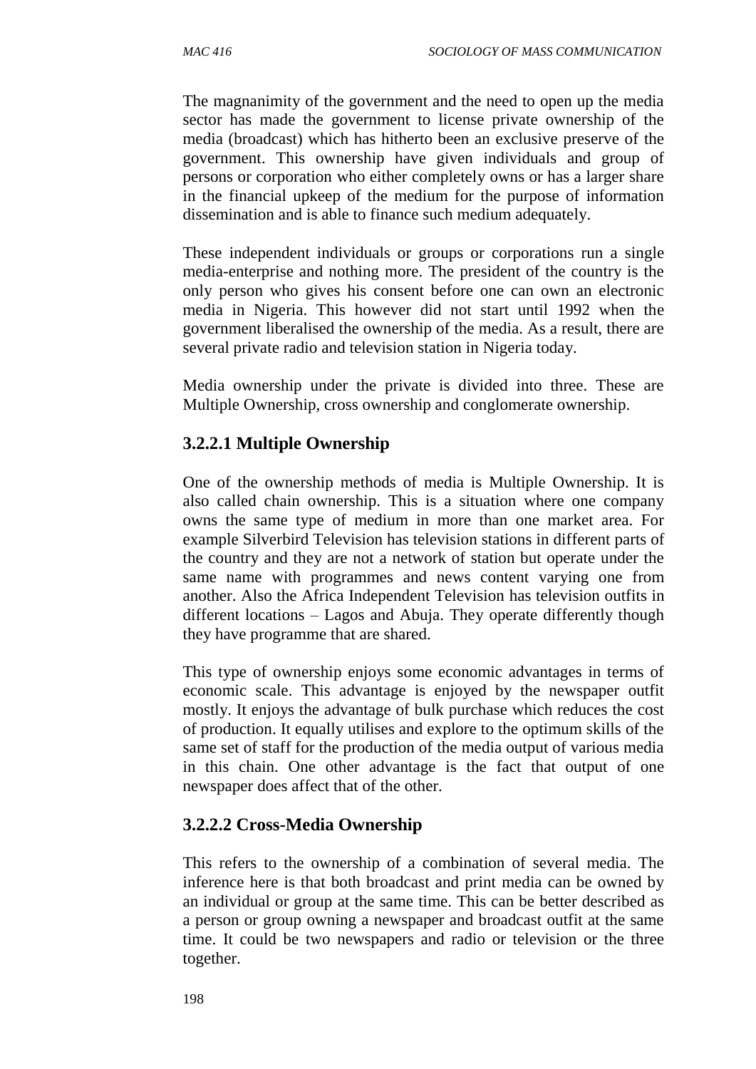The magnanimity of the government and the need to open up the media sector has made the government to license private ownership of the media (broadcast) which has hitherto been an exclusive preserve of the government. This ownership have given individuals and group of persons or corporation who either completely owns or has a larger share in the financial upkeep of the medium for the purpose of information dissemination and is able to finance such medium adequately.

These independent individuals or groups or corporations run a single media-enterprise and nothing more. The president of the country is the only person who gives his consent before one can own an electronic media in Nigeria. This however did not start until 1992 when the government liberalised the ownership of the media. As a result, there are several private radio and television station in Nigeria today.

Media ownership under the private is divided into three. These are Multiple Ownership, cross ownership and conglomerate ownership.

### 3.2.2.1 Multiple Ownership

One of the ownership methods of media is Multiple Ownership. It is also called chain ownership. This is a situation where one company owns the same type of medium in more than one market area. For example Silverbird Television has television stations in different parts of the country and they are not a network of station but operate under the same name with programmes and news content varying one from another. Also the Africa Independent Television has television outfits in different locations – Lagos and Abuja. They operate differently though they have programme that are shared.

This type of ownership enjoys some economic advantages in terms of economic scale. This advantage is enjoyed by the newspaper outfit mostly. It enjoys the advantage of bulk purchase which reduces the cost of production. It equally utilises and explore to the optimum skills of the same set of staff for the production of the media output of various media in this chain. One other advantage is the fact that output of one newspaper does affect that of the other.

### 3.2.2.2 Cross-Media Ownership

This refers to the ownership of a combination of several media. The inference here is that both broadcast and print media can be owned by an individual or group at the same time. This can be better described as a person or group owning a newspaper and broadcast outfit at the same time. It could be two newspapers and radio or television or the three together.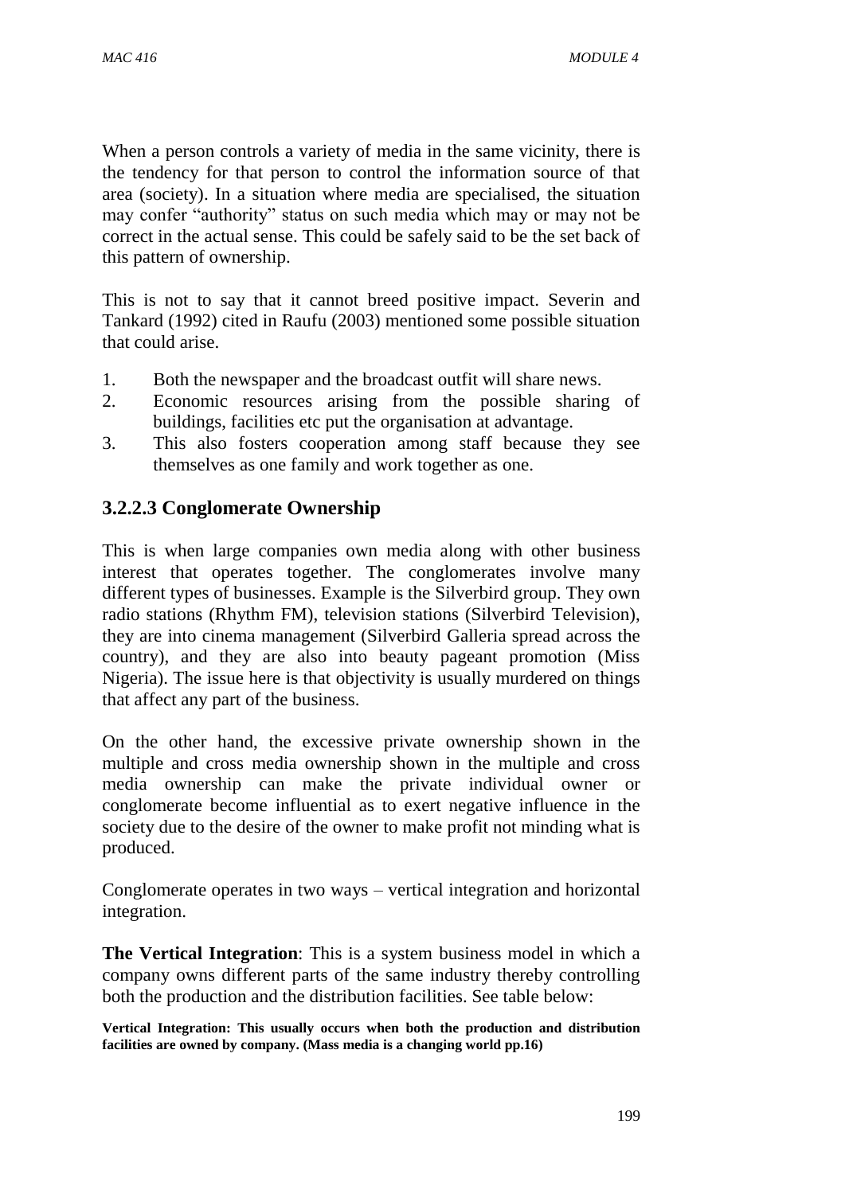When a person controls a variety of media in the same vicinity, there is the tendency for that person to control the information source of that area (society). In a situation where media are specialised, the situation may confer "authority" status on such media which may or may not be correct in the actual sense. This could be safely said to be the set back of this pattern of ownership.

This is not to say that it cannot breed positive impact. Severin and Tankard (1992) cited in Raufu (2003) mentioned some possible situation that could arise.

1. Both the newspaper and the broadcast outfit will share news.
2. Economic resources arising from the possible sharing of buildings, facilities etc put the organisation at advantage.
3. This also fosters cooperation among staff because they see themselves as one family and work together as one.

### 3.2.2.3 Conglomerate Ownership

This is when large companies own media along with other business interest that operates together. The conglomerates involve many different types of businesses. Example is the Silverbird group. They own radio stations (Rhythm FM), television stations (Silverbird Television), they are into cinema management (Silverbird Galleria spread across the country), and they are also into beauty pageant promotion (Miss Nigeria). The issue here is that objectivity is usually murdered on things that affect any part of the business.

On the other hand, the excessive private ownership shown in the multiple and cross media ownership shown in the multiple and cross media ownership can make the private individual owner or conglomerate become influential as to exert negative influence in the society due to the desire of the owner to make profit not minding what is produced.

Conglomerate operates in two ways – vertical integration and horizontal integration.

**The Vertical Integration**: This is a system business model in which a company owns different parts of the same industry thereby controlling both the production and the distribution facilities. See table below:

**Vertical Integration: This usually occurs when both the production and distribution facilities are owned by company. (Mass media is a changing world pp.16)**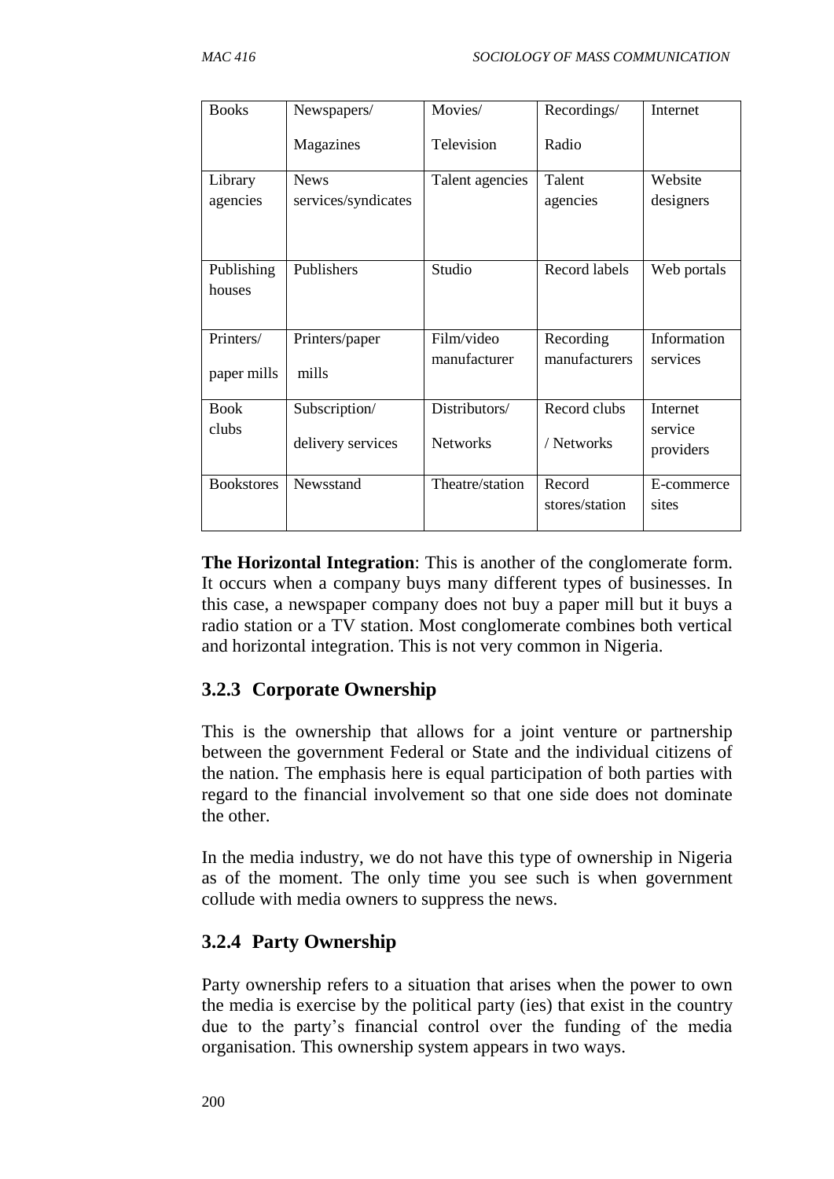| Books | Newspapers/ Magazines | Movies/ Television | Recordings/ Radio | Internet |
|---|---|---|---|---|
| Library agencies | News services/syndicates | Talent agencies | Talent agencies | Website designers |
| Publishing houses | Publishers | Studio | Record labels | Web portals |
| Printers/ paper mills | Printers/paper mills | Film/video manufacturer | Recording manufacturers | Information services |
| Book clubs | Subscription/ delivery services | Distributors/ Networks | Record clubs / Networks | Internet service providers |
| Bookstores | Newsstand | Theatre/station | Record stores/station | E-commerce sites |

**The Horizontal Integration**: This is another of the conglomerate form. It occurs when a company buys many different types of businesses. In this case, a newspaper company does not buy a paper mill but it buys a radio station or a TV station. Most conglomerate combines both vertical and horizontal integration. This is not very common in Nigeria.

### 3.2.3 Corporate Ownership

This is the ownership that allows for a joint venture or partnership between the government Federal or State and the individual citizens of the nation. The emphasis here is equal participation of both parties with regard to the financial involvement so that one side does not dominate the other.

In the media industry, we do not have this type of ownership in Nigeria as of the moment. The only time you see such is when government collude with media owners to suppress the news.

### 3.2.4 Party Ownership

Party ownership refers to a situation that arises when the power to own the media is exercise by the political party (ies) that exist in the country due to the party's financial control over the funding of the media organisation. This ownership system appears in two ways.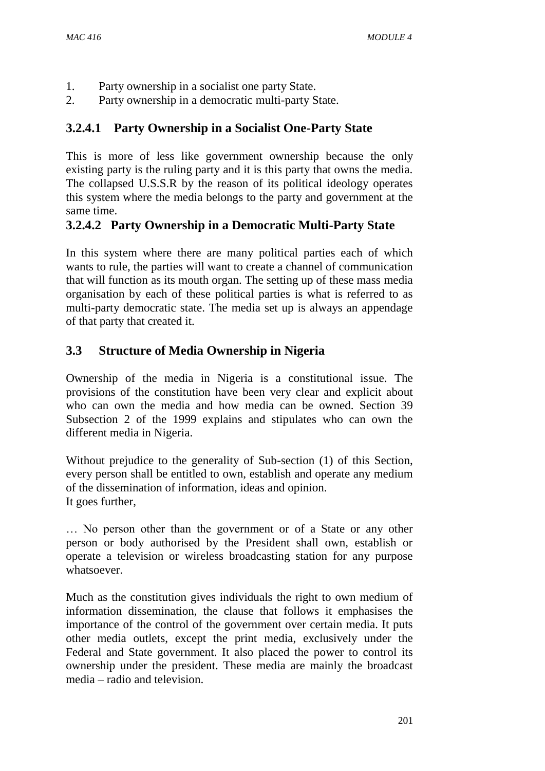1. Party ownership in a socialist one party State.
2. Party ownership in a democratic multi-party State.

#### 3.2.4.1 Party Ownership in a Socialist One-Party State

This is more of less like government ownership because the only existing party is the ruling party and it is this party that owns the media. The collapsed U.S.S.R by the reason of its political ideology operates this system where the media belongs to the party and government at the same time.

#### 3.2.4.2 Party Ownership in a Democratic Multi-Party State

In this system where there are many political parties each of which wants to rule, the parties will want to create a channel of communication that will function as its mouth organ. The setting up of these mass media organisation by each of these political parties is what is referred to as multi-party democratic state. The media set up is always an appendage of that party that created it.

### 3.3 Structure of Media Ownership in Nigeria

Ownership of the media in Nigeria is a constitutional issue. The provisions of the constitution have been very clear and explicit about who can own the media and how media can be owned. Section 39 Subsection 2 of the 1999 explains and stipulates who can own the different media in Nigeria.

Without prejudice to the generality of Sub-section (1) of this Section, every person shall be entitled to own, establish and operate any medium of the dissemination of information, ideas and opinion.
It goes further,

… No person other than the government or of a State or any other person or body authorised by the President shall own, establish or operate a television or wireless broadcasting station for any purpose whatsoever.

Much as the constitution gives individuals the right to own medium of information dissemination, the clause that follows it emphasises the importance of the control of the government over certain media. It puts other media outlets, except the print media, exclusively under the Federal and State government. It also placed the power to control its ownership under the president. These media are mainly the broadcast media – radio and television.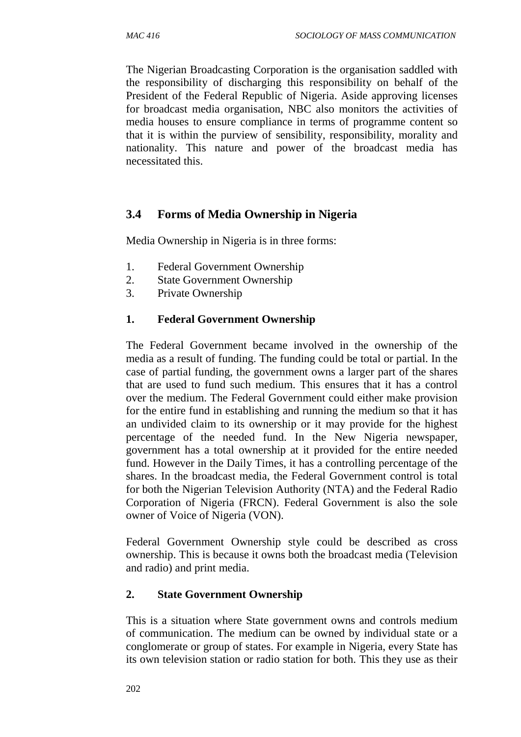The Nigerian Broadcasting Corporation is the organisation saddled with the responsibility of discharging this responsibility on behalf of the President of the Federal Republic of Nigeria. Aside approving licenses for broadcast media organisation, NBC also monitors the activities of media houses to ensure compliance in terms of programme content so that it is within the purview of sensibility, responsibility, morality and nationality. This nature and power of the broadcast media has necessitated this.

## 3.4 Forms of Media Ownership in Nigeria

Media Ownership in Nigeria is in three forms:

1. Federal Government Ownership
2. State Government Ownership
3. Private Ownership

### 1. Federal Government Ownership

The Federal Government became involved in the ownership of the media as a result of funding. The funding could be total or partial. In the case of partial funding, the government owns a larger part of the shares that are used to fund such medium. This ensures that it has a control over the medium. The Federal Government could either make provision for the entire fund in establishing and running the medium so that it has an undivided claim to its ownership or it may provide for the highest percentage of the needed fund. In the New Nigeria newspaper, government has a total ownership at it provided for the entire needed fund. However in the Daily Times, it has a controlling percentage of the shares. In the broadcast media, the Federal Government control is total for both the Nigerian Television Authority (NTA) and the Federal Radio Corporation of Nigeria (FRCN). Federal Government is also the sole owner of Voice of Nigeria (VON).

Federal Government Ownership style could be described as cross ownership. This is because it owns both the broadcast media (Television and radio) and print media.

### 2. State Government Ownership

This is a situation where State government owns and controls medium of communication. The medium can be owned by individual state or a conglomerate or group of states. For example in Nigeria, every State has its own television station or radio station for both. This they use as their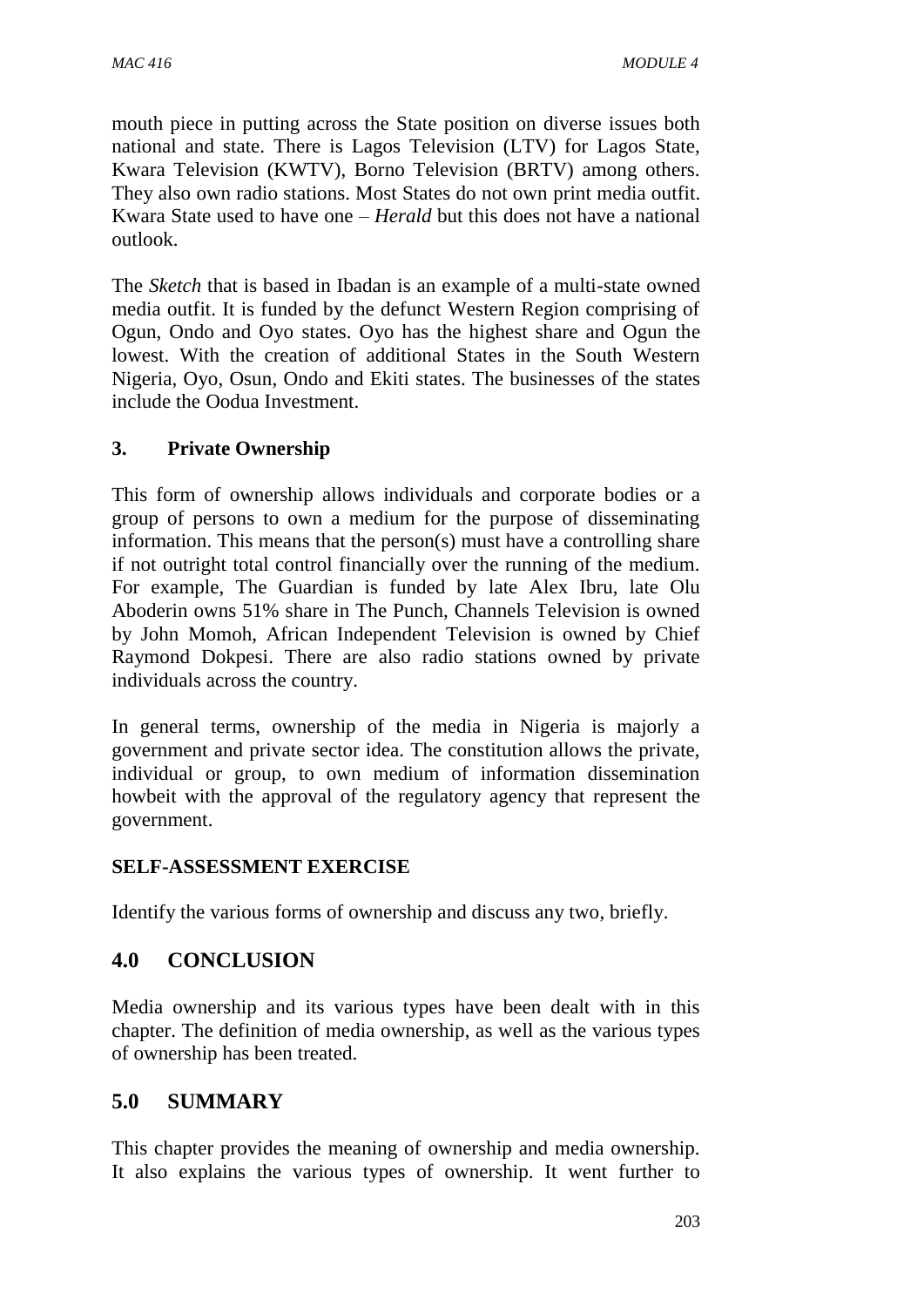mouth piece in putting across the State position on diverse issues both national and state. There is Lagos Television (LTV) for Lagos State, Kwara Television (KWTV), Borno Television (BRTV) among others. They also own radio stations. Most States do not own print media outfit. Kwara State used to have one – *Herald* but this does not have a national outlook.

The *Sketch* that is based in Ibadan is an example of a multi-state owned media outfit. It is funded by the defunct Western Region comprising of Ogun, Ondo and Oyo states. Oyo has the highest share and Ogun the lowest. With the creation of additional States in the South Western Nigeria, Oyo, Osun, Ondo and Ekiti states. The businesses of the states include the Oodua Investment.

### 3. Private Ownership

This form of ownership allows individuals and corporate bodies or a group of persons to own a medium for the purpose of disseminating information. This means that the person(s) must have a controlling share if not outright total control financially over the running of the medium. For example, The Guardian is funded by late Alex Ibru, late Olu Aboderin owns 51% share in The Punch, Channels Television is owned by John Momoh, African Independent Television is owned by Chief Raymond Dokpesi. There are also radio stations owned by private individuals across the country.

In general terms, ownership of the media in Nigeria is majorly a government and private sector idea. The constitution allows the private, individual or group, to own medium of information dissemination howbeit with the approval of the regulatory agency that represent the government.

**SELF-ASSESSMENT EXERCISE**

Identify the various forms of ownership and discuss any two, briefly.

## 4.0 CONCLUSION

Media ownership and its various types have been dealt with in this chapter. The definition of media ownership, as well as the various types of ownership has been treated.

## 5.0 SUMMARY

This chapter provides the meaning of ownership and media ownership. It also explains the various types of ownership. It went further to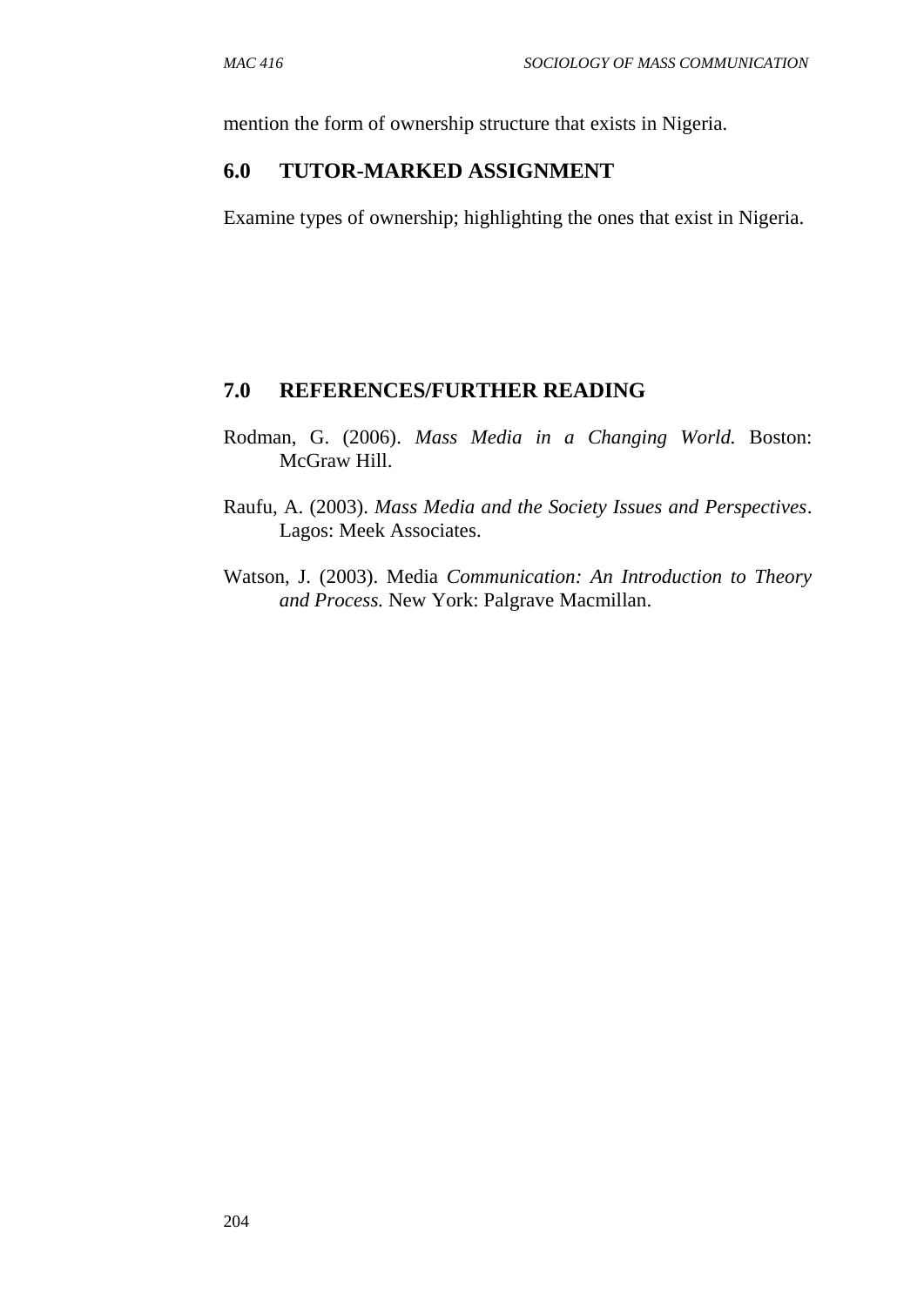mention the form of ownership structure that exists in Nigeria.

## 6.0 TUTOR-MARKED ASSIGNMENT

Examine types of ownership; highlighting the ones that exist in Nigeria.

## 7.0 REFERENCES/FURTHER READING

Rodman, G. (2006). *Mass Media in a Changing World.* Boston: McGraw Hill.

Raufu, A. (2003). *Mass Media and the Society Issues and Perspectives*. Lagos: Meek Associates.

Watson, J. (2003). Media *Communication: An Introduction to Theory and Process.* New York: Palgrave Macmillan.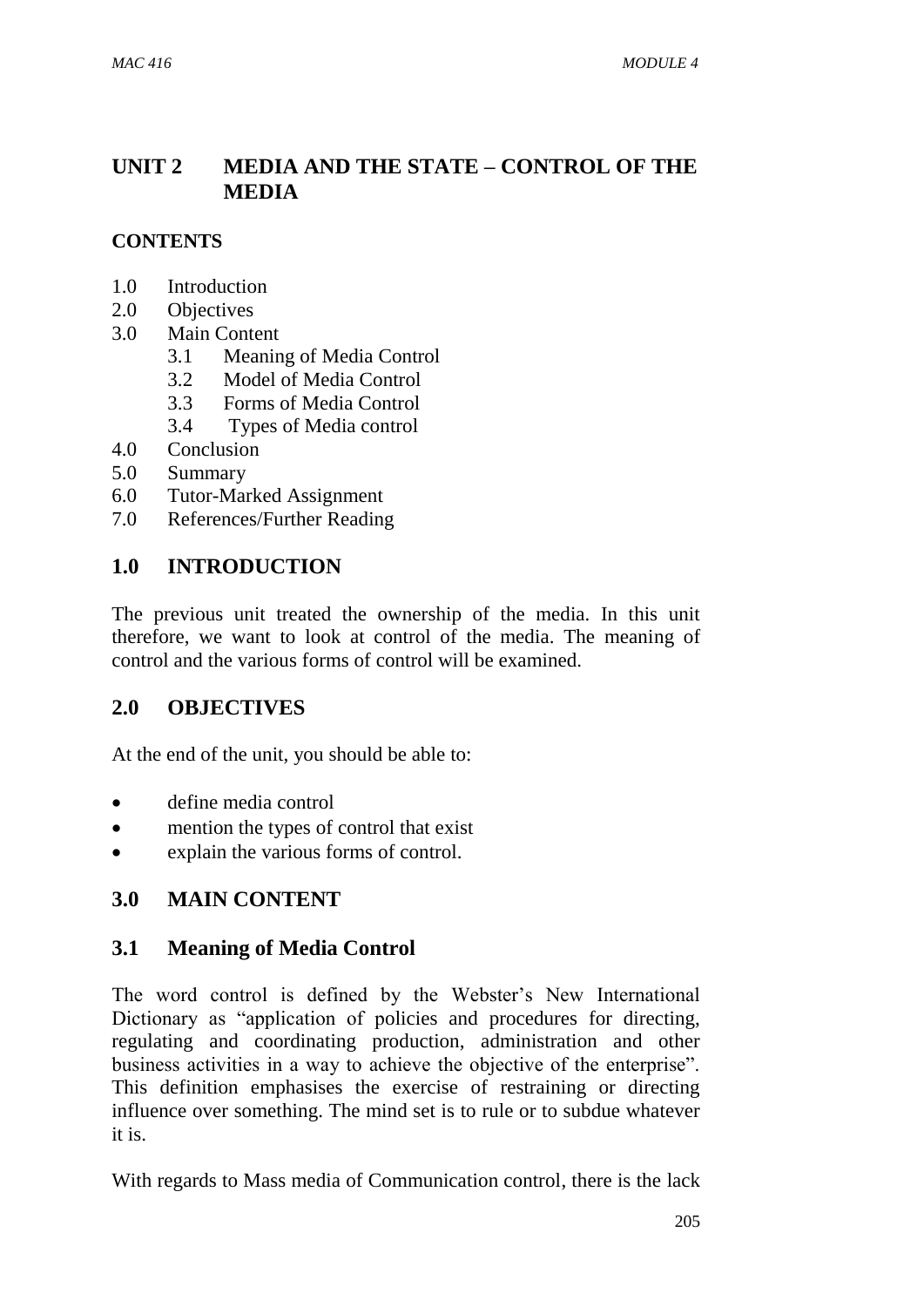# UNIT 2 MEDIA AND THE STATE – CONTROL OF THE MEDIA

## CONTENTS

- 1.0 Introduction
- 2.0 Objectives
- 3.0 Main Content
  - 3.1 Meaning of Media Control
  - 3.2 Model of Media Control
  - 3.3 Forms of Media Control
  - 3.4 Types of Media control
- 4.0 Conclusion
- 5.0 Summary
- 6.0 Tutor-Marked Assignment
- 7.0 References/Further Reading

## 1.0 INTRODUCTION

The previous unit treated the ownership of the media. In this unit therefore, we want to look at control of the media. The meaning of control and the various forms of control will be examined.

## 2.0 OBJECTIVES

At the end of the unit, you should be able to:

- define media control
- mention the types of control that exist
- explain the various forms of control.

## 3.0 MAIN CONTENT

### 3.1 Meaning of Media Control

The word control is defined by the Webster's New International Dictionary as "application of policies and procedures for directing, regulating and coordinating production, administration and other business activities in a way to achieve the objective of the enterprise". This definition emphasises the exercise of restraining or directing influence over something. The mind set is to rule or to subdue whatever it is.

With regards to Mass media of Communication control, there is the lack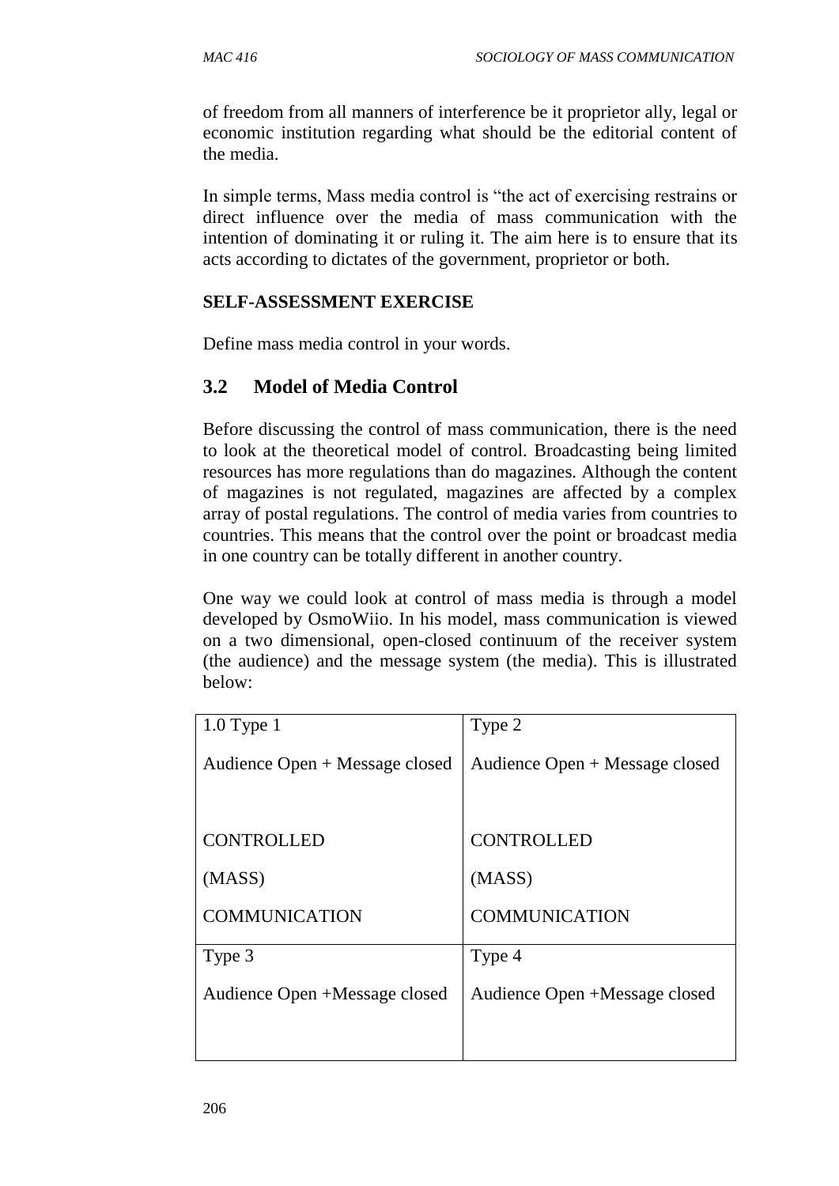of freedom from all manners of interference be it proprietor ally, legal or economic institution regarding what should be the editorial content of the media.

In simple terms, Mass media control is "the act of exercising restrains or direct influence over the media of mass communication with the intention of dominating it or ruling it. The aim here is to ensure that its acts according to dictates of the government, proprietor or both.

**SELF-ASSESSMENT EXERCISE**

Define mass media control in your words.

## 3.2 Model of Media Control

Before discussing the control of mass communication, there is the need to look at the theoretical model of control. Broadcasting being limited resources has more regulations than do magazines. Although the content of magazines is not regulated, magazines are affected by a complex array of postal regulations. The control of media varies from countries to countries. This means that the control over the point or broadcast media in one country can be totally different in another country.

One way we could look at control of mass media is through a model developed by OsmoWiio. In his model, mass communication is viewed on a two dimensional, open-closed continuum of the receiver system (the audience) and the message system (the media). This is illustrated below:

| 1.0 Type 1<br><br>Audience Open + Message closed<br><br>CONTROLLED<br>(MASS)<br>COMMUNICATION | Type 2<br><br>Audience Open + Message closed<br><br>CONTROLLED<br>(MASS)<br>COMMUNICATION |
|---|---|
| Type 3<br><br>Audience Open +Message closed | Type 4<br><br>Audience Open +Message closed |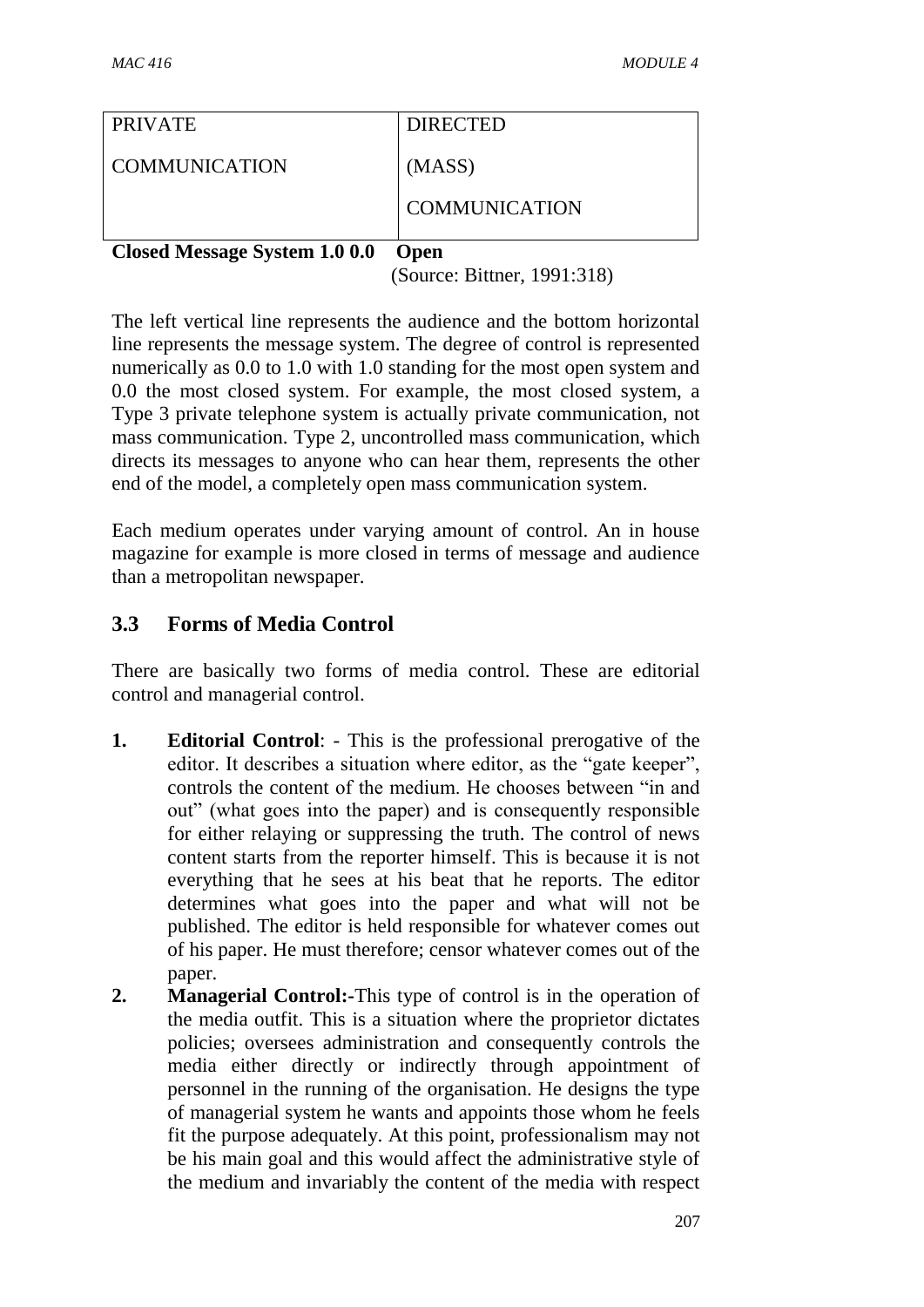| PRIVATE COMMUNICATION | DIRECTED (MASS) COMMUNICATION |
|---|---|

**Closed Message System 1.0 0.0 Open**

(Source: Bittner, 1991:318)

The left vertical line represents the audience and the bottom horizontal line represents the message system. The degree of control is represented numerically as 0.0 to 1.0 with 1.0 standing for the most open system and 0.0 the most closed system. For example, the most closed system, a Type 3 private telephone system is actually private communication, not mass communication. Type 2, uncontrolled mass communication, which directs its messages to anyone who can hear them, represents the other end of the model, a completely open mass communication system.

Each medium operates under varying amount of control. An in house magazine for example is more closed in terms of message and audience than a metropolitan newspaper.

## 3.3 Forms of Media Control

There are basically two forms of media control. These are editorial control and managerial control.

1. **Editorial Control**: - This is the professional prerogative of the editor. It describes a situation where editor, as the "gate keeper", controls the content of the medium. He chooses between "in and out" (what goes into the paper) and is consequently responsible for either relaying or suppressing the truth. The control of news content starts from the reporter himself. This is because it is not everything that he sees at his beat that he reports. The editor determines what goes into the paper and what will not be published. The editor is held responsible for whatever comes out of his paper. He must therefore; censor whatever comes out of the paper.
2. **Managerial Control:-**This type of control is in the operation of the media outfit. This is a situation where the proprietor dictates policies; oversees administration and consequently controls the media either directly or indirectly through appointment of personnel in the running of the organisation. He designs the type of managerial system he wants and appoints those whom he feels fit the purpose adequately. At this point, professionalism may not be his main goal and this would affect the administrative style of the medium and invariably the content of the media with respect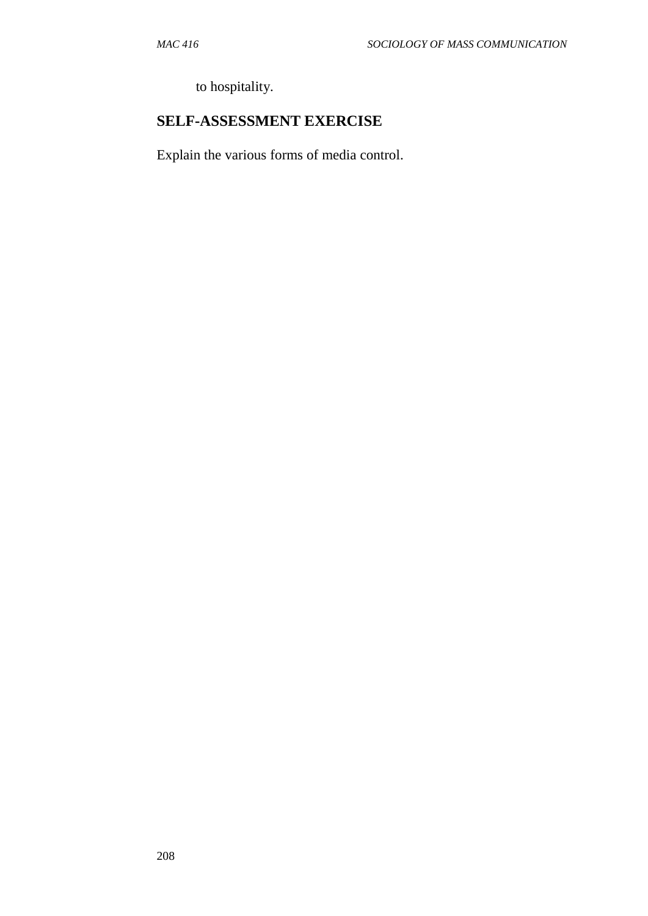to hospitality.

## SELF-ASSESSMENT EXERCISE

Explain the various forms of media control.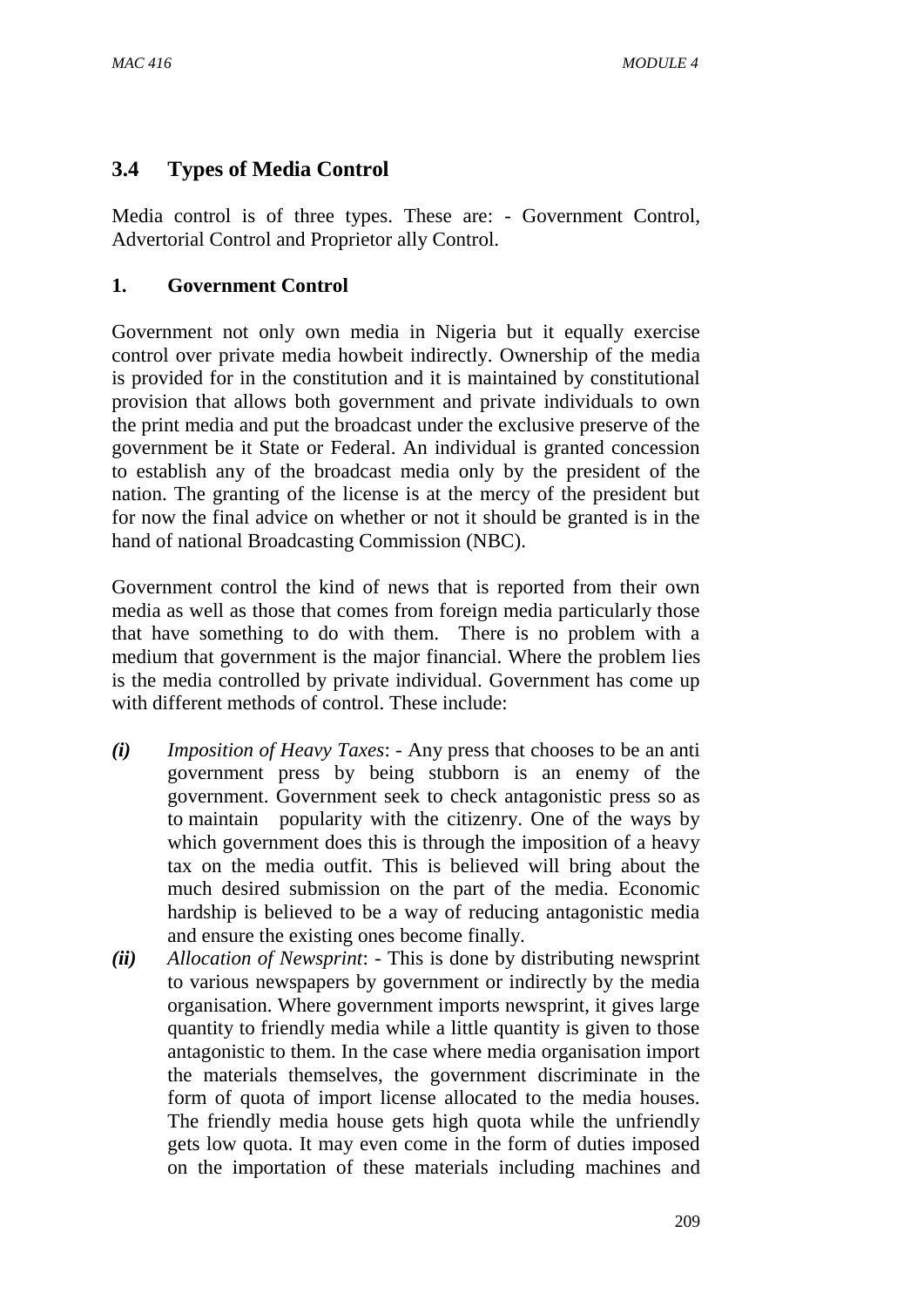## 3.4 Types of Media Control

Media control is of three types. These are: - Government Control, Advertorial Control and Proprietor ally Control.

### 1. Government Control

Government not only own media in Nigeria but it equally exercise control over private media howbeit indirectly. Ownership of the media is provided for in the constitution and it is maintained by constitutional provision that allows both government and private individuals to own the print media and put the broadcast under the exclusive preserve of the government be it State or Federal. An individual is granted concession to establish any of the broadcast media only by the president of the nation. The granting of the license is at the mercy of the president but for now the final advice on whether or not it should be granted is in the hand of national Broadcasting Commission (NBC).

Government control the kind of news that is reported from their own media as well as those that comes from foreign media particularly those that have something to do with them. There is no problem with a medium that government is the major financial. Where the problem lies is the media controlled by private individual. Government has come up with different methods of control. These include:

***(i)*** *Imposition of Heavy Taxes*: - Any press that chooses to be an anti government press by being stubborn is an enemy of the government. Government seek to check antagonistic press so as to maintain popularity with the citizenry. One of the ways by which government does this is through the imposition of a heavy tax on the media outfit. This is believed will bring about the much desired submission on the part of the media. Economic hardship is believed to be a way of reducing antagonistic media and ensure the existing ones become finally.

***(ii)*** *Allocation of Newsprint*: - This is done by distributing newsprint to various newspapers by government or indirectly by the media organisation. Where government imports newsprint, it gives large quantity to friendly media while a little quantity is given to those antagonistic to them. In the case where media organisation import the materials themselves, the government discriminate in the form of quota of import license allocated to the media houses. The friendly media house gets high quota while the unfriendly gets low quota. It may even come in the form of duties imposed on the importation of these materials including machines and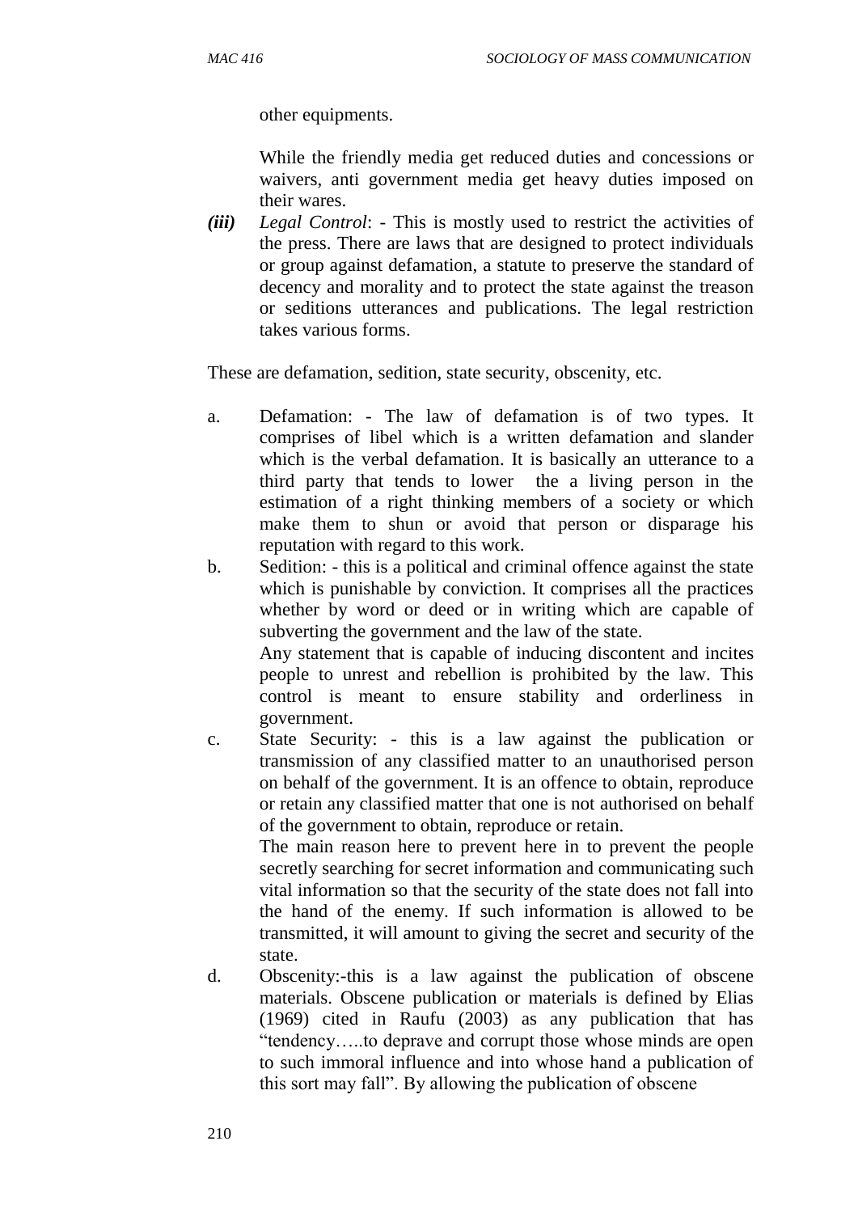other equipments.

While the friendly media get reduced duties and concessions or waivers, anti government media get heavy duties imposed on their wares.

***(iii)*** *Legal Control*: - This is mostly used to restrict the activities of the press. There are laws that are designed to protect individuals or group against defamation, a statute to preserve the standard of decency and morality and to protect the state against the treason or seditions utterances and publications. The legal restriction takes various forms.

These are defamation, sedition, state security, obscenity, etc.

a. Defamation: - The law of defamation is of two types. It comprises of libel which is a written defamation and slander which is the verbal defamation. It is basically an utterance to a third party that tends to lower the a living person in the estimation of a right thinking members of a society or which make them to shun or avoid that person or disparage his reputation with regard to this work.

b. Sedition: - this is a political and criminal offence against the state which is punishable by conviction. It comprises all the practices whether by word or deed or in writing which are capable of subverting the government and the law of the state.

   Any statement that is capable of inducing discontent and incites people to unrest and rebellion is prohibited by the law. This control is meant to ensure stability and orderliness in government.

c. State Security: - this is a law against the publication or transmission of any classified matter to an unauthorised person on behalf of the government. It is an offence to obtain, reproduce or retain any classified matter that one is not authorised on behalf of the government to obtain, reproduce or retain.

   The main reason here to prevent here in to prevent the people secretly searching for secret information and communicating such vital information so that the security of the state does not fall into the hand of the enemy. If such information is allowed to be transmitted, it will amount to giving the secret and security of the state.

d. Obscenity:-this is a law against the publication of obscene materials. Obscene publication or materials is defined by Elias (1969) cited in Raufu (2003) as any publication that has "tendency…..to deprave and corrupt those whose minds are open to such immoral influence and into whose hand a publication of this sort may fall". By allowing the publication of obscene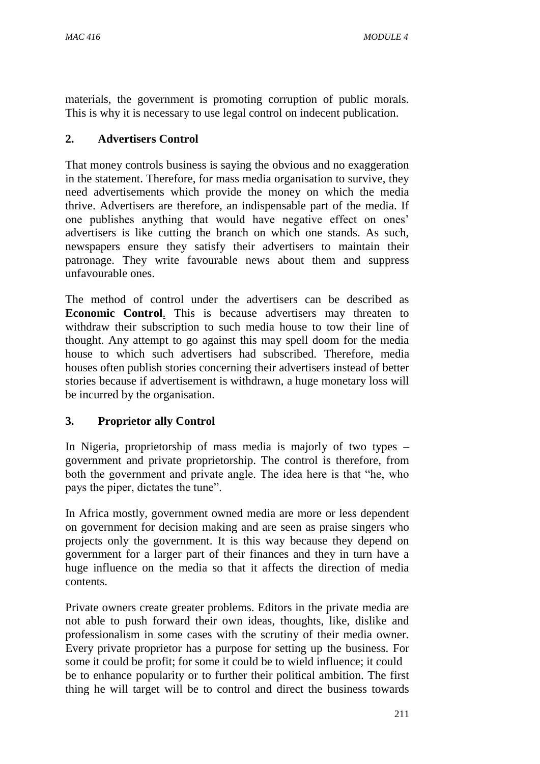materials, the government is promoting corruption of public morals. This is why it is necessary to use legal control on indecent publication.

## 2. Advertisers Control

That money controls business is saying the obvious and no exaggeration in the statement. Therefore, for mass media organisation to survive, they need advertisements which provide the money on which the media thrive. Advertisers are therefore, an indispensable part of the media. If one publishes anything that would have negative effect on ones' advertisers is like cutting the branch on which one stands. As such, newspapers ensure they satisfy their advertisers to maintain their patronage. They write favourable news about them and suppress unfavourable ones.

The method of control under the advertisers can be described as **Economic Control**. This is because advertisers may threaten to withdraw their subscription to such media house to tow their line of thought. Any attempt to go against this may spell doom for the media house to which such advertisers had subscribed. Therefore, media houses often publish stories concerning their advertisers instead of better stories because if advertisement is withdrawn, a huge monetary loss will be incurred by the organisation.

## 3. Proprietor ally Control

In Nigeria, proprietorship of mass media is majorly of two types – government and private proprietorship. The control is therefore, from both the government and private angle. The idea here is that "he, who pays the piper, dictates the tune".

In Africa mostly, government owned media are more or less dependent on government for decision making and are seen as praise singers who projects only the government. It is this way because they depend on government for a larger part of their finances and they in turn have a huge influence on the media so that it affects the direction of media contents.

Private owners create greater problems. Editors in the private media are not able to push forward their own ideas, thoughts, like, dislike and professionalism in some cases with the scrutiny of their media owner. Every private proprietor has a purpose for setting up the business. For some it could be profit; for some it could be to wield influence; it could be to enhance popularity or to further their political ambition. The first thing he will target will be to control and direct the business towards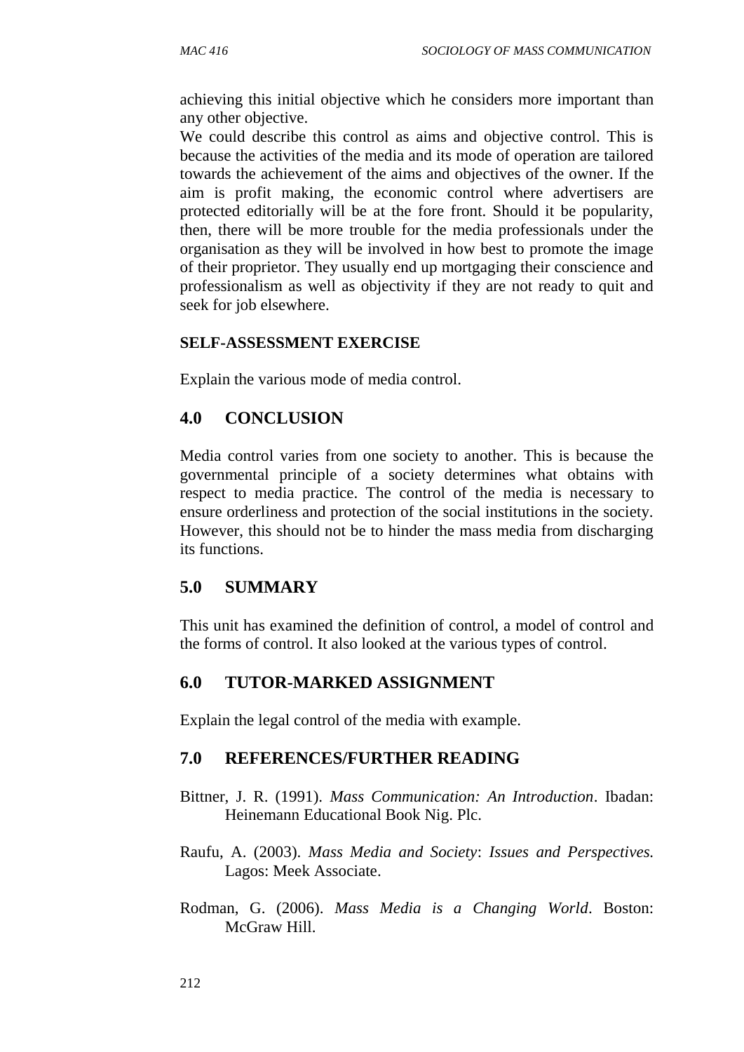achieving this initial objective which he considers more important than any other objective.

We could describe this control as aims and objective control. This is because the activities of the media and its mode of operation are tailored towards the achievement of the aims and objectives of the owner. If the aim is profit making, the economic control where advertisers are protected editorially will be at the fore front. Should it be popularity, then, there will be more trouble for the media professionals under the organisation as they will be involved in how best to promote the image of their proprietor. They usually end up mortgaging their conscience and professionalism as well as objectivity if they are not ready to quit and seek for job elsewhere.

**SELF-ASSESSMENT EXERCISE**

Explain the various mode of media control.

## 4.0 CONCLUSION

Media control varies from one society to another. This is because the governmental principle of a society determines what obtains with respect to media practice. The control of the media is necessary to ensure orderliness and protection of the social institutions in the society. However, this should not be to hinder the mass media from discharging its functions.

## 5.0 SUMMARY

This unit has examined the definition of control, a model of control and the forms of control. It also looked at the various types of control.

## 6.0 TUTOR-MARKED ASSIGNMENT

Explain the legal control of the media with example.

## 7.0 REFERENCES/FURTHER READING

Bittner, J. R. (1991). *Mass Communication: An Introduction*. Ibadan: Heinemann Educational Book Nig. Plc.

Raufu, A. (2003). *Mass Media and Society*: *Issues and Perspectives.* Lagos: Meek Associate.

Rodman, G. (2006). *Mass Media is a Changing World*. Boston: McGraw Hill.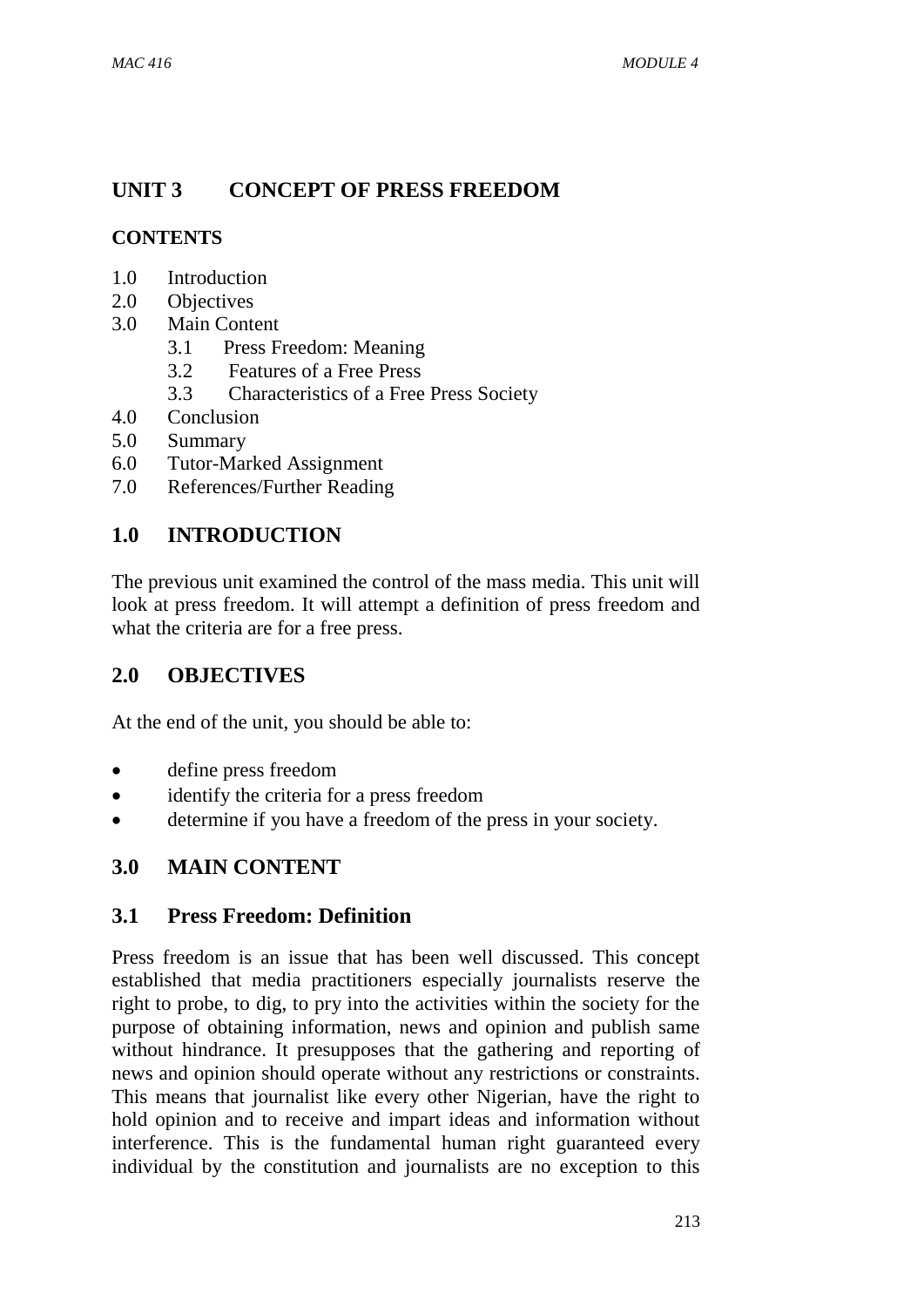# UNIT 3 CONCEPT OF PRESS FREEDOM

**CONTENTS**

1.0 Introduction
2.0 Objectives
3.0 Main Content
 3.1 Press Freedom: Meaning
 3.2 Features of a Free Press
 3.3 Characteristics of a Free Press Society
4.0 Conclusion
5.0 Summary
6.0 Tutor-Marked Assignment
7.0 References/Further Reading

## 1.0 INTRODUCTION

The previous unit examined the control of the mass media. This unit will look at press freedom. It will attempt a definition of press freedom and what the criteria are for a free press.

## 2.0 OBJECTIVES

At the end of the unit, you should be able to:

- define press freedom
- identify the criteria for a press freedom
- determine if you have a freedom of the press in your society.

## 3.0 MAIN CONTENT

### 3.1 Press Freedom: Definition

Press freedom is an issue that has been well discussed. This concept established that media practitioners especially journalists reserve the right to probe, to dig, to pry into the activities within the society for the purpose of obtaining information, news and opinion and publish same without hindrance. It presupposes that the gathering and reporting of news and opinion should operate without any restrictions or constraints. This means that journalist like every other Nigerian, have the right to hold opinion and to receive and impart ideas and information without interference. This is the fundamental human right guaranteed every individual by the constitution and journalists are no exception to this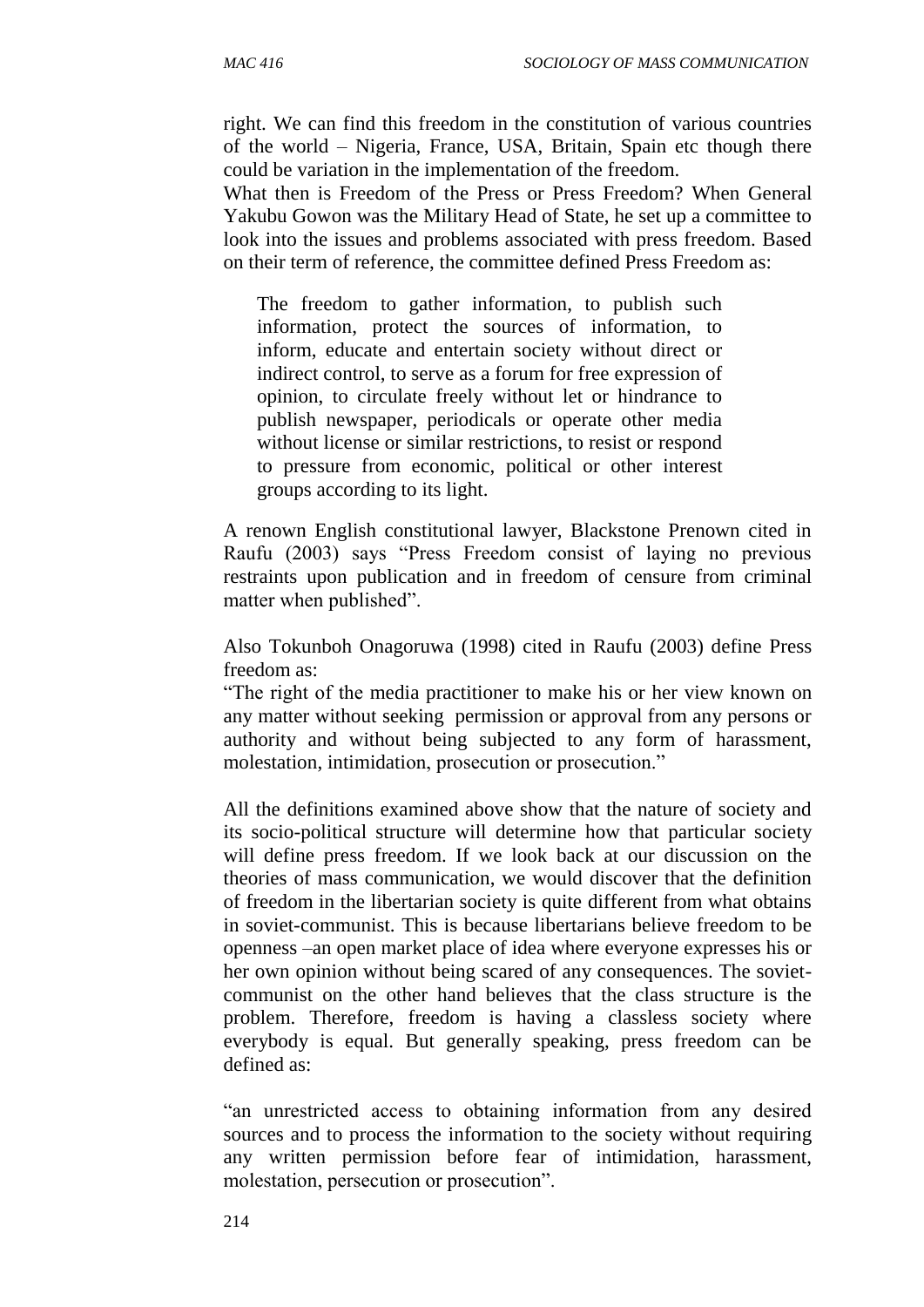right. We can find this freedom in the constitution of various countries of the world – Nigeria, France, USA, Britain, Spain etc though there could be variation in the implementation of the freedom.

What then is Freedom of the Press or Press Freedom? When General Yakubu Gowon was the Military Head of State, he set up a committee to look into the issues and problems associated with press freedom. Based on their term of reference, the committee defined Press Freedom as:

> The freedom to gather information, to publish such information, protect the sources of information, to inform, educate and entertain society without direct or indirect control, to serve as a forum for free expression of opinion, to circulate freely without let or hindrance to publish newspaper, periodicals or operate other media without license or similar restrictions, to resist or respond to pressure from economic, political or other interest groups according to its light.

A renown English constitutional lawyer, Blackstone Prenown cited in Raufu (2003) says "Press Freedom consist of laying no previous restraints upon publication and in freedom of censure from criminal matter when published".

Also Tokunboh Onagoruwa (1998) cited in Raufu (2003) define Press freedom as:

"The right of the media practitioner to make his or her view known on any matter without seeking permission or approval from any persons or authority and without being subjected to any form of harassment, molestation, intimidation, prosecution or prosecution."

All the definitions examined above show that the nature of society and its socio-political structure will determine how that particular society will define press freedom. If we look back at our discussion on the theories of mass communication, we would discover that the definition of freedom in the libertarian society is quite different from what obtains in soviet-communist. This is because libertarians believe freedom to be openness –an open market place of idea where everyone expresses his or her own opinion without being scared of any consequences. The soviet-communist on the other hand believes that the class structure is the problem. Therefore, freedom is having a classless society where everybody is equal. But generally speaking, press freedom can be defined as:

"an unrestricted access to obtaining information from any desired sources and to process the information to the society without requiring any written permission before fear of intimidation, harassment, molestation, persecution or prosecution".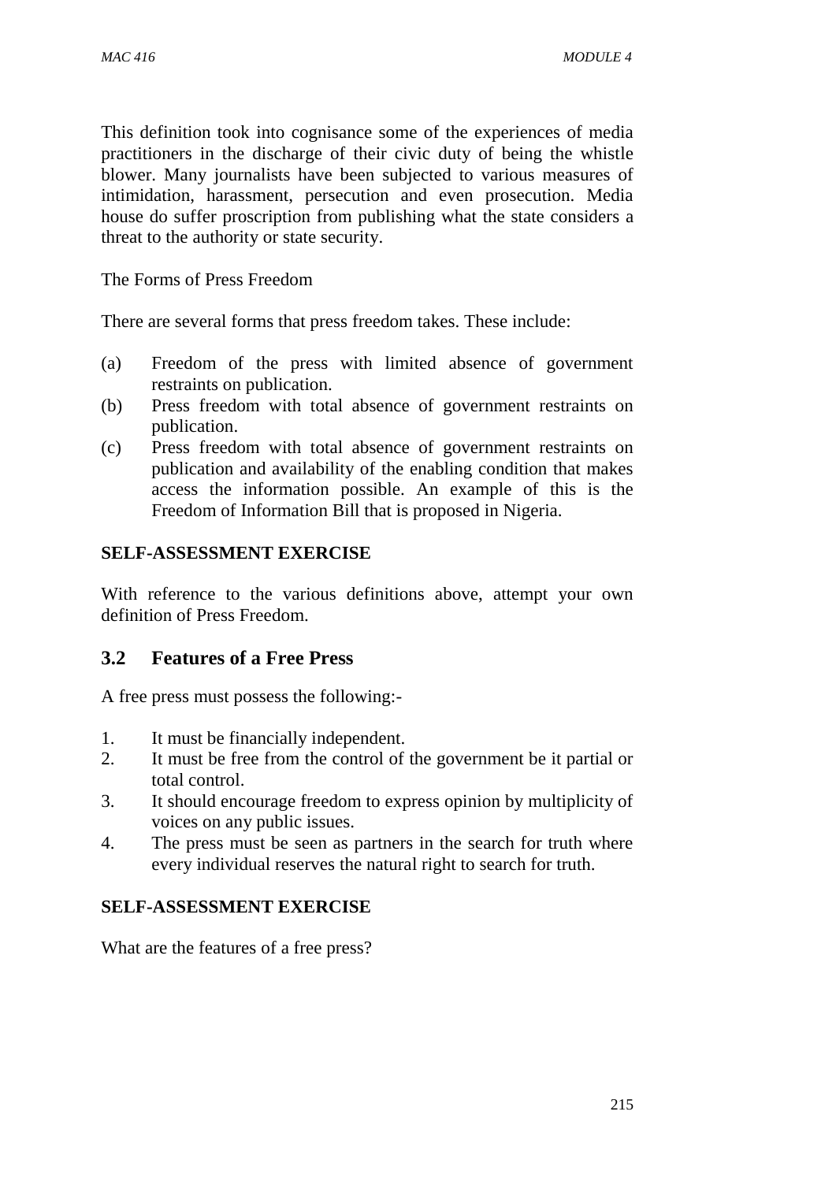This definition took into cognisance some of the experiences of media practitioners in the discharge of their civic duty of being the whistle blower. Many journalists have been subjected to various measures of intimidation, harassment, persecution and even prosecution. Media house do suffer proscription from publishing what the state considers a threat to the authority or state security.

The Forms of Press Freedom

There are several forms that press freedom takes. These include:

(a) Freedom of the press with limited absence of government restraints on publication.
(b) Press freedom with total absence of government restraints on publication.
(c) Press freedom with total absence of government restraints on publication and availability of the enabling condition that makes access the information possible. An example of this is the Freedom of Information Bill that is proposed in Nigeria.

**SELF-ASSESSMENT EXERCISE**

With reference to the various definitions above, attempt your own definition of Press Freedom.

## 3.2 Features of a Free Press

A free press must possess the following:-

1. It must be financially independent.
2. It must be free from the control of the government be it partial or total control.
3. It should encourage freedom to express opinion by multiplicity of voices on any public issues.
4. The press must be seen as partners in the search for truth where every individual reserves the natural right to search for truth.

**SELF-ASSESSMENT EXERCISE**

What are the features of a free press?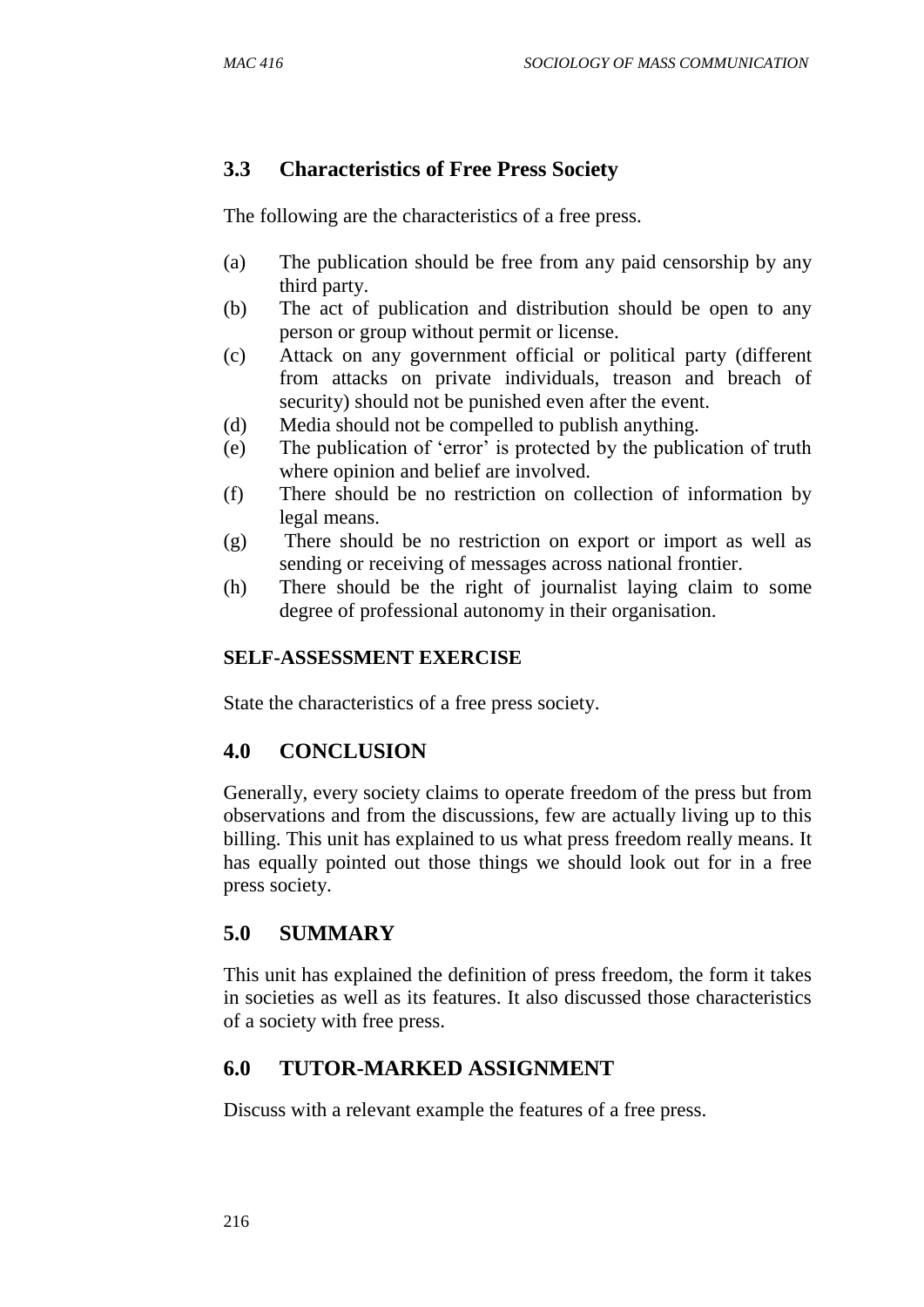## 3.3 Characteristics of Free Press Society

The following are the characteristics of a free press.

(a) The publication should be free from any paid censorship by any third party.
(b) The act of publication and distribution should be open to any person or group without permit or license.
(c) Attack on any government official or political party (different from attacks on private individuals, treason and breach of security) should not be punished even after the event.
(d) Media should not be compelled to publish anything.
(e) The publication of 'error' is protected by the publication of truth where opinion and belief are involved.
(f) There should be no restriction on collection of information by legal means.
(g) There should be no restriction on export or import as well as sending or receiving of messages across national frontier.
(h) There should be the right of journalist laying claim to some degree of professional autonomy in their organisation.

**SELF-ASSESSMENT EXERCISE**

State the characteristics of a free press society.

## 4.0 CONCLUSION

Generally, every society claims to operate freedom of the press but from observations and from the discussions, few are actually living up to this billing. This unit has explained to us what press freedom really means. It has equally pointed out those things we should look out for in a free press society.

## 5.0 SUMMARY

This unit has explained the definition of press freedom, the form it takes in societies as well as its features. It also discussed those characteristics of a society with free press.

## 6.0 TUTOR-MARKED ASSIGNMENT

Discuss with a relevant example the features of a free press.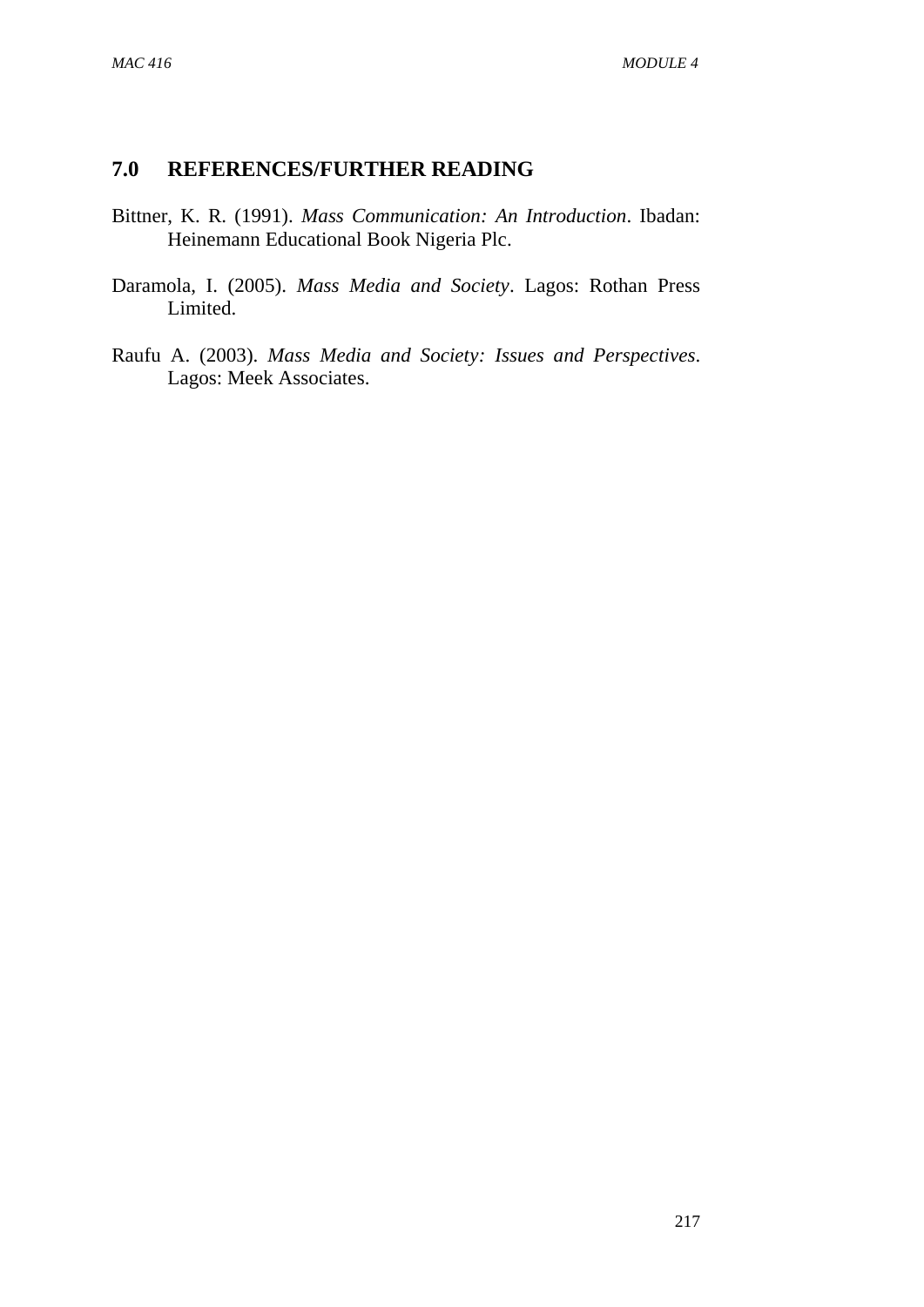## 7.0 REFERENCES/FURTHER READING

Bittner, K. R. (1991). *Mass Communication: An Introduction*. Ibadan: Heinemann Educational Book Nigeria Plc.

Daramola, I. (2005). *Mass Media and Society*. Lagos: Rothan Press Limited.

Raufu A. (2003). *Mass Media and Society: Issues and Perspectives*. Lagos: Meek Associates.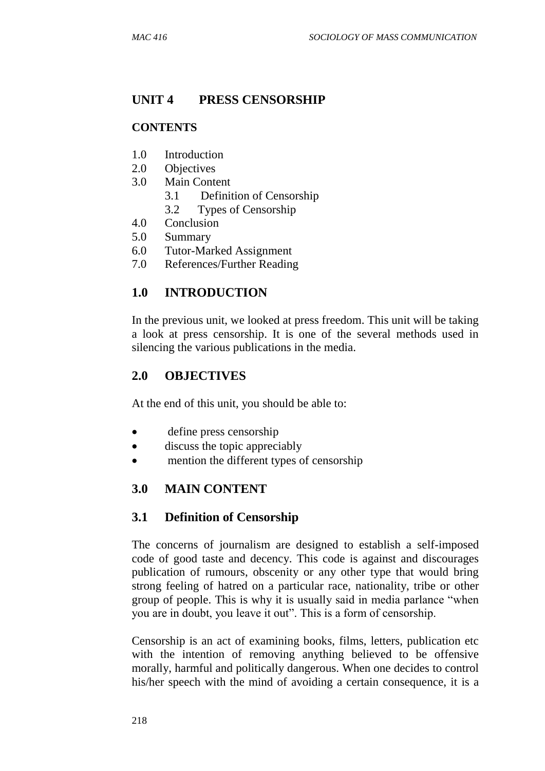## UNIT 4 PRESS CENSORSHIP

### CONTENTS

1.0 Introduction
2.0 Objectives
3.0 Main Content
    3.1 Definition of Censorship
    3.2 Types of Censorship
4.0 Conclusion
5.0 Summary
6.0 Tutor-Marked Assignment
7.0 References/Further Reading

## 1.0 INTRODUCTION

In the previous unit, we looked at press freedom. This unit will be taking a look at press censorship. It is one of the several methods used in silencing the various publications in the media.

## 2.0 OBJECTIVES

At the end of this unit, you should be able to:

- define press censorship
- discuss the topic appreciably
- mention the different types of censorship

## 3.0 MAIN CONTENT

### 3.1 Definition of Censorship

The concerns of journalism are designed to establish a self-imposed code of good taste and decency. This code is against and discourages publication of rumours, obscenity or any other type that would bring strong feeling of hatred on a particular race, nationality, tribe or other group of people. This is why it is usually said in media parlance "when you are in doubt, you leave it out". This is a form of censorship.

Censorship is an act of examining books, films, letters, publication etc with the intention of removing anything believed to be offensive morally, harmful and politically dangerous. When one decides to control his/her speech with the mind of avoiding a certain consequence, it is a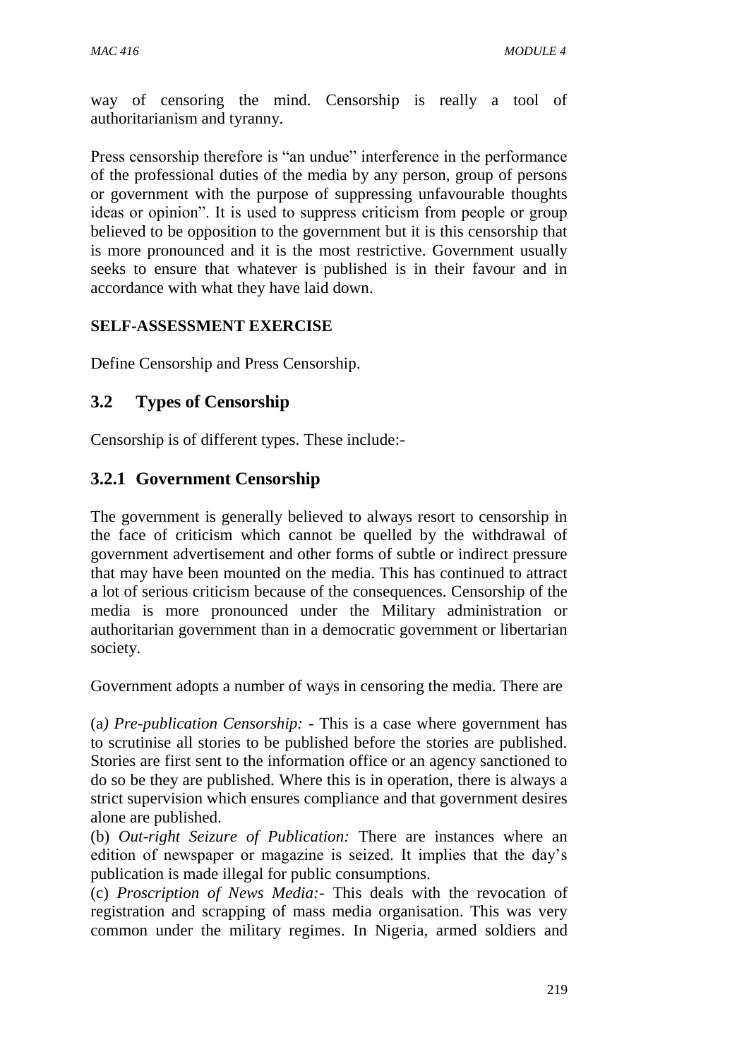way of censoring the mind. Censorship is really a tool of authoritarianism and tyranny.

Press censorship therefore is "an undue" interference in the performance of the professional duties of the media by any person, group of persons or government with the purpose of suppressing unfavourable thoughts ideas or opinion". It is used to suppress criticism from people or group believed to be opposition to the government but it is this censorship that is more pronounced and it is the most restrictive. Government usually seeks to ensure that whatever is published is in their favour and in accordance with what they have laid down.

**SELF-ASSESSMENT EXERCISE**

Define Censorship and Press Censorship.

## 3.2 Types of Censorship

Censorship is of different types. These include:-

### 3.2.1 Government Censorship

The government is generally believed to always resort to censorship in the face of criticism which cannot be quelled by the withdrawal of government advertisement and other forms of subtle or indirect pressure that may have been mounted on the media. This has continued to attract a lot of serious criticism because of the consequences. Censorship of the media is more pronounced under the Military administration or authoritarian government than in a democratic government or libertarian society.

Government adopts a number of ways in censoring the media. There are

(a*) Pre-publication Censorship:* - This is a case where government has to scrutinise all stories to be published before the stories are published. Stories are first sent to the information office or an agency sanctioned to do so be they are published. Where this is in operation, there is always a strict supervision which ensures compliance and that government desires alone are published.

(b) *Out-right Seizure of Publication:* There are instances where an edition of newspaper or magazine is seized. It implies that the day's publication is made illegal for public consumptions.

(c) *Proscription of News Media:-* This deals with the revocation of registration and scrapping of mass media organisation. This was very common under the military regimes. In Nigeria, armed soldiers and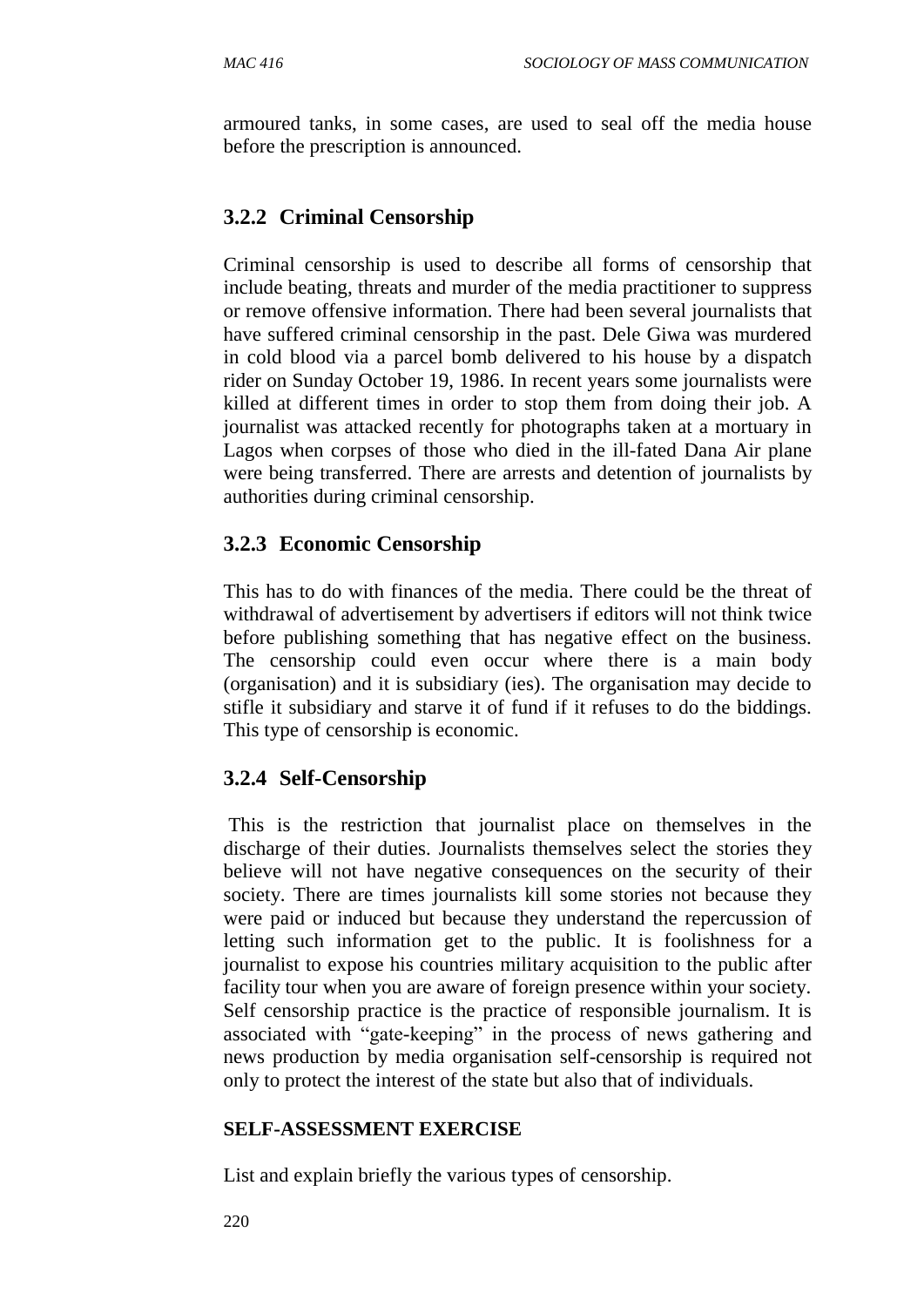armoured tanks, in some cases, are used to seal off the media house before the prescription is announced.

### 3.2.2 Criminal Censorship

Criminal censorship is used to describe all forms of censorship that include beating, threats and murder of the media practitioner to suppress or remove offensive information. There had been several journalists that have suffered criminal censorship in the past. Dele Giwa was murdered in cold blood via a parcel bomb delivered to his house by a dispatch rider on Sunday October 19, 1986. In recent years some journalists were killed at different times in order to stop them from doing their job. A journalist was attacked recently for photographs taken at a mortuary in Lagos when corpses of those who died in the ill-fated Dana Air plane were being transferred. There are arrests and detention of journalists by authorities during criminal censorship.

### 3.2.3 Economic Censorship

This has to do with finances of the media. There could be the threat of withdrawal of advertisement by advertisers if editors will not think twice before publishing something that has negative effect on the business. The censorship could even occur where there is a main body (organisation) and it is subsidiary (ies). The organisation may decide to stifle it subsidiary and starve it of fund if it refuses to do the biddings. This type of censorship is economic.

### 3.2.4 Self-Censorship

This is the restriction that journalist place on themselves in the discharge of their duties. Journalists themselves select the stories they believe will not have negative consequences on the security of their society. There are times journalists kill some stories not because they were paid or induced but because they understand the repercussion of letting such information get to the public. It is foolishness for a journalist to expose his countries military acquisition to the public after facility tour when you are aware of foreign presence within your society. Self censorship practice is the practice of responsible journalism. It is associated with "gate-keeping" in the process of news gathering and news production by media organisation self-censorship is required not only to protect the interest of the state but also that of individuals.

**SELF-ASSESSMENT EXERCISE**

List and explain briefly the various types of censorship.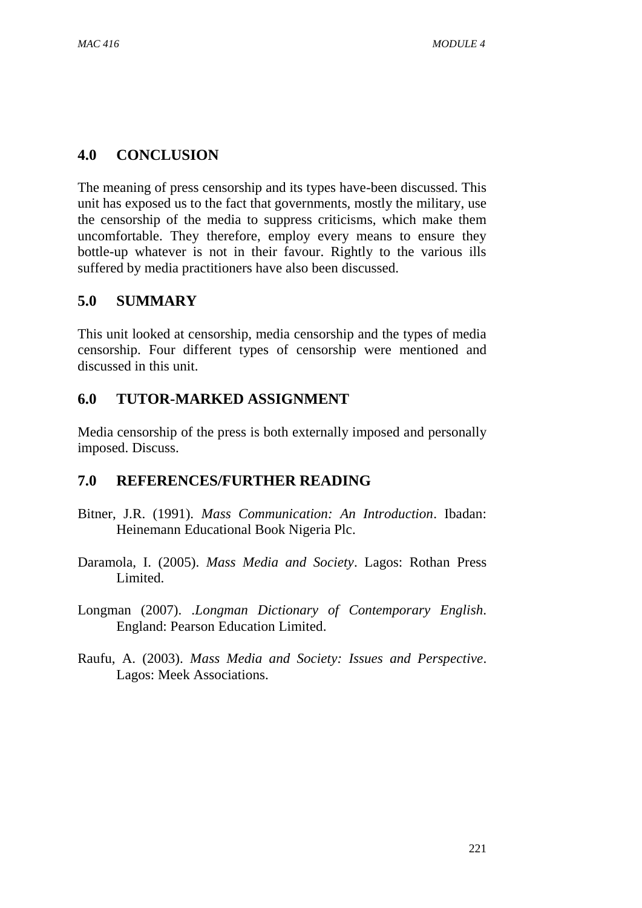## 4.0 CONCLUSION

The meaning of press censorship and its types have-been discussed. This unit has exposed us to the fact that governments, mostly the military, use the censorship of the media to suppress criticisms, which make them uncomfortable. They therefore, employ every means to ensure they bottle-up whatever is not in their favour. Rightly to the various ills suffered by media practitioners have also been discussed.

## 5.0 SUMMARY

This unit looked at censorship, media censorship and the types of media censorship. Four different types of censorship were mentioned and discussed in this unit.

## 6.0 TUTOR-MARKED ASSIGNMENT

Media censorship of the press is both externally imposed and personally imposed. Discuss.

## 7.0 REFERENCES/FURTHER READING

Bitner, J.R. (1991). *Mass Communication: An Introduction*. Ibadan: Heinemann Educational Book Nigeria Plc.

Daramola, I. (2005). *Mass Media and Society*. Lagos: Rothan Press Limited.

Longman (2007). .*Longman Dictionary of Contemporary English*. England: Pearson Education Limited.

Raufu, A. (2003). *Mass Media and Society: Issues and Perspective*. Lagos: Meek Associations.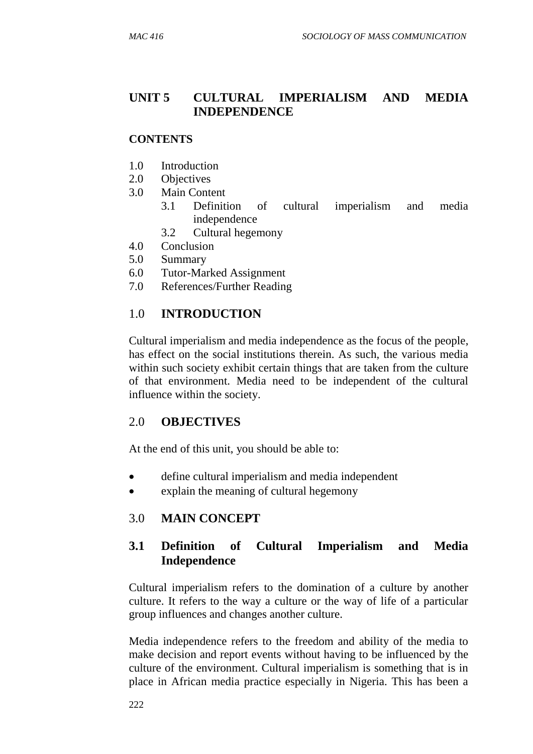## UNIT 5 CULTURAL IMPERIALISM AND MEDIA INDEPENDENCE

### CONTENTS

1.0 Introduction
2.0 Objectives
3.0 Main Content
 3.1 Definition of cultural imperialism and media independence
 3.2 Cultural hegemony
4.0 Conclusion
5.0 Summary
6.0 Tutor-Marked Assignment
7.0 References/Further Reading

### 1.0 INTRODUCTION

Cultural imperialism and media independence as the focus of the people, has effect on the social institutions therein. As such, the various media within such society exhibit certain things that are taken from the culture of that environment. Media need to be independent of the cultural influence within the society.

### 2.0 OBJECTIVES

At the end of this unit, you should be able to:

- define cultural imperialism and media independent
- explain the meaning of cultural hegemony

### 3.0 MAIN CONCEPT

#### 3.1 Definition of Cultural Imperialism and Media Independence

Cultural imperialism refers to the domination of a culture by another culture. It refers to the way a culture or the way of life of a particular group influences and changes another culture.

Media independence refers to the freedom and ability of the media to make decision and report events without having to be influenced by the culture of the environment. Cultural imperialism is something that is in place in African media practice especially in Nigeria. This has been a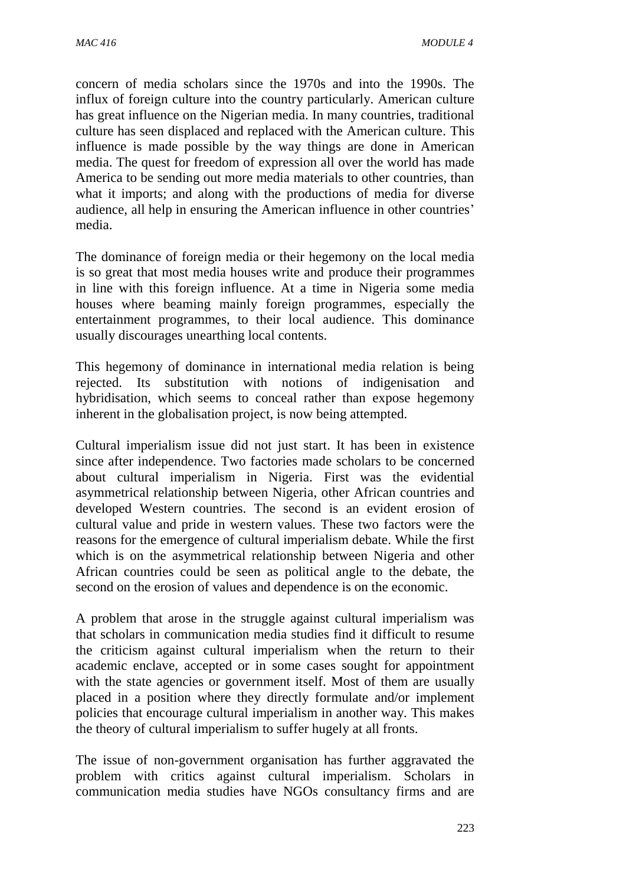concern of media scholars since the 1970s and into the 1990s. The influx of foreign culture into the country particularly. American culture has great influence on the Nigerian media. In many countries, traditional culture has seen displaced and replaced with the American culture. This influence is made possible by the way things are done in American media. The quest for freedom of expression all over the world has made America to be sending out more media materials to other countries, than what it imports; and along with the productions of media for diverse audience, all help in ensuring the American influence in other countries' media.

The dominance of foreign media or their hegemony on the local media is so great that most media houses write and produce their programmes in line with this foreign influence. At a time in Nigeria some media houses where beaming mainly foreign programmes, especially the entertainment programmes, to their local audience. This dominance usually discourages unearthing local contents.

This hegemony of dominance in international media relation is being rejected. Its substitution with notions of indigenisation and hybridisation, which seems to conceal rather than expose hegemony inherent in the globalisation project, is now being attempted.

Cultural imperialism issue did not just start. It has been in existence since after independence. Two factories made scholars to be concerned about cultural imperialism in Nigeria. First was the evidential asymmetrical relationship between Nigeria, other African countries and developed Western countries. The second is an evident erosion of cultural value and pride in western values. These two factors were the reasons for the emergence of cultural imperialism debate. While the first which is on the asymmetrical relationship between Nigeria and other African countries could be seen as political angle to the debate, the second on the erosion of values and dependence is on the economic.

A problem that arose in the struggle against cultural imperialism was that scholars in communication media studies find it difficult to resume the criticism against cultural imperialism when the return to their academic enclave, accepted or in some cases sought for appointment with the state agencies or government itself. Most of them are usually placed in a position where they directly formulate and/or implement policies that encourage cultural imperialism in another way. This makes the theory of cultural imperialism to suffer hugely at all fronts.

The issue of non-government organisation has further aggravated the problem with critics against cultural imperialism. Scholars in communication media studies have NGOs consultancy firms and are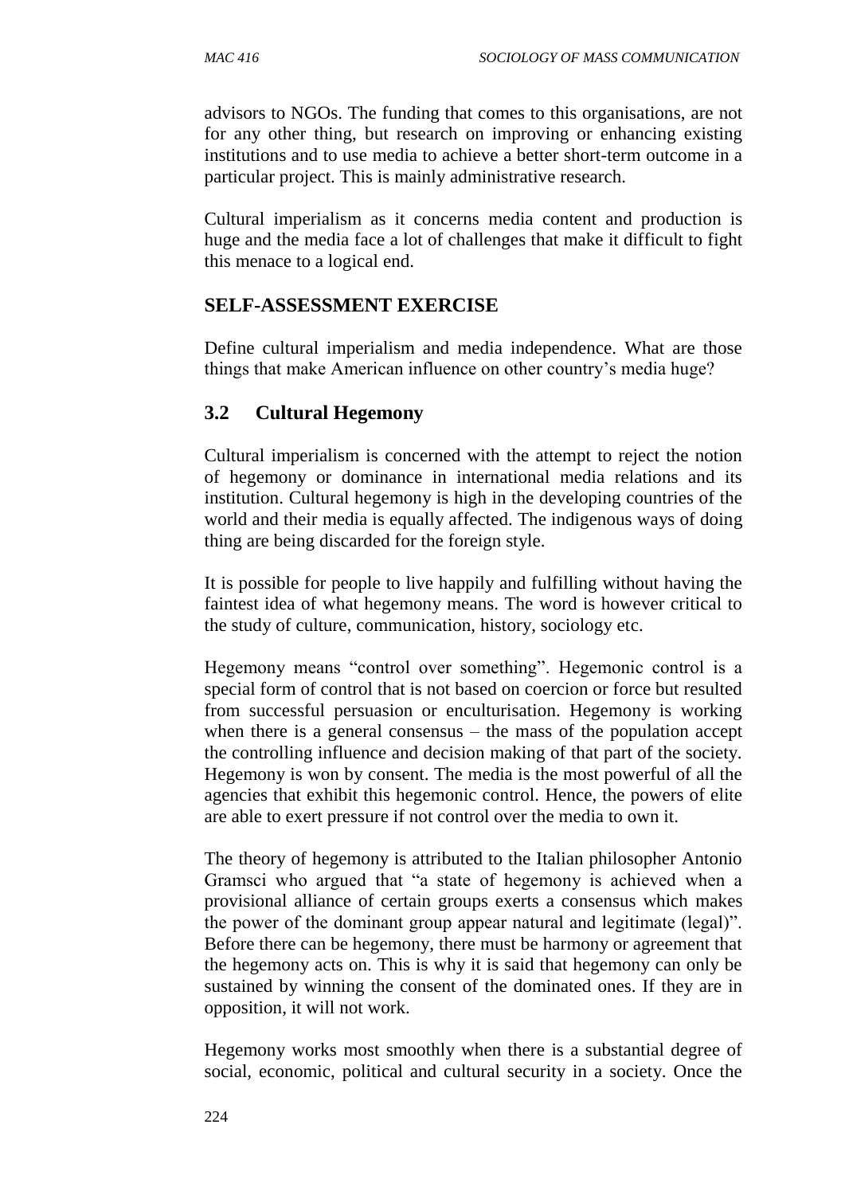advisors to NGOs. The funding that comes to this organisations, are not for any other thing, but research on improving or enhancing existing institutions and to use media to achieve a better short-term outcome in a particular project. This is mainly administrative research.

Cultural imperialism as it concerns media content and production is huge and the media face a lot of challenges that make it difficult to fight this menace to a logical end.

## SELF-ASSESSMENT EXERCISE

Define cultural imperialism and media independence. What are those things that make American influence on other country's media huge?

## 3.2 Cultural Hegemony

Cultural imperialism is concerned with the attempt to reject the notion of hegemony or dominance in international media relations and its institution. Cultural hegemony is high in the developing countries of the world and their media is equally affected. The indigenous ways of doing thing are being discarded for the foreign style.

It is possible for people to live happily and fulfilling without having the faintest idea of what hegemony means. The word is however critical to the study of culture, communication, history, sociology etc.

Hegemony means "control over something". Hegemonic control is a special form of control that is not based on coercion or force but resulted from successful persuasion or enculturisation. Hegemony is working when there is a general consensus – the mass of the population accept the controlling influence and decision making of that part of the society. Hegemony is won by consent. The media is the most powerful of all the agencies that exhibit this hegemonic control. Hence, the powers of elite are able to exert pressure if not control over the media to own it.

The theory of hegemony is attributed to the Italian philosopher Antonio Gramsci who argued that "a state of hegemony is achieved when a provisional alliance of certain groups exerts a consensus which makes the power of the dominant group appear natural and legitimate (legal)". Before there can be hegemony, there must be harmony or agreement that the hegemony acts on. This is why it is said that hegemony can only be sustained by winning the consent of the dominated ones. If they are in opposition, it will not work.

Hegemony works most smoothly when there is a substantial degree of social, economic, political and cultural security in a society. Once the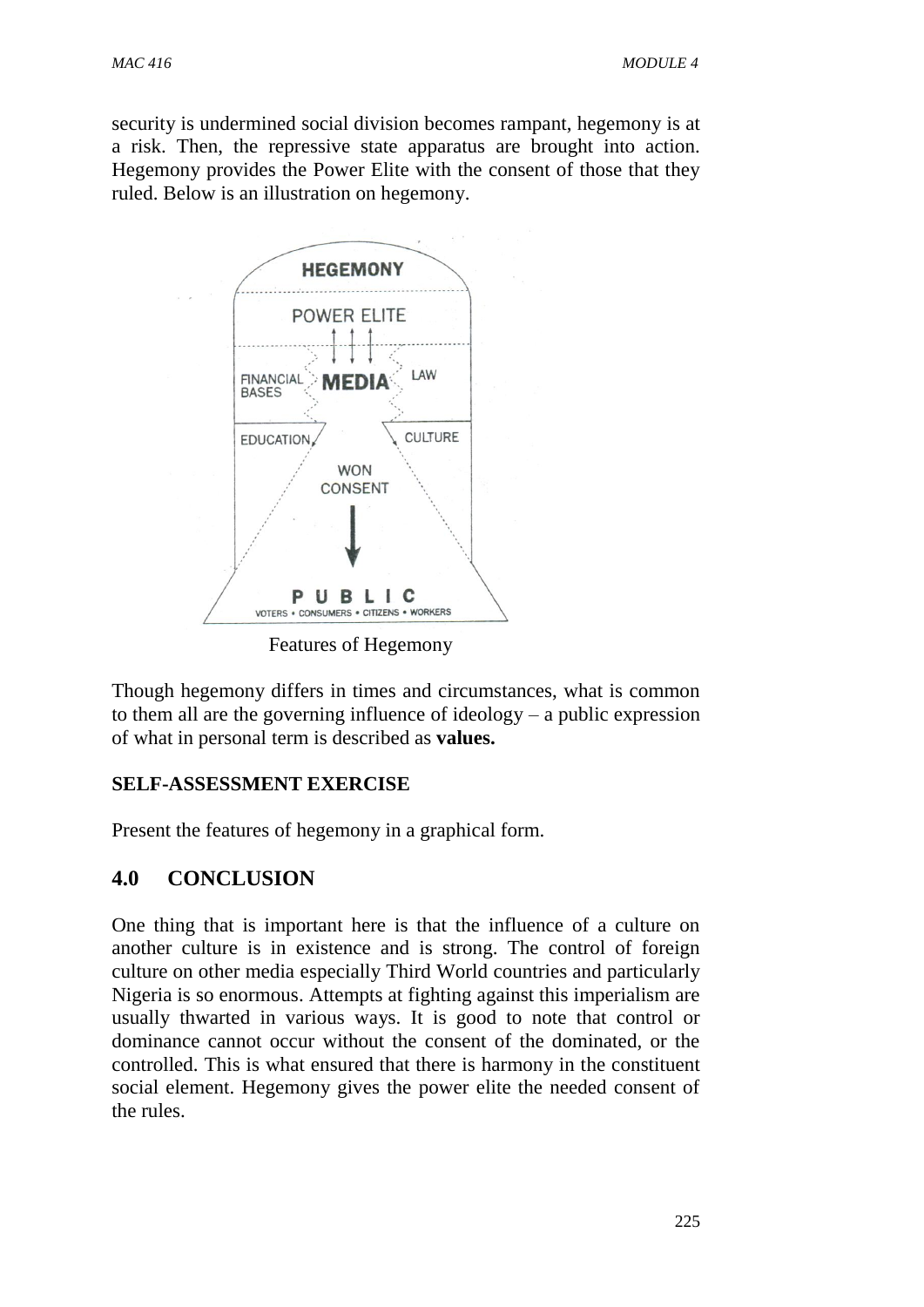security is undermined social division becomes rampant, hegemony is at a risk. Then, the repressive state apparatus are brought into action. Hegemony provides the Power Elite with the consent of those that they ruled. Below is an illustration on hegemony.

Features of Hegemony

Though hegemony differs in times and circumstances, what is common to them all are the governing influence of ideology – a public expression of what in personal term is described as **values.**

**SELF-ASSESSMENT EXERCISE**

Present the features of hegemony in a graphical form.

## 4.0 CONCLUSION

One thing that is important here is that the influence of a culture on another culture is in existence and is strong. The control of foreign culture on other media especially Third World countries and particularly Nigeria is so enormous. Attempts at fighting against this imperialism are usually thwarted in various ways. It is good to note that control or dominance cannot occur without the consent of the dominated, or the controlled. This is what ensured that there is harmony in the constituent social element. Hegemony gives the power elite the needed consent of the rules.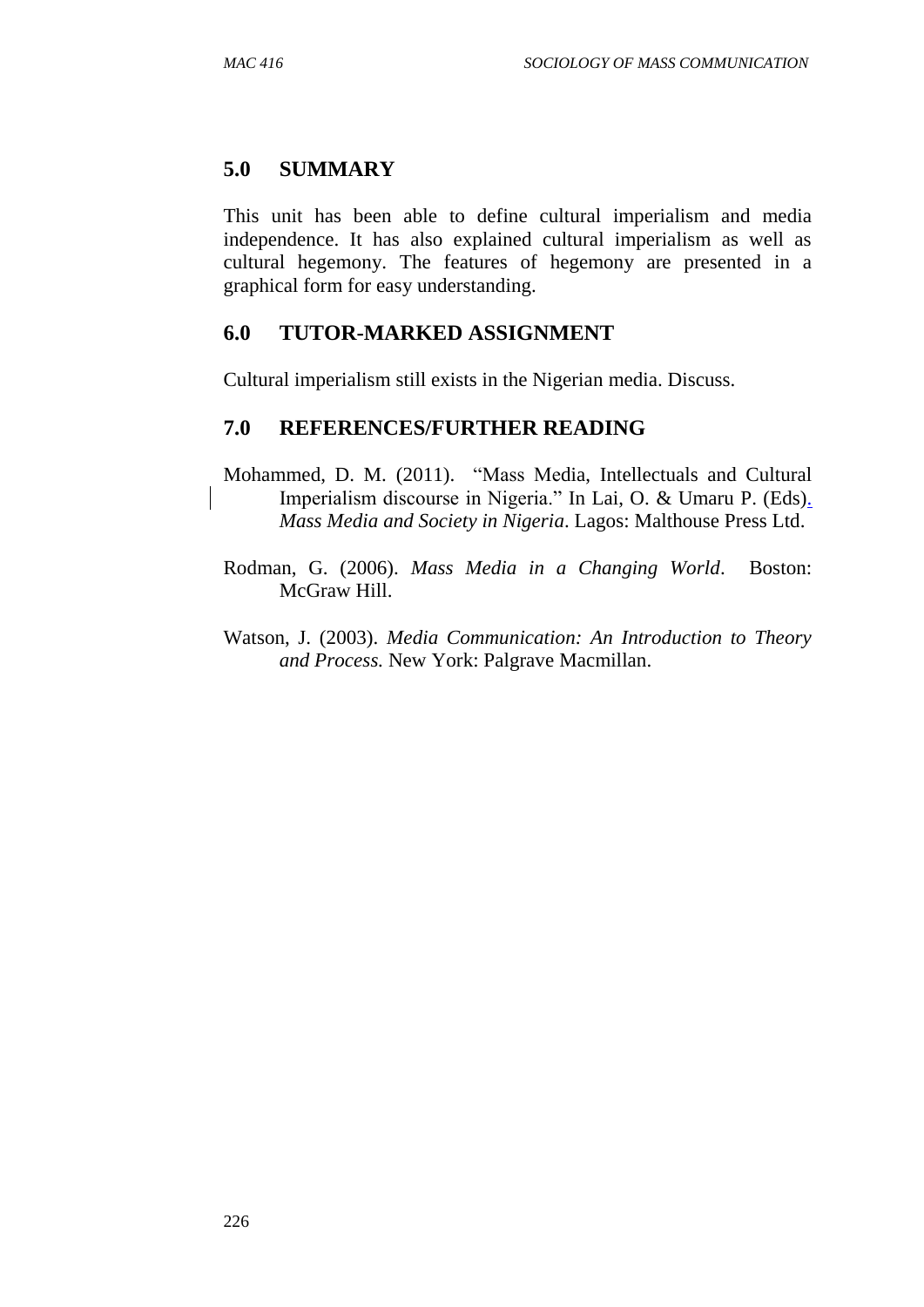## 5.0 SUMMARY

This unit has been able to define cultural imperialism and media independence. It has also explained cultural imperialism as well as cultural hegemony. The features of hegemony are presented in a graphical form for easy understanding.

## 6.0 TUTOR-MARKED ASSIGNMENT

Cultural imperialism still exists in the Nigerian media. Discuss.

## 7.0 REFERENCES/FURTHER READING

Mohammed, D. M. (2011). "Mass Media, Intellectuals and Cultural Imperialism discourse in Nigeria." In Lai, O. & Umaru P. (Eds). *Mass Media and Society in Nigeria*. Lagos: Malthouse Press Ltd.

Rodman, G. (2006). *Mass Media in a Changing World*. Boston: McGraw Hill.

Watson, J. (2003). *Media Communication: An Introduction to Theory and Process.* New York: Palgrave Macmillan.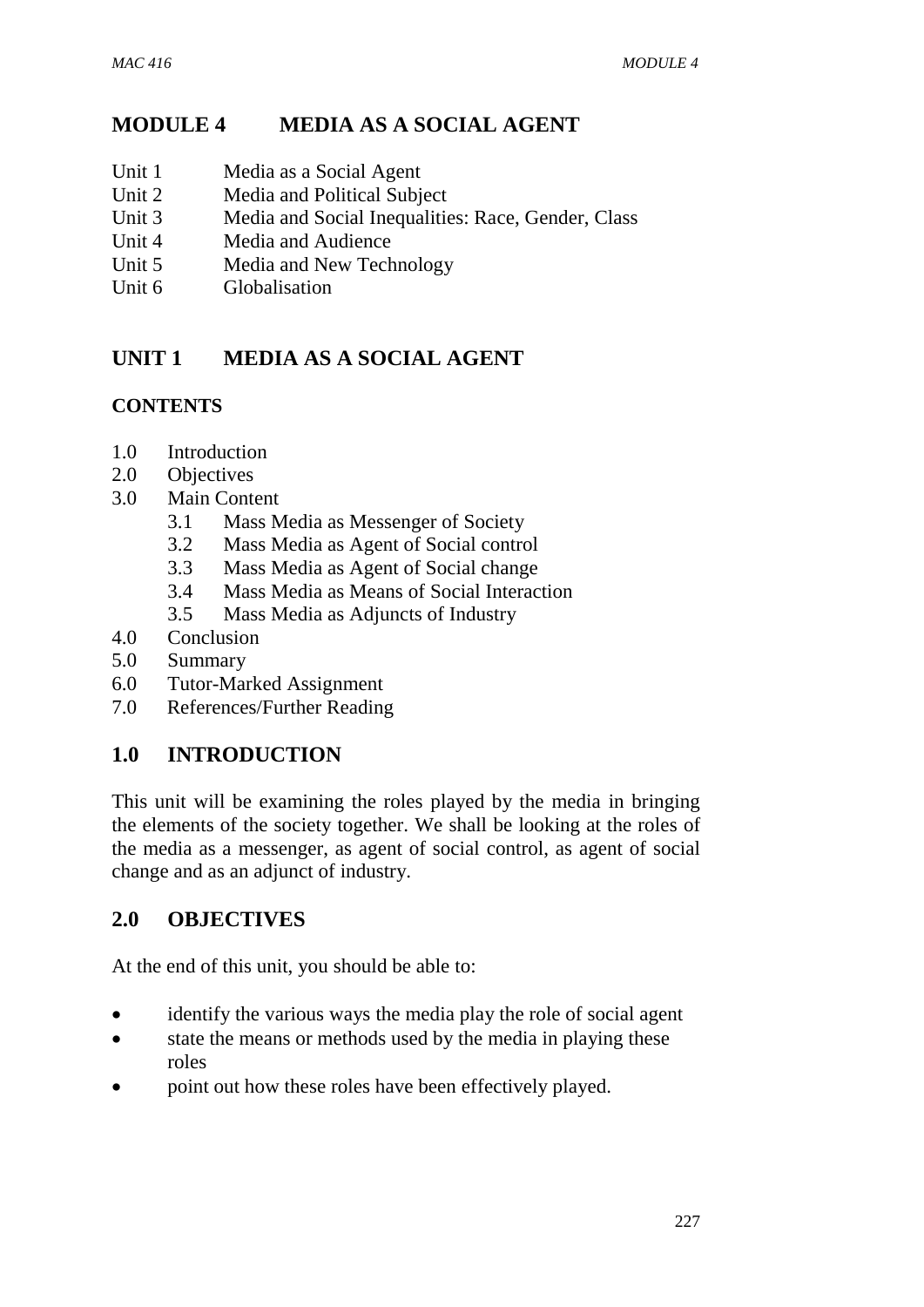# MODULE 4 MEDIA AS A SOCIAL AGENT

Unit 1 Media as a Social Agent
Unit 2 Media and Political Subject
Unit 3 Media and Social Inequalities: Race, Gender, Class
Unit 4 Media and Audience
Unit 5 Media and New Technology
Unit 6 Globalisation

## UNIT 1 MEDIA AS A SOCIAL AGENT

### CONTENTS

1.0 Introduction
2.0 Objectives
3.0 Main Content
  3.1 Mass Media as Messenger of Society
  3.2 Mass Media as Agent of Social control
  3.3 Mass Media as Agent of Social change
  3.4 Mass Media as Means of Social Interaction
  3.5 Mass Media as Adjuncts of Industry
4.0 Conclusion
5.0 Summary
6.0 Tutor-Marked Assignment
7.0 References/Further Reading

## 1.0 INTRODUCTION

This unit will be examining the roles played by the media in bringing the elements of the society together. We shall be looking at the roles of the media as a messenger, as agent of social control, as agent of social change and as an adjunct of industry.

## 2.0 OBJECTIVES

At the end of this unit, you should be able to:

- identify the various ways the media play the role of social agent
- state the means or methods used by the media in playing these roles
- point out how these roles have been effectively played.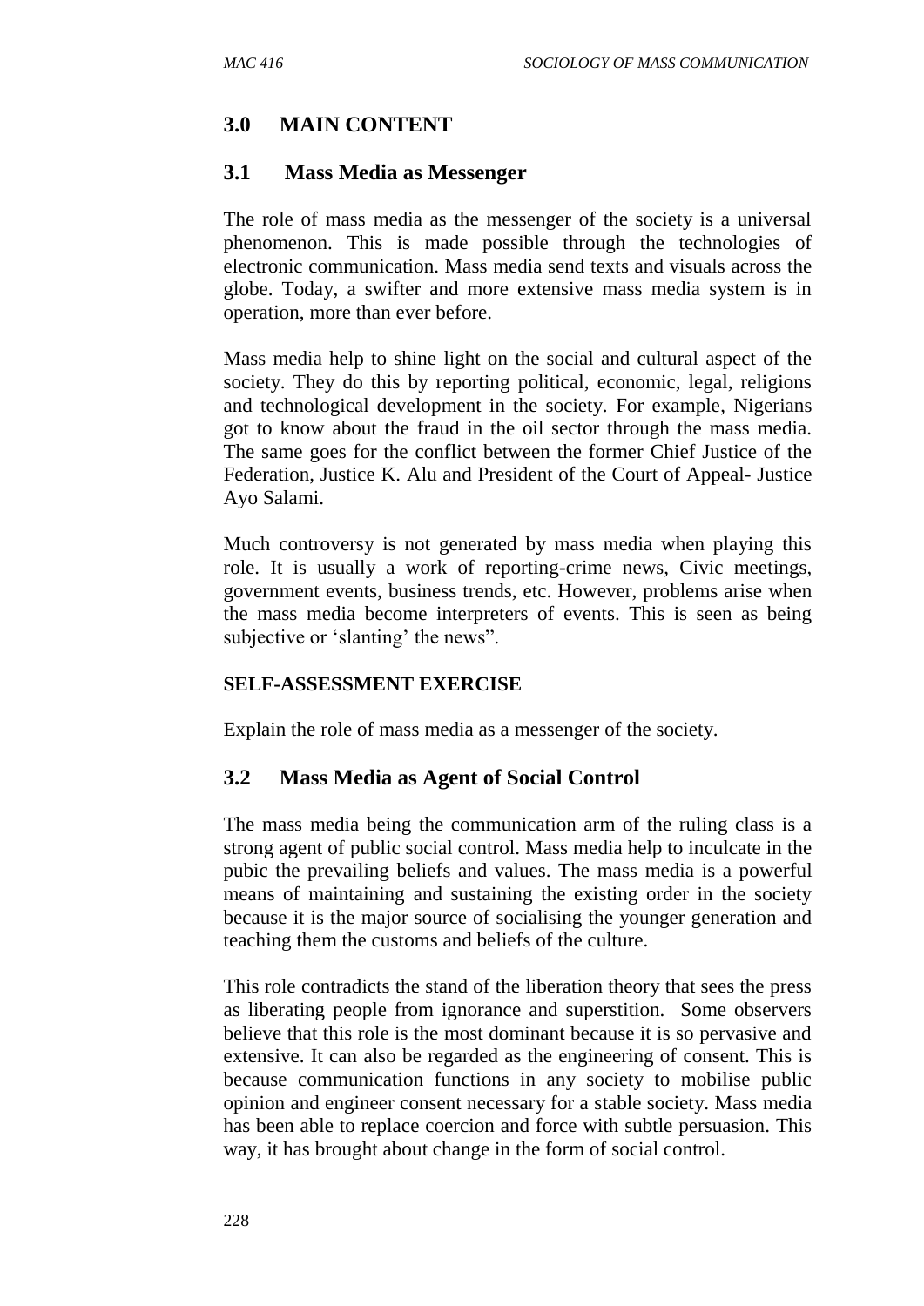## 3.0 MAIN CONTENT

### 3.1 Mass Media as Messenger

The role of mass media as the messenger of the society is a universal phenomenon. This is made possible through the technologies of electronic communication. Mass media send texts and visuals across the globe. Today, a swifter and more extensive mass media system is in operation, more than ever before.

Mass media help to shine light on the social and cultural aspect of the society. They do this by reporting political, economic, legal, religions and technological development in the society. For example, Nigerians got to know about the fraud in the oil sector through the mass media. The same goes for the conflict between the former Chief Justice of the Federation, Justice K. Alu and President of the Court of Appeal- Justice Ayo Salami.

Much controversy is not generated by mass media when playing this role. It is usually a work of reporting-crime news, Civic meetings, government events, business trends, etc. However, problems arise when the mass media become interpreters of events. This is seen as being subjective or 'slanting' the news".

**SELF-ASSESSMENT EXERCISE**

Explain the role of mass media as a messenger of the society.

### 3.2 Mass Media as Agent of Social Control

The mass media being the communication arm of the ruling class is a strong agent of public social control. Mass media help to inculcate in the pubic the prevailing beliefs and values. The mass media is a powerful means of maintaining and sustaining the existing order in the society because it is the major source of socialising the younger generation and teaching them the customs and beliefs of the culture.

This role contradicts the stand of the liberation theory that sees the press as liberating people from ignorance and superstition. Some observers believe that this role is the most dominant because it is so pervasive and extensive. It can also be regarded as the engineering of consent. This is because communication functions in any society to mobilise public opinion and engineer consent necessary for a stable society. Mass media has been able to replace coercion and force with subtle persuasion. This way, it has brought about change in the form of social control.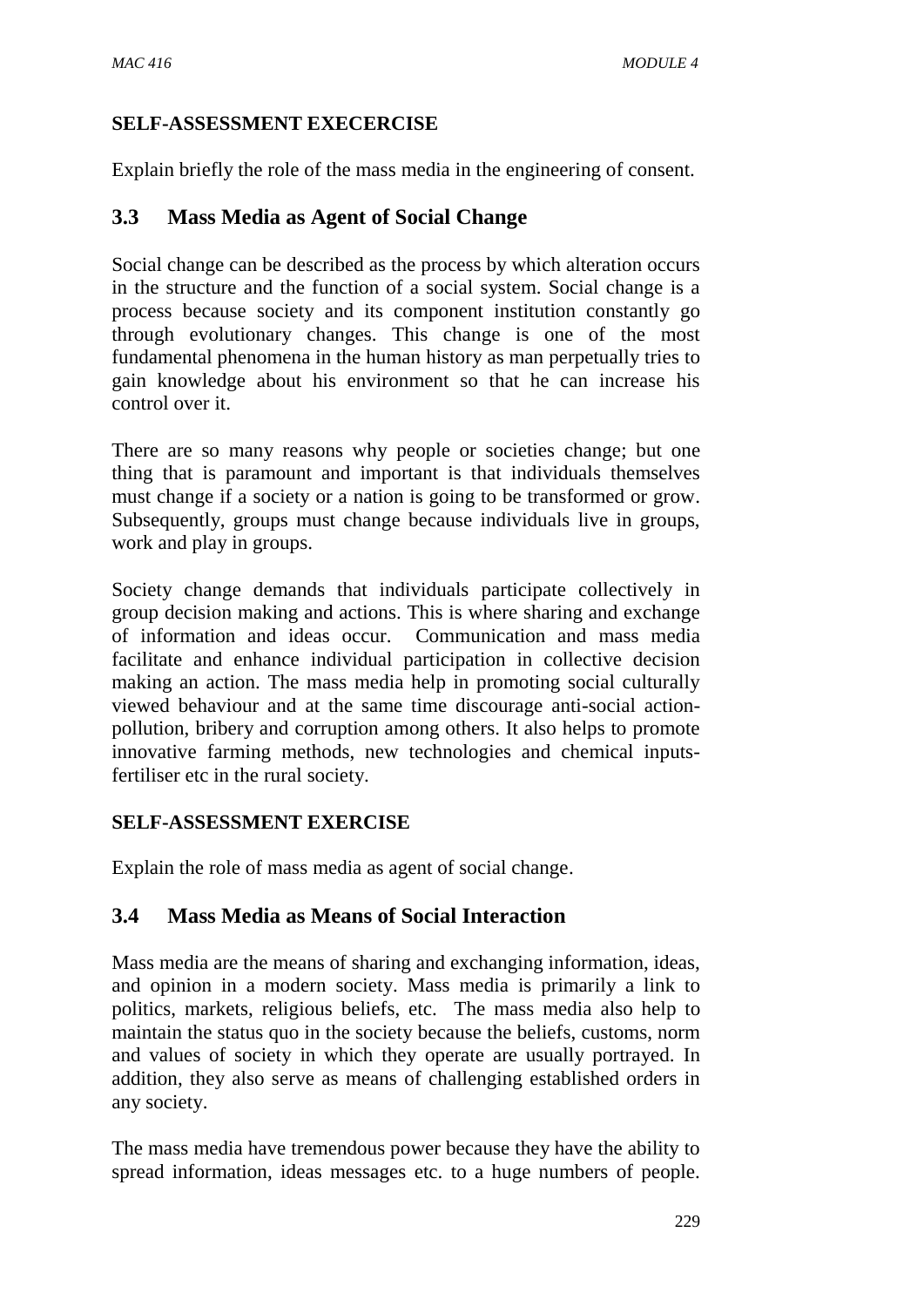**SELF-ASSESSMENT EXECERCISE**

Explain briefly the role of the mass media in the engineering of consent.

## 3.3 Mass Media as Agent of Social Change

Social change can be described as the process by which alteration occurs in the structure and the function of a social system. Social change is a process because society and its component institution constantly go through evolutionary changes. This change is one of the most fundamental phenomena in the human history as man perpetually tries to gain knowledge about his environment so that he can increase his control over it.

There are so many reasons why people or societies change; but one thing that is paramount and important is that individuals themselves must change if a society or a nation is going to be transformed or grow. Subsequently, groups must change because individuals live in groups, work and play in groups.

Society change demands that individuals participate collectively in group decision making and actions. This is where sharing and exchange of information and ideas occur. Communication and mass media facilitate and enhance individual participation in collective decision making an action. The mass media help in promoting social culturally viewed behaviour and at the same time discourage anti-social action-pollution, bribery and corruption among others. It also helps to promote innovative farming methods, new technologies and chemical inputs-fertiliser etc in the rural society.

**SELF-ASSESSMENT EXERCISE**

Explain the role of mass media as agent of social change.

## 3.4 Mass Media as Means of Social Interaction

Mass media are the means of sharing and exchanging information, ideas, and opinion in a modern society. Mass media is primarily a link to politics, markets, religious beliefs, etc. The mass media also help to maintain the status quo in the society because the beliefs, customs, norm and values of society in which they operate are usually portrayed. In addition, they also serve as means of challenging established orders in any society.

The mass media have tremendous power because they have the ability to spread information, ideas messages etc. to a huge numbers of people.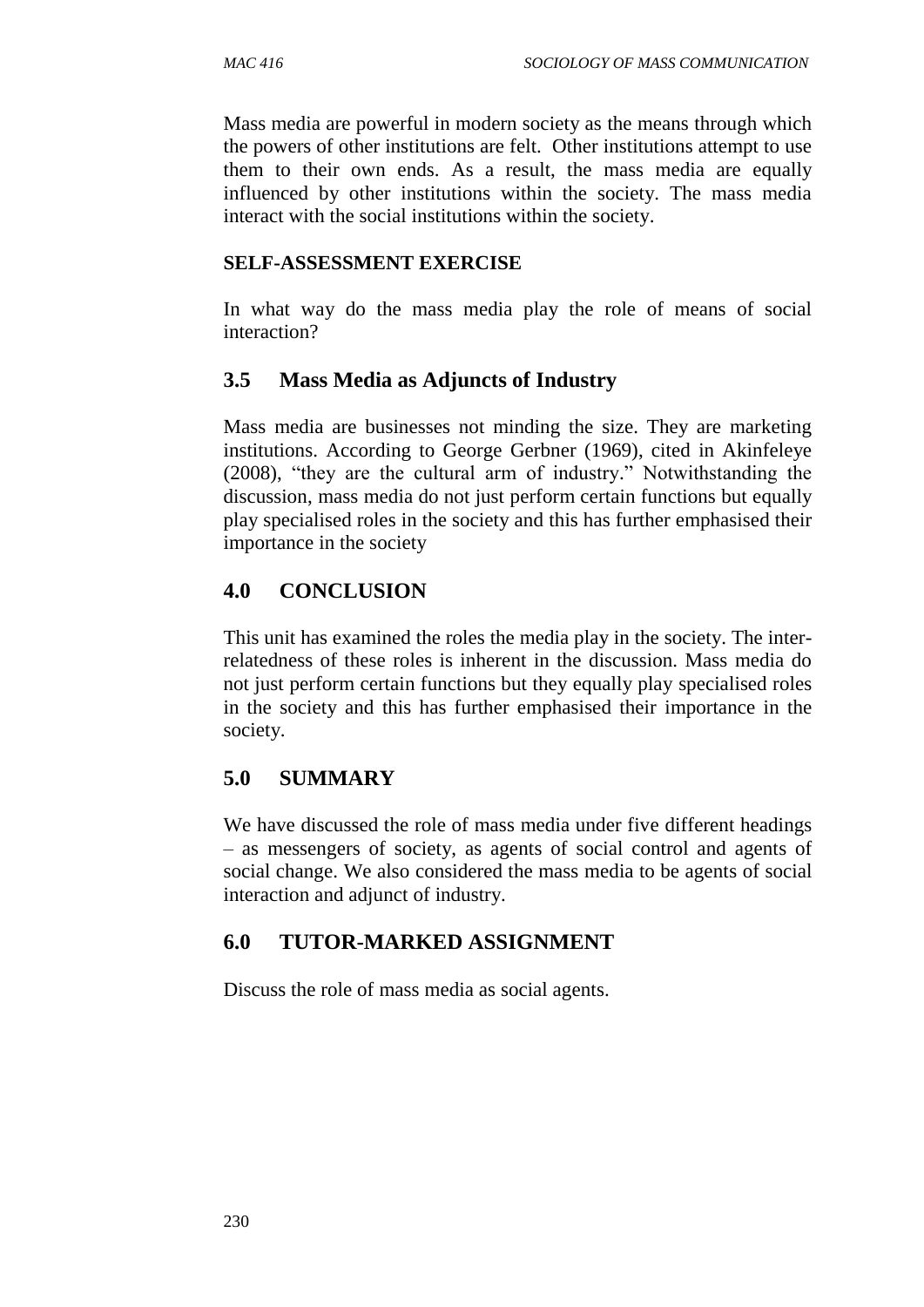Mass media are powerful in modern society as the means through which the powers of other institutions are felt. Other institutions attempt to use them to their own ends. As a result, the mass media are equally influenced by other institutions within the society. The mass media interact with the social institutions within the society.

**SELF-ASSESSMENT EXERCISE**

In what way do the mass media play the role of means of social interaction?

## 3.5 Mass Media as Adjuncts of Industry

Mass media are businesses not minding the size. They are marketing institutions. According to George Gerbner (1969), cited in Akinfeleye (2008), "they are the cultural arm of industry." Notwithstanding the discussion, mass media do not just perform certain functions but equally play specialised roles in the society and this has further emphasised their importance in the society

## 4.0 CONCLUSION

This unit has examined the roles the media play in the society. The inter-relatedness of these roles is inherent in the discussion. Mass media do not just perform certain functions but they equally play specialised roles in the society and this has further emphasised their importance in the society.

## 5.0 SUMMARY

We have discussed the role of mass media under five different headings – as messengers of society, as agents of social control and agents of social change. We also considered the mass media to be agents of social interaction and adjunct of industry.

## 6.0 TUTOR-MARKED ASSIGNMENT

Discuss the role of mass media as social agents.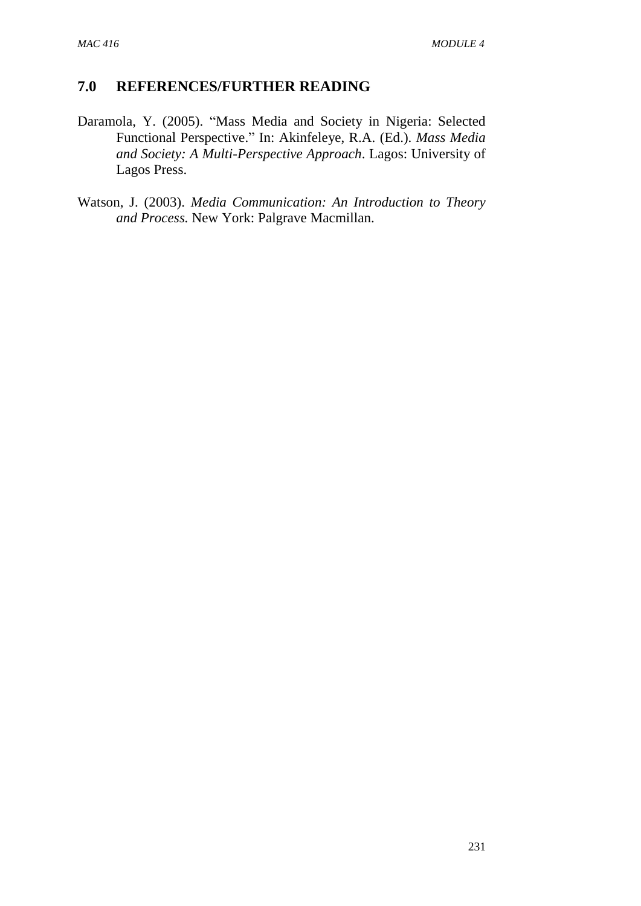## 7.0 REFERENCES/FURTHER READING

Daramola, Y. (2005). "Mass Media and Society in Nigeria: Selected Functional Perspective." In: Akinfeleye, R.A. (Ed.). *Mass Media and Society: A Multi-Perspective Approach*. Lagos: University of Lagos Press.

Watson, J. (2003). *Media Communication: An Introduction to Theory and Process.* New York: Palgrave Macmillan.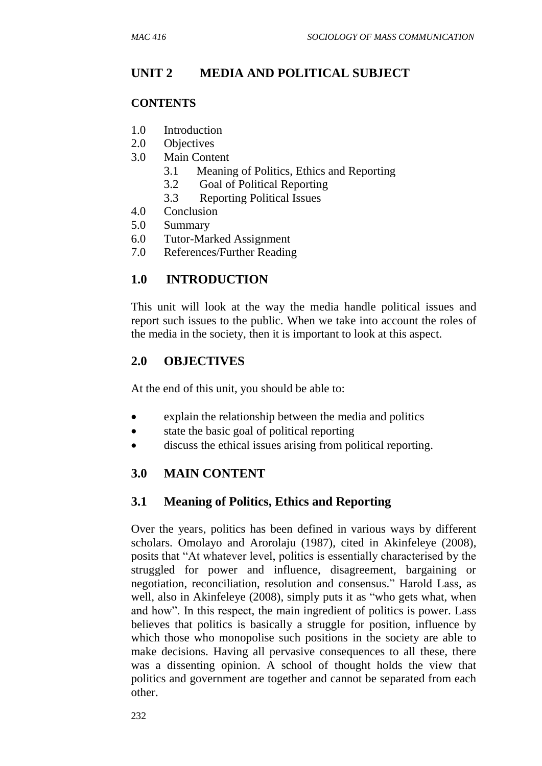## UNIT 2 MEDIA AND POLITICAL SUBJECT

**CONTENTS**

1.0 Introduction
2.0 Objectives
3.0 Main Content
 3.1 Meaning of Politics, Ethics and Reporting
 3.2 Goal of Political Reporting
 3.3 Reporting Political Issues
4.0 Conclusion
5.0 Summary
6.0 Tutor-Marked Assignment
7.0 References/Further Reading

## 1.0 INTRODUCTION

This unit will look at the way the media handle political issues and report such issues to the public. When we take into account the roles of the media in the society, then it is important to look at this aspect.

## 2.0 OBJECTIVES

At the end of this unit, you should be able to:

- explain the relationship between the media and politics
- state the basic goal of political reporting
- discuss the ethical issues arising from political reporting.

## 3.0 MAIN CONTENT

### 3.1 Meaning of Politics, Ethics and Reporting

Over the years, politics has been defined in various ways by different scholars. Omolayo and Arorolaju (1987), cited in Akinfeleye (2008), posits that "At whatever level, politics is essentially characterised by the struggled for power and influence, disagreement, bargaining or negotiation, reconciliation, resolution and consensus." Harold Lass, as well, also in Akinfeleye (2008), simply puts it as "who gets what, when and how". In this respect, the main ingredient of politics is power. Lass believes that politics is basically a struggle for position, influence by which those who monopolise such positions in the society are able to make decisions. Having all pervasive consequences to all these, there was a dissenting opinion. A school of thought holds the view that politics and government are together and cannot be separated from each other.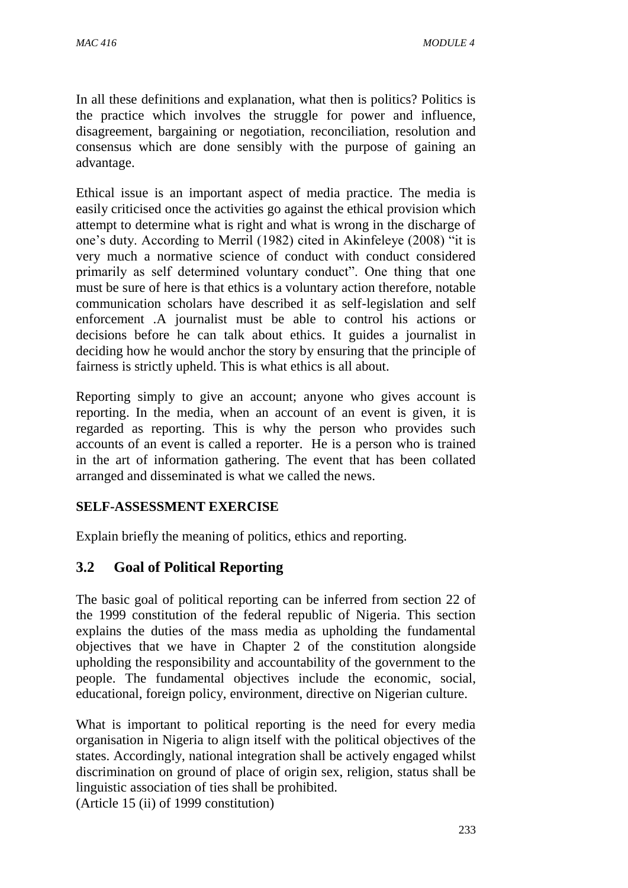In all these definitions and explanation, what then is politics? Politics is the practice which involves the struggle for power and influence, disagreement, bargaining or negotiation, reconciliation, resolution and consensus which are done sensibly with the purpose of gaining an advantage.

Ethical issue is an important aspect of media practice. The media is easily criticised once the activities go against the ethical provision which attempt to determine what is right and what is wrong in the discharge of one's duty. According to Merril (1982) cited in Akinfeleye (2008) "it is very much a normative science of conduct with conduct considered primarily as self determined voluntary conduct". One thing that one must be sure of here is that ethics is a voluntary action therefore, notable communication scholars have described it as self-legislation and self enforcement .A journalist must be able to control his actions or decisions before he can talk about ethics. It guides a journalist in deciding how he would anchor the story by ensuring that the principle of fairness is strictly upheld. This is what ethics is all about.

Reporting simply to give an account; anyone who gives account is reporting. In the media, when an account of an event is given, it is regarded as reporting. This is why the person who provides such accounts of an event is called a reporter. He is a person who is trained in the art of information gathering. The event that has been collated arranged and disseminated is what we called the news.

**SELF-ASSESSMENT EXERCISE**

Explain briefly the meaning of politics, ethics and reporting.

## 3.2 Goal of Political Reporting

The basic goal of political reporting can be inferred from section 22 of the 1999 constitution of the federal republic of Nigeria. This section explains the duties of the mass media as upholding the fundamental objectives that we have in Chapter 2 of the constitution alongside upholding the responsibility and accountability of the government to the people. The fundamental objectives include the economic, social, educational, foreign policy, environment, directive on Nigerian culture.

What is important to political reporting is the need for every media organisation in Nigeria to align itself with the political objectives of the states. Accordingly, national integration shall be actively engaged whilst discrimination on ground of place of origin sex, religion, status shall be linguistic association of ties shall be prohibited.
(Article 15 (ii) of 1999 constitution)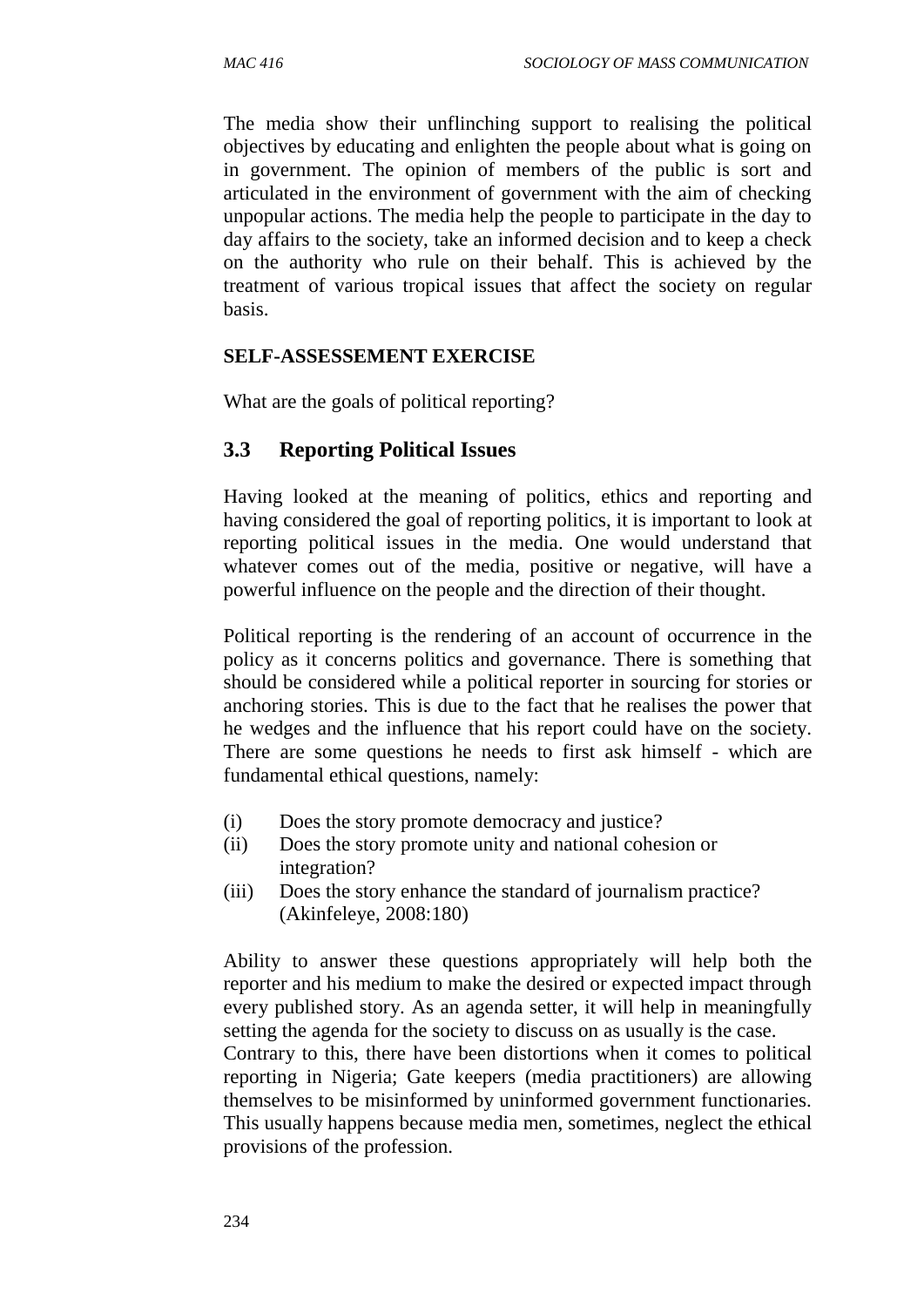The media show their unflinching support to realising the political objectives by educating and enlighten the people about what is going on in government. The opinion of members of the public is sort and articulated in the environment of government with the aim of checking unpopular actions. The media help the people to participate in the day to day affairs to the society, take an informed decision and to keep a check on the authority who rule on their behalf. This is achieved by the treatment of various tropical issues that affect the society on regular basis.

**SELF-ASSESSEMENT EXERCISE**

What are the goals of political reporting?

## 3.3 Reporting Political Issues

Having looked at the meaning of politics, ethics and reporting and having considered the goal of reporting politics, it is important to look at reporting political issues in the media. One would understand that whatever comes out of the media, positive or negative, will have a powerful influence on the people and the direction of their thought.

Political reporting is the rendering of an account of occurrence in the policy as it concerns politics and governance. There is something that should be considered while a political reporter in sourcing for stories or anchoring stories. This is due to the fact that he realises the power that he wedges and the influence that his report could have on the society. There are some questions he needs to first ask himself - which are fundamental ethical questions, namely:

(i) Does the story promote democracy and justice?
(ii) Does the story promote unity and national cohesion or integration?
(iii) Does the story enhance the standard of journalism practice? (Akinfeleye, 2008:180)

Ability to answer these questions appropriately will help both the reporter and his medium to make the desired or expected impact through every published story. As an agenda setter, it will help in meaningfully setting the agenda for the society to discuss on as usually is the case.
Contrary to this, there have been distortions when it comes to political reporting in Nigeria; Gate keepers (media practitioners) are allowing themselves to be misinformed by uninformed government functionaries. This usually happens because media men, sometimes, neglect the ethical provisions of the profession.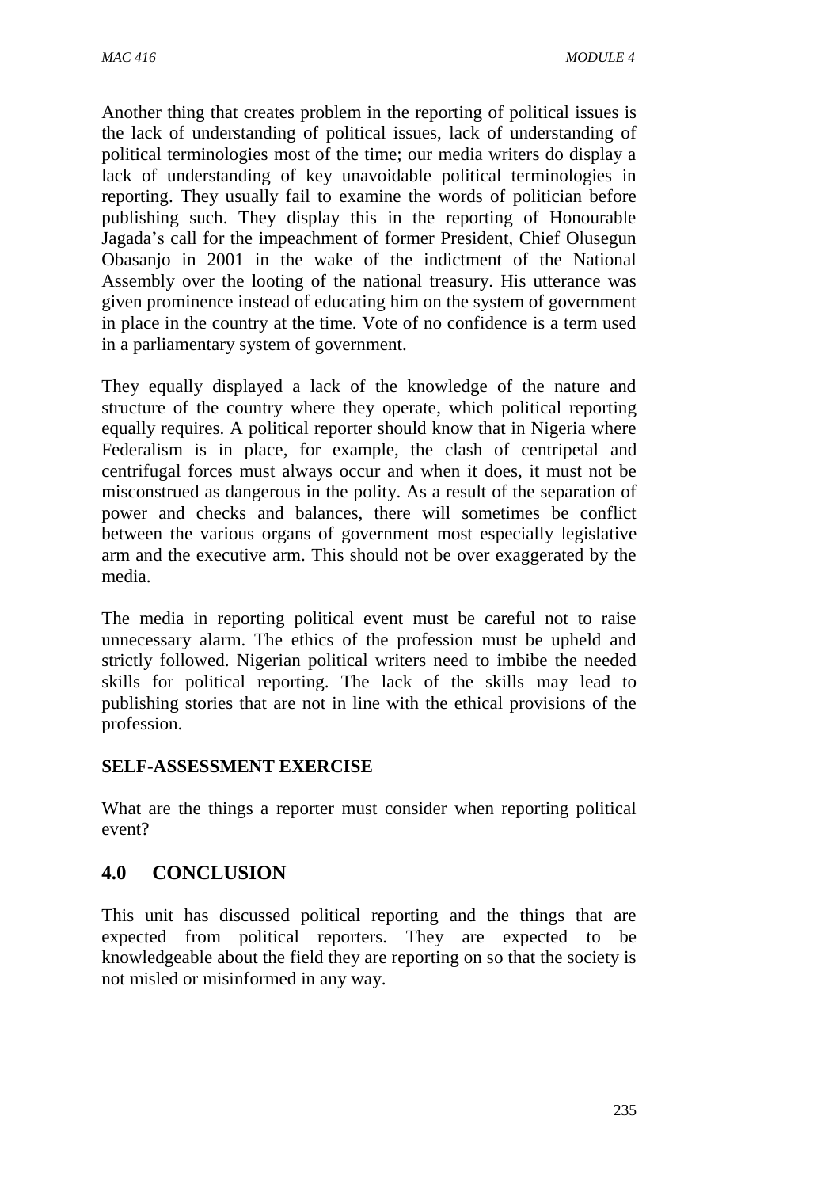Another thing that creates problem in the reporting of political issues is the lack of understanding of political issues, lack of understanding of political terminologies most of the time; our media writers do display a lack of understanding of key unavoidable political terminologies in reporting. They usually fail to examine the words of politician before publishing such. They display this in the reporting of Honourable Jagada's call for the impeachment of former President, Chief Olusegun Obasanjo in 2001 in the wake of the indictment of the National Assembly over the looting of the national treasury. His utterance was given prominence instead of educating him on the system of government in place in the country at the time. Vote of no confidence is a term used in a parliamentary system of government.

They equally displayed a lack of the knowledge of the nature and structure of the country where they operate, which political reporting equally requires. A political reporter should know that in Nigeria where Federalism is in place, for example, the clash of centripetal and centrifugal forces must always occur and when it does, it must not be misconstrued as dangerous in the polity. As a result of the separation of power and checks and balances, there will sometimes be conflict between the various organs of government most especially legislative arm and the executive arm. This should not be over exaggerated by the media.

The media in reporting political event must be careful not to raise unnecessary alarm. The ethics of the profession must be upheld and strictly followed. Nigerian political writers need to imbibe the needed skills for political reporting. The lack of the skills may lead to publishing stories that are not in line with the ethical provisions of the profession.

**SELF-ASSESSMENT EXERCISE**

What are the things a reporter must consider when reporting political event?

## 4.0 CONCLUSION

This unit has discussed political reporting and the things that are expected from political reporters. They are expected to be knowledgeable about the field they are reporting on so that the society is not misled or misinformed in any way.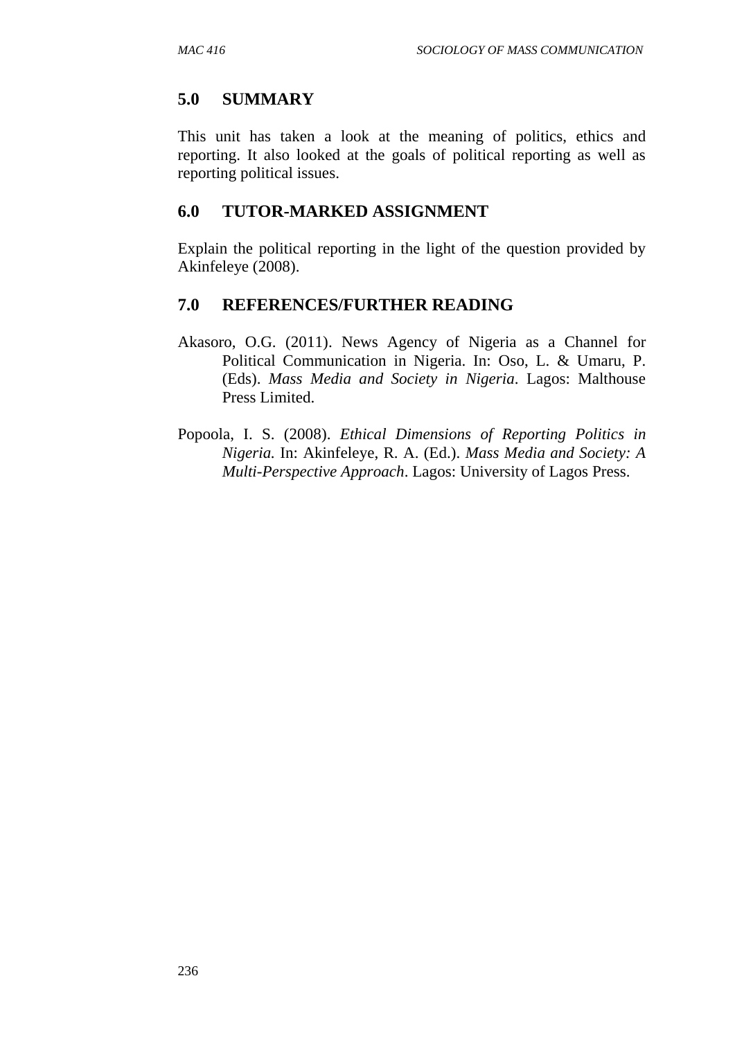## 5.0 SUMMARY

This unit has taken a look at the meaning of politics, ethics and reporting. It also looked at the goals of political reporting as well as reporting political issues.

## 6.0 TUTOR-MARKED ASSIGNMENT

Explain the political reporting in the light of the question provided by Akinfeleye (2008).

## 7.0 REFERENCES/FURTHER READING

Akasoro, O.G. (2011). News Agency of Nigeria as a Channel for Political Communication in Nigeria. In: Oso, L. & Umaru, P. (Eds). *Mass Media and Society in Nigeria*. Lagos: Malthouse Press Limited.

Popoola, I. S. (2008). *Ethical Dimensions of Reporting Politics in Nigeria.* In: Akinfeleye, R. A. (Ed.). *Mass Media and Society: A Multi-Perspective Approach*. Lagos: University of Lagos Press.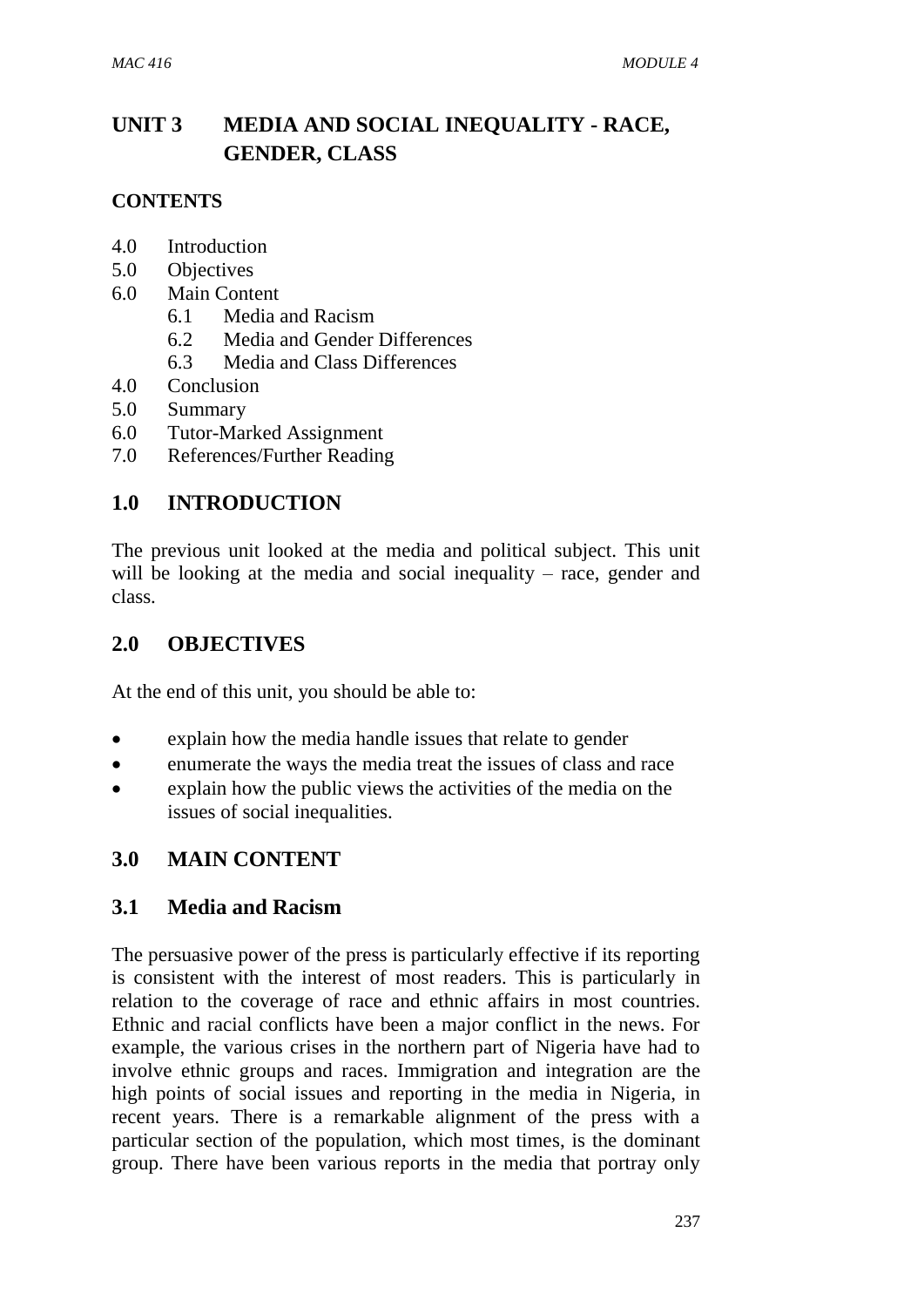# UNIT 3 MEDIA AND SOCIAL INEQUALITY - RACE, GENDER, CLASS

**CONTENTS**

- 4.0 Introduction
- 5.0 Objectives
- 6.0 Main Content
    - 6.1 Media and Racism
    - 6.2 Media and Gender Differences
    - 6.3 Media and Class Differences
- 4.0 Conclusion
- 5.0 Summary
- 6.0 Tutor-Marked Assignment
- 7.0 References/Further Reading

## 1.0 INTRODUCTION

The previous unit looked at the media and political subject. This unit will be looking at the media and social inequality – race, gender and class.

## 2.0 OBJECTIVES

At the end of this unit, you should be able to:

- explain how the media handle issues that relate to gender
- enumerate the ways the media treat the issues of class and race
- explain how the public views the activities of the media on the issues of social inequalities.

## 3.0 MAIN CONTENT

### 3.1 Media and Racism

The persuasive power of the press is particularly effective if its reporting is consistent with the interest of most readers. This is particularly in relation to the coverage of race and ethnic affairs in most countries. Ethnic and racial conflicts have been a major conflict in the news. For example, the various crises in the northern part of Nigeria have had to involve ethnic groups and races. Immigration and integration are the high points of social issues and reporting in the media in Nigeria, in recent years. There is a remarkable alignment of the press with a particular section of the population, which most times, is the dominant group. There have been various reports in the media that portray only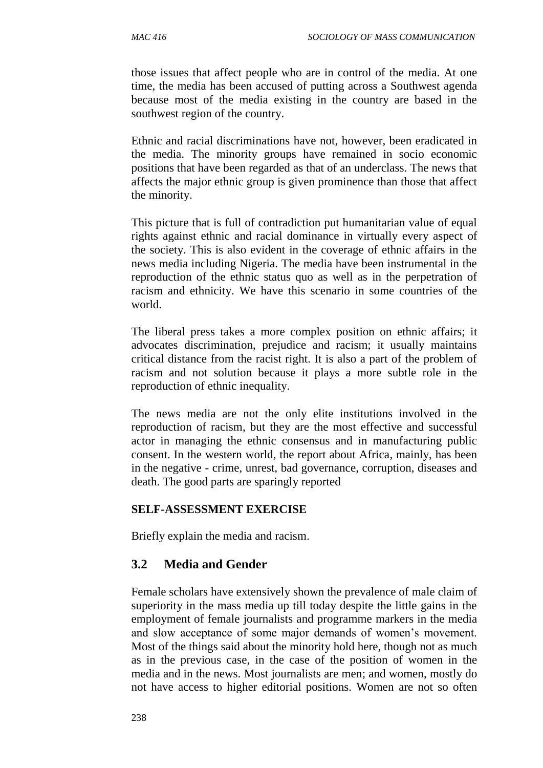those issues that affect people who are in control of the media. At one time, the media has been accused of putting across a Southwest agenda because most of the media existing in the country are based in the southwest region of the country.

Ethnic and racial discriminations have not, however, been eradicated in the media. The minority groups have remained in socio economic positions that have been regarded as that of an underclass. The news that affects the major ethnic group is given prominence than those that affect the minority.

This picture that is full of contradiction put humanitarian value of equal rights against ethnic and racial dominance in virtually every aspect of the society. This is also evident in the coverage of ethnic affairs in the news media including Nigeria. The media have been instrumental in the reproduction of the ethnic status quo as well as in the perpetration of racism and ethnicity. We have this scenario in some countries of the world.

The liberal press takes a more complex position on ethnic affairs; it advocates discrimination, prejudice and racism; it usually maintains critical distance from the racist right. It is also a part of the problem of racism and not solution because it plays a more subtle role in the reproduction of ethnic inequality.

The news media are not the only elite institutions involved in the reproduction of racism, but they are the most effective and successful actor in managing the ethnic consensus and in manufacturing public consent. In the western world, the report about Africa, mainly, has been in the negative - crime, unrest, bad governance, corruption, diseases and death. The good parts are sparingly reported

**SELF-ASSESSMENT EXERCISE**

Briefly explain the media and racism.

## 3.2 Media and Gender

Female scholars have extensively shown the prevalence of male claim of superiority in the mass media up till today despite the little gains in the employment of female journalists and programme markers in the media and slow acceptance of some major demands of women's movement. Most of the things said about the minority hold here, though not as much as in the previous case, in the case of the position of women in the media and in the news. Most journalists are men; and women, mostly do not have access to higher editorial positions. Women are not so often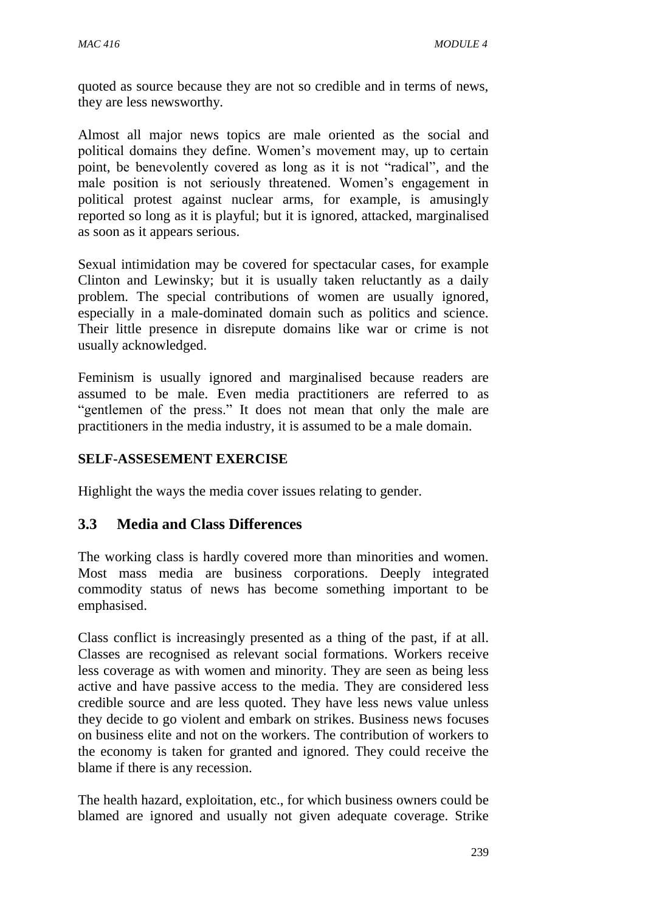quoted as source because they are not so credible and in terms of news, they are less newsworthy.

Almost all major news topics are male oriented as the social and political domains they define. Women's movement may, up to certain point, be benevolently covered as long as it is not "radical", and the male position is not seriously threatened. Women's engagement in political protest against nuclear arms, for example, is amusingly reported so long as it is playful; but it is ignored, attacked, marginalised as soon as it appears serious.

Sexual intimidation may be covered for spectacular cases, for example Clinton and Lewinsky; but it is usually taken reluctantly as a daily problem. The special contributions of women are usually ignored, especially in a male-dominated domain such as politics and science. Their little presence in disrepute domains like war or crime is not usually acknowledged.

Feminism is usually ignored and marginalised because readers are assumed to be male. Even media practitioners are referred to as "gentlemen of the press." It does not mean that only the male are practitioners in the media industry, it is assumed to be a male domain.

**SELF-ASSESEMENT EXERCISE**

Highlight the ways the media cover issues relating to gender.

## 3.3 Media and Class Differences

The working class is hardly covered more than minorities and women. Most mass media are business corporations. Deeply integrated commodity status of news has become something important to be emphasised.

Class conflict is increasingly presented as a thing of the past, if at all. Classes are recognised as relevant social formations. Workers receive less coverage as with women and minority. They are seen as being less active and have passive access to the media. They are considered less credible source and are less quoted. They have less news value unless they decide to go violent and embark on strikes. Business news focuses on business elite and not on the workers. The contribution of workers to the economy is taken for granted and ignored. They could receive the blame if there is any recession.

The health hazard, exploitation, etc., for which business owners could be blamed are ignored and usually not given adequate coverage. Strike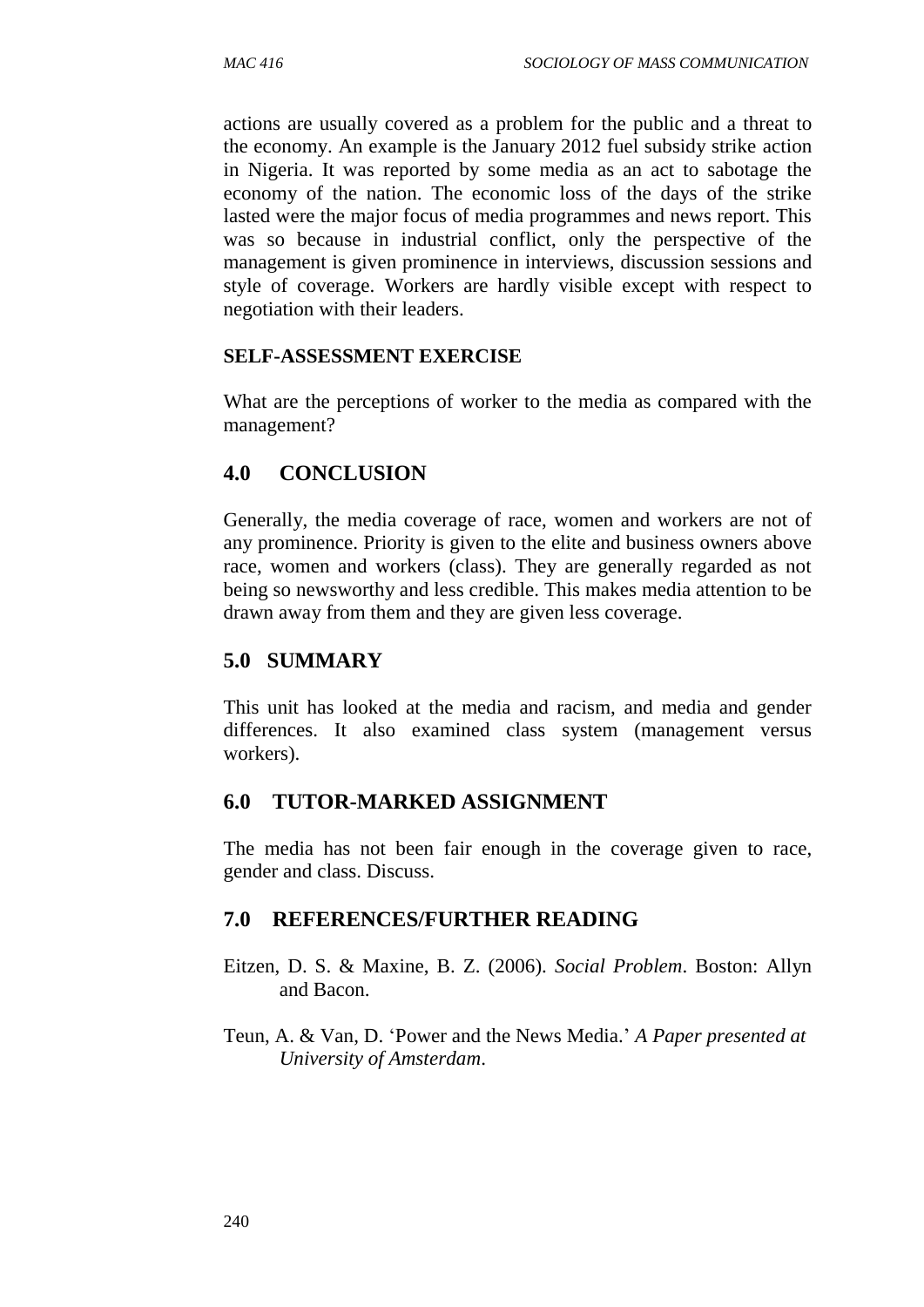actions are usually covered as a problem for the public and a threat to the economy. An example is the January 2012 fuel subsidy strike action in Nigeria. It was reported by some media as an act to sabotage the economy of the nation. The economic loss of the days of the strike lasted were the major focus of media programmes and news report. This was so because in industrial conflict, only the perspective of the management is given prominence in interviews, discussion sessions and style of coverage. Workers are hardly visible except with respect to negotiation with their leaders.

**SELF-ASSESSMENT EXERCISE**

What are the perceptions of worker to the media as compared with the management?

## 4.0 CONCLUSION

Generally, the media coverage of race, women and workers are not of any prominence. Priority is given to the elite and business owners above race, women and workers (class). They are generally regarded as not being so newsworthy and less credible. This makes media attention to be drawn away from them and they are given less coverage.

## 5.0 SUMMARY

This unit has looked at the media and racism, and media and gender differences. It also examined class system (management versus workers).

## 6.0 TUTOR-MARKED ASSIGNMENT

The media has not been fair enough in the coverage given to race, gender and class. Discuss.

## 7.0 REFERENCES/FURTHER READING

Eitzen, D. S. & Maxine, B. Z. (2006). *Social Problem*. Boston: Allyn and Bacon.

Teun, A. & Van, D. 'Power and the News Media.' *A Paper presented at University of Amsterdam*.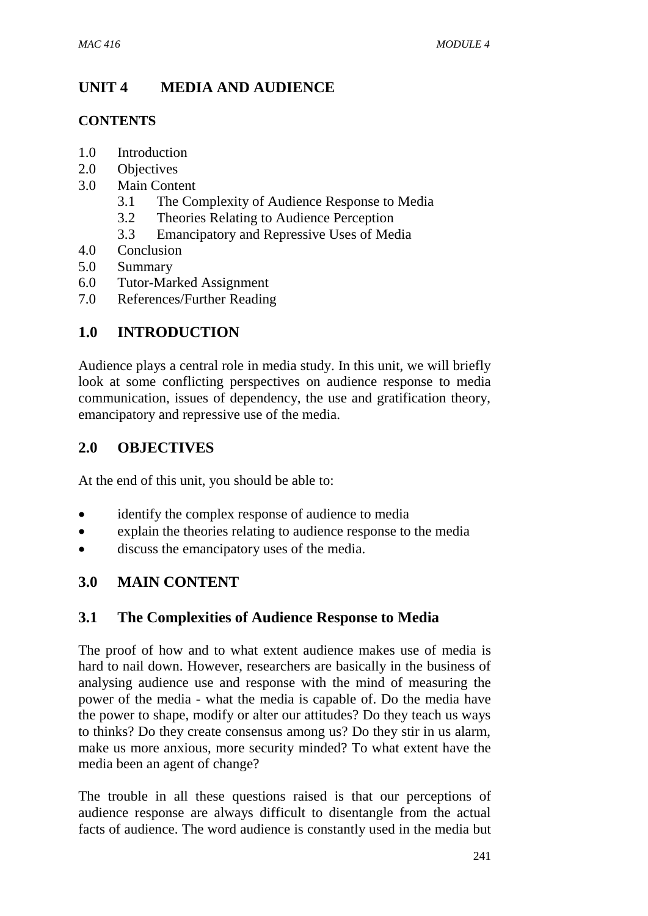# UNIT 4 MEDIA AND AUDIENCE

## CONTENTS

- 1.0 Introduction
- 2.0 Objectives
- 3.0 Main Content
  - 3.1 The Complexity of Audience Response to Media
  - 3.2 Theories Relating to Audience Perception
  - 3.3 Emancipatory and Repressive Uses of Media
- 4.0 Conclusion
- 5.0 Summary
- 6.0 Tutor-Marked Assignment
- 7.0 References/Further Reading

## 1.0 INTRODUCTION

Audience plays a central role in media study. In this unit, we will briefly look at some conflicting perspectives on audience response to media communication, issues of dependency, the use and gratification theory, emancipatory and repressive use of the media.

## 2.0 OBJECTIVES

At the end of this unit, you should be able to:

- identify the complex response of audience to media
- explain the theories relating to audience response to the media
- discuss the emancipatory uses of the media.

## 3.0 MAIN CONTENT

### 3.1 The Complexities of Audience Response to Media

The proof of how and to what extent audience makes use of media is hard to nail down. However, researchers are basically in the business of analysing audience use and response with the mind of measuring the power of the media - what the media is capable of. Do the media have the power to shape, modify or alter our attitudes? Do they teach us ways to thinks? Do they create consensus among us? Do they stir in us alarm, make us more anxious, more security minded? To what extent have the media been an agent of change?

The trouble in all these questions raised is that our perceptions of audience response are always difficult to disentangle from the actual facts of audience. The word audience is constantly used in the media but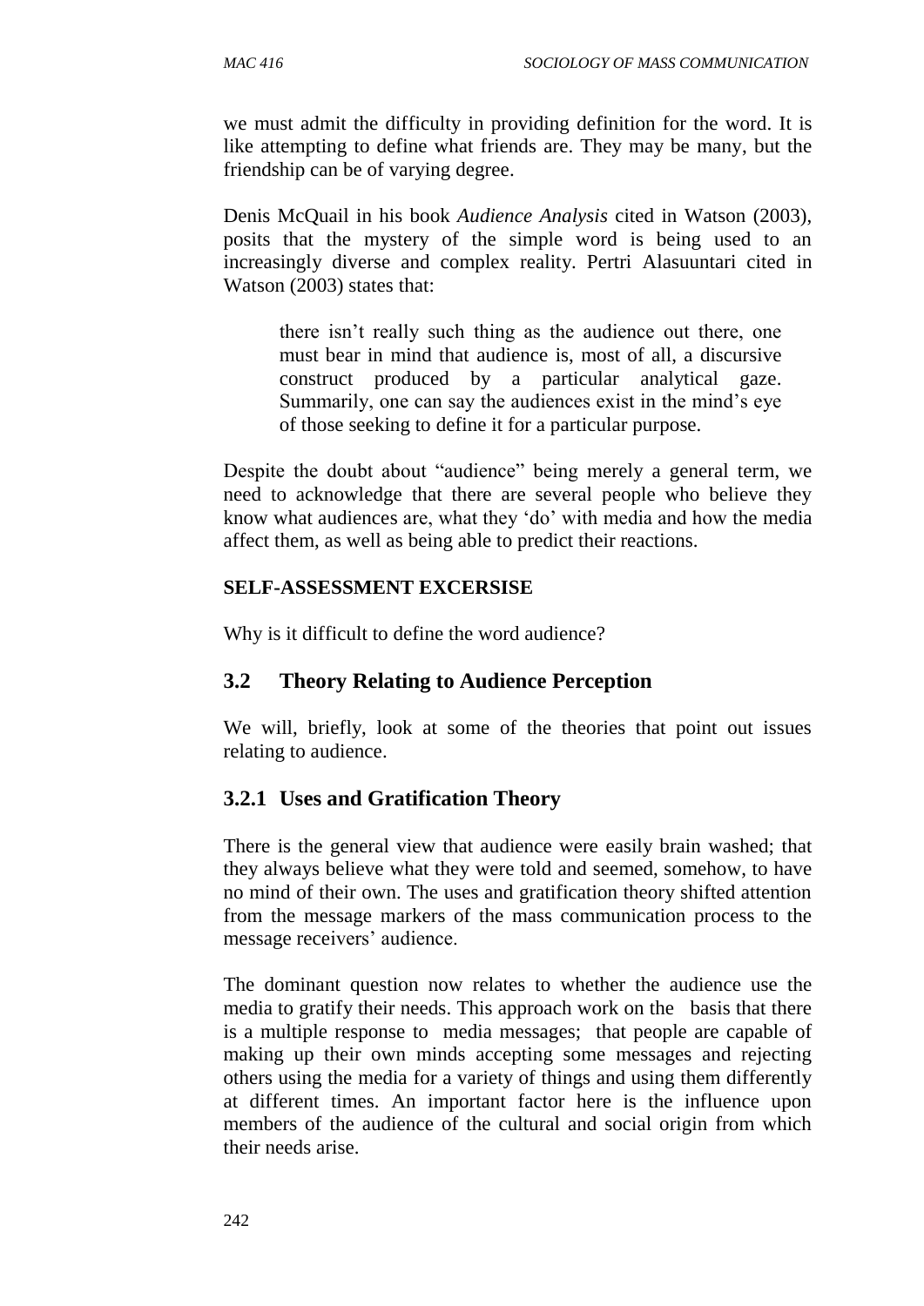we must admit the difficulty in providing definition for the word. It is like attempting to define what friends are. They may be many, but the friendship can be of varying degree.

Denis McQuail in his book *Audience Analysis* cited in Watson (2003), posits that the mystery of the simple word is being used to an increasingly diverse and complex reality. Pertri Alasuuntari cited in Watson (2003) states that:

> there isn't really such thing as the audience out there, one must bear in mind that audience is, most of all, a discursive construct produced by a particular analytical gaze. Summarily, one can say the audiences exist in the mind's eye of those seeking to define it for a particular purpose.

Despite the doubt about "audience" being merely a general term, we need to acknowledge that there are several people who believe they know what audiences are, what they 'do' with media and how the media affect them, as well as being able to predict their reactions.

**SELF-ASSESSMENT EXCERSISE**

Why is it difficult to define the word audience?

## 3.2 Theory Relating to Audience Perception

We will, briefly, look at some of the theories that point out issues relating to audience.

### 3.2.1 Uses and Gratification Theory

There is the general view that audience were easily brain washed; that they always believe what they were told and seemed, somehow, to have no mind of their own. The uses and gratification theory shifted attention from the message markers of the mass communication process to the message receivers' audience.

The dominant question now relates to whether the audience use the media to gratify their needs. This approach work on the basis that there is a multiple response to media messages; that people are capable of making up their own minds accepting some messages and rejecting others using the media for a variety of things and using them differently at different times. An important factor here is the influence upon members of the audience of the cultural and social origin from which their needs arise.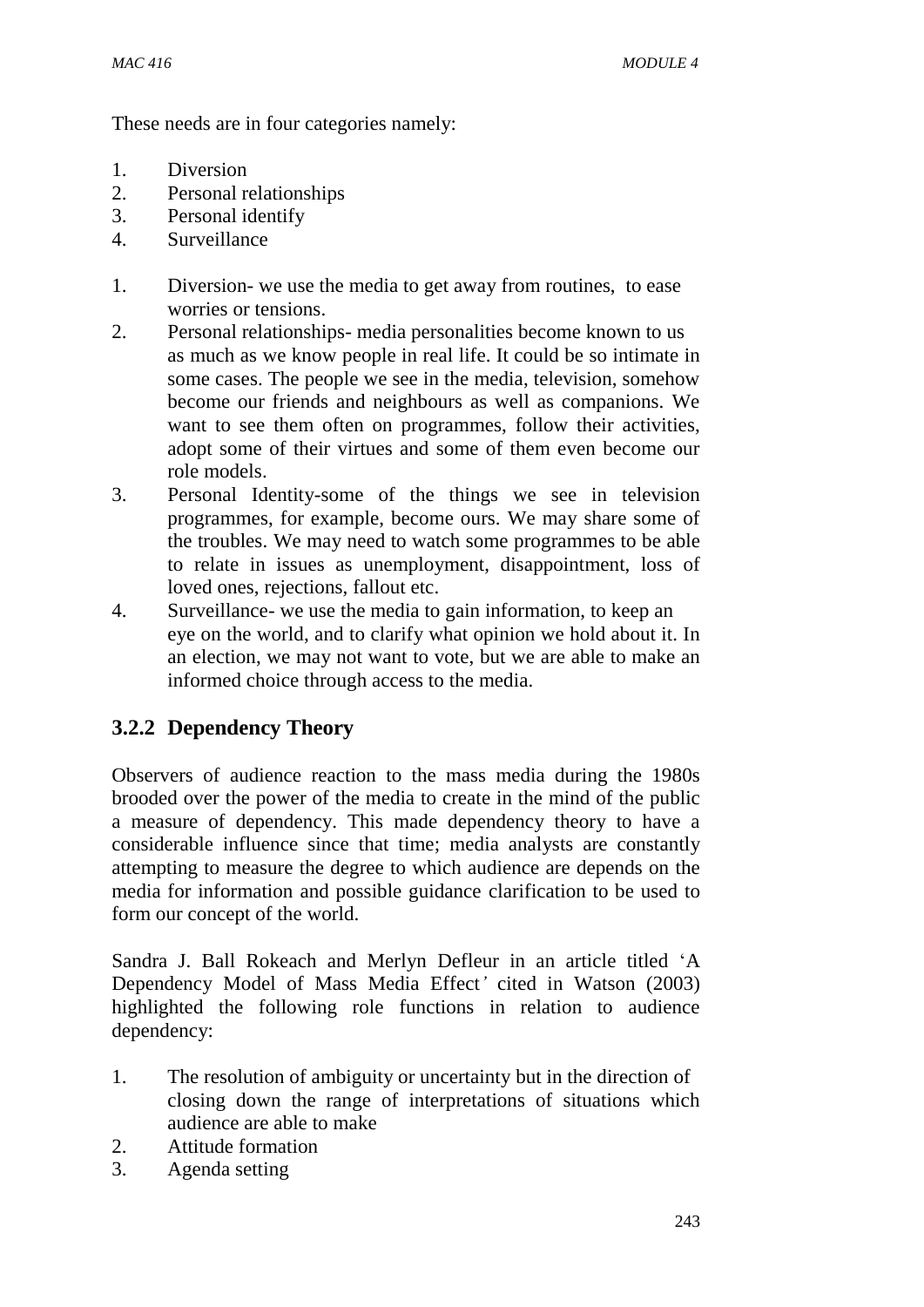These needs are in four categories namely:

1. Diversion
2. Personal relationships
3. Personal identify
4. Surveillance

1. Diversion- we use the media to get away from routines, to ease worries or tensions.
2. Personal relationships- media personalities become known to us as much as we know people in real life. It could be so intimate in some cases. The people we see in the media, television, somehow become our friends and neighbours as well as companions. We want to see them often on programmes, follow their activities, adopt some of their virtues and some of them even become our role models.
3. Personal Identity-some of the things we see in television programmes, for example, become ours. We may share some of the troubles. We may need to watch some programmes to be able to relate in issues as unemployment, disappointment, loss of loved ones, rejections, fallout etc.
4. Surveillance- we use the media to gain information, to keep an eye on the world, and to clarify what opinion we hold about it. In an election, we may not want to vote, but we are able to make an informed choice through access to the media.

### 3.2.2 Dependency Theory

Observers of audience reaction to the mass media during the 1980s brooded over the power of the media to create in the mind of the public a measure of dependency. This made dependency theory to have a considerable influence since that time; media analysts are constantly attempting to measure the degree to which audience are depends on the media for information and possible guidance clarification to be used to form our concept of the world.

Sandra J. Ball Rokeach and Merlyn Defleur in an article titled 'A Dependency Model of Mass Media Effect*'* cited in Watson (2003) highlighted the following role functions in relation to audience dependency:

1. The resolution of ambiguity or uncertainty but in the direction of closing down the range of interpretations of situations which audience are able to make
2. Attitude formation
3. Agenda setting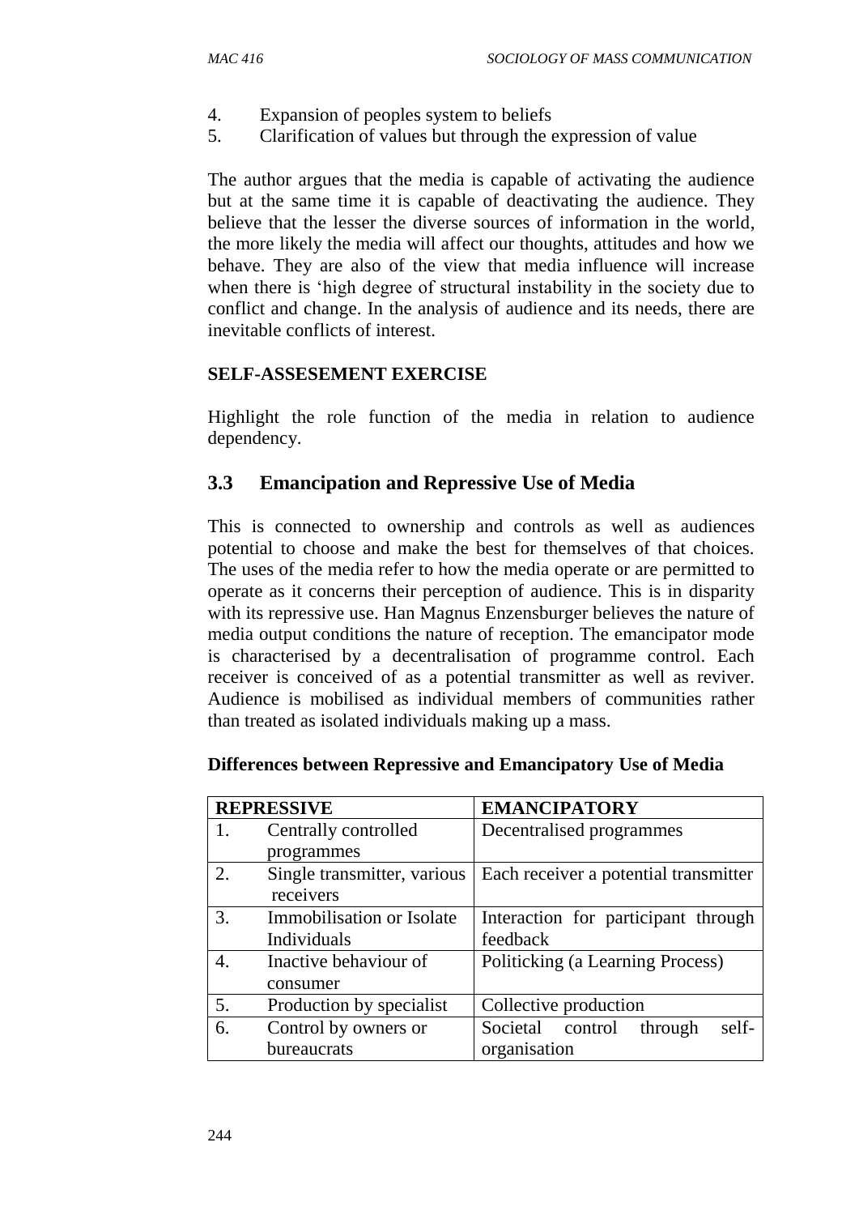4. Expansion of peoples system to beliefs
5. Clarification of values but through the expression of value

The author argues that the media is capable of activating the audience but at the same time it is capable of deactivating the audience. They believe that the lesser the diverse sources of information in the world, the more likely the media will affect our thoughts, attitudes and how we behave. They are also of the view that media influence will increase when there is 'high degree of structural instability in the society due to conflict and change. In the analysis of audience and its needs, there are inevitable conflicts of interest.

**SELF-ASSESEMENT EXERCISE**

Highlight the role function of the media in relation to audience dependency.

## 3.3 Emancipation and Repressive Use of Media

This is connected to ownership and controls as well as audiences potential to choose and make the best for themselves of that choices. The uses of the media refer to how the media operate or are permitted to operate as it concerns their perception of audience. This is in disparity with its repressive use. Han Magnus Enzensburger believes the nature of media output conditions the nature of reception. The emancipator mode is characterised by a decentralisation of programme control. Each receiver is conceived of as a potential transmitter as well as reviver. Audience is mobilised as individual members of communities rather than treated as isolated individuals making up a mass.

**Differences between Repressive and Emancipatory Use of Media**

| REPRESSIVE | | EMANCIPATORY |
|---|---|---|
| 1. | Centrally controlled programmes | Decentralised programmes |
| 2. | Single transmitter, various receivers | Each receiver a potential transmitter |
| 3. | Immobilisation or Isolate Individuals | Interaction for participant through feedback |
| 4. | Inactive behaviour of consumer | Politicking (a Learning Process) |
| 5. | Production by specialist | Collective production |
| 6. | Control by owners or bureaucrats | Societal control through self-organisation |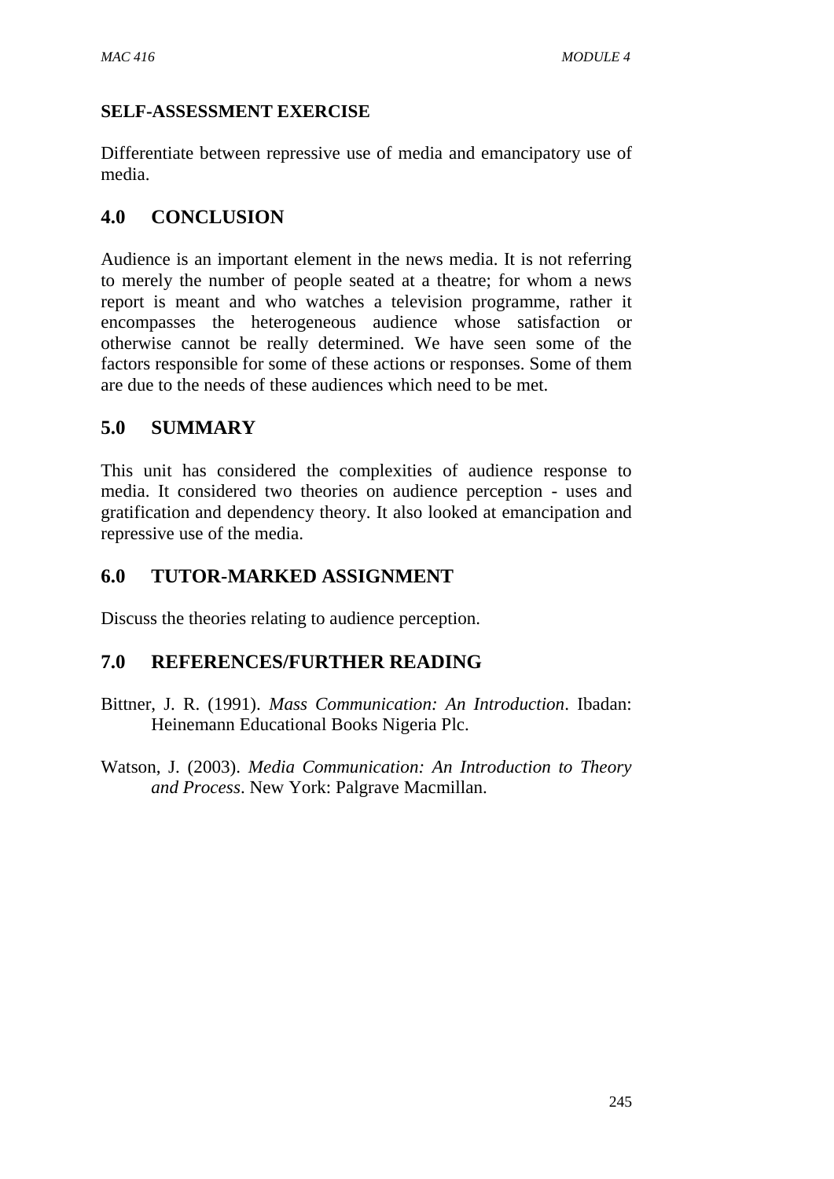**SELF-ASSESSMENT EXERCISE**

Differentiate between repressive use of media and emancipatory use of media.

## 4.0 CONCLUSION

Audience is an important element in the news media. It is not referring to merely the number of people seated at a theatre; for whom a news report is meant and who watches a television programme, rather it encompasses the heterogeneous audience whose satisfaction or otherwise cannot be really determined. We have seen some of the factors responsible for some of these actions or responses. Some of them are due to the needs of these audiences which need to be met.

## 5.0 SUMMARY

This unit has considered the complexities of audience response to media. It considered two theories on audience perception - uses and gratification and dependency theory. It also looked at emancipation and repressive use of the media.

## 6.0 TUTOR-MARKED ASSIGNMENT

Discuss the theories relating to audience perception.

## 7.0 REFERENCES/FURTHER READING

Bittner, J. R. (1991). *Mass Communication: An Introduction*. Ibadan: Heinemann Educational Books Nigeria Plc.

Watson, J. (2003). *Media Communication: An Introduction to Theory and Process*. New York: Palgrave Macmillan.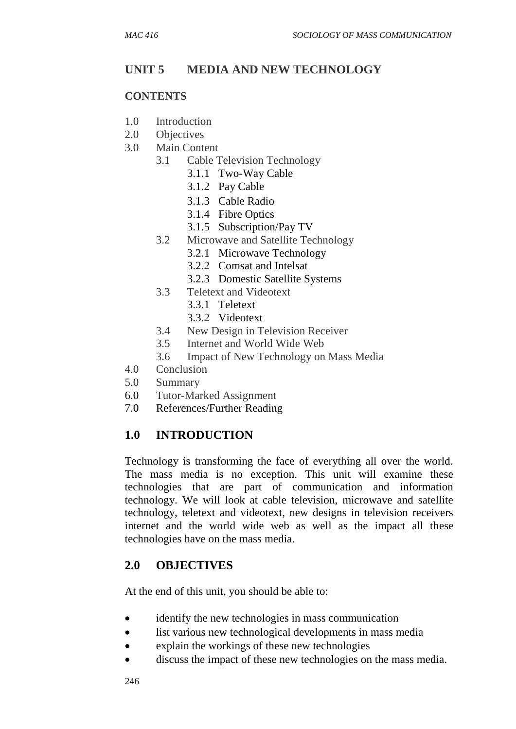## UNIT 5 MEDIA AND NEW TECHNOLOGY

**CONTENTS**

- 1.0 Introduction
- 2.0 Objectives
- 3.0 Main Content
  - 3.1 Cable Television Technology
    - 3.1.1 Two-Way Cable
    - 3.1.2 Pay Cable
    - 3.1.3 Cable Radio
    - 3.1.4 Fibre Optics
    - 3.1.5 Subscription/Pay TV
  - 3.2 Microwave and Satellite Technology
    - 3.2.1 Microwave Technology
    - 3.2.2 Comsat and Intelsat
    - 3.2.3 Domestic Satellite Systems
  - 3.3 Teletext and Videotext
    - 3.3.1 Teletext
    - 3.3.2 Videotext
  - 3.4 New Design in Television Receiver
  - 3.5 Internet and World Wide Web
  - 3.6 Impact of New Technology on Mass Media
- 4.0 Conclusion
- 5.0 Summary
- 6.0 Tutor-Marked Assignment
- 7.0 References/Further Reading

## 1.0 INTRODUCTION

Technology is transforming the face of everything all over the world. The mass media is no exception. This unit will examine these technologies that are part of communication and information technology. We will look at cable television, microwave and satellite technology, teletext and videotext, new designs in television receivers internet and the world wide web as well as the impact all these technologies have on the mass media.

## 2.0 OBJECTIVES

At the end of this unit, you should be able to:

- identify the new technologies in mass communication
- list various new technological developments in mass media
- explain the workings of these new technologies
- discuss the impact of these new technologies on the mass media.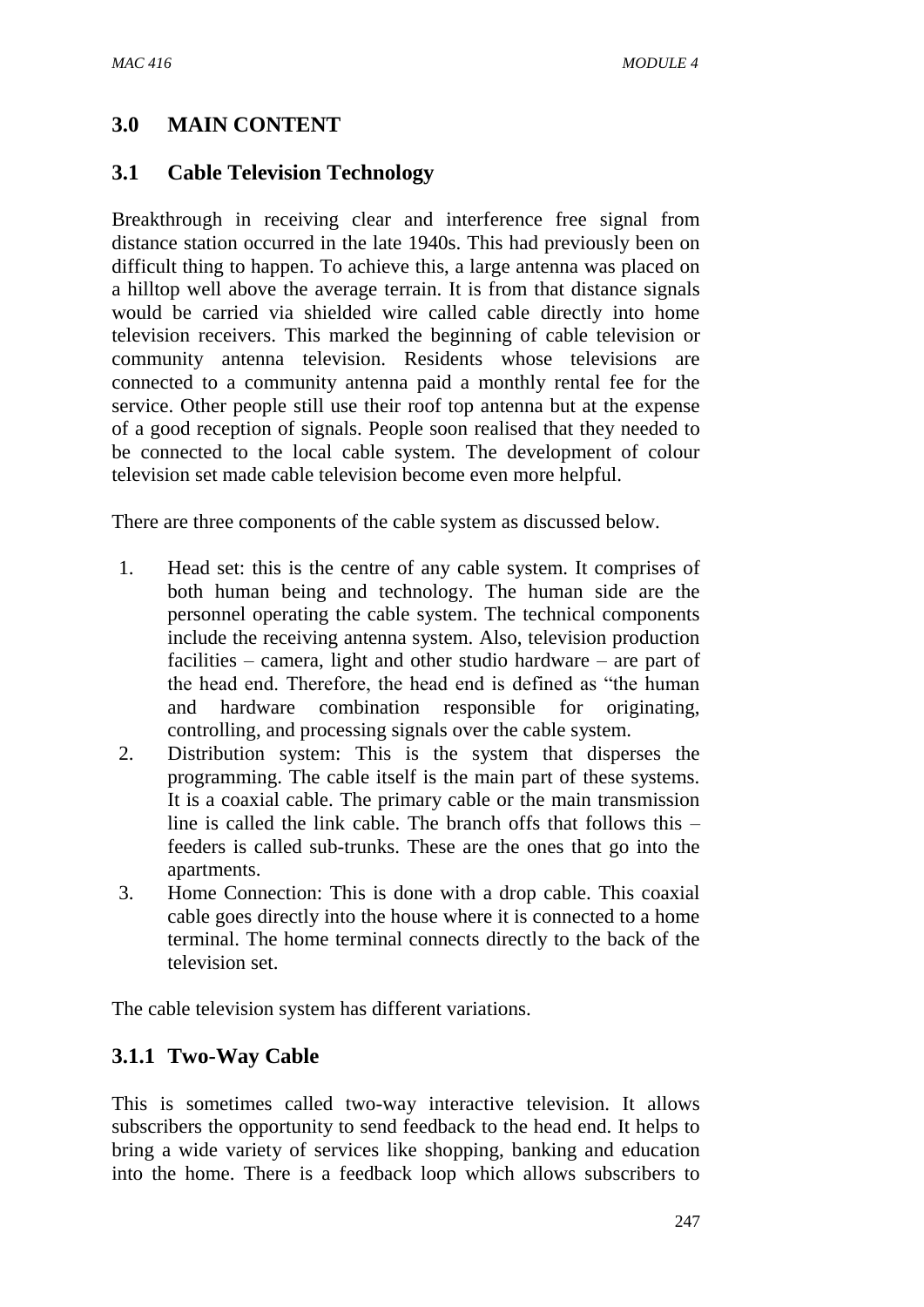## 3.0 MAIN CONTENT

### 3.1 Cable Television Technology

Breakthrough in receiving clear and interference free signal from distance station occurred in the late 1940s. This had previously been on difficult thing to happen. To achieve this, a large antenna was placed on a hilltop well above the average terrain. It is from that distance signals would be carried via shielded wire called cable directly into home television receivers. This marked the beginning of cable television or community antenna television. Residents whose televisions are connected to a community antenna paid a monthly rental fee for the service. Other people still use their roof top antenna but at the expense of a good reception of signals. People soon realised that they needed to be connected to the local cable system. The development of colour television set made cable television become even more helpful.

There are three components of the cable system as discussed below.

1. Head set: this is the centre of any cable system. It comprises of both human being and technology. The human side are the personnel operating the cable system. The technical components include the receiving antenna system. Also, television production facilities – camera, light and other studio hardware – are part of the head end. Therefore, the head end is defined as "the human and hardware combination responsible for originating, controlling, and processing signals over the cable system.
2. Distribution system: This is the system that disperses the programming. The cable itself is the main part of these systems. It is a coaxial cable. The primary cable or the main transmission line is called the link cable. The branch offs that follows this – feeders is called sub-trunks. These are the ones that go into the apartments.
3. Home Connection: This is done with a drop cable. This coaxial cable goes directly into the house where it is connected to a home terminal. The home terminal connects directly to the back of the television set.

The cable television system has different variations.

#### 3.1.1 Two-Way Cable

This is sometimes called two-way interactive television. It allows subscribers the opportunity to send feedback to the head end. It helps to bring a wide variety of services like shopping, banking and education into the home. There is a feedback loop which allows subscribers to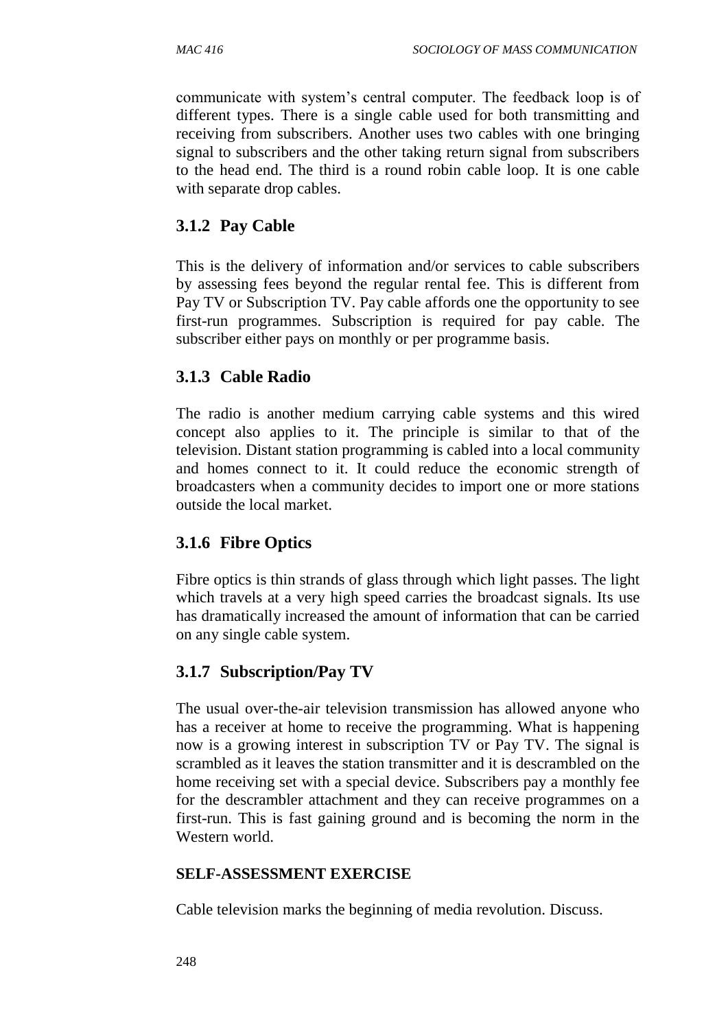communicate with system's central computer. The feedback loop is of different types. There is a single cable used for both transmitting and receiving from subscribers. Another uses two cables with one bringing signal to subscribers and the other taking return signal from subscribers to the head end. The third is a round robin cable loop. It is one cable with separate drop cables.

### 3.1.2 Pay Cable

This is the delivery of information and/or services to cable subscribers by assessing fees beyond the regular rental fee. This is different from Pay TV or Subscription TV. Pay cable affords one the opportunity to see first-run programmes. Subscription is required for pay cable. The subscriber either pays on monthly or per programme basis.

### 3.1.3 Cable Radio

The radio is another medium carrying cable systems and this wired concept also applies to it. The principle is similar to that of the television. Distant station programming is cabled into a local community and homes connect to it. It could reduce the economic strength of broadcasters when a community decides to import one or more stations outside the local market.

### 3.1.6 Fibre Optics

Fibre optics is thin strands of glass through which light passes. The light which travels at a very high speed carries the broadcast signals. Its use has dramatically increased the amount of information that can be carried on any single cable system.

### 3.1.7 Subscription/Pay TV

The usual over-the-air television transmission has allowed anyone who has a receiver at home to receive the programming. What is happening now is a growing interest in subscription TV or Pay TV. The signal is scrambled as it leaves the station transmitter and it is descrambled on the home receiving set with a special device. Subscribers pay a monthly fee for the descrambler attachment and they can receive programmes on a first-run. This is fast gaining ground and is becoming the norm in the Western world.

**SELF-ASSESSMENT EXERCISE**

Cable television marks the beginning of media revolution. Discuss.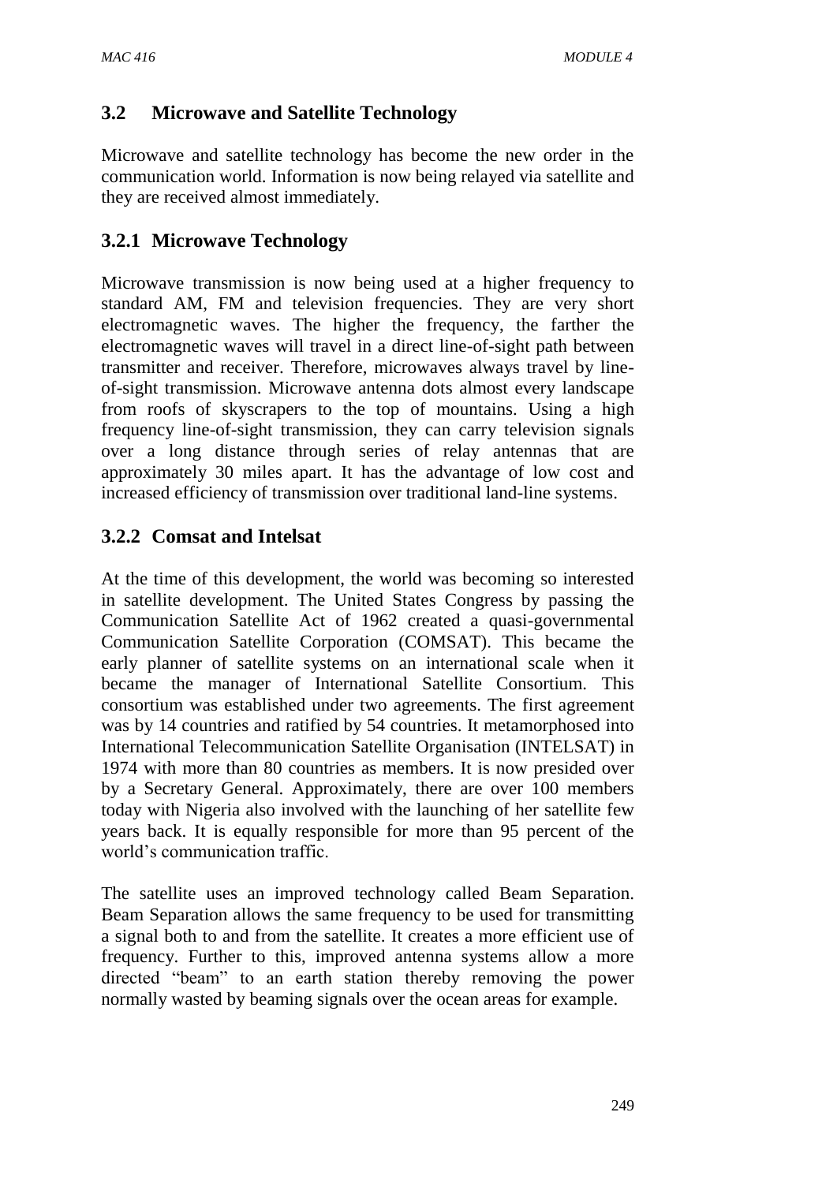## 3.2 Microwave and Satellite Technology

Microwave and satellite technology has become the new order in the communication world. Information is now being relayed via satellite and they are received almost immediately.

### 3.2.1 Microwave Technology

Microwave transmission is now being used at a higher frequency to standard AM, FM and television frequencies. They are very short electromagnetic waves. The higher the frequency, the farther the electromagnetic waves will travel in a direct line-of-sight path between transmitter and receiver. Therefore, microwaves always travel by line-of-sight transmission. Microwave antenna dots almost every landscape from roofs of skyscrapers to the top of mountains. Using a high frequency line-of-sight transmission, they can carry television signals over a long distance through series of relay antennas that are approximately 30 miles apart. It has the advantage of low cost and increased efficiency of transmission over traditional land-line systems.

### 3.2.2 Comsat and Intelsat

At the time of this development, the world was becoming so interested in satellite development. The United States Congress by passing the Communication Satellite Act of 1962 created a quasi-governmental Communication Satellite Corporation (COMSAT). This became the early planner of satellite systems on an international scale when it became the manager of International Satellite Consortium. This consortium was established under two agreements. The first agreement was by 14 countries and ratified by 54 countries. It metamorphosed into International Telecommunication Satellite Organisation (INTELSAT) in 1974 with more than 80 countries as members. It is now presided over by a Secretary General. Approximately, there are over 100 members today with Nigeria also involved with the launching of her satellite few years back. It is equally responsible for more than 95 percent of the world's communication traffic.

The satellite uses an improved technology called Beam Separation. Beam Separation allows the same frequency to be used for transmitting a signal both to and from the satellite. It creates a more efficient use of frequency. Further to this, improved antenna systems allow a more directed "beam" to an earth station thereby removing the power normally wasted by beaming signals over the ocean areas for example.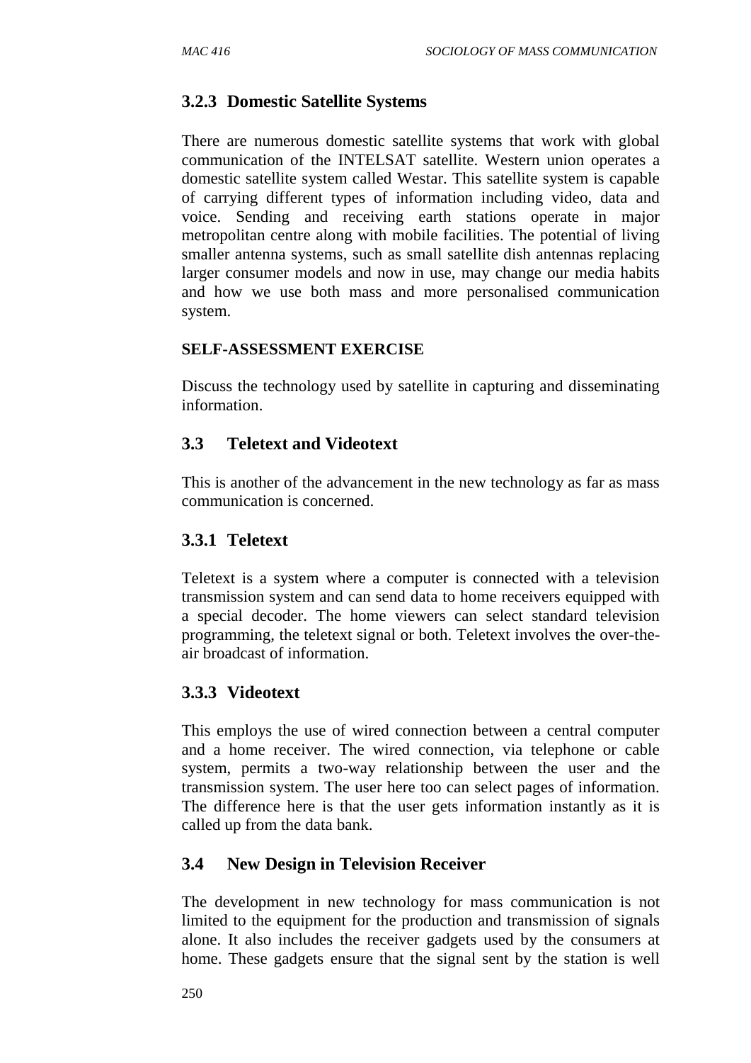### 3.2.3 Domestic Satellite Systems

There are numerous domestic satellite systems that work with global communication of the INTELSAT satellite. Western union operates a domestic satellite system called Westar. This satellite system is capable of carrying different types of information including video, data and voice. Sending and receiving earth stations operate in major metropolitan centre along with mobile facilities. The potential of living smaller antenna systems, such as small satellite dish antennas replacing larger consumer models and now in use, may change our media habits and how we use both mass and more personalised communication system.

**SELF-ASSESSMENT EXERCISE**

Discuss the technology used by satellite in capturing and disseminating information.

## 3.3 Teletext and Videotext

This is another of the advancement in the new technology as far as mass communication is concerned.

### 3.3.1 Teletext

Teletext is a system where a computer is connected with a television transmission system and can send data to home receivers equipped with a special decoder. The home viewers can select standard television programming, the teletext signal or both. Teletext involves the over-the-air broadcast of information.

### 3.3.3 Videotext

This employs the use of wired connection between a central computer and a home receiver. The wired connection, via telephone or cable system, permits a two-way relationship between the user and the transmission system. The user here too can select pages of information. The difference here is that the user gets information instantly as it is called up from the data bank.

## 3.4 New Design in Television Receiver

The development in new technology for mass communication is not limited to the equipment for the production and transmission of signals alone. It also includes the receiver gadgets used by the consumers at home. These gadgets ensure that the signal sent by the station is well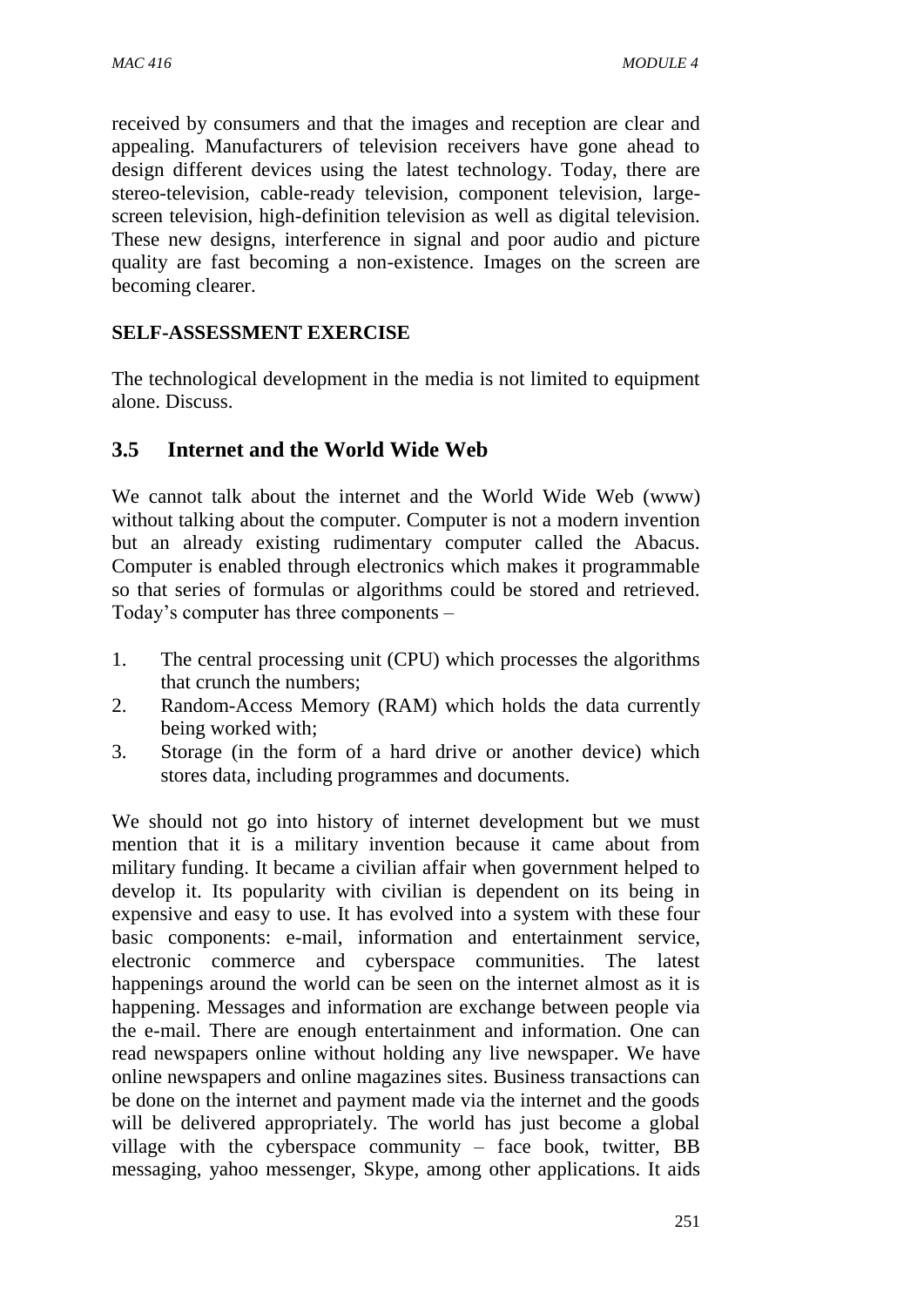received by consumers and that the images and reception are clear and appealing. Manufacturers of television receivers have gone ahead to design different devices using the latest technology. Today, there are stereo-television, cable-ready television, component television, large-screen television, high-definition television as well as digital television. These new designs, interference in signal and poor audio and picture quality are fast becoming a non-existence. Images on the screen are becoming clearer.

**SELF-ASSESSMENT EXERCISE**

The technological development in the media is not limited to equipment alone. Discuss.

## 3.5 Internet and the World Wide Web

We cannot talk about the internet and the World Wide Web (www) without talking about the computer. Computer is not a modern invention but an already existing rudimentary computer called the Abacus. Computer is enabled through electronics which makes it programmable so that series of formulas or algorithms could be stored and retrieved. Today's computer has three components –

1. The central processing unit (CPU) which processes the algorithms that crunch the numbers;
2. Random-Access Memory (RAM) which holds the data currently being worked with;
3. Storage (in the form of a hard drive or another device) which stores data, including programmes and documents.

We should not go into history of internet development but we must mention that it is a military invention because it came about from military funding. It became a civilian affair when government helped to develop it. Its popularity with civilian is dependent on its being in expensive and easy to use. It has evolved into a system with these four basic components: e-mail, information and entertainment service, electronic commerce and cyberspace communities. The latest happenings around the world can be seen on the internet almost as it is happening. Messages and information are exchange between people via the e-mail. There are enough entertainment and information. One can read newspapers online without holding any live newspaper. We have online newspapers and online magazines sites. Business transactions can be done on the internet and payment made via the internet and the goods will be delivered appropriately. The world has just become a global village with the cyberspace community – face book, twitter, BB messaging, yahoo messenger, Skype, among other applications. It aids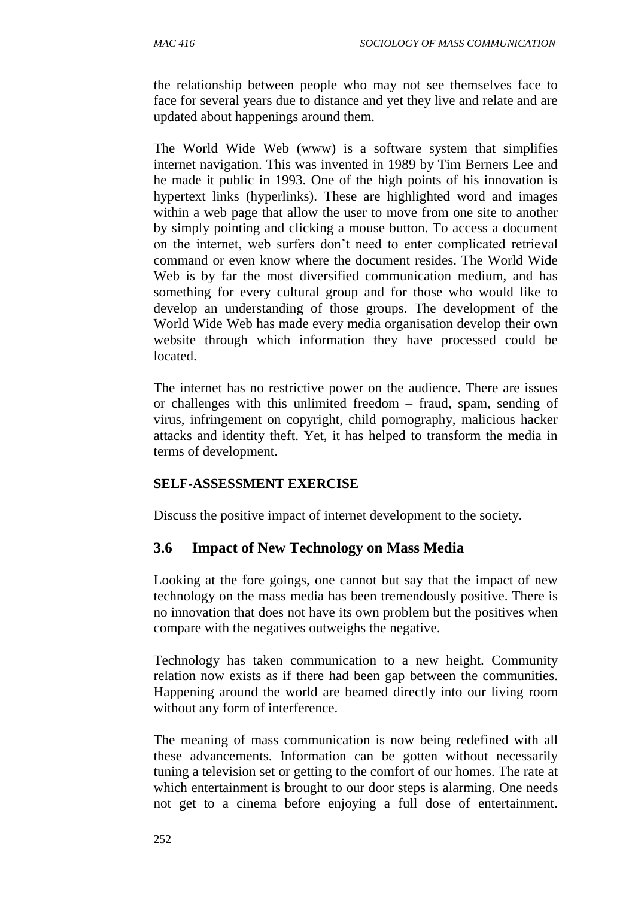the relationship between people who may not see themselves face to face for several years due to distance and yet they live and relate and are updated about happenings around them.

The World Wide Web (www) is a software system that simplifies internet navigation. This was invented in 1989 by Tim Berners Lee and he made it public in 1993. One of the high points of his innovation is hypertext links (hyperlinks). These are highlighted word and images within a web page that allow the user to move from one site to another by simply pointing and clicking a mouse button. To access a document on the internet, web surfers don't need to enter complicated retrieval command or even know where the document resides. The World Wide Web is by far the most diversified communication medium, and has something for every cultural group and for those who would like to develop an understanding of those groups. The development of the World Wide Web has made every media organisation develop their own website through which information they have processed could be located.

The internet has no restrictive power on the audience. There are issues or challenges with this unlimited freedom – fraud, spam, sending of virus, infringement on copyright, child pornography, malicious hacker attacks and identity theft. Yet, it has helped to transform the media in terms of development.

**SELF-ASSESSMENT EXERCISE**

Discuss the positive impact of internet development to the society.

## 3.6 Impact of New Technology on Mass Media

Looking at the fore goings, one cannot but say that the impact of new technology on the mass media has been tremendously positive. There is no innovation that does not have its own problem but the positives when compare with the negatives outweighs the negative.

Technology has taken communication to a new height. Community relation now exists as if there had been gap between the communities. Happening around the world are beamed directly into our living room without any form of interference.

The meaning of mass communication is now being redefined with all these advancements. Information can be gotten without necessarily tuning a television set or getting to the comfort of our homes. The rate at which entertainment is brought to our door steps is alarming. One needs not get to a cinema before enjoying a full dose of entertainment.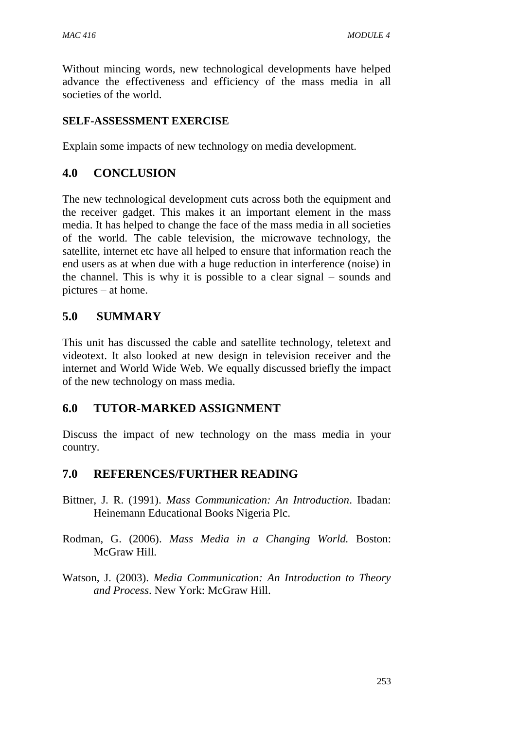Without mincing words, new technological developments have helped advance the effectiveness and efficiency of the mass media in all societies of the world.

**SELF-ASSESSMENT EXERCISE**

Explain some impacts of new technology on media development.

## 4.0 CONCLUSION

The new technological development cuts across both the equipment and the receiver gadget. This makes it an important element in the mass media. It has helped to change the face of the mass media in all societies of the world. The cable television, the microwave technology, the satellite, internet etc have all helped to ensure that information reach the end users as at when due with a huge reduction in interference (noise) in the channel. This is why it is possible to a clear signal – sounds and pictures – at home.

## 5.0 SUMMARY

This unit has discussed the cable and satellite technology, teletext and videotext. It also looked at new design in television receiver and the internet and World Wide Web. We equally discussed briefly the impact of the new technology on mass media.

## 6.0 TUTOR-MARKED ASSIGNMENT

Discuss the impact of new technology on the mass media in your country.

## 7.0 REFERENCES/FURTHER READING

Bittner, J. R. (1991). *Mass Communication: An Introduction*. Ibadan: Heinemann Educational Books Nigeria Plc.

Rodman, G. (2006). *Mass Media in a Changing World.* Boston: McGraw Hill.

Watson, J. (2003). *Media Communication: An Introduction to Theory and Process*. New York: McGraw Hill.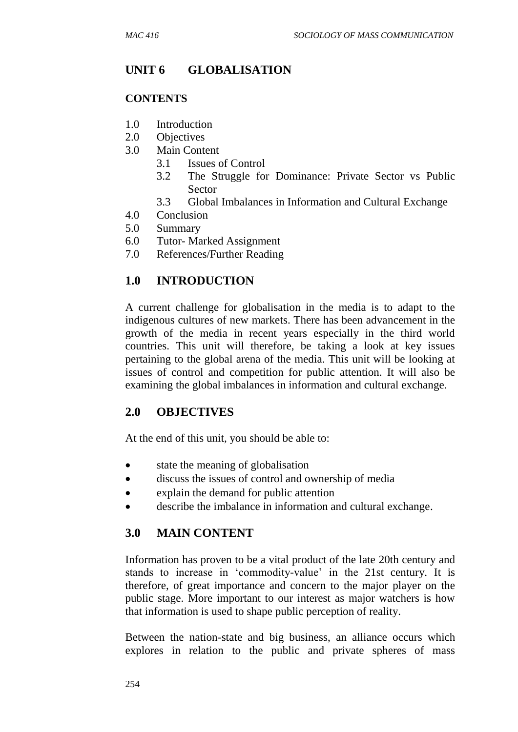## UNIT 6 GLOBALISATION

**CONTENTS**

1.0 Introduction
2.0 Objectives
3.0 Main Content
 3.1 Issues of Control
 3.2 The Struggle for Dominance: Private Sector vs Public Sector
 3.3 Global Imbalances in Information and Cultural Exchange
4.0 Conclusion
5.0 Summary
6.0 Tutor- Marked Assignment
7.0 References/Further Reading

## 1.0 INTRODUCTION

A current challenge for globalisation in the media is to adapt to the indigenous cultures of new markets. There has been advancement in the growth of the media in recent years especially in the third world countries. This unit will therefore, be taking a look at key issues pertaining to the global arena of the media. This unit will be looking at issues of control and competition for public attention. It will also be examining the global imbalances in information and cultural exchange.

## 2.0 OBJECTIVES

At the end of this unit, you should be able to:

- state the meaning of globalisation
- discuss the issues of control and ownership of media
- explain the demand for public attention
- describe the imbalance in information and cultural exchange.

## 3.0 MAIN CONTENT

Information has proven to be a vital product of the late 20th century and stands to increase in 'commodity-value' in the 21st century. It is therefore, of great importance and concern to the major player on the public stage. More important to our interest as major watchers is how that information is used to shape public perception of reality.

Between the nation-state and big business, an alliance occurs which explores in relation to the public and private spheres of mass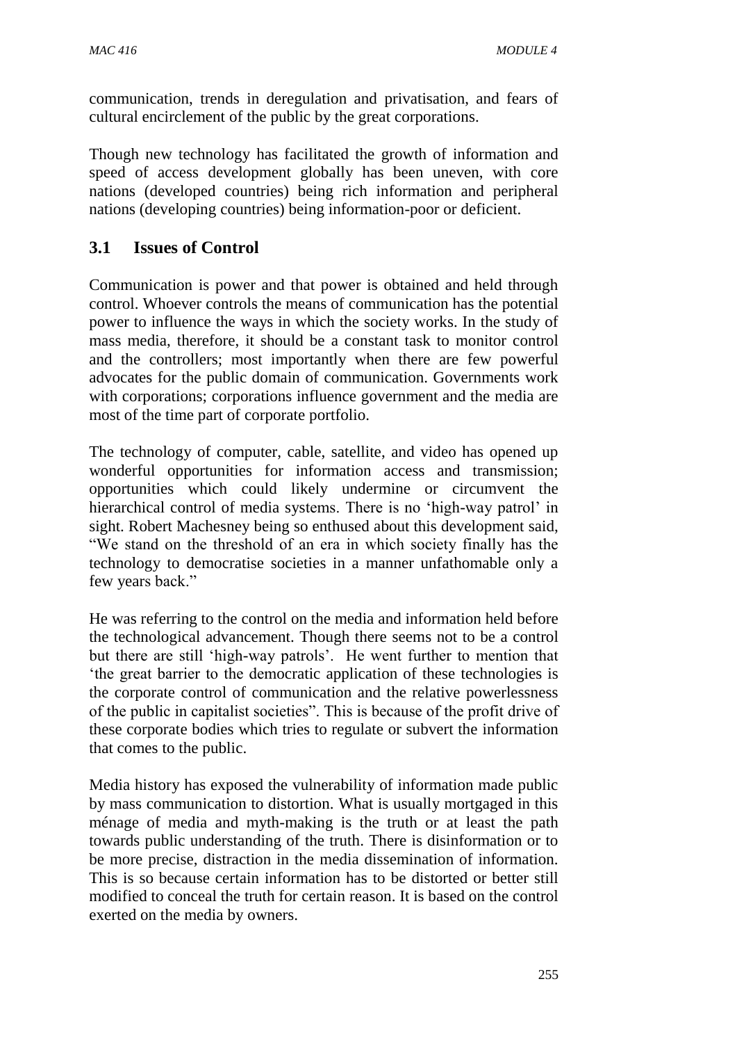communication, trends in deregulation and privatisation, and fears of cultural encirclement of the public by the great corporations.

Though new technology has facilitated the growth of information and speed of access development globally has been uneven, with core nations (developed countries) being rich information and peripheral nations (developing countries) being information-poor or deficient.

## 3.1 Issues of Control

Communication is power and that power is obtained and held through control. Whoever controls the means of communication has the potential power to influence the ways in which the society works. In the study of mass media, therefore, it should be a constant task to monitor control and the controllers; most importantly when there are few powerful advocates for the public domain of communication. Governments work with corporations; corporations influence government and the media are most of the time part of corporate portfolio.

The technology of computer, cable, satellite, and video has opened up wonderful opportunities for information access and transmission; opportunities which could likely undermine or circumvent the hierarchical control of media systems. There is no 'high-way patrol' in sight. Robert Machesney being so enthused about this development said, "We stand on the threshold of an era in which society finally has the technology to democratise societies in a manner unfathomable only a few years back."

He was referring to the control on the media and information held before the technological advancement. Though there seems not to be a control but there are still 'high-way patrols'. He went further to mention that 'the great barrier to the democratic application of these technologies is the corporate control of communication and the relative powerlessness of the public in capitalist societies". This is because of the profit drive of these corporate bodies which tries to regulate or subvert the information that comes to the public.

Media history has exposed the vulnerability of information made public by mass communication to distortion. What is usually mortgaged in this ménage of media and myth-making is the truth or at least the path towards public understanding of the truth. There is disinformation or to be more precise, distraction in the media dissemination of information. This is so because certain information has to be distorted or better still modified to conceal the truth for certain reason. It is based on the control exerted on the media by owners.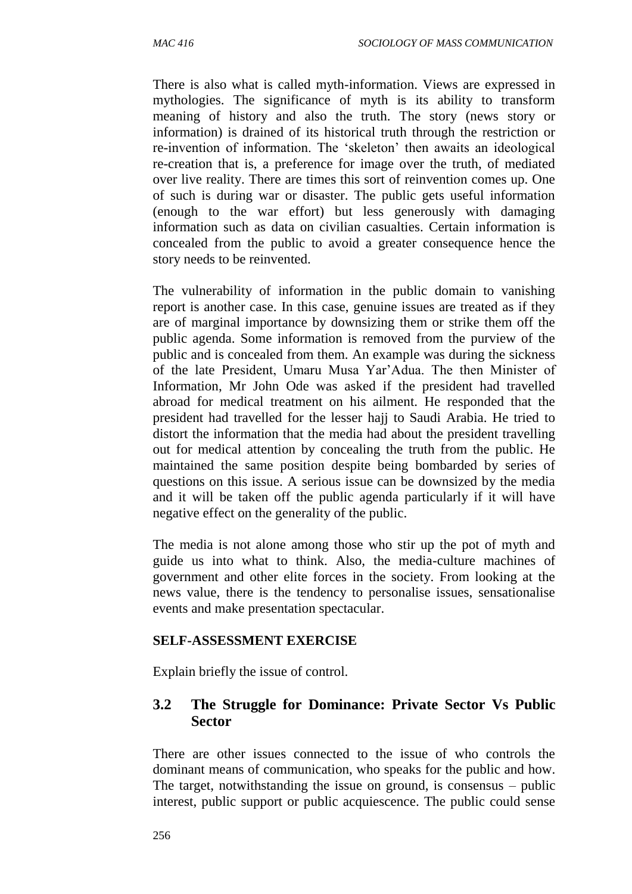There is also what is called myth-information. Views are expressed in mythologies. The significance of myth is its ability to transform meaning of history and also the truth. The story (news story or information) is drained of its historical truth through the restriction or re-invention of information. The 'skeleton' then awaits an ideological re-creation that is, a preference for image over the truth, of mediated over live reality. There are times this sort of reinvention comes up. One of such is during war or disaster. The public gets useful information (enough to the war effort) but less generously with damaging information such as data on civilian casualties. Certain information is concealed from the public to avoid a greater consequence hence the story needs to be reinvented.

The vulnerability of information in the public domain to vanishing report is another case. In this case, genuine issues are treated as if they are of marginal importance by downsizing them or strike them off the public agenda. Some information is removed from the purview of the public and is concealed from them. An example was during the sickness of the late President, Umaru Musa Yar'Adua. The then Minister of Information, Mr John Ode was asked if the president had travelled abroad for medical treatment on his ailment. He responded that the president had travelled for the lesser hajj to Saudi Arabia. He tried to distort the information that the media had about the president travelling out for medical attention by concealing the truth from the public. He maintained the same position despite being bombarded by series of questions on this issue. A serious issue can be downsized by the media and it will be taken off the public agenda particularly if it will have negative effect on the generality of the public.

The media is not alone among those who stir up the pot of myth and guide us into what to think. Also, the media-culture machines of government and other elite forces in the society. From looking at the news value, there is the tendency to personalise issues, sensationalise events and make presentation spectacular.

**SELF-ASSESSMENT EXERCISE**

Explain briefly the issue of control.

## 3.2 The Struggle for Dominance: Private Sector Vs Public Sector

There are other issues connected to the issue of who controls the dominant means of communication, who speaks for the public and how. The target, notwithstanding the issue on ground, is consensus – public interest, public support or public acquiescence. The public could sense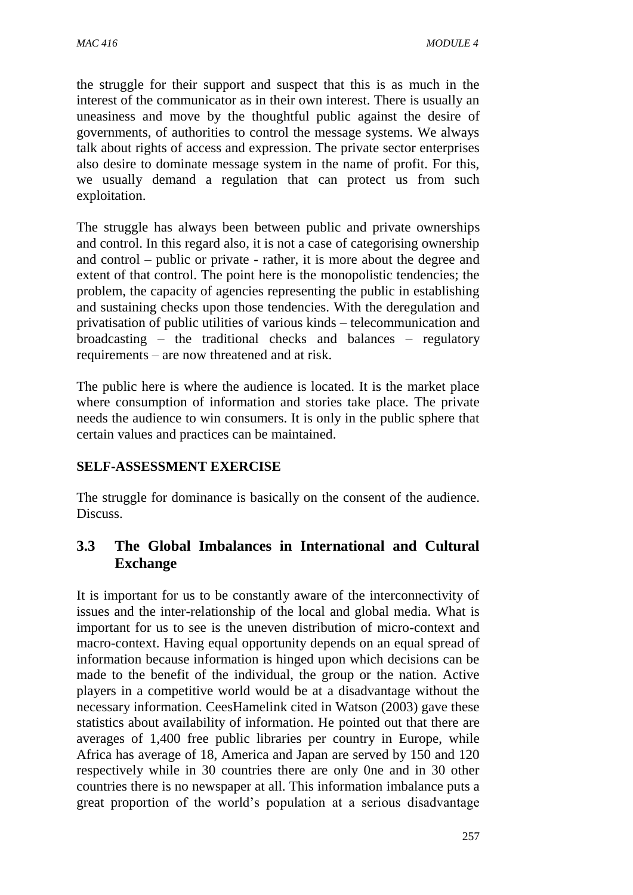the struggle for their support and suspect that this is as much in the interest of the communicator as in their own interest. There is usually an uneasiness and move by the thoughtful public against the desire of governments, of authorities to control the message systems. We always talk about rights of access and expression. The private sector enterprises also desire to dominate message system in the name of profit. For this, we usually demand a regulation that can protect us from such exploitation.

The struggle has always been between public and private ownerships and control. In this regard also, it is not a case of categorising ownership and control – public or private - rather, it is more about the degree and extent of that control. The point here is the monopolistic tendencies; the problem, the capacity of agencies representing the public in establishing and sustaining checks upon those tendencies. With the deregulation and privatisation of public utilities of various kinds – telecommunication and broadcasting – the traditional checks and balances – regulatory requirements – are now threatened and at risk.

The public here is where the audience is located. It is the market place where consumption of information and stories take place. The private needs the audience to win consumers. It is only in the public sphere that certain values and practices can be maintained.

**SELF-ASSESSMENT EXERCISE**

The struggle for dominance is basically on the consent of the audience. Discuss.

## 3.3 The Global Imbalances in International and Cultural Exchange

It is important for us to be constantly aware of the interconnectivity of issues and the inter-relationship of the local and global media. What is important for us to see is the uneven distribution of micro-context and macro-context. Having equal opportunity depends on an equal spread of information because information is hinged upon which decisions can be made to the benefit of the individual, the group or the nation. Active players in a competitive world would be at a disadvantage without the necessary information. CeesHamelink cited in Watson (2003) gave these statistics about availability of information. He pointed out that there are averages of 1,400 free public libraries per country in Europe, while Africa has average of 18, America and Japan are served by 150 and 120 respectively while in 30 countries there are only 0ne and in 30 other countries there is no newspaper at all. This information imbalance puts a great proportion of the world's population at a serious disadvantage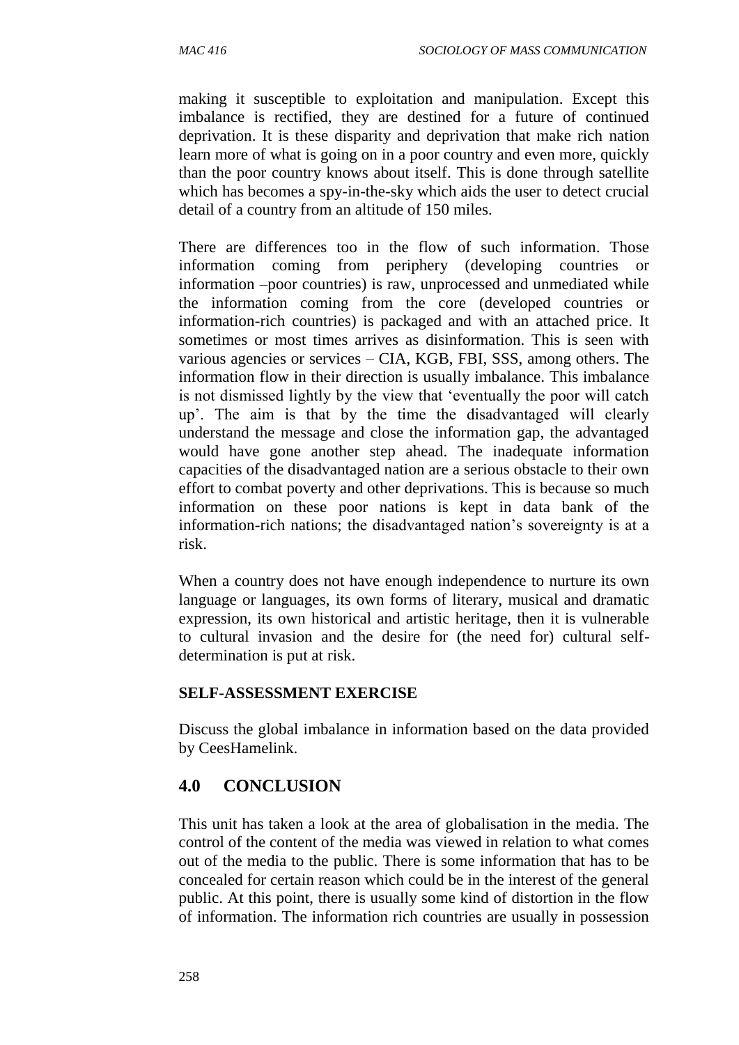making it susceptible to exploitation and manipulation. Except this imbalance is rectified, they are destined for a future of continued deprivation. It is these disparity and deprivation that make rich nation learn more of what is going on in a poor country and even more, quickly than the poor country knows about itself. This is done through satellite which has becomes a spy-in-the-sky which aids the user to detect crucial detail of a country from an altitude of 150 miles.

There are differences too in the flow of such information. Those information coming from periphery (developing countries or information –poor countries) is raw, unprocessed and unmediated while the information coming from the core (developed countries or information-rich countries) is packaged and with an attached price. It sometimes or most times arrives as disinformation. This is seen with various agencies or services – CIA, KGB, FBI, SSS, among others. The information flow in their direction is usually imbalance. This imbalance is not dismissed lightly by the view that 'eventually the poor will catch up'. The aim is that by the time the disadvantaged will clearly understand the message and close the information gap, the advantaged would have gone another step ahead. The inadequate information capacities of the disadvantaged nation are a serious obstacle to their own effort to combat poverty and other deprivations. This is because so much information on these poor nations is kept in data bank of the information-rich nations; the disadvantaged nation's sovereignty is at a risk.

When a country does not have enough independence to nurture its own language or languages, its own forms of literary, musical and dramatic expression, its own historical and artistic heritage, then it is vulnerable to cultural invasion and the desire for (the need for) cultural self-determination is put at risk.

**SELF-ASSESSMENT EXERCISE**

Discuss the global imbalance in information based on the data provided by CeesHamelink.

## 4.0 CONCLUSION

This unit has taken a look at the area of globalisation in the media. The control of the content of the media was viewed in relation to what comes out of the media to the public. There is some information that has to be concealed for certain reason which could be in the interest of the general public. At this point, there is usually some kind of distortion in the flow of information. The information rich countries are usually in possession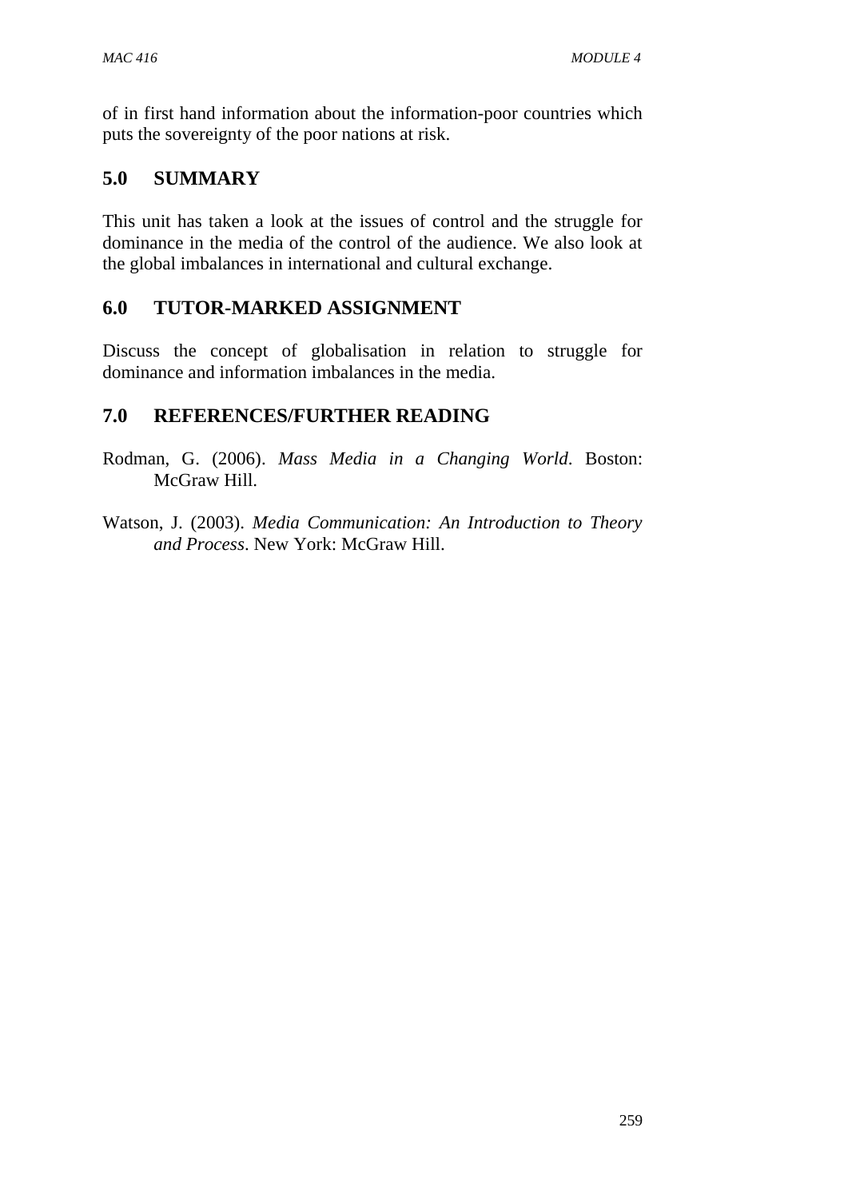of in first hand information about the information-poor countries which puts the sovereignty of the poor nations at risk.

## 5.0 SUMMARY

This unit has taken a look at the issues of control and the struggle for dominance in the media of the control of the audience. We also look at the global imbalances in international and cultural exchange.

## 6.0 TUTOR-MARKED ASSIGNMENT

Discuss the concept of globalisation in relation to struggle for dominance and information imbalances in the media.

## 7.0 REFERENCES/FURTHER READING

Rodman, G. (2006). *Mass Media in a Changing World*. Boston: McGraw Hill.

Watson, J. (2003). *Media Communication: An Introduction to Theory and Process*. New York: McGraw Hill.